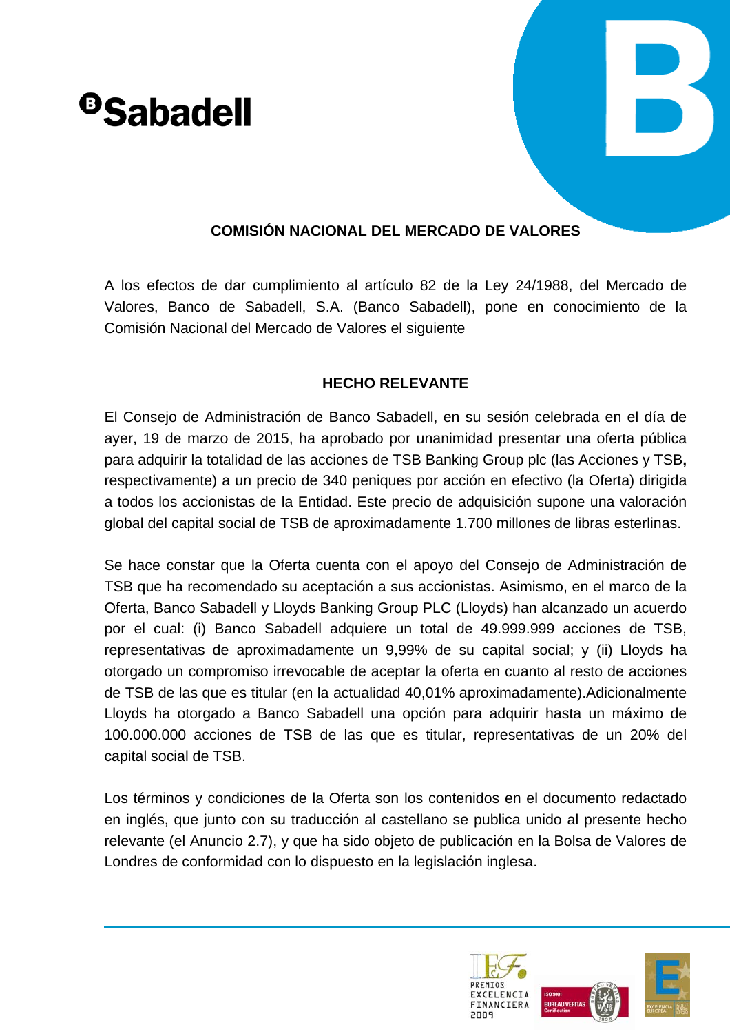**COMISIÓN NACIONAL DEL MERCADO DE VALORES**

A los efectos de dar cumplimiento al artículo 82 de la Ley 24/1988, del Mercado de Valores, Banco de Sabadell, S.A. (Banco Sabadell), pone en conocimiento de la Comisión Nacional del Mercado de Valores el siguiente

**HECHO RELEVANTE**

El Consejo de Administración de Banco Sabadell, en su sesión celebrada en el día de ayer, 19 de marzo de 2015, ha aprobado por unanimidad presentar una oferta pública para adquirir la totalidad de las acciones de TSB Banking Group plc (las Acciones y TSB**,** respectivamente) a un precio de 340 peniques por acción en efectivo (la Oferta) dirigida a todos los accionistas de la Entidad. Este precio de adquisición supone una valoración global del capital social de TSB de aproximadamente 1.700 millones de libras esterlinas.

Se hace constar que la Oferta cuenta con el apoyo del Consejo de Administración de TSB que ha recomendado su aceptación a sus accionistas. Asimismo, en el marco de la Oferta, Banco Sabadell y Lloyds Banking Group PLC (Lloyds) han alcanzado un acuerdo por el cual: (i) Banco Sabadell adquiere un total de 49.999.999 acciones de TSB, representativas de aproximadamente un 9,99% de su capital social; y (ii) Lloyds ha otorgado un compromiso irrevocable de aceptar la oferta en cuanto al resto de acciones de TSB de las que es titular (en la actualidad 40,01% aproximadamente).Adicionalmente Lloyds ha otorgado a Banco Sabadell una opción para adquirir hasta un máximo de 100.000.000 acciones de TSB de las que es titular, representativas de un 20% del capital social de TSB.

Los términos y condiciones de la Oferta son los contenidos en el documento redactado en inglés, que junto con su traducción al castellano se publica unido al presente hecho relevante (el Anuncio 2.7), y que ha sido objeto de publicación en la Bolsa de Valores de Londres de conformidad con lo dispuesto en la legislación inglesa.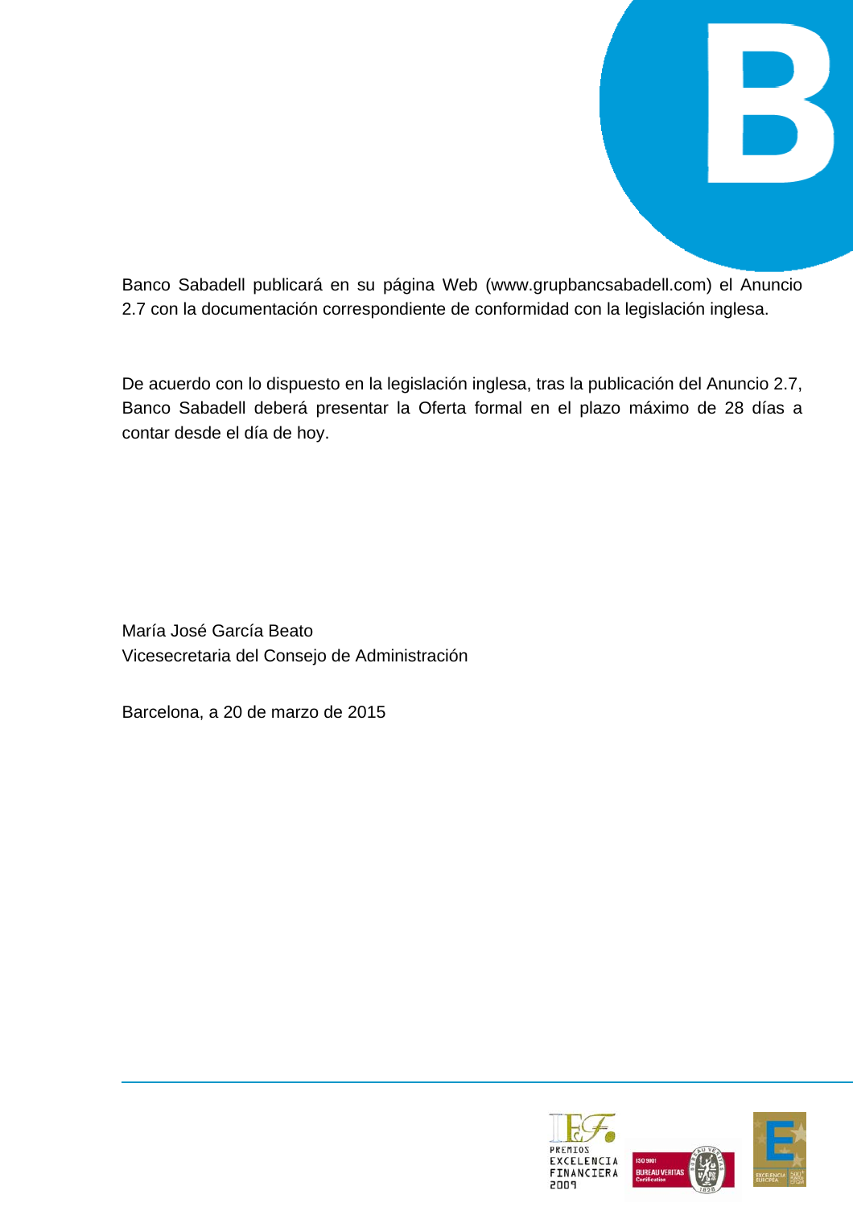Banco Sabadell publicará en su página Web (www.grupbancsabadell.com) el Anuncio 2.7 con la documentación correspondiente de conformidad con la legislación inglesa.

De acuerdo con lo dispuesto en la legislación inglesa, tras la publicación del Anuncio 2.7, Banco Sabadell deberá presentar la Oferta formal en el plazo máximo de 28 días a contar desde el día de hoy.

María José García Beato
Vicesecretaria del Consejo de Administración

Barcelona, a 20 de marzo de 2015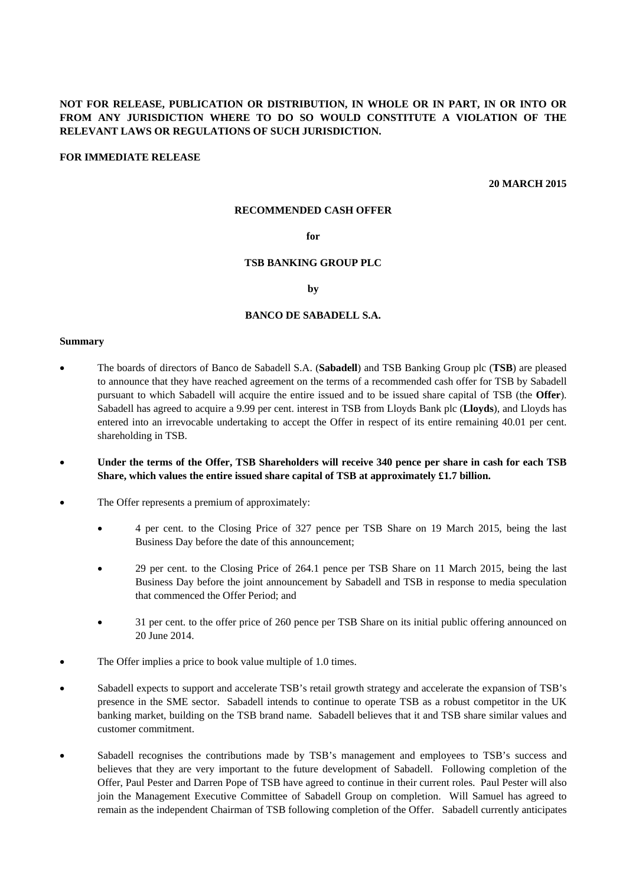**NOT FOR RELEASE, PUBLICATION OR DISTRIBUTION, IN WHOLE OR IN PART, IN OR INTO OR FROM ANY JURISDICTION WHERE TO DO SO WOULD CONSTITUTE A VIOLATION OF THE RELEVANT LAWS OR REGULATIONS OF SUCH JURISDICTION.**

**FOR IMMEDIATE RELEASE**

**20 MARCH 2015**

**RECOMMENDED CASH OFFER**

**for**

**TSB BANKING GROUP PLC**

**by**

**BANCO DE SABADELL S.A.**

**Summary**

- The boards of directors of Banco de Sabadell S.A. (**Sabadell**) and TSB Banking Group plc (**TSB**) are pleased to announce that they have reached agreement on the terms of a recommended cash offer for TSB by Sabadell pursuant to which Sabadell will acquire the entire issued and to be issued share capital of TSB (the **Offer**). Sabadell has agreed to acquire a 9.99 per cent. interest in TSB from Lloyds Bank plc (**Lloyds**), and Lloyds has entered into an irrevocable undertaking to accept the Offer in respect of its entire remaining 40.01 per cent. shareholding in TSB.
- **Under the terms of the Offer, TSB Shareholders will receive 340 pence per share in cash for each TSB Share, which values the entire issued share capital of TSB at approximately £1.7 billion.**
- The Offer represents a premium of approximately:
  - 4 per cent. to the Closing Price of 327 pence per TSB Share on 19 March 2015, being the last Business Day before the date of this announcement;
  - 29 per cent. to the Closing Price of 264.1 pence per TSB Share on 11 March 2015, being the last Business Day before the joint announcement by Sabadell and TSB in response to media speculation that commenced the Offer Period; and
  - 31 per cent. to the offer price of 260 pence per TSB Share on its initial public offering announced on 20 June 2014.
- The Offer implies a price to book value multiple of 1.0 times.
- Sabadell expects to support and accelerate TSB's retail growth strategy and accelerate the expansion of TSB's presence in the SME sector. Sabadell intends to continue to operate TSB as a robust competitor in the UK banking market, building on the TSB brand name. Sabadell believes that it and TSB share similar values and customer commitment.
- Sabadell recognises the contributions made by TSB's management and employees to TSB's success and believes that they are very important to the future development of Sabadell. Following completion of the Offer, Paul Pester and Darren Pope of TSB have agreed to continue in their current roles. Paul Pester will also join the Management Executive Committee of Sabadell Group on completion. Will Samuel has agreed to remain as the independent Chairman of TSB following completion of the Offer. Sabadell currently anticipates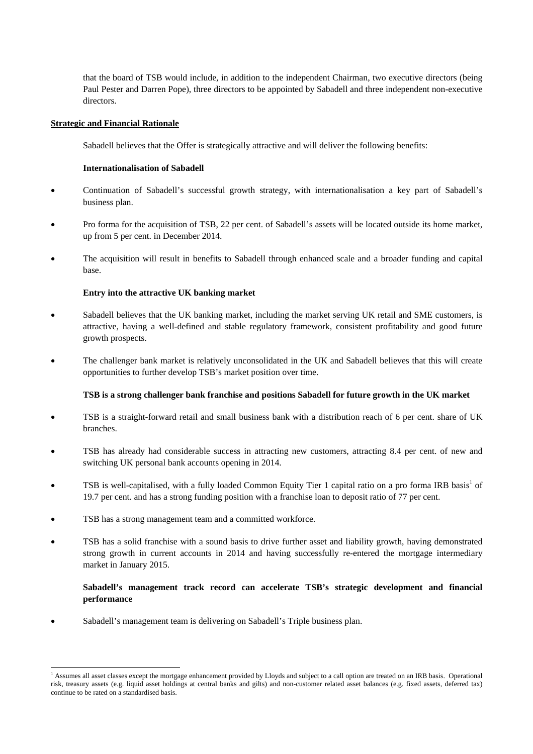that the board of TSB would include, in addition to the independent Chairman, two executive directors (being Paul Pester and Darren Pope), three directors to be appointed by Sabadell and three independent non-executive directors.

## Strategic and Financial Rationale

Sabadell believes that the Offer is strategically attractive and will deliver the following benefits:

**Internationalisation of Sabadell**

- Continuation of Sabadell's successful growth strategy, with internationalisation a key part of Sabadell's business plan.
- Pro forma for the acquisition of TSB, 22 per cent. of Sabadell's assets will be located outside its home market, up from 5 per cent. in December 2014.
- The acquisition will result in benefits to Sabadell through enhanced scale and a broader funding and capital base.

**Entry into the attractive UK banking market**

- Sabadell believes that the UK banking market, including the market serving UK retail and SME customers, is attractive, having a well-defined and stable regulatory framework, consistent profitability and good future growth prospects.
- The challenger bank market is relatively unconsolidated in the UK and Sabadell believes that this will create opportunities to further develop TSB's market position over time.

**TSB is a strong challenger bank franchise and positions Sabadell for future growth in the UK market**

- TSB is a straight-forward retail and small business bank with a distribution reach of 6 per cent. share of UK branches.
- TSB has already had considerable success in attracting new customers, attracting 8.4 per cent. of new and switching UK personal bank accounts opening in 2014.
- TSB is well-capitalised, with a fully loaded Common Equity Tier 1 capital ratio on a pro forma IRB basis[1] of 19.7 per cent. and has a strong funding position with a franchise loan to deposit ratio of 77 per cent.
- TSB has a strong management team and a committed workforce.
- TSB has a solid franchise with a sound basis to drive further asset and liability growth, having demonstrated strong growth in current accounts in 2014 and having successfully re-entered the mortgage intermediary market in January 2015.

**Sabadell's management track record can accelerate TSB's strategic development and financial performance**

- Sabadell's management team is delivering on Sabadell's Triple business plan.

---

[1] Assumes all asset classes except the mortgage enhancement provided by Lloyds and subject to a call option are treated on an IRB basis. Operational risk, treasury assets (e.g. liquid asset holdings at central banks and gilts) and non-customer related asset balances (e.g. fixed assets, deferred tax) continue to be rated on a standardised basis.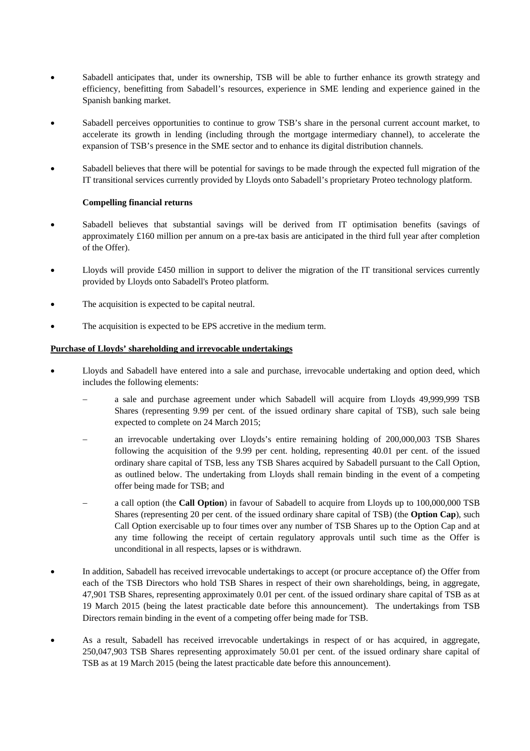- Sabadell anticipates that, under its ownership, TSB will be able to further enhance its growth strategy and efficiency, benefitting from Sabadell's resources, experience in SME lending and experience gained in the Spanish banking market.
- Sabadell perceives opportunities to continue to grow TSB's share in the personal current account market, to accelerate its growth in lending (including through the mortgage intermediary channel), to accelerate the expansion of TSB's presence in the SME sector and to enhance its digital distribution channels.
- Sabadell believes that there will be potential for savings to be made through the expected full migration of the IT transitional services currently provided by Lloyds onto Sabadell's proprietary Proteo technology platform.

**Compelling financial returns**

- Sabadell believes that substantial savings will be derived from IT optimisation benefits (savings of approximately £160 million per annum on a pre-tax basis are anticipated in the third full year after completion of the Offer).
- Lloyds will provide £450 million in support to deliver the migration of the IT transitional services currently provided by Lloyds onto Sabadell's Proteo platform.
- The acquisition is expected to be capital neutral.
- The acquisition is expected to be EPS accretive in the medium term.

**Purchase of Lloyds' shareholding and irrevocable undertakings**

- Lloyds and Sabadell have entered into a sale and purchase, irrevocable undertaking and option deed, which includes the following elements:
  - a sale and purchase agreement under which Sabadell will acquire from Lloyds 49,999,999 TSB Shares (representing 9.99 per cent. of the issued ordinary share capital of TSB), such sale being expected to complete on 24 March 2015;
  - an irrevocable undertaking over Lloyds's entire remaining holding of 200,000,003 TSB Shares following the acquisition of the 9.99 per cent. holding, representing 40.01 per cent. of the issued ordinary share capital of TSB, less any TSB Shares acquired by Sabadell pursuant to the Call Option, as outlined below. The undertaking from Lloyds shall remain binding in the event of a competing offer being made for TSB; and
  - a call option (the **Call Option**) in favour of Sabadell to acquire from Lloyds up to 100,000,000 TSB Shares (representing 20 per cent. of the issued ordinary share capital of TSB) (the **Option Cap**), such Call Option exercisable up to four times over any number of TSB Shares up to the Option Cap and at any time following the receipt of certain regulatory approvals until such time as the Offer is unconditional in all respects, lapses or is withdrawn.
- In addition, Sabadell has received irrevocable undertakings to accept (or procure acceptance of) the Offer from each of the TSB Directors who hold TSB Shares in respect of their own shareholdings, being, in aggregate, 47,901 TSB Shares, representing approximately 0.01 per cent. of the issued ordinary share capital of TSB as at 19 March 2015 (being the latest practicable date before this announcement). The undertakings from TSB Directors remain binding in the event of a competing offer being made for TSB.
- As a result, Sabadell has received irrevocable undertakings in respect of or has acquired, in aggregate, 250,047,903 TSB Shares representing approximately 50.01 per cent. of the issued ordinary share capital of TSB as at 19 March 2015 (being the latest practicable date before this announcement).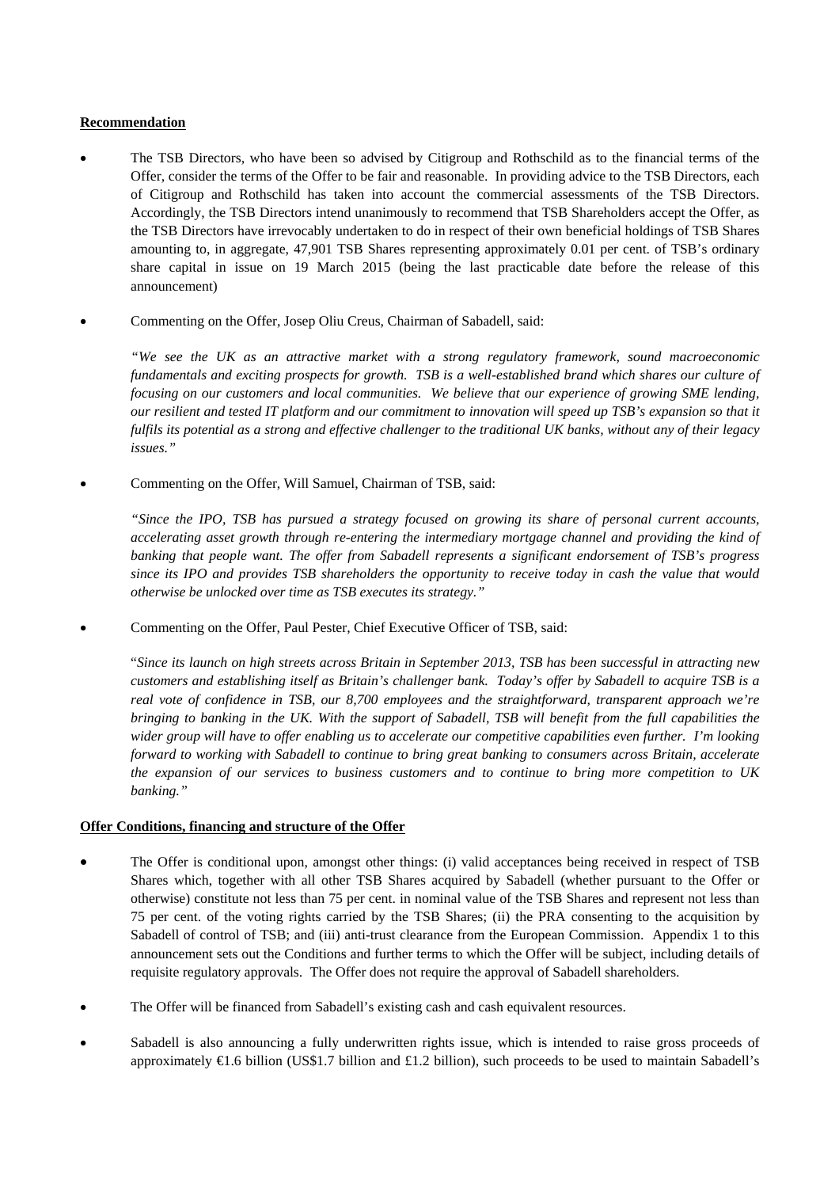**Recommendation**

- The TSB Directors, who have been so advised by Citigroup and Rothschild as to the financial terms of the Offer, consider the terms of the Offer to be fair and reasonable. In providing advice to the TSB Directors, each of Citigroup and Rothschild has taken into account the commercial assessments of the TSB Directors. Accordingly, the TSB Directors intend unanimously to recommend that TSB Shareholders accept the Offer, as the TSB Directors have irrevocably undertaken to do in respect of their own beneficial holdings of TSB Shares amounting to, in aggregate, 47,901 TSB Shares representing approximately 0.01 per cent. of TSB's ordinary share capital in issue on 19 March 2015 (being the last practicable date before the release of this announcement)

- Commenting on the Offer, Josep Oliu Creus, Chairman of Sabadell, said:

  *"We see the UK as an attractive market with a strong regulatory framework, sound macroeconomic fundamentals and exciting prospects for growth. TSB is a well-established brand which shares our culture of focusing on our customers and local communities. We believe that our experience of growing SME lending, our resilient and tested IT platform and our commitment to innovation will speed up TSB's expansion so that it fulfils its potential as a strong and effective challenger to the traditional UK banks, without any of their legacy issues."*

- Commenting on the Offer, Will Samuel, Chairman of TSB, said:

  *"Since the IPO, TSB has pursued a strategy focused on growing its share of personal current accounts, accelerating asset growth through re-entering the intermediary mortgage channel and providing the kind of banking that people want. The offer from Sabadell represents a significant endorsement of TSB's progress since its IPO and provides TSB shareholders the opportunity to receive today in cash the value that would otherwise be unlocked over time as TSB executes its strategy."*

- Commenting on the Offer, Paul Pester, Chief Executive Officer of TSB, said:

  "*Since its launch on high streets across Britain in September 2013, TSB has been successful in attracting new customers and establishing itself as Britain's challenger bank. Today's offer by Sabadell to acquire TSB is a real vote of confidence in TSB, our 8,700 employees and the straightforward, transparent approach we're bringing to banking in the UK. With the support of Sabadell, TSB will benefit from the full capabilities the wider group will have to offer enabling us to accelerate our competitive capabilities even further. I'm looking forward to working with Sabadell to continue to bring great banking to consumers across Britain, accelerate the expansion of our services to business customers and to continue to bring more competition to UK banking."*

**Offer Conditions, financing and structure of the Offer**

- The Offer is conditional upon, amongst other things: (i) valid acceptances being received in respect of TSB Shares which, together with all other TSB Shares acquired by Sabadell (whether pursuant to the Offer or otherwise) constitute not less than 75 per cent. in nominal value of the TSB Shares and represent not less than 75 per cent. of the voting rights carried by the TSB Shares; (ii) the PRA consenting to the acquisition by Sabadell of control of TSB; and (iii) anti-trust clearance from the European Commission. Appendix 1 to this announcement sets out the Conditions and further terms to which the Offer will be subject, including details of requisite regulatory approvals. The Offer does not require the approval of Sabadell shareholders.

- The Offer will be financed from Sabadell's existing cash and cash equivalent resources.

- Sabadell is also announcing a fully underwritten rights issue, which is intended to raise gross proceeds of approximately €1.6 billion (US$1.7 billion and £1.2 billion), such proceeds to be used to maintain Sabadell's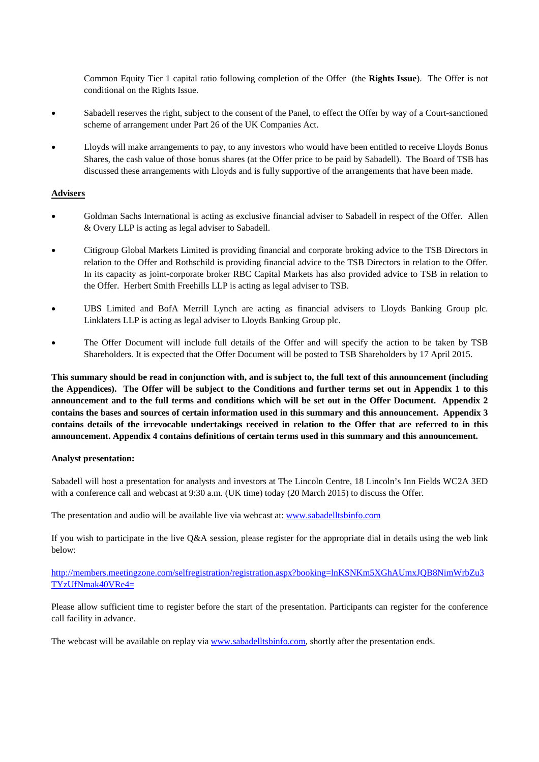Common Equity Tier 1 capital ratio following completion of the Offer (the **Rights Issue**). The Offer is not conditional on the Rights Issue.

- Sabadell reserves the right, subject to the consent of the Panel, to effect the Offer by way of a Court-sanctioned scheme of arrangement under Part 26 of the UK Companies Act.
- Lloyds will make arrangements to pay, to any investors who would have been entitled to receive Lloyds Bonus Shares, the cash value of those bonus shares (at the Offer price to be paid by Sabadell). The Board of TSB has discussed these arrangements with Lloyds and is fully supportive of the arrangements that have been made.

## Advisers

- Goldman Sachs International is acting as exclusive financial adviser to Sabadell in respect of the Offer. Allen & Overy LLP is acting as legal adviser to Sabadell.
- Citigroup Global Markets Limited is providing financial and corporate broking advice to the TSB Directors in relation to the Offer and Rothschild is providing financial advice to the TSB Directors in relation to the Offer. In its capacity as joint-corporate broker RBC Capital Markets has also provided advice to TSB in relation to the Offer. Herbert Smith Freehills LLP is acting as legal adviser to TSB.
- UBS Limited and BofA Merrill Lynch are acting as financial advisers to Lloyds Banking Group plc. Linklaters LLP is acting as legal adviser to Lloyds Banking Group plc.
- The Offer Document will include full details of the Offer and will specify the action to be taken by TSB Shareholders. It is expected that the Offer Document will be posted to TSB Shareholders by 17 April 2015.

**This summary should be read in conjunction with, and is subject to, the full text of this announcement (including the Appendices). The Offer will be subject to the Conditions and further terms set out in Appendix 1 to this announcement and to the full terms and conditions which will be set out in the Offer Document. Appendix 2 contains the bases and sources of certain information used in this summary and this announcement. Appendix 3 contains details of the irrevocable undertakings received in relation to the Offer that are referred to in this announcement. Appendix 4 contains definitions of certain terms used in this summary and this announcement.**

**Analyst presentation:**

Sabadell will host a presentation for analysts and investors at The Lincoln Centre, 18 Lincoln's Inn Fields WC2A 3ED with a conference call and webcast at 9:30 a.m. (UK time) today (20 March 2015) to discuss the Offer.

The presentation and audio will be available live via webcast at: www.sabadelltsbinfo.com

If you wish to participate in the live Q&A session, please register for the appropriate dial in details using the web link below:

http://members.meetingzone.com/selfregistration/registration.aspx?booking=lnKSNKm5XGhAUmxJQB8NimWrbZu3TYzUfNmak40VRe4=

Please allow sufficient time to register before the start of the presentation. Participants can register for the conference call facility in advance.

The webcast will be available on replay via www.sabadelltsbinfo.com, shortly after the presentation ends.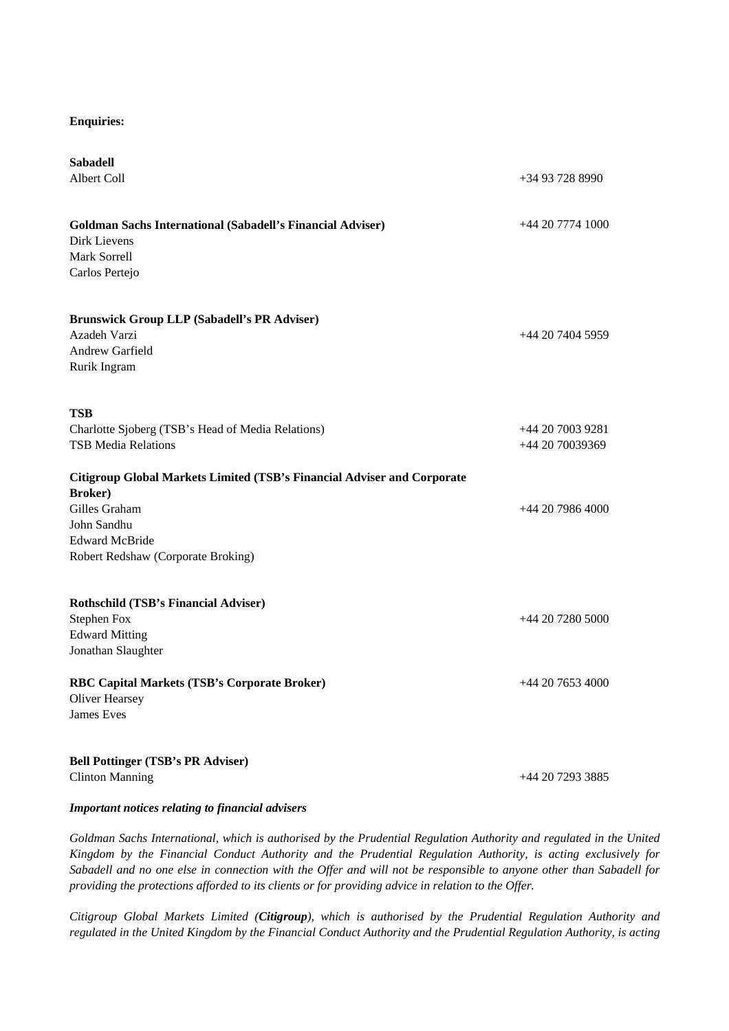**Enquiries:**

**Sabadell**
Albert Coll +34 93 728 8990

**Goldman Sachs International (Sabadell's Financial Adviser)** +44 20 7774 1000
Dirk Lievens
Mark Sorrell
Carlos Pertejo

**Brunswick Group LLP (Sabadell's PR Adviser)**
Azadeh Varzi +44 20 7404 5959
Andrew Garfield
Rurik Ingram

**TSB**
Charlotte Sjoberg (TSB's Head of Media Relations) +44 20 7003 9281
TSB Media Relations +44 20 70039369

**Citigroup Global Markets Limited (TSB's Financial Adviser and Corporate Broker)**
Gilles Graham +44 20 7986 4000
John Sandhu
Edward McBride
Robert Redshaw (Corporate Broking)

**Rothschild (TSB's Financial Adviser)**
Stephen Fox +44 20 7280 5000
Edward Mitting
Jonathan Slaughter

**RBC Capital Markets (TSB's Corporate Broker)** +44 20 7653 4000
Oliver Hearsey
James Eves

**Bell Pottinger (TSB's PR Adviser)**
Clinton Manning +44 20 7293 3885

***Important notices relating to financial advisers***

*Goldman Sachs International, which is authorised by the Prudential Regulation Authority and regulated in the United Kingdom by the Financial Conduct Authority and the Prudential Regulation Authority, is acting exclusively for Sabadell and no one else in connection with the Offer and will not be responsible to anyone other than Sabadell for providing the protections afforded to its clients or for providing advice in relation to the Offer.*

*Citigroup Global Markets Limited (**Citigroup**), which is authorised by the Prudential Regulation Authority and regulated in the United Kingdom by the Financial Conduct Authority and the Prudential Regulation Authority, is acting*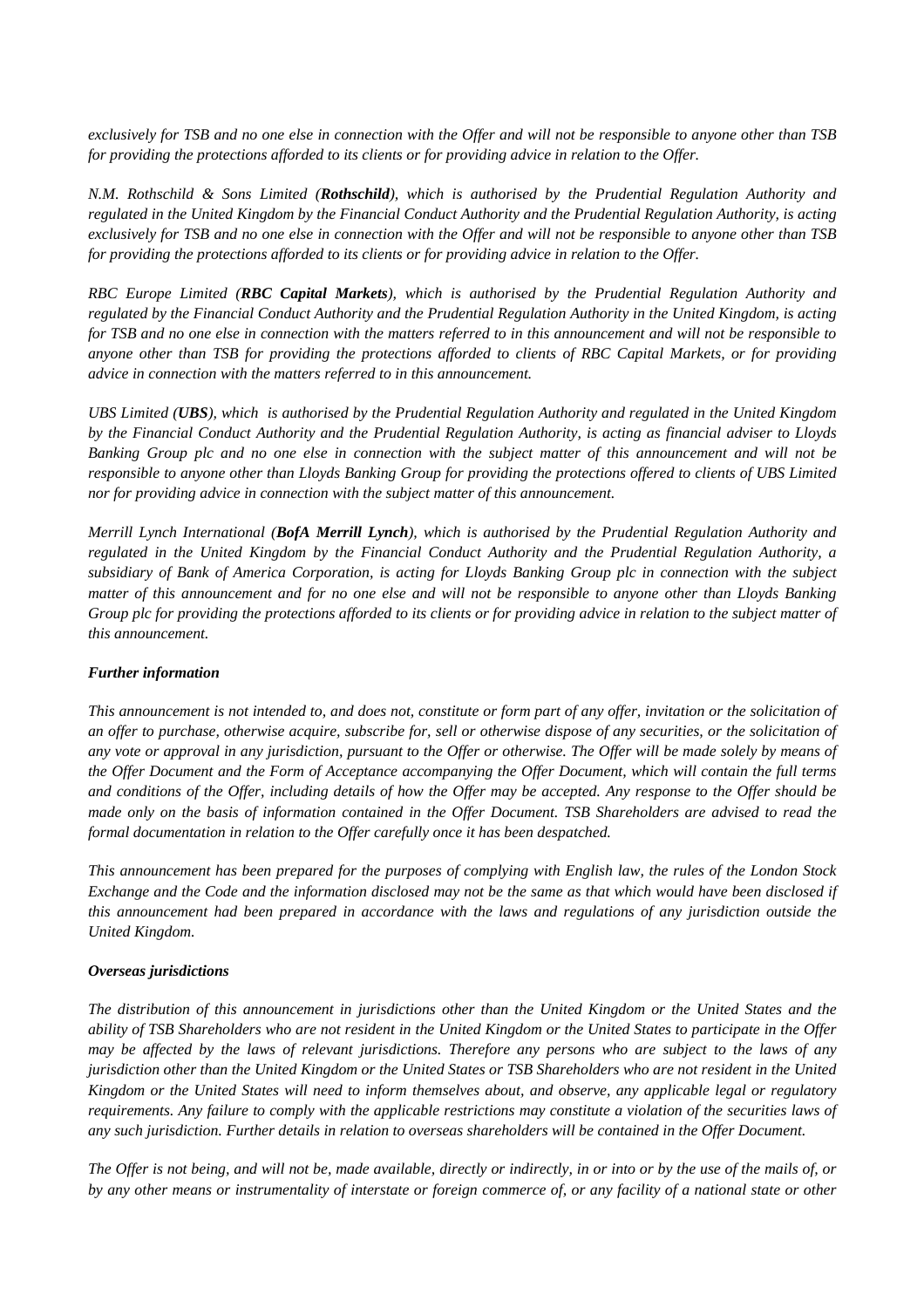*exclusively for TSB and no one else in connection with the Offer and will not be responsible to anyone other than TSB for providing the protections afforded to its clients or for providing advice in relation to the Offer.*

*N.M. Rothschild & Sons Limited (**Rothschild**), which is authorised by the Prudential Regulation Authority and regulated in the United Kingdom by the Financial Conduct Authority and the Prudential Regulation Authority, is acting exclusively for TSB and no one else in connection with the Offer and will not be responsible to anyone other than TSB for providing the protections afforded to its clients or for providing advice in relation to the Offer.*

*RBC Europe Limited (**RBC Capital Markets**), which is authorised by the Prudential Regulation Authority and regulated by the Financial Conduct Authority and the Prudential Regulation Authority in the United Kingdom, is acting for TSB and no one else in connection with the matters referred to in this announcement and will not be responsible to anyone other than TSB for providing the protections afforded to clients of RBC Capital Markets, or for providing advice in connection with the matters referred to in this announcement.*

*UBS Limited (**UBS**), which is authorised by the Prudential Regulation Authority and regulated in the United Kingdom by the Financial Conduct Authority and the Prudential Regulation Authority, is acting as financial adviser to Lloyds Banking Group plc and no one else in connection with the subject matter of this announcement and will not be responsible to anyone other than Lloyds Banking Group for providing the protections offered to clients of UBS Limited nor for providing advice in connection with the subject matter of this announcement.*

*Merrill Lynch International (**BofA Merrill Lynch**), which is authorised by the Prudential Regulation Authority and regulated in the United Kingdom by the Financial Conduct Authority and the Prudential Regulation Authority, a subsidiary of Bank of America Corporation, is acting for Lloyds Banking Group plc in connection with the subject matter of this announcement and for no one else and will not be responsible to anyone other than Lloyds Banking Group plc for providing the protections afforded to its clients or for providing advice in relation to the subject matter of this announcement.*

***Further information***

*This announcement is not intended to, and does not, constitute or form part of any offer, invitation or the solicitation of an offer to purchase, otherwise acquire, subscribe for, sell or otherwise dispose of any securities, or the solicitation of any vote or approval in any jurisdiction, pursuant to the Offer or otherwise. The Offer will be made solely by means of the Offer Document and the Form of Acceptance accompanying the Offer Document, which will contain the full terms and conditions of the Offer, including details of how the Offer may be accepted. Any response to the Offer should be made only on the basis of information contained in the Offer Document. TSB Shareholders are advised to read the formal documentation in relation to the Offer carefully once it has been despatched.*

*This announcement has been prepared for the purposes of complying with English law, the rules of the London Stock Exchange and the Code and the information disclosed may not be the same as that which would have been disclosed if this announcement had been prepared in accordance with the laws and regulations of any jurisdiction outside the United Kingdom.*

***Overseas jurisdictions***

*The distribution of this announcement in jurisdictions other than the United Kingdom or the United States and the ability of TSB Shareholders who are not resident in the United Kingdom or the United States to participate in the Offer may be affected by the laws of relevant jurisdictions. Therefore any persons who are subject to the laws of any jurisdiction other than the United Kingdom or the United States or TSB Shareholders who are not resident in the United Kingdom or the United States will need to inform themselves about, and observe, any applicable legal or regulatory requirements. Any failure to comply with the applicable restrictions may constitute a violation of the securities laws of any such jurisdiction. Further details in relation to overseas shareholders will be contained in the Offer Document.*

*The Offer is not being, and will not be, made available, directly or indirectly, in or into or by the use of the mails of, or by any other means or instrumentality of interstate or foreign commerce of, or any facility of a national state or other*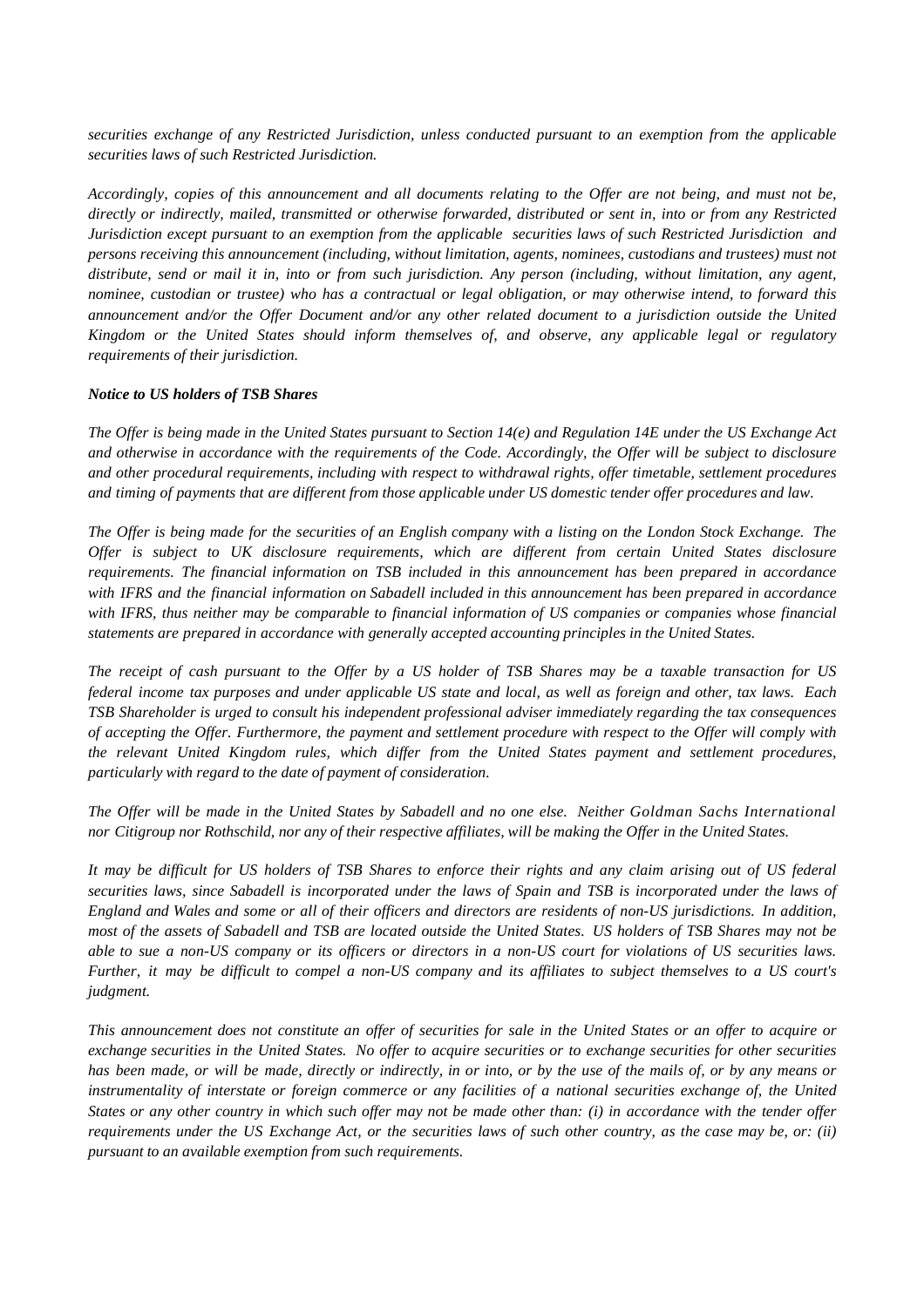*securities exchange of any Restricted Jurisdiction, unless conducted pursuant to an exemption from the applicable securities laws of such Restricted Jurisdiction.*

*Accordingly, copies of this announcement and all documents relating to the Offer are not being, and must not be, directly or indirectly, mailed, transmitted or otherwise forwarded, distributed or sent in, into or from any Restricted Jurisdiction except pursuant to an exemption from the applicable securities laws of such Restricted Jurisdiction and persons receiving this announcement (including, without limitation, agents, nominees, custodians and trustees) must not distribute, send or mail it in, into or from such jurisdiction. Any person (including, without limitation, any agent, nominee, custodian or trustee) who has a contractual or legal obligation, or may otherwise intend, to forward this announcement and/or the Offer Document and/or any other related document to a jurisdiction outside the United Kingdom or the United States should inform themselves of, and observe, any applicable legal or regulatory requirements of their jurisdiction.*

***Notice to US holders of TSB Shares***

*The Offer is being made in the United States pursuant to Section 14(e) and Regulation 14E under the US Exchange Act and otherwise in accordance with the requirements of the Code. Accordingly, the Offer will be subject to disclosure and other procedural requirements, including with respect to withdrawal rights, offer timetable, settlement procedures and timing of payments that are different from those applicable under US domestic tender offer procedures and law.*

*The Offer is being made for the securities of an English company with a listing on the London Stock Exchange. The Offer is subject to UK disclosure requirements, which are different from certain United States disclosure requirements. The financial information on TSB included in this announcement has been prepared in accordance with IFRS and the financial information on Sabadell included in this announcement has been prepared in accordance with IFRS, thus neither may be comparable to financial information of US companies or companies whose financial statements are prepared in accordance with generally accepted accounting principles in the United States.*

*The receipt of cash pursuant to the Offer by a US holder of TSB Shares may be a taxable transaction for US federal income tax purposes and under applicable US state and local, as well as foreign and other, tax laws. Each TSB Shareholder is urged to consult his independent professional adviser immediately regarding the tax consequences of accepting the Offer. Furthermore, the payment and settlement procedure with respect to the Offer will comply with the relevant United Kingdom rules, which differ from the United States payment and settlement procedures, particularly with regard to the date of payment of consideration.*

*The Offer will be made in the United States by Sabadell and no one else. Neither Goldman Sachs International nor Citigroup nor Rothschild, nor any of their respective affiliates, will be making the Offer in the United States.*

*It may be difficult for US holders of TSB Shares to enforce their rights and any claim arising out of US federal securities laws, since Sabadell is incorporated under the laws of Spain and TSB is incorporated under the laws of England and Wales and some or all of their officers and directors are residents of non-US jurisdictions. In addition, most of the assets of Sabadell and TSB are located outside the United States. US holders of TSB Shares may not be able to sue a non-US company or its officers or directors in a non-US court for violations of US securities laws. Further, it may be difficult to compel a non-US company and its affiliates to subject themselves to a US court's judgment.*

*This announcement does not constitute an offer of securities for sale in the United States or an offer to acquire or exchange securities in the United States. No offer to acquire securities or to exchange securities for other securities has been made, or will be made, directly or indirectly, in or into, or by the use of the mails of, or by any means or instrumentality of interstate or foreign commerce or any facilities of a national securities exchange of, the United States or any other country in which such offer may not be made other than: (i) in accordance with the tender offer requirements under the US Exchange Act, or the securities laws of such other country, as the case may be, or: (ii) pursuant to an available exemption from such requirements.*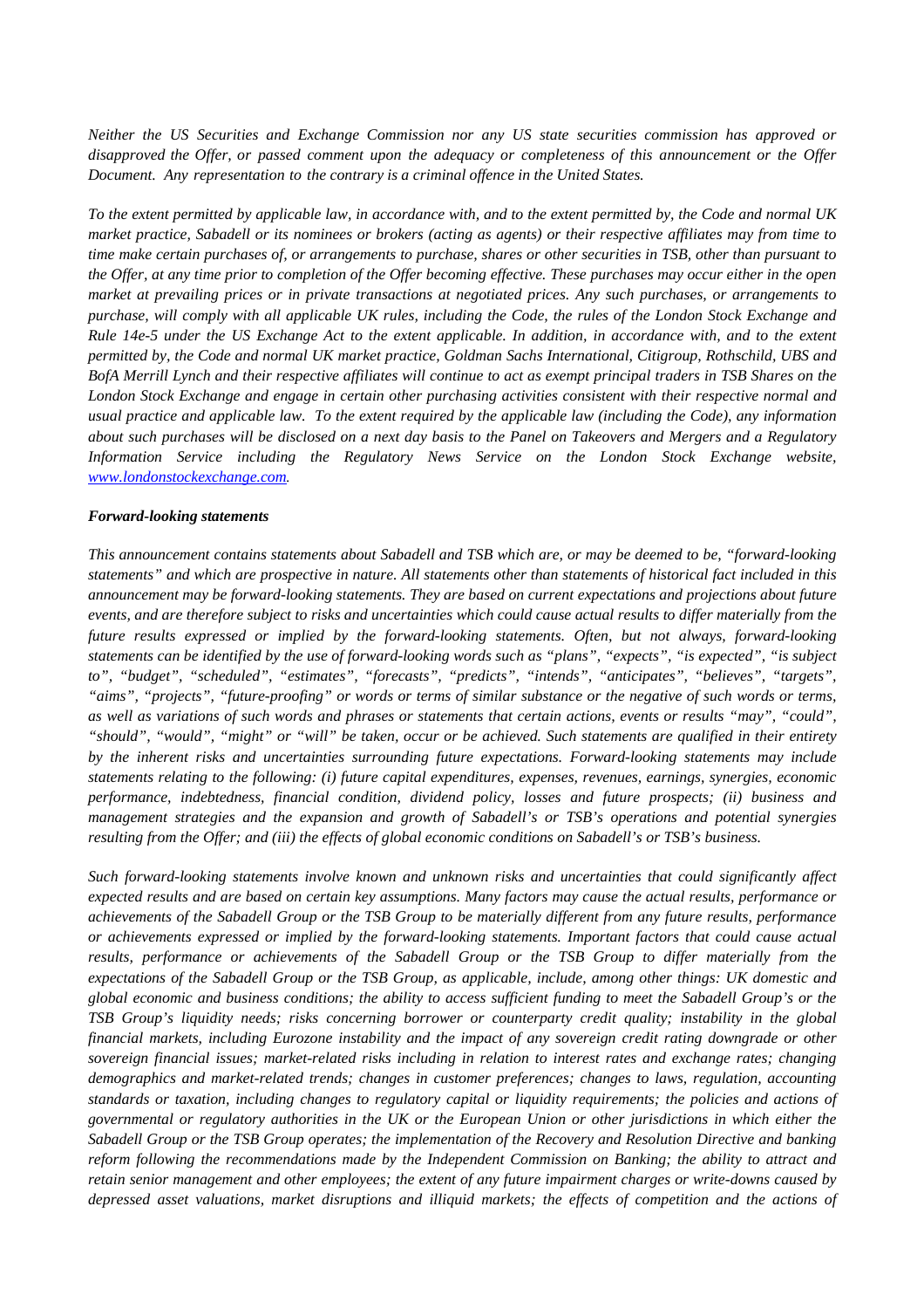*Neither the US Securities and Exchange Commission nor any US state securities commission has approved or disapproved the Offer, or passed comment upon the adequacy or completeness of this announcement or the Offer Document. Any representation to the contrary is a criminal offence in the United States.*

*To the extent permitted by applicable law, in accordance with, and to the extent permitted by, the Code and normal UK market practice, Sabadell or its nominees or brokers (acting as agents) or their respective affiliates may from time to time make certain purchases of, or arrangements to purchase, shares or other securities in TSB, other than pursuant to the Offer, at any time prior to completion of the Offer becoming effective. These purchases may occur either in the open market at prevailing prices or in private transactions at negotiated prices. Any such purchases, or arrangements to purchase, will comply with all applicable UK rules, including the Code, the rules of the London Stock Exchange and Rule 14e-5 under the US Exchange Act to the extent applicable. In addition, in accordance with, and to the extent permitted by, the Code and normal UK market practice, Goldman Sachs International, Citigroup, Rothschild, UBS and BofA Merrill Lynch and their respective affiliates will continue to act as exempt principal traders in TSB Shares on the London Stock Exchange and engage in certain other purchasing activities consistent with their respective normal and usual practice and applicable law. To the extent required by the applicable law (including the Code), any information about such purchases will be disclosed on a next day basis to the Panel on Takeovers and Mergers and a Regulatory Information Service including the Regulatory News Service on the London Stock Exchange website, www.londonstockexchange.com.*

***Forward-looking statements***

*This announcement contains statements about Sabadell and TSB which are, or may be deemed to be, "forward-looking statements" and which are prospective in nature. All statements other than statements of historical fact included in this announcement may be forward-looking statements. They are based on current expectations and projections about future events, and are therefore subject to risks and uncertainties which could cause actual results to differ materially from the future results expressed or implied by the forward-looking statements. Often, but not always, forward-looking statements can be identified by the use of forward-looking words such as "plans", "expects", "is expected", "is subject to", "budget", "scheduled", "estimates", "forecasts", "predicts", "intends", "anticipates", "believes", "targets", "aims", "projects", "future-proofing" or words or terms of similar substance or the negative of such words or terms, as well as variations of such words and phrases or statements that certain actions, events or results "may", "could", "should", "would", "might" or "will" be taken, occur or be achieved. Such statements are qualified in their entirety by the inherent risks and uncertainties surrounding future expectations. Forward-looking statements may include statements relating to the following: (i) future capital expenditures, expenses, revenues, earnings, synergies, economic performance, indebtedness, financial condition, dividend policy, losses and future prospects; (ii) business and management strategies and the expansion and growth of Sabadell's or TSB's operations and potential synergies resulting from the Offer; and (iii) the effects of global economic conditions on Sabadell's or TSB's business.*

*Such forward-looking statements involve known and unknown risks and uncertainties that could significantly affect expected results and are based on certain key assumptions. Many factors may cause the actual results, performance or achievements of the Sabadell Group or the TSB Group to be materially different from any future results, performance or achievements expressed or implied by the forward-looking statements. Important factors that could cause actual results, performance or achievements of the Sabadell Group or the TSB Group to differ materially from the expectations of the Sabadell Group or the TSB Group, as applicable, include, among other things: UK domestic and global economic and business conditions; the ability to access sufficient funding to meet the Sabadell Group's or the TSB Group's liquidity needs; risks concerning borrower or counterparty credit quality; instability in the global financial markets, including Eurozone instability and the impact of any sovereign credit rating downgrade or other sovereign financial issues; market-related risks including in relation to interest rates and exchange rates; changing demographics and market-related trends; changes in customer preferences; changes to laws, regulation, accounting standards or taxation, including changes to regulatory capital or liquidity requirements; the policies and actions of governmental or regulatory authorities in the UK or the European Union or other jurisdictions in which either the Sabadell Group or the TSB Group operates; the implementation of the Recovery and Resolution Directive and banking reform following the recommendations made by the Independent Commission on Banking; the ability to attract and retain senior management and other employees; the extent of any future impairment charges or write-downs caused by depressed asset valuations, market disruptions and illiquid markets; the effects of competition and the actions of*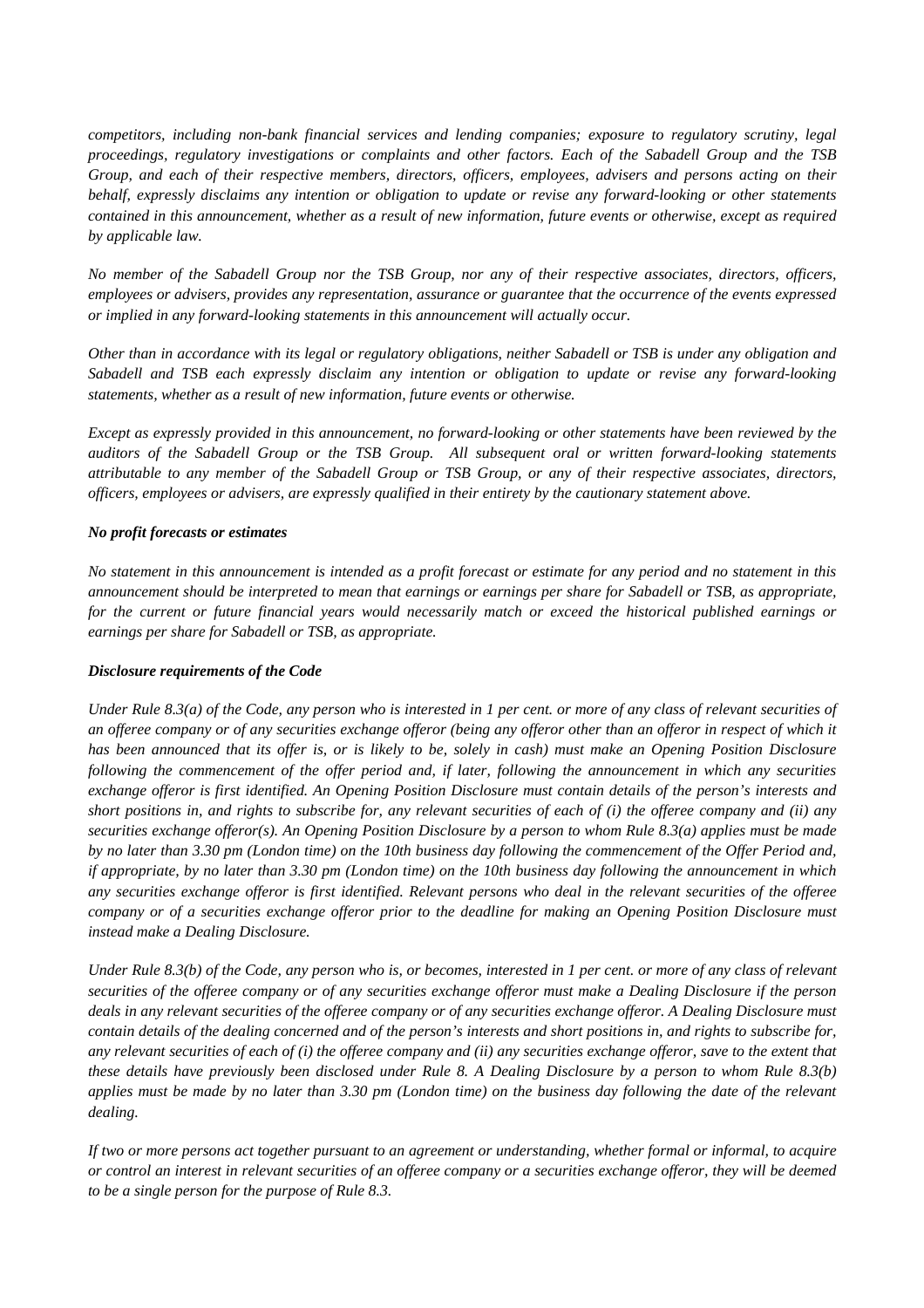*competitors, including non-bank financial services and lending companies; exposure to regulatory scrutiny, legal proceedings, regulatory investigations or complaints and other factors. Each of the Sabadell Group and the TSB Group, and each of their respective members, directors, officers, employees, advisers and persons acting on their behalf, expressly disclaims any intention or obligation to update or revise any forward-looking or other statements contained in this announcement, whether as a result of new information, future events or otherwise, except as required by applicable law.*

*No member of the Sabadell Group nor the TSB Group, nor any of their respective associates, directors, officers, employees or advisers, provides any representation, assurance or guarantee that the occurrence of the events expressed or implied in any forward-looking statements in this announcement will actually occur.*

*Other than in accordance with its legal or regulatory obligations, neither Sabadell or TSB is under any obligation and Sabadell and TSB each expressly disclaim any intention or obligation to update or revise any forward-looking statements, whether as a result of new information, future events or otherwise.*

*Except as expressly provided in this announcement, no forward-looking or other statements have been reviewed by the auditors of the Sabadell Group or the TSB Group. All subsequent oral or written forward-looking statements attributable to any member of the Sabadell Group or TSB Group, or any of their respective associates, directors, officers, employees or advisers, are expressly qualified in their entirety by the cautionary statement above.*

***No profit forecasts or estimates***

*No statement in this announcement is intended as a profit forecast or estimate for any period and no statement in this announcement should be interpreted to mean that earnings or earnings per share for Sabadell or TSB, as appropriate, for the current or future financial years would necessarily match or exceed the historical published earnings or earnings per share for Sabadell or TSB, as appropriate.*

***Disclosure requirements of the Code***

*Under Rule 8.3(a) of the Code, any person who is interested in 1 per cent. or more of any class of relevant securities of an offeree company or of any securities exchange offeror (being any offeror other than an offeror in respect of which it has been announced that its offer is, or is likely to be, solely in cash) must make an Opening Position Disclosure following the commencement of the offer period and, if later, following the announcement in which any securities exchange offeror is first identified. An Opening Position Disclosure must contain details of the person's interests and short positions in, and rights to subscribe for, any relevant securities of each of (i) the offeree company and (ii) any securities exchange offeror(s). An Opening Position Disclosure by a person to whom Rule 8.3(a) applies must be made by no later than 3.30 pm (London time) on the 10th business day following the commencement of the Offer Period and, if appropriate, by no later than 3.30 pm (London time) on the 10th business day following the announcement in which any securities exchange offeror is first identified. Relevant persons who deal in the relevant securities of the offeree company or of a securities exchange offeror prior to the deadline for making an Opening Position Disclosure must instead make a Dealing Disclosure.*

*Under Rule 8.3(b) of the Code, any person who is, or becomes, interested in 1 per cent. or more of any class of relevant securities of the offeree company or of any securities exchange offeror must make a Dealing Disclosure if the person deals in any relevant securities of the offeree company or of any securities exchange offeror. A Dealing Disclosure must contain details of the dealing concerned and of the person's interests and short positions in, and rights to subscribe for, any relevant securities of each of (i) the offeree company and (ii) any securities exchange offeror, save to the extent that these details have previously been disclosed under Rule 8. A Dealing Disclosure by a person to whom Rule 8.3(b) applies must be made by no later than 3.30 pm (London time) on the business day following the date of the relevant dealing.*

*If two or more persons act together pursuant to an agreement or understanding, whether formal or informal, to acquire or control an interest in relevant securities of an offeree company or a securities exchange offeror, they will be deemed to be a single person for the purpose of Rule 8.3.*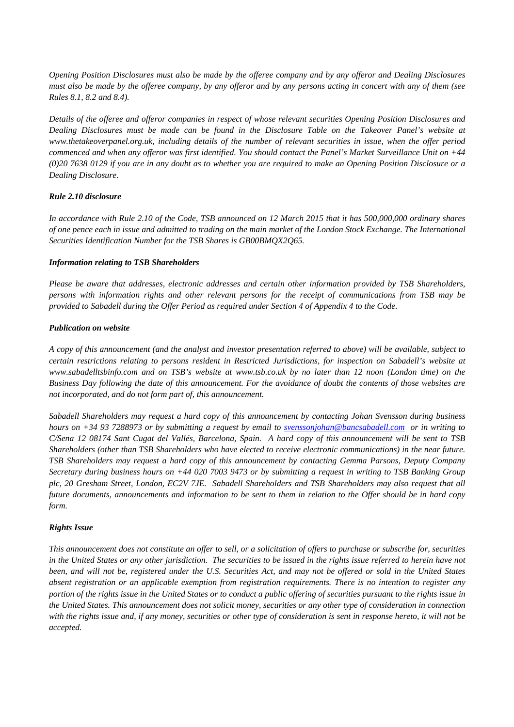*Opening Position Disclosures must also be made by the offeree company and by any offeror and Dealing Disclosures must also be made by the offeree company, by any offeror and by any persons acting in concert with any of them (see Rules 8.1, 8.2 and 8.4).*

*Details of the offeree and offeror companies in respect of whose relevant securities Opening Position Disclosures and Dealing Disclosures must be made can be found in the Disclosure Table on the Takeover Panel's website at www.thetakeoverpanel.org.uk, including details of the number of relevant securities in issue, when the offer period commenced and when any offeror was first identified. You should contact the Panel's Market Surveillance Unit on +44 (0)20 7638 0129 if you are in any doubt as to whether you are required to make an Opening Position Disclosure or a Dealing Disclosure.*

***Rule 2.10 disclosure***

*In accordance with Rule 2.10 of the Code, TSB announced on 12 March 2015 that it has 500,000,000 ordinary shares of one pence each in issue and admitted to trading on the main market of the London Stock Exchange. The International Securities Identification Number for the TSB Shares is GB00BMQX2Q65.*

***Information relating to TSB Shareholders***

*Please be aware that addresses, electronic addresses and certain other information provided by TSB Shareholders, persons with information rights and other relevant persons for the receipt of communications from TSB may be provided to Sabadell during the Offer Period as required under Section 4 of Appendix 4 to the Code.*

***Publication on website***

*A copy of this announcement (and the analyst and investor presentation referred to above) will be available, subject to certain restrictions relating to persons resident in Restricted Jurisdictions, for inspection on Sabadell's website at www.sabadelltsbinfo.com and on TSB's website at www.tsb.co.uk by no later than 12 noon (London time) on the Business Day following the date of this announcement. For the avoidance of doubt the contents of those websites are not incorporated, and do not form part of, this announcement.*

*Sabadell Shareholders may request a hard copy of this announcement by contacting Johan Svensson during business hours on +34 93 7288973 or by submitting a request by email to svenssonjohan@bancsabadell.com or in writing to C/Sena 12 08174 Sant Cugat del Vallés, Barcelona, Spain. A hard copy of this announcement will be sent to TSB Shareholders (other than TSB Shareholders who have elected to receive electronic communications) in the near future. TSB Shareholders may request a hard copy of this announcement by contacting Gemma Parsons, Deputy Company Secretary during business hours on +44 020 7003 9473 or by submitting a request in writing to TSB Banking Group plc, 20 Gresham Street, London, EC2V 7JE. Sabadell Shareholders and TSB Shareholders may also request that all future documents, announcements and information to be sent to them in relation to the Offer should be in hard copy form.*

***Rights Issue***

*This announcement does not constitute an offer to sell, or a solicitation of offers to purchase or subscribe for, securities in the United States or any other jurisdiction. The securities to be issued in the rights issue referred to herein have not been, and will not be, registered under the U.S. Securities Act, and may not be offered or sold in the United States absent registration or an applicable exemption from registration requirements. There is no intention to register any portion of the rights issue in the United States or to conduct a public offering of securities pursuant to the rights issue in the United States. This announcement does not solicit money, securities or any other type of consideration in connection with the rights issue and, if any money, securities or other type of consideration is sent in response hereto, it will not be accepted.*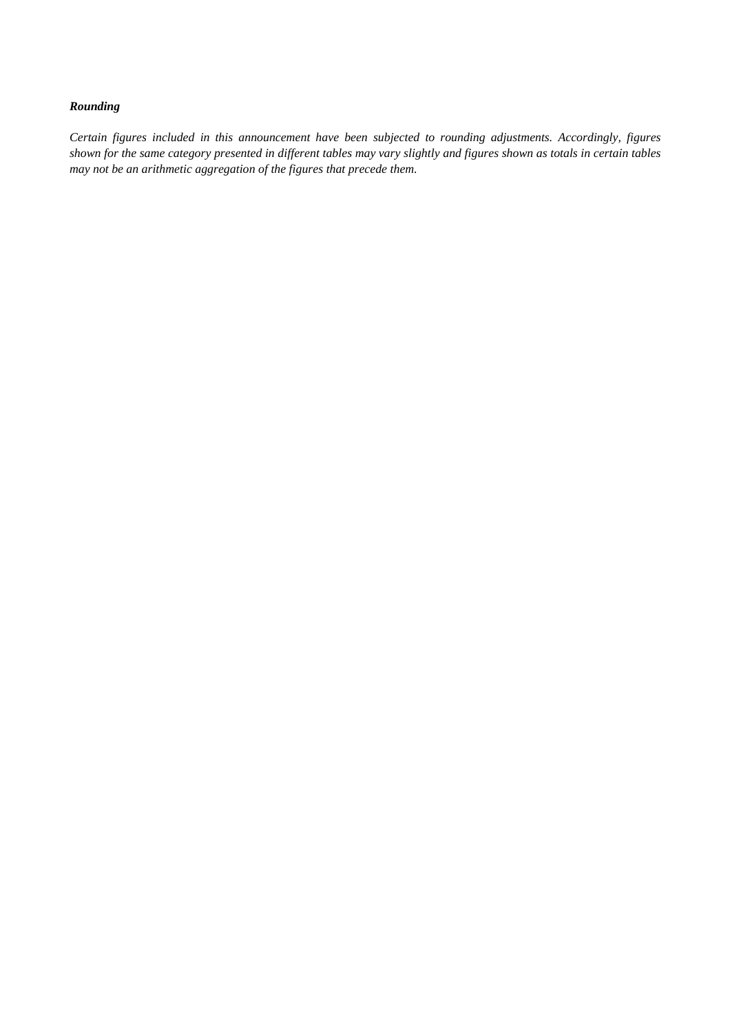***Rounding***

*Certain figures included in this announcement have been subjected to rounding adjustments. Accordingly, figures shown for the same category presented in different tables may vary slightly and figures shown as totals in certain tables may not be an arithmetic aggregation of the figures that precede them.*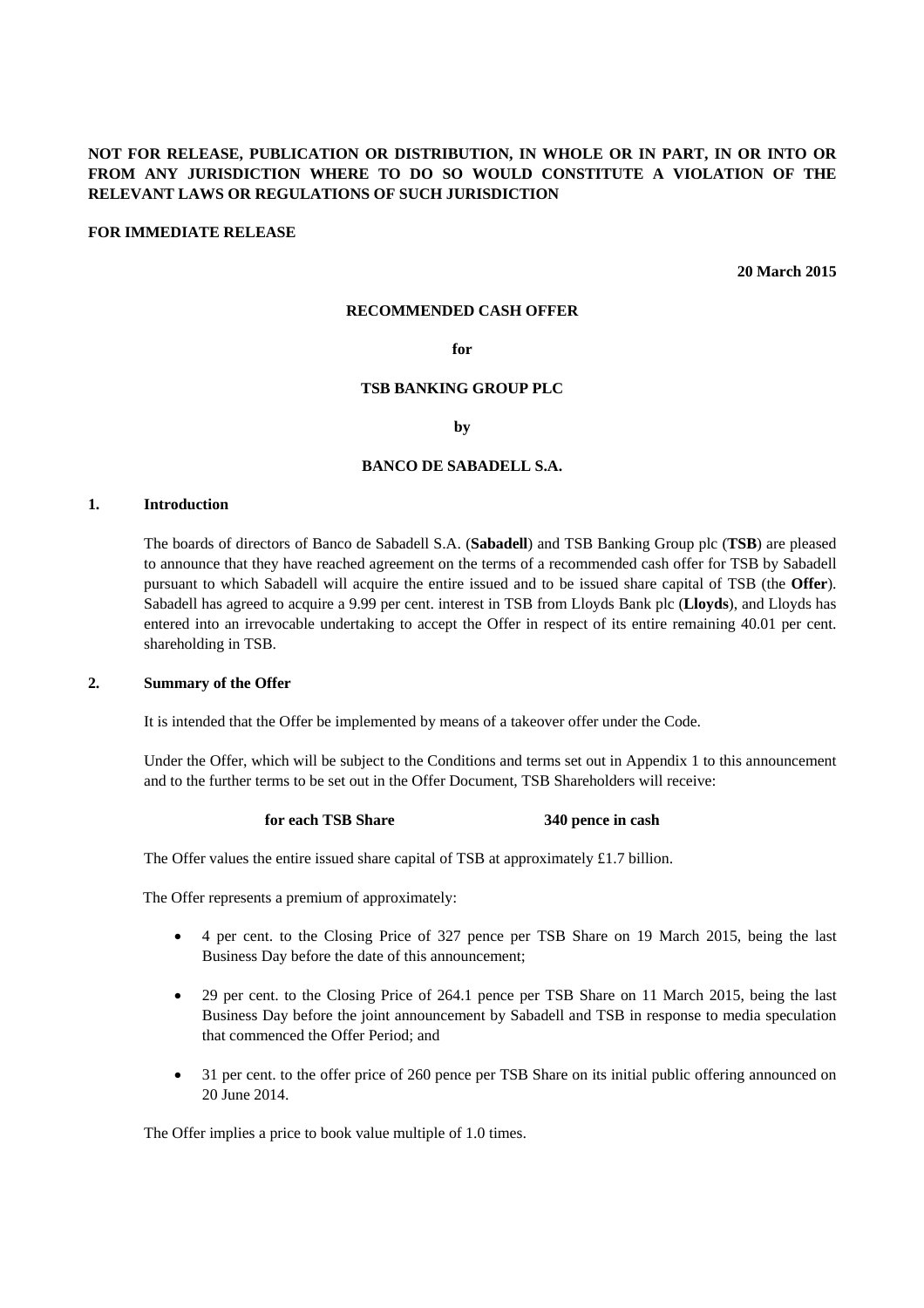**NOT FOR RELEASE, PUBLICATION OR DISTRIBUTION, IN WHOLE OR IN PART, IN OR INTO OR FROM ANY JURISDICTION WHERE TO DO SO WOULD CONSTITUTE A VIOLATION OF THE RELEVANT LAWS OR REGULATIONS OF SUCH JURISDICTION**

**FOR IMMEDIATE RELEASE**

**20 March 2015**

**RECOMMENDED CASH OFFER**

**for**

**TSB BANKING GROUP PLC**

**by**

**BANCO DE SABADELL S.A.**

## 1. Introduction

The boards of directors of Banco de Sabadell S.A. (**Sabadell**) and TSB Banking Group plc (**TSB**) are pleased to announce that they have reached agreement on the terms of a recommended cash offer for TSB by Sabadell pursuant to which Sabadell will acquire the entire issued and to be issued share capital of TSB (the **Offer**). Sabadell has agreed to acquire a 9.99 per cent. interest in TSB from Lloyds Bank plc (**Lloyds**), and Lloyds has entered into an irrevocable undertaking to accept the Offer in respect of its entire remaining 40.01 per cent. shareholding in TSB.

## 2. Summary of the Offer

It is intended that the Offer be implemented by means of a takeover offer under the Code.

Under the Offer, which will be subject to the Conditions and terms set out in Appendix 1 to this announcement and to the further terms to be set out in the Offer Document, TSB Shareholders will receive:

**for each TSB Share** **340 pence in cash**

The Offer values the entire issued share capital of TSB at approximately £1.7 billion.

The Offer represents a premium of approximately:

- 4 per cent. to the Closing Price of 327 pence per TSB Share on 19 March 2015, being the last Business Day before the date of this announcement;
- 29 per cent. to the Closing Price of 264.1 pence per TSB Share on 11 March 2015, being the last Business Day before the joint announcement by Sabadell and TSB in response to media speculation that commenced the Offer Period; and
- 31 per cent. to the offer price of 260 pence per TSB Share on its initial public offering announced on 20 June 2014.

The Offer implies a price to book value multiple of 1.0 times.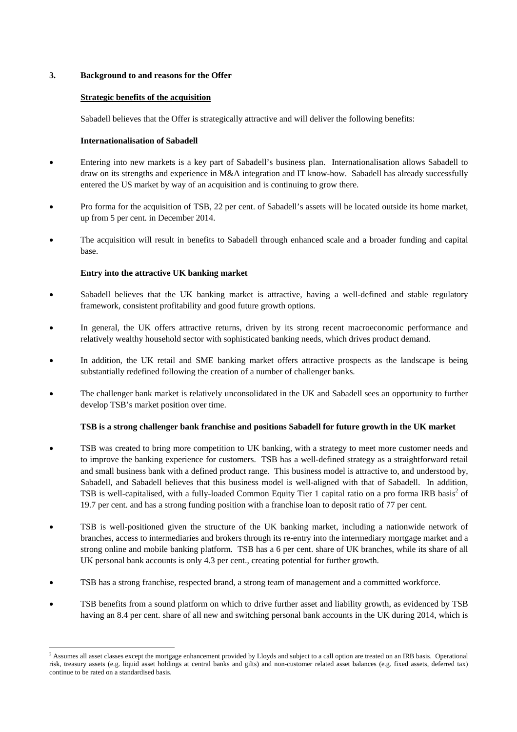## 3. Background to and reasons for the Offer

**Strategic benefits of the acquisition**

Sabadell believes that the Offer is strategically attractive and will deliver the following benefits:

**Internationalisation of Sabadell**

- Entering into new markets is a key part of Sabadell's business plan. Internationalisation allows Sabadell to draw on its strengths and experience in M&A integration and IT know-how. Sabadell has already successfully entered the US market by way of an acquisition and is continuing to grow there.
- Pro forma for the acquisition of TSB, 22 per cent. of Sabadell's assets will be located outside its home market, up from 5 per cent. in December 2014.
- The acquisition will result in benefits to Sabadell through enhanced scale and a broader funding and capital base.

**Entry into the attractive UK banking market**

- Sabadell believes that the UK banking market is attractive, having a well-defined and stable regulatory framework, consistent profitability and good future growth options.
- In general, the UK offers attractive returns, driven by its strong recent macroeconomic performance and relatively wealthy household sector with sophisticated banking needs, which drives product demand.
- In addition, the UK retail and SME banking market offers attractive prospects as the landscape is being substantially redefined following the creation of a number of challenger banks.
- The challenger bank market is relatively unconsolidated in the UK and Sabadell sees an opportunity to further develop TSB's market position over time.

**TSB is a strong challenger bank franchise and positions Sabadell for future growth in the UK market**

- TSB was created to bring more competition to UK banking, with a strategy to meet more customer needs and to improve the banking experience for customers. TSB has a well-defined strategy as a straightforward retail and small business bank with a defined product range. This business model is attractive to, and understood by, Sabadell, and Sabadell believes that this business model is well-aligned with that of Sabadell. In addition, TSB is well-capitalised, with a fully-loaded Common Equity Tier 1 capital ratio on a pro forma IRB basis[2] of 19.7 per cent. and has a strong funding position with a franchise loan to deposit ratio of 77 per cent.
- TSB is well-positioned given the structure of the UK banking market, including a nationwide network of branches, access to intermediaries and brokers through its re-entry into the intermediary mortgage market and a strong online and mobile banking platform. TSB has a 6 per cent. share of UK branches, while its share of all UK personal bank accounts is only 4.3 per cent., creating potential for further growth.
- TSB has a strong franchise, respected brand, a strong team of management and a committed workforce.
- TSB benefits from a sound platform on which to drive further asset and liability growth, as evidenced by TSB having an 8.4 per cent. share of all new and switching personal bank accounts in the UK during 2014, which is

[2] Assumes all asset classes except the mortgage enhancement provided by Lloyds and subject to a call option are treated on an IRB basis. Operational risk, treasury assets (e.g. liquid asset holdings at central banks and gilts) and non-customer related asset balances (e.g. fixed assets, deferred tax) continue to be rated on a standardised basis.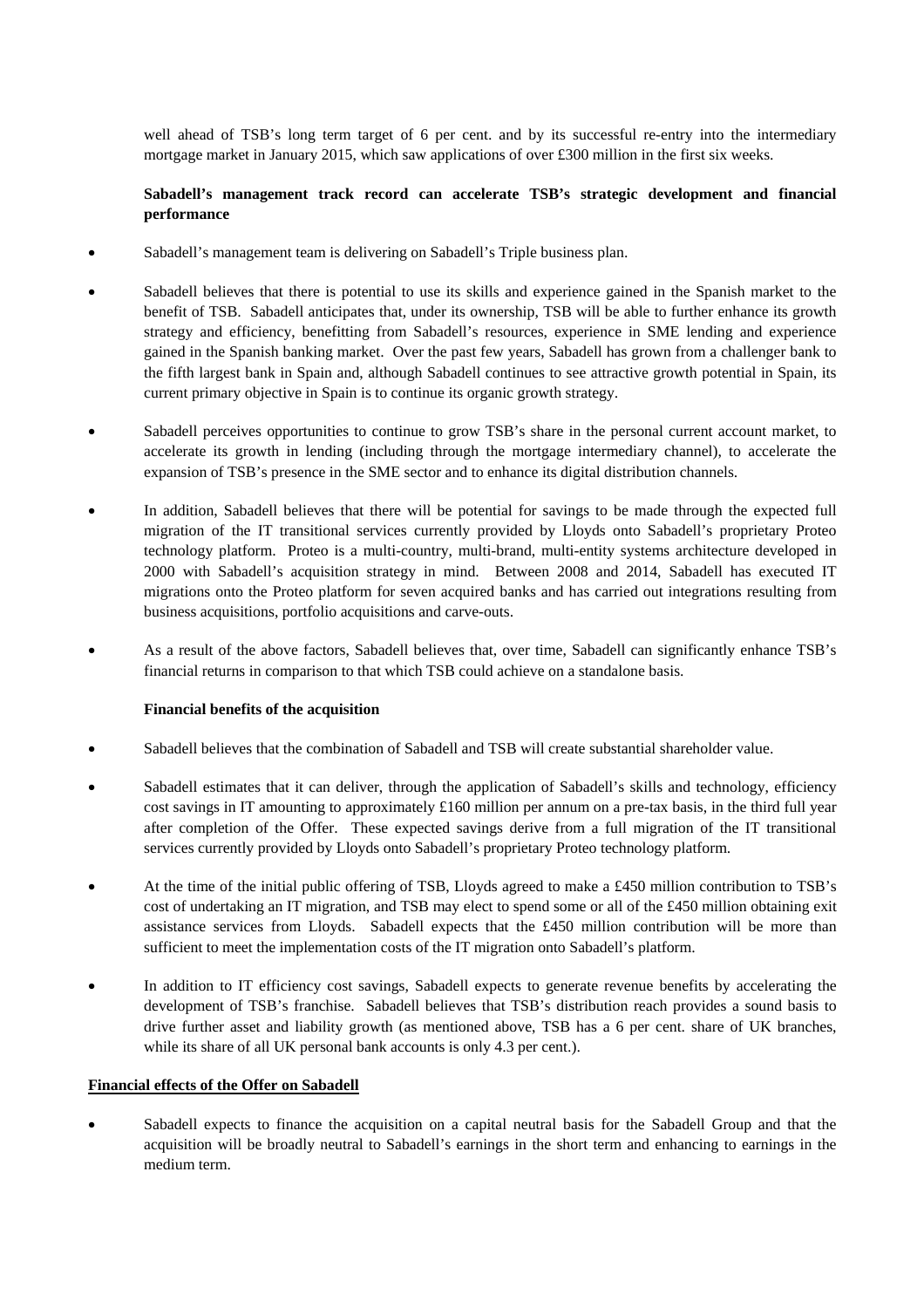well ahead of TSB's long term target of 6 per cent. and by its successful re-entry into the intermediary mortgage market in January 2015, which saw applications of over £300 million in the first six weeks.

**Sabadell's management track record can accelerate TSB's strategic development and financial performance**

- Sabadell's management team is delivering on Sabadell's Triple business plan.
- Sabadell believes that there is potential to use its skills and experience gained in the Spanish market to the benefit of TSB. Sabadell anticipates that, under its ownership, TSB will be able to further enhance its growth strategy and efficiency, benefitting from Sabadell's resources, experience in SME lending and experience gained in the Spanish banking market. Over the past few years, Sabadell has grown from a challenger bank to the fifth largest bank in Spain and, although Sabadell continues to see attractive growth potential in Spain, its current primary objective in Spain is to continue its organic growth strategy.
- Sabadell perceives opportunities to continue to grow TSB's share in the personal current account market, to accelerate its growth in lending (including through the mortgage intermediary channel), to accelerate the expansion of TSB's presence in the SME sector and to enhance its digital distribution channels.
- In addition, Sabadell believes that there will be potential for savings to be made through the expected full migration of the IT transitional services currently provided by Lloyds onto Sabadell's proprietary Proteo technology platform. Proteo is a multi-country, multi-brand, multi-entity systems architecture developed in 2000 with Sabadell's acquisition strategy in mind. Between 2008 and 2014, Sabadell has executed IT migrations onto the Proteo platform for seven acquired banks and has carried out integrations resulting from business acquisitions, portfolio acquisitions and carve-outs.
- As a result of the above factors, Sabadell believes that, over time, Sabadell can significantly enhance TSB's financial returns in comparison to that which TSB could achieve on a standalone basis.

**Financial benefits of the acquisition**

- Sabadell believes that the combination of Sabadell and TSB will create substantial shareholder value.
- Sabadell estimates that it can deliver, through the application of Sabadell's skills and technology, efficiency cost savings in IT amounting to approximately £160 million per annum on a pre-tax basis, in the third full year after completion of the Offer. These expected savings derive from a full migration of the IT transitional services currently provided by Lloyds onto Sabadell's proprietary Proteo technology platform.
- At the time of the initial public offering of TSB, Lloyds agreed to make a £450 million contribution to TSB's cost of undertaking an IT migration, and TSB may elect to spend some or all of the £450 million obtaining exit assistance services from Lloyds. Sabadell expects that the £450 million contribution will be more than sufficient to meet the implementation costs of the IT migration onto Sabadell's platform.
- In addition to IT efficiency cost savings, Sabadell expects to generate revenue benefits by accelerating the development of TSB's franchise. Sabadell believes that TSB's distribution reach provides a sound basis to drive further asset and liability growth (as mentioned above, TSB has a 6 per cent. share of UK branches, while its share of all UK personal bank accounts is only 4.3 per cent.).

**Financial effects of the Offer on Sabadell**

- Sabadell expects to finance the acquisition on a capital neutral basis for the Sabadell Group and that the acquisition will be broadly neutral to Sabadell's earnings in the short term and enhancing to earnings in the medium term.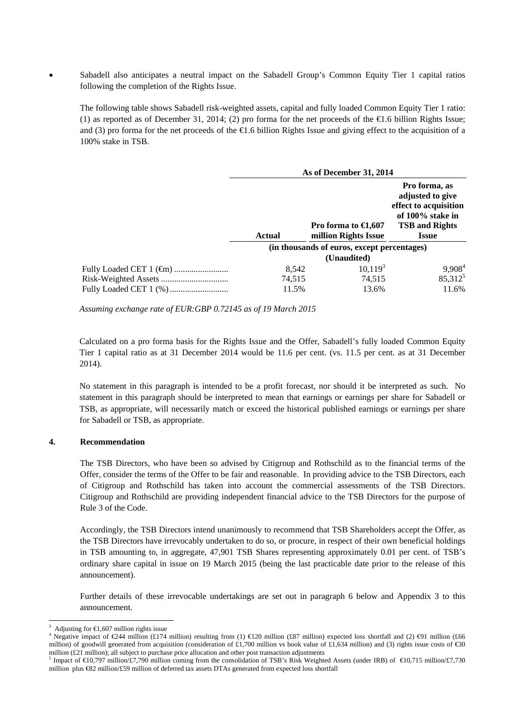- Sabadell also anticipates a neutral impact on the Sabadell Group's Common Equity Tier 1 capital ratios following the completion of the Rights Issue.

  The following table shows Sabadell risk-weighted assets, capital and fully loaded Common Equity Tier 1 ratio: (1) as reported as of December 31, 2014; (2) pro forma for the net proceeds of the €1.6 billion Rights Issue; and (3) pro forma for the net proceeds of the €1.6 billion Rights Issue and giving effect to the acquisition of a 100% stake in TSB.

| | As of December 31, 2014 | | |
|---|---|---|---|
| | **Actual** | **Pro forma to €1,607 million Rights Issue** | **Pro forma, as adjusted to give effect to acquisition of 100% stake in TSB and Rights Issue** |
| | (in thousands of euros, except percentages) (Unaudited) | | |
| Fully Loaded CET 1 (€m) | 8,542 | 10,119[3] | 9,908[4] |
| Risk-Weighted Assets | 74,515 | 74,515 | 85,312[5] |
| Fully Loaded CET 1 (%) | 11.5% | 13.6% | 11.6% |

*Assuming exchange rate of EUR:GBP 0.72145 as of 19 March 2015*

Calculated on a pro forma basis for the Rights Issue and the Offer, Sabadell's fully loaded Common Equity Tier 1 capital ratio as at 31 December 2014 would be 11.6 per cent. (vs. 11.5 per cent. as at 31 December 2014).

No statement in this paragraph is intended to be a profit forecast, nor should it be interpreted as such. No statement in this paragraph should be interpreted to mean that earnings or earnings per share for Sabadell or TSB, as appropriate, will necessarily match or exceed the historical published earnings or earnings per share for Sabadell or TSB, as appropriate.

### 4. Recommendation

The TSB Directors, who have been so advised by Citigroup and Rothschild as to the financial terms of the Offer, consider the terms of the Offer to be fair and reasonable. In providing advice to the TSB Directors, each of Citigroup and Rothschild has taken into account the commercial assessments of the TSB Directors. Citigroup and Rothschild are providing independent financial advice to the TSB Directors for the purpose of Rule 3 of the Code.

Accordingly, the TSB Directors intend unanimously to recommend that TSB Shareholders accept the Offer, as the TSB Directors have irrevocably undertaken to do so, or procure, in respect of their own beneficial holdings in TSB amounting to, in aggregate, 47,901 TSB Shares representing approximately 0.01 per cent. of TSB's ordinary share capital in issue on 19 March 2015 (being the last practicable date prior to the release of this announcement).

Further details of these irrevocable undertakings are set out in paragraph 6 below and Appendix 3 to this announcement.

---

[3] Adjusting for €1,607 million rights issue

[4] Negative impact of €244 million (£174 million) resulting from (1) €120 million (£87 million) expected loss shortfall and (2) €91 million (£66 million) of goodwill generated from acquisition (consideration of £1,700 million vs book value of £1,634 million) and (3) rights issue costs of €30 million (£21 million); all subject to purchase price allocation and other post transaction adjustments

[5] Impact of €10,797 million/£7,790 million coming from the consolidation of TSB's Risk Weighted Assets (under IRB) of €10,715 million/£7,730 million plus €82 million/£59 million of deferred tax assets DTAs generated from expected loss shortfall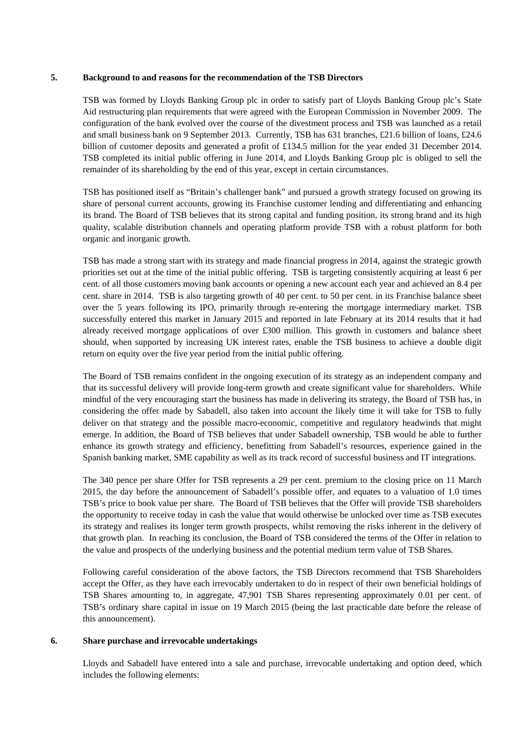## 5. Background to and reasons for the recommendation of the TSB Directors

TSB was formed by Lloyds Banking Group plc in order to satisfy part of Lloyds Banking Group plc's State Aid restructuring plan requirements that were agreed with the European Commission in November 2009. The configuration of the bank evolved over the course of the divestment process and TSB was launched as a retail and small business bank on 9 September 2013. Currently, TSB has 631 branches, £21.6 billion of loans, £24.6 billion of customer deposits and generated a profit of £134.5 million for the year ended 31 December 2014. TSB completed its initial public offering in June 2014, and Lloyds Banking Group plc is obliged to sell the remainder of its shareholding by the end of this year, except in certain circumstances.

TSB has positioned itself as "Britain's challenger bank" and pursued a growth strategy focused on growing its share of personal current accounts, growing its Franchise customer lending and differentiating and enhancing its brand. The Board of TSB believes that its strong capital and funding position, its strong brand and its high quality, scalable distribution channels and operating platform provide TSB with a robust platform for both organic and inorganic growth.

TSB has made a strong start with its strategy and made financial progress in 2014, against the strategic growth priorities set out at the time of the initial public offering. TSB is targeting consistently acquiring at least 6 per cent. of all those customers moving bank accounts or opening a new account each year and achieved an 8.4 per cent. share in 2014. TSB is also targeting growth of 40 per cent. to 50 per cent. in its Franchise balance sheet over the 5 years following its IPO, primarily through re-entering the mortgage intermediary market. TSB successfully entered this market in January 2015 and reported in late February at its 2014 results that it had already received mortgage applications of over £300 million. This growth in customers and balance sheet should, when supported by increasing UK interest rates, enable the TSB business to achieve a double digit return on equity over the five year period from the initial public offering.

The Board of TSB remains confident in the ongoing execution of its strategy as an independent company and that its successful delivery will provide long-term growth and create significant value for shareholders. While mindful of the very encouraging start the business has made in delivering its strategy, the Board of TSB has, in considering the offer made by Sabadell, also taken into account the likely time it will take for TSB to fully deliver on that strategy and the possible macro-economic, competitive and regulatory headwinds that might emerge. In addition, the Board of TSB believes that under Sabadell ownership, TSB would be able to further enhance its growth strategy and efficiency, benefitting from Sabadell's resources, experience gained in the Spanish banking market, SME capability as well as its track record of successful business and IT integrations.

The 340 pence per share Offer for TSB represents a 29 per cent. premium to the closing price on 11 March 2015, the day before the announcement of Sabadell's possible offer, and equates to a valuation of 1.0 times TSB's price to book value per share. The Board of TSB believes that the Offer will provide TSB shareholders the opportunity to receive today in cash the value that would otherwise be unlocked over time as TSB executes its strategy and realises its longer term growth prospects, whilst removing the risks inherent in the delivery of that growth plan. In reaching its conclusion, the Board of TSB considered the terms of the Offer in relation to the value and prospects of the underlying business and the potential medium term value of TSB Shares.

Following careful consideration of the above factors, the TSB Directors recommend that TSB Shareholders accept the Offer, as they have each irrevocably undertaken to do in respect of their own beneficial holdings of TSB Shares amounting to, in aggregate, 47,901 TSB Shares representing approximately 0.01 per cent. of TSB's ordinary share capital in issue on 19 March 2015 (being the last practicable date before the release of this announcement).

## 6. Share purchase and irrevocable undertakings

Lloyds and Sabadell have entered into a sale and purchase, irrevocable undertaking and option deed, which includes the following elements: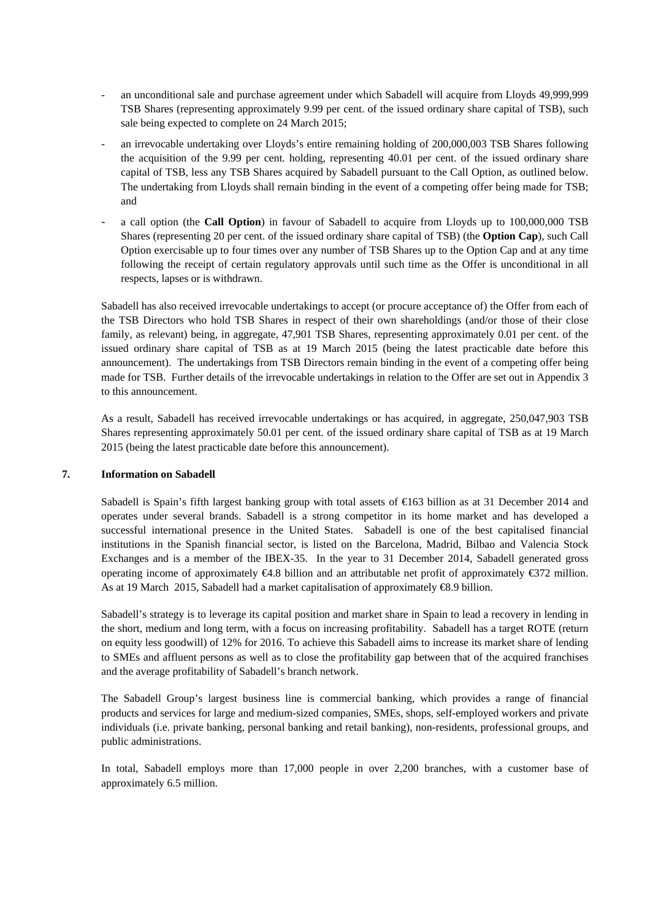- an unconditional sale and purchase agreement under which Sabadell will acquire from Lloyds 49,999,999 TSB Shares (representing approximately 9.99 per cent. of the issued ordinary share capital of TSB), such sale being expected to complete on 24 March 2015;
- an irrevocable undertaking over Lloyds's entire remaining holding of 200,000,003 TSB Shares following the acquisition of the 9.99 per cent. holding, representing 40.01 per cent. of the issued ordinary share capital of TSB, less any TSB Shares acquired by Sabadell pursuant to the Call Option, as outlined below. The undertaking from Lloyds shall remain binding in the event of a competing offer being made for TSB; and
- a call option (the **Call Option**) in favour of Sabadell to acquire from Lloyds up to 100,000,000 TSB Shares (representing 20 per cent. of the issued ordinary share capital of TSB) (the **Option Cap**), such Call Option exercisable up to four times over any number of TSB Shares up to the Option Cap and at any time following the receipt of certain regulatory approvals until such time as the Offer is unconditional in all respects, lapses or is withdrawn.

Sabadell has also received irrevocable undertakings to accept (or procure acceptance of) the Offer from each of the TSB Directors who hold TSB Shares in respect of their own shareholdings (and/or those of their close family, as relevant) being, in aggregate, 47,901 TSB Shares, representing approximately 0.01 per cent. of the issued ordinary share capital of TSB as at 19 March 2015 (being the latest practicable date before this announcement). The undertakings from TSB Directors remain binding in the event of a competing offer being made for TSB. Further details of the irrevocable undertakings in relation to the Offer are set out in Appendix 3 to this announcement.

As a result, Sabadell has received irrevocable undertakings or has acquired, in aggregate, 250,047,903 TSB Shares representing approximately 50.01 per cent. of the issued ordinary share capital of TSB as at 19 March 2015 (being the latest practicable date before this announcement).

## 7. Information on Sabadell

Sabadell is Spain's fifth largest banking group with total assets of €163 billion as at 31 December 2014 and operates under several brands. Sabadell is a strong competitor in its home market and has developed a successful international presence in the United States. Sabadell is one of the best capitalised financial institutions in the Spanish financial sector, is listed on the Barcelona, Madrid, Bilbao and Valencia Stock Exchanges and is a member of the IBEX-35. In the year to 31 December 2014, Sabadell generated gross operating income of approximately €4.8 billion and an attributable net profit of approximately €372 million. As at 19 March 2015, Sabadell had a market capitalisation of approximately €8.9 billion.

Sabadell's strategy is to leverage its capital position and market share in Spain to lead a recovery in lending in the short, medium and long term, with a focus on increasing profitability. Sabadell has a target ROTE (return on equity less goodwill) of 12% for 2016. To achieve this Sabadell aims to increase its market share of lending to SMEs and affluent persons as well as to close the profitability gap between that of the acquired franchises and the average profitability of Sabadell's branch network.

The Sabadell Group's largest business line is commercial banking, which provides a range of financial products and services for large and medium-sized companies, SMEs, shops, self-employed workers and private individuals (i.e. private banking, personal banking and retail banking), non-residents, professional groups, and public administrations.

In total, Sabadell employs more than 17,000 people in over 2,200 branches, with a customer base of approximately 6.5 million.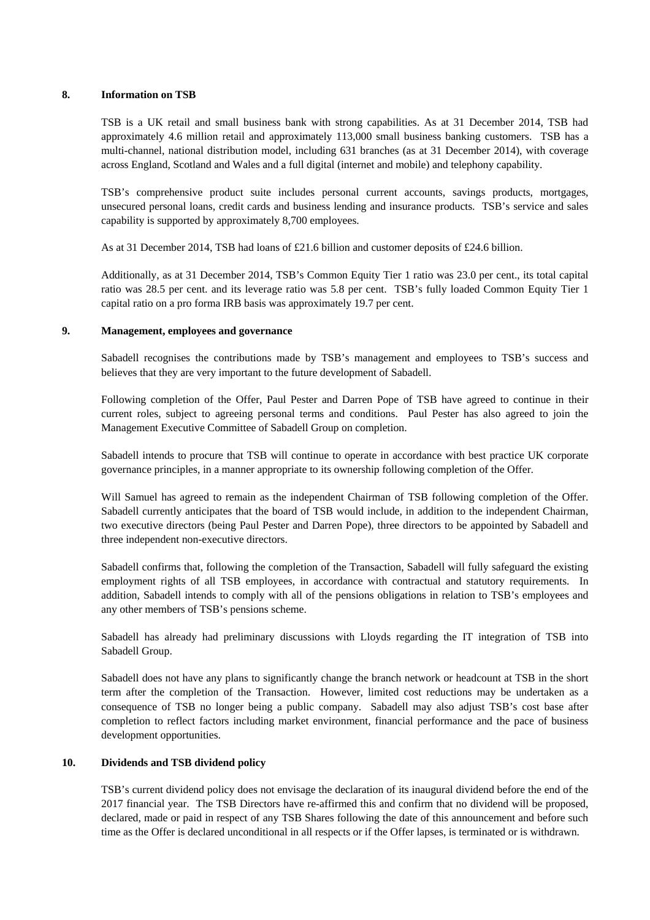## 8. Information on TSB

TSB is a UK retail and small business bank with strong capabilities. As at 31 December 2014, TSB had approximately 4.6 million retail and approximately 113,000 small business banking customers. TSB has a multi-channel, national distribution model, including 631 branches (as at 31 December 2014), with coverage across England, Scotland and Wales and a full digital (internet and mobile) and telephony capability.

TSB's comprehensive product suite includes personal current accounts, savings products, mortgages, unsecured personal loans, credit cards and business lending and insurance products. TSB's service and sales capability is supported by approximately 8,700 employees.

As at 31 December 2014, TSB had loans of £21.6 billion and customer deposits of £24.6 billion.

Additionally, as at 31 December 2014, TSB's Common Equity Tier 1 ratio was 23.0 per cent., its total capital ratio was 28.5 per cent. and its leverage ratio was 5.8 per cent. TSB's fully loaded Common Equity Tier 1 capital ratio on a pro forma IRB basis was approximately 19.7 per cent.

## 9. Management, employees and governance

Sabadell recognises the contributions made by TSB's management and employees to TSB's success and believes that they are very important to the future development of Sabadell.

Following completion of the Offer, Paul Pester and Darren Pope of TSB have agreed to continue in their current roles, subject to agreeing personal terms and conditions. Paul Pester has also agreed to join the Management Executive Committee of Sabadell Group on completion.

Sabadell intends to procure that TSB will continue to operate in accordance with best practice UK corporate governance principles, in a manner appropriate to its ownership following completion of the Offer.

Will Samuel has agreed to remain as the independent Chairman of TSB following completion of the Offer. Sabadell currently anticipates that the board of TSB would include, in addition to the independent Chairman, two executive directors (being Paul Pester and Darren Pope), three directors to be appointed by Sabadell and three independent non-executive directors.

Sabadell confirms that, following the completion of the Transaction, Sabadell will fully safeguard the existing employment rights of all TSB employees, in accordance with contractual and statutory requirements. In addition, Sabadell intends to comply with all of the pensions obligations in relation to TSB's employees and any other members of TSB's pensions scheme.

Sabadell has already had preliminary discussions with Lloyds regarding the IT integration of TSB into Sabadell Group.

Sabadell does not have any plans to significantly change the branch network or headcount at TSB in the short term after the completion of the Transaction. However, limited cost reductions may be undertaken as a consequence of TSB no longer being a public company. Sabadell may also adjust TSB's cost base after completion to reflect factors including market environment, financial performance and the pace of business development opportunities.

## 10. Dividends and TSB dividend policy

TSB's current dividend policy does not envisage the declaration of its inaugural dividend before the end of the 2017 financial year. The TSB Directors have re-affirmed this and confirm that no dividend will be proposed, declared, made or paid in respect of any TSB Shares following the date of this announcement and before such time as the Offer is declared unconditional in all respects or if the Offer lapses, is terminated or is withdrawn.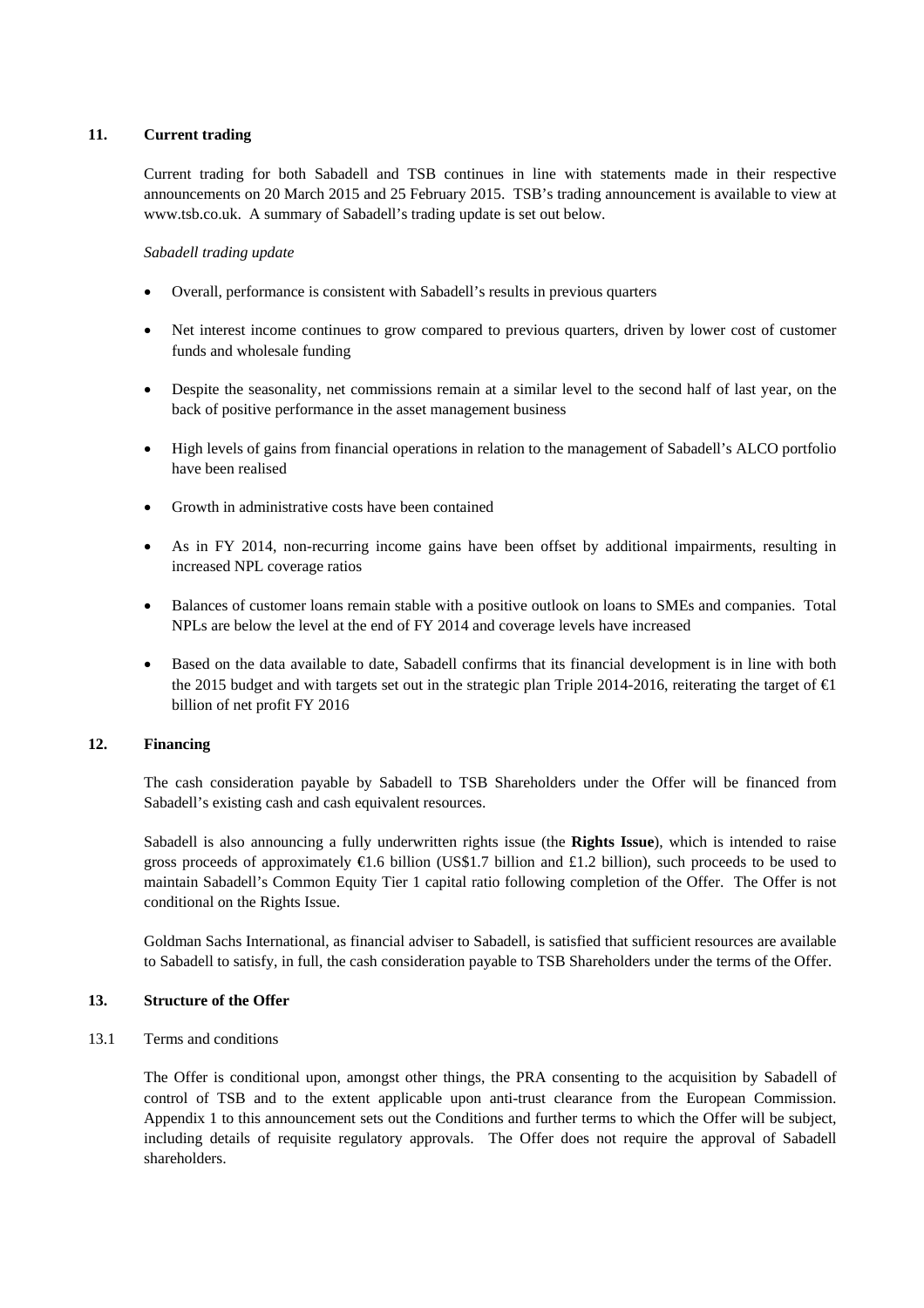## 11. Current trading

Current trading for both Sabadell and TSB continues in line with statements made in their respective announcements on 20 March 2015 and 25 February 2015. TSB's trading announcement is available to view at www.tsb.co.uk. A summary of Sabadell's trading update is set out below.

*Sabadell trading update*

- Overall, performance is consistent with Sabadell's results in previous quarters
- Net interest income continues to grow compared to previous quarters, driven by lower cost of customer funds and wholesale funding
- Despite the seasonality, net commissions remain at a similar level to the second half of last year, on the back of positive performance in the asset management business
- High levels of gains from financial operations in relation to the management of Sabadell's ALCO portfolio have been realised
- Growth in administrative costs have been contained
- As in FY 2014, non-recurring income gains have been offset by additional impairments, resulting in increased NPL coverage ratios
- Balances of customer loans remain stable with a positive outlook on loans to SMEs and companies. Total NPLs are below the level at the end of FY 2014 and coverage levels have increased
- Based on the data available to date, Sabadell confirms that its financial development is in line with both the 2015 budget and with targets set out in the strategic plan Triple 2014-2016, reiterating the target of €1 billion of net profit FY 2016

## 12. Financing

The cash consideration payable by Sabadell to TSB Shareholders under the Offer will be financed from Sabadell's existing cash and cash equivalent resources.

Sabadell is also announcing a fully underwritten rights issue (the **Rights Issue**), which is intended to raise gross proceeds of approximately €1.6 billion (US$1.7 billion and £1.2 billion), such proceeds to be used to maintain Sabadell's Common Equity Tier 1 capital ratio following completion of the Offer. The Offer is not conditional on the Rights Issue.

Goldman Sachs International, as financial adviser to Sabadell, is satisfied that sufficient resources are available to Sabadell to satisfy, in full, the cash consideration payable to TSB Shareholders under the terms of the Offer.

## 13. Structure of the Offer

### 13.1 Terms and conditions

The Offer is conditional upon, amongst other things, the PRA consenting to the acquisition by Sabadell of control of TSB and to the extent applicable upon anti-trust clearance from the European Commission. Appendix 1 to this announcement sets out the Conditions and further terms to which the Offer will be subject, including details of requisite regulatory approvals. The Offer does not require the approval of Sabadell shareholders.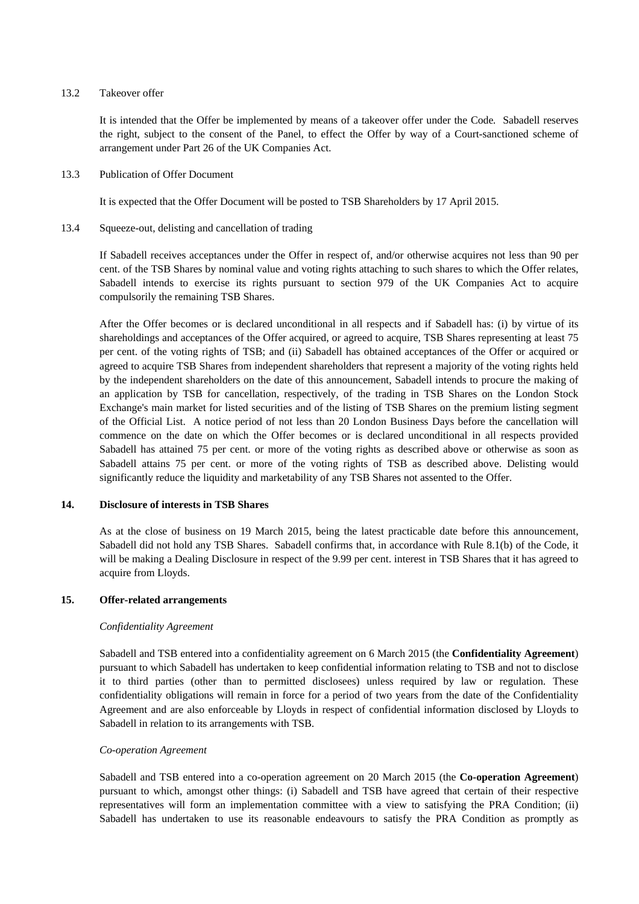13.2 Takeover offer

It is intended that the Offer be implemented by means of a takeover offer under the Code. Sabadell reserves the right, subject to the consent of the Panel, to effect the Offer by way of a Court-sanctioned scheme of arrangement under Part 26 of the UK Companies Act.

13.3 Publication of Offer Document

It is expected that the Offer Document will be posted to TSB Shareholders by 17 April 2015.

13.4 Squeeze-out, delisting and cancellation of trading

If Sabadell receives acceptances under the Offer in respect of, and/or otherwise acquires not less than 90 per cent. of the TSB Shares by nominal value and voting rights attaching to such shares to which the Offer relates, Sabadell intends to exercise its rights pursuant to section 979 of the UK Companies Act to acquire compulsorily the remaining TSB Shares.

After the Offer becomes or is declared unconditional in all respects and if Sabadell has: (i) by virtue of its shareholdings and acceptances of the Offer acquired, or agreed to acquire, TSB Shares representing at least 75 per cent. of the voting rights of TSB; and (ii) Sabadell has obtained acceptances of the Offer or acquired or agreed to acquire TSB Shares from independent shareholders that represent a majority of the voting rights held by the independent shareholders on the date of this announcement, Sabadell intends to procure the making of an application by TSB for cancellation, respectively, of the trading in TSB Shares on the London Stock Exchange's main market for listed securities and of the listing of TSB Shares on the premium listing segment of the Official List. A notice period of not less than 20 London Business Days before the cancellation will commence on the date on which the Offer becomes or is declared unconditional in all respects provided Sabadell has attained 75 per cent. or more of the voting rights as described above or otherwise as soon as Sabadell attains 75 per cent. or more of the voting rights of TSB as described above. Delisting would significantly reduce the liquidity and marketability of any TSB Shares not assented to the Offer.

## 14. Disclosure of interests in TSB Shares

As at the close of business on 19 March 2015, being the latest practicable date before this announcement, Sabadell did not hold any TSB Shares. Sabadell confirms that, in accordance with Rule 8.1(b) of the Code, it will be making a Dealing Disclosure in respect of the 9.99 per cent. interest in TSB Shares that it has agreed to acquire from Lloyds.

## 15. Offer-related arrangements

*Confidentiality Agreement*

Sabadell and TSB entered into a confidentiality agreement on 6 March 2015 (the **Confidentiality Agreement**) pursuant to which Sabadell has undertaken to keep confidential information relating to TSB and not to disclose it to third parties (other than to permitted disclosees) unless required by law or regulation. These confidentiality obligations will remain in force for a period of two years from the date of the Confidentiality Agreement and are also enforceable by Lloyds in respect of confidential information disclosed by Lloyds to Sabadell in relation to its arrangements with TSB.

*Co-operation Agreement*

Sabadell and TSB entered into a co-operation agreement on 20 March 2015 (the **Co-operation Agreement**) pursuant to which, amongst other things: (i) Sabadell and TSB have agreed that certain of their respective representatives will form an implementation committee with a view to satisfying the PRA Condition; (ii) Sabadell has undertaken to use its reasonable endeavours to satisfy the PRA Condition as promptly as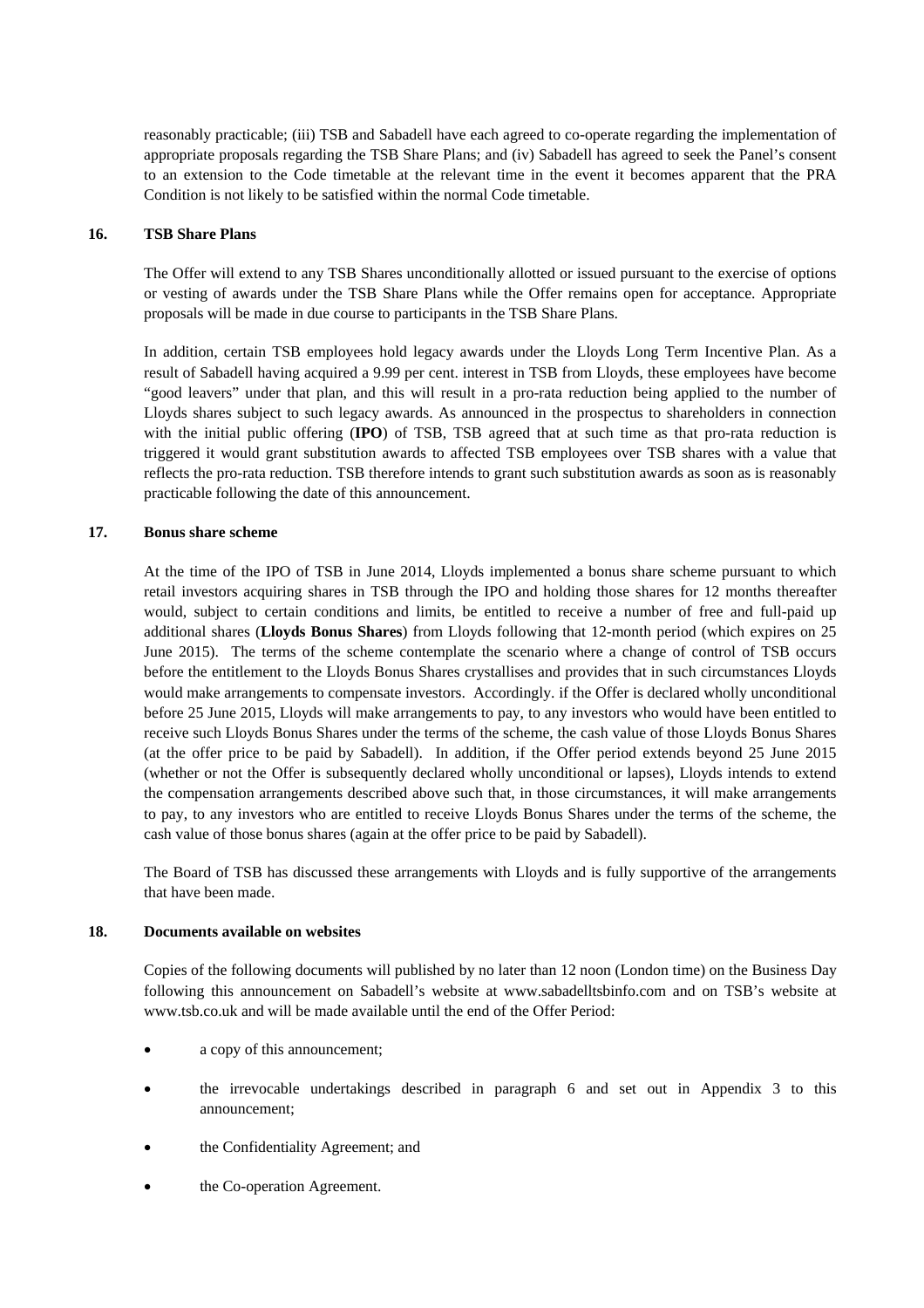reasonably practicable; (iii) TSB and Sabadell have each agreed to co-operate regarding the implementation of appropriate proposals regarding the TSB Share Plans; and (iv) Sabadell has agreed to seek the Panel's consent to an extension to the Code timetable at the relevant time in the event it becomes apparent that the PRA Condition is not likely to be satisfied within the normal Code timetable.

## 16. TSB Share Plans

The Offer will extend to any TSB Shares unconditionally allotted or issued pursuant to the exercise of options or vesting of awards under the TSB Share Plans while the Offer remains open for acceptance. Appropriate proposals will be made in due course to participants in the TSB Share Plans.

In addition, certain TSB employees hold legacy awards under the Lloyds Long Term Incentive Plan. As a result of Sabadell having acquired a 9.99 per cent. interest in TSB from Lloyds, these employees have become "good leavers" under that plan, and this will result in a pro-rata reduction being applied to the number of Lloyds shares subject to such legacy awards. As announced in the prospectus to shareholders in connection with the initial public offering (**IPO**) of TSB, TSB agreed that at such time as that pro-rata reduction is triggered it would grant substitution awards to affected TSB employees over TSB shares with a value that reflects the pro-rata reduction. TSB therefore intends to grant such substitution awards as soon as is reasonably practicable following the date of this announcement.

## 17. Bonus share scheme

At the time of the IPO of TSB in June 2014, Lloyds implemented a bonus share scheme pursuant to which retail investors acquiring shares in TSB through the IPO and holding those shares for 12 months thereafter would, subject to certain conditions and limits, be entitled to receive a number of free and full-paid up additional shares (**Lloyds Bonus Shares**) from Lloyds following that 12-month period (which expires on 25 June 2015). The terms of the scheme contemplate the scenario where a change of control of TSB occurs before the entitlement to the Lloyds Bonus Shares crystallises and provides that in such circumstances Lloyds would make arrangements to compensate investors. Accordingly. if the Offer is declared wholly unconditional before 25 June 2015, Lloyds will make arrangements to pay, to any investors who would have been entitled to receive such Lloyds Bonus Shares under the terms of the scheme, the cash value of those Lloyds Bonus Shares (at the offer price to be paid by Sabadell). In addition, if the Offer period extends beyond 25 June 2015 (whether or not the Offer is subsequently declared wholly unconditional or lapses), Lloyds intends to extend the compensation arrangements described above such that, in those circumstances, it will make arrangements to pay, to any investors who are entitled to receive Lloyds Bonus Shares under the terms of the scheme, the cash value of those bonus shares (again at the offer price to be paid by Sabadell).

The Board of TSB has discussed these arrangements with Lloyds and is fully supportive of the arrangements that have been made.

## 18. Documents available on websites

Copies of the following documents will published by no later than 12 noon (London time) on the Business Day following this announcement on Sabadell's website at www.sabadelltsbinfo.com and on TSB's website at www.tsb.co.uk and will be made available until the end of the Offer Period:

- a copy of this announcement;
- the irrevocable undertakings described in paragraph 6 and set out in Appendix 3 to this announcement;
- the Confidentiality Agreement; and
- the Co-operation Agreement.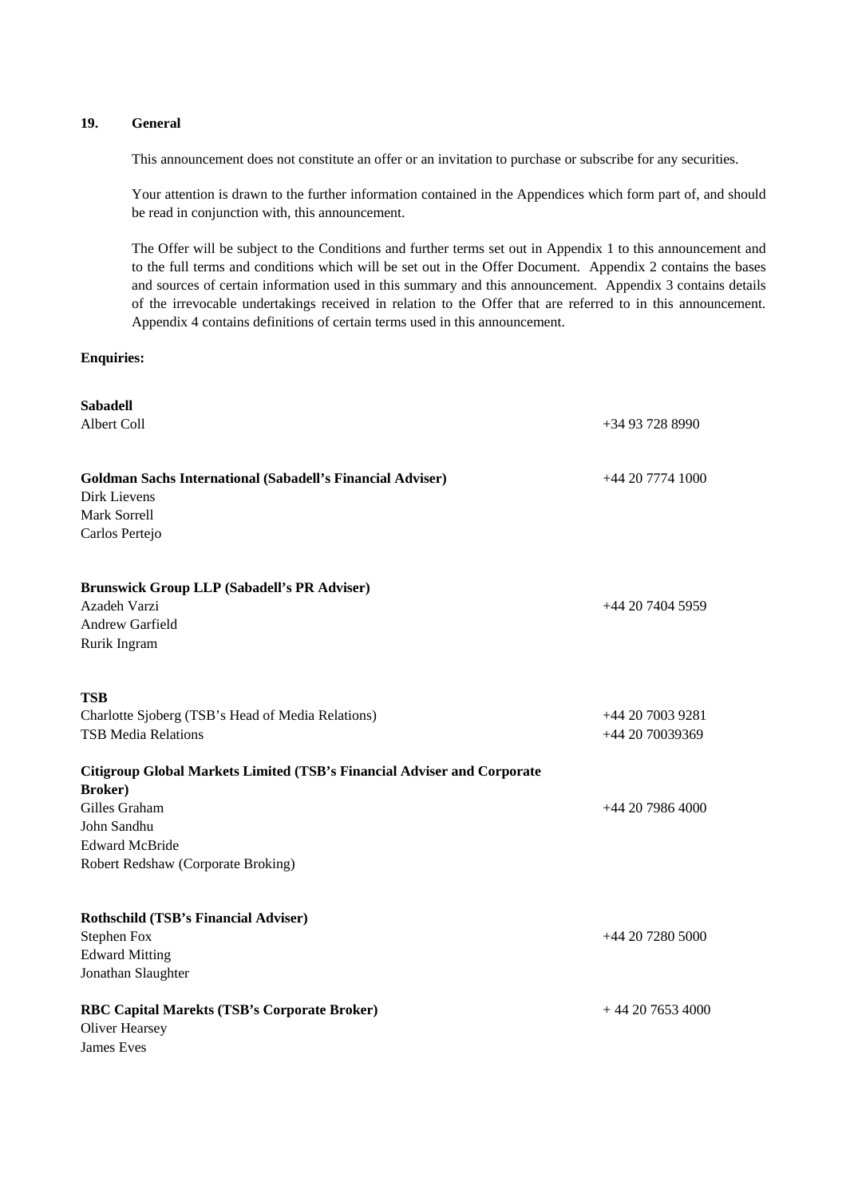## 19. General

This announcement does not constitute an offer or an invitation to purchase or subscribe for any securities.

Your attention is drawn to the further information contained in the Appendices which form part of, and should be read in conjunction with, this announcement.

The Offer will be subject to the Conditions and further terms set out in Appendix 1 to this announcement and to the full terms and conditions which will be set out in the Offer Document. Appendix 2 contains the bases and sources of certain information used in this summary and this announcement. Appendix 3 contains details of the irrevocable undertakings received in relation to the Offer that are referred to in this announcement. Appendix 4 contains definitions of certain terms used in this announcement.

**Enquiries:**

**Sabadell**
Albert Coll — +34 93 728 8990

**Goldman Sachs International (Sabadell's Financial Adviser)** — +44 20 7774 1000
Dirk Lievens
Mark Sorrell
Carlos Pertejo

**Brunswick Group LLP (Sabadell's PR Adviser)**
Azadeh Varzi — +44 20 7404 5959
Andrew Garfield
Rurik Ingram

**TSB**
Charlotte Sjoberg (TSB's Head of Media Relations) — +44 20 7003 9281
TSB Media Relations — +44 20 70039369

**Citigroup Global Markets Limited (TSB's Financial Adviser and Corporate Broker)**
Gilles Graham — +44 20 7986 4000
John Sandhu
Edward McBride
Robert Redshaw (Corporate Broking)

**Rothschild (TSB's Financial Adviser)**
Stephen Fox — +44 20 7280 5000
Edward Mitting
Jonathan Slaughter

**RBC Capital Marekts (TSB's Corporate Broker)** — + 44 20 7653 4000
Oliver Hearsey
James Eves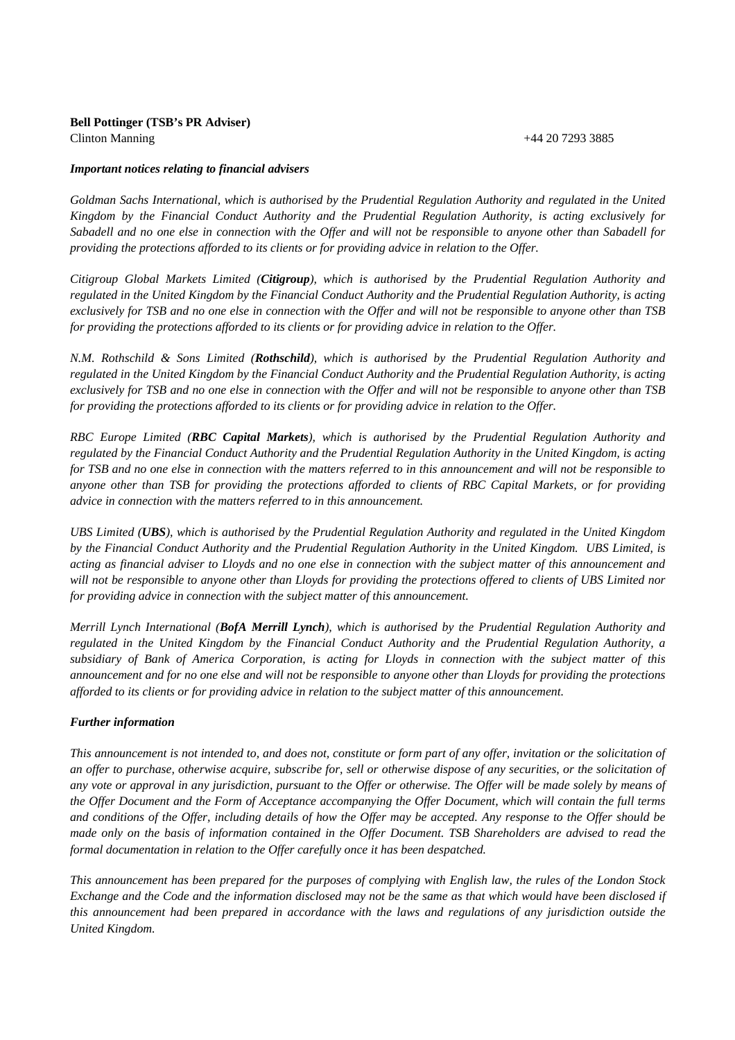**Bell Pottinger (TSB's PR Adviser)**
Clinton Manning +44 20 7293 3885

***Important notices relating to financial advisers***

*Goldman Sachs International, which is authorised by the Prudential Regulation Authority and regulated in the United Kingdom by the Financial Conduct Authority and the Prudential Regulation Authority, is acting exclusively for Sabadell and no one else in connection with the Offer and will not be responsible to anyone other than Sabadell for providing the protections afforded to its clients or for providing advice in relation to the Offer.*

*Citigroup Global Markets Limited (**Citigroup**), which is authorised by the Prudential Regulation Authority and regulated in the United Kingdom by the Financial Conduct Authority and the Prudential Regulation Authority, is acting exclusively for TSB and no one else in connection with the Offer and will not be responsible to anyone other than TSB for providing the protections afforded to its clients or for providing advice in relation to the Offer.*

*N.M. Rothschild & Sons Limited (**Rothschild**), which is authorised by the Prudential Regulation Authority and regulated in the United Kingdom by the Financial Conduct Authority and the Prudential Regulation Authority, is acting exclusively for TSB and no one else in connection with the Offer and will not be responsible to anyone other than TSB for providing the protections afforded to its clients or for providing advice in relation to the Offer.*

*RBC Europe Limited (**RBC Capital Markets**), which is authorised by the Prudential Regulation Authority and regulated by the Financial Conduct Authority and the Prudential Regulation Authority in the United Kingdom, is acting for TSB and no one else in connection with the matters referred to in this announcement and will not be responsible to anyone other than TSB for providing the protections afforded to clients of RBC Capital Markets, or for providing advice in connection with the matters referred to in this announcement.*

*UBS Limited (**UBS**), which is authorised by the Prudential Regulation Authority and regulated in the United Kingdom by the Financial Conduct Authority and the Prudential Regulation Authority in the United Kingdom. UBS Limited, is acting as financial adviser to Lloyds and no one else in connection with the subject matter of this announcement and will not be responsible to anyone other than Lloyds for providing the protections offered to clients of UBS Limited nor for providing advice in connection with the subject matter of this announcement.*

*Merrill Lynch International (**BofA Merrill Lynch**), which is authorised by the Prudential Regulation Authority and regulated in the United Kingdom by the Financial Conduct Authority and the Prudential Regulation Authority, a subsidiary of Bank of America Corporation, is acting for Lloyds in connection with the subject matter of this announcement and for no one else and will not be responsible to anyone other than Lloyds for providing the protections afforded to its clients or for providing advice in relation to the subject matter of this announcement.*

***Further information***

*This announcement is not intended to, and does not, constitute or form part of any offer, invitation or the solicitation of an offer to purchase, otherwise acquire, subscribe for, sell or otherwise dispose of any securities, or the solicitation of any vote or approval in any jurisdiction, pursuant to the Offer or otherwise. The Offer will be made solely by means of the Offer Document and the Form of Acceptance accompanying the Offer Document, which will contain the full terms and conditions of the Offer, including details of how the Offer may be accepted. Any response to the Offer should be made only on the basis of information contained in the Offer Document. TSB Shareholders are advised to read the formal documentation in relation to the Offer carefully once it has been despatched.*

*This announcement has been prepared for the purposes of complying with English law, the rules of the London Stock Exchange and the Code and the information disclosed may not be the same as that which would have been disclosed if this announcement had been prepared in accordance with the laws and regulations of any jurisdiction outside the United Kingdom.*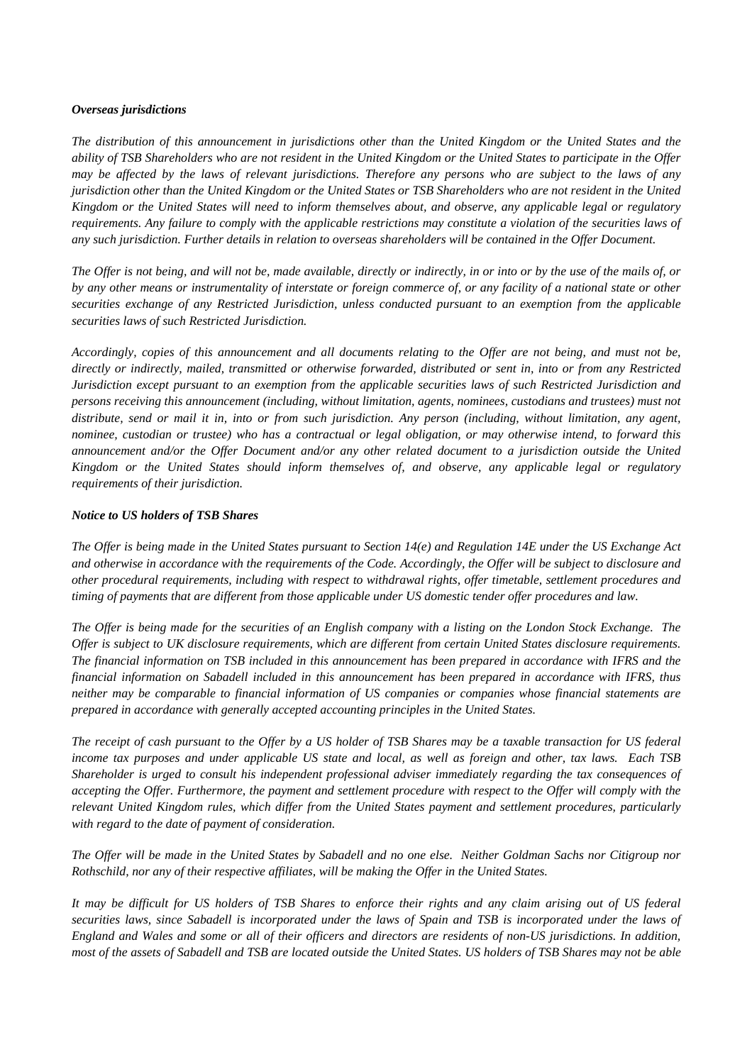***Overseas jurisdictions***

*The distribution of this announcement in jurisdictions other than the United Kingdom or the United States and the ability of TSB Shareholders who are not resident in the United Kingdom or the United States to participate in the Offer may be affected by the laws of relevant jurisdictions. Therefore any persons who are subject to the laws of any jurisdiction other than the United Kingdom or the United States or TSB Shareholders who are not resident in the United Kingdom or the United States will need to inform themselves about, and observe, any applicable legal or regulatory requirements. Any failure to comply with the applicable restrictions may constitute a violation of the securities laws of any such jurisdiction. Further details in relation to overseas shareholders will be contained in the Offer Document.*

*The Offer is not being, and will not be, made available, directly or indirectly, in or into or by the use of the mails of, or by any other means or instrumentality of interstate or foreign commerce of, or any facility of a national state or other securities exchange of any Restricted Jurisdiction, unless conducted pursuant to an exemption from the applicable securities laws of such Restricted Jurisdiction.*

*Accordingly, copies of this announcement and all documents relating to the Offer are not being, and must not be, directly or indirectly, mailed, transmitted or otherwise forwarded, distributed or sent in, into or from any Restricted Jurisdiction except pursuant to an exemption from the applicable securities laws of such Restricted Jurisdiction and persons receiving this announcement (including, without limitation, agents, nominees, custodians and trustees) must not distribute, send or mail it in, into or from such jurisdiction. Any person (including, without limitation, any agent, nominee, custodian or trustee) who has a contractual or legal obligation, or may otherwise intend, to forward this announcement and/or the Offer Document and/or any other related document to a jurisdiction outside the United Kingdom or the United States should inform themselves of, and observe, any applicable legal or regulatory requirements of their jurisdiction.*

***Notice to US holders of TSB Shares***

*The Offer is being made in the United States pursuant to Section 14(e) and Regulation 14E under the US Exchange Act and otherwise in accordance with the requirements of the Code. Accordingly, the Offer will be subject to disclosure and other procedural requirements, including with respect to withdrawal rights, offer timetable, settlement procedures and timing of payments that are different from those applicable under US domestic tender offer procedures and law.*

*The Offer is being made for the securities of an English company with a listing on the London Stock Exchange. The Offer is subject to UK disclosure requirements, which are different from certain United States disclosure requirements. The financial information on TSB included in this announcement has been prepared in accordance with IFRS and the financial information on Sabadell included in this announcement has been prepared in accordance with IFRS, thus neither may be comparable to financial information of US companies or companies whose financial statements are prepared in accordance with generally accepted accounting principles in the United States.*

*The receipt of cash pursuant to the Offer by a US holder of TSB Shares may be a taxable transaction for US federal income tax purposes and under applicable US state and local, as well as foreign and other, tax laws. Each TSB Shareholder is urged to consult his independent professional adviser immediately regarding the tax consequences of accepting the Offer. Furthermore, the payment and settlement procedure with respect to the Offer will comply with the relevant United Kingdom rules, which differ from the United States payment and settlement procedures, particularly with regard to the date of payment of consideration.*

*The Offer will be made in the United States by Sabadell and no one else. Neither Goldman Sachs nor Citigroup nor Rothschild, nor any of their respective affiliates, will be making the Offer in the United States.*

*It may be difficult for US holders of TSB Shares to enforce their rights and any claim arising out of US federal securities laws, since Sabadell is incorporated under the laws of Spain and TSB is incorporated under the laws of England and Wales and some or all of their officers and directors are residents of non-US jurisdictions. In addition, most of the assets of Sabadell and TSB are located outside the United States. US holders of TSB Shares may not be able*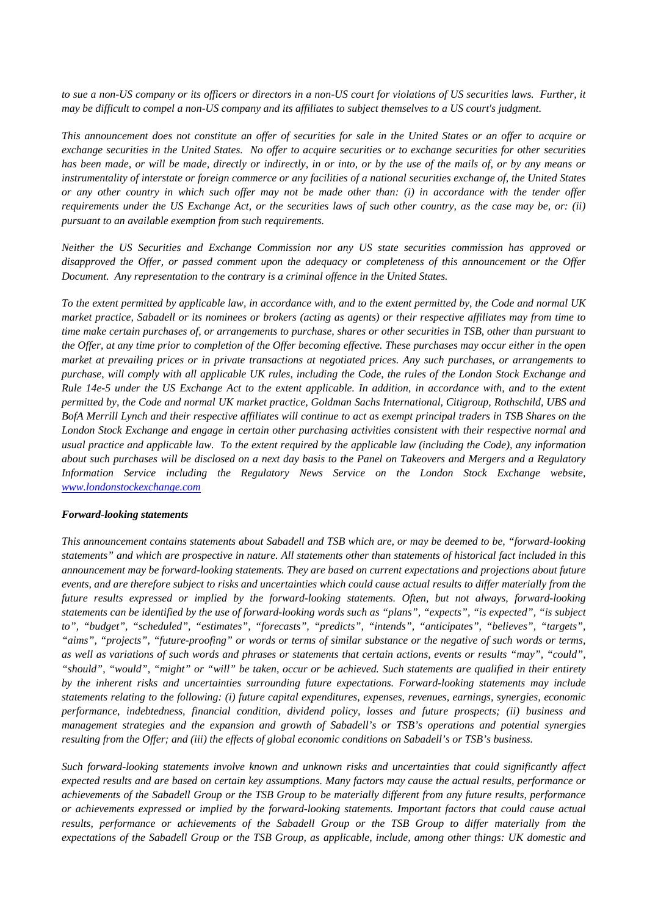*to sue a non-US company or its officers or directors in a non-US court for violations of US securities laws. Further, it may be difficult to compel a non-US company and its affiliates to subject themselves to a US court's judgment.*

*This announcement does not constitute an offer of securities for sale in the United States or an offer to acquire or exchange securities in the United States. No offer to acquire securities or to exchange securities for other securities has been made, or will be made, directly or indirectly, in or into, or by the use of the mails of, or by any means or instrumentality of interstate or foreign commerce or any facilities of a national securities exchange of, the United States or any other country in which such offer may not be made other than: (i) in accordance with the tender offer requirements under the US Exchange Act, or the securities laws of such other country, as the case may be, or: (ii) pursuant to an available exemption from such requirements.*

*Neither the US Securities and Exchange Commission nor any US state securities commission has approved or disapproved the Offer, or passed comment upon the adequacy or completeness of this announcement or the Offer Document. Any representation to the contrary is a criminal offence in the United States.*

*To the extent permitted by applicable law, in accordance with, and to the extent permitted by, the Code and normal UK market practice, Sabadell or its nominees or brokers (acting as agents) or their respective affiliates may from time to time make certain purchases of, or arrangements to purchase, shares or other securities in TSB, other than pursuant to the Offer, at any time prior to completion of the Offer becoming effective. These purchases may occur either in the open market at prevailing prices or in private transactions at negotiated prices. Any such purchases, or arrangements to purchase, will comply with all applicable UK rules, including the Code, the rules of the London Stock Exchange and Rule 14e-5 under the US Exchange Act to the extent applicable. In addition, in accordance with, and to the extent permitted by, the Code and normal UK market practice, Goldman Sachs International, Citigroup, Rothschild, UBS and BofA Merrill Lynch and their respective affiliates will continue to act as exempt principal traders in TSB Shares on the London Stock Exchange and engage in certain other purchasing activities consistent with their respective normal and usual practice and applicable law. To the extent required by the applicable law (including the Code), any information about such purchases will be disclosed on a next day basis to the Panel on Takeovers and Mergers and a Regulatory Information Service including the Regulatory News Service on the London Stock Exchange website, www.londonstockexchange.com*

***Forward-looking statements***

*This announcement contains statements about Sabadell and TSB which are, or may be deemed to be, "forward-looking statements" and which are prospective in nature. All statements other than statements of historical fact included in this announcement may be forward-looking statements. They are based on current expectations and projections about future events, and are therefore subject to risks and uncertainties which could cause actual results to differ materially from the future results expressed or implied by the forward-looking statements. Often, but not always, forward-looking statements can be identified by the use of forward-looking words such as "plans", "expects", "is expected", "is subject to", "budget", "scheduled", "estimates", "forecasts", "predicts", "intends", "anticipates", "believes", "targets", "aims", "projects", "future-proofing" or words or terms of similar substance or the negative of such words or terms, as well as variations of such words and phrases or statements that certain actions, events or results "may", "could", "should", "would", "might" or "will" be taken, occur or be achieved. Such statements are qualified in their entirety by the inherent risks and uncertainties surrounding future expectations. Forward-looking statements may include statements relating to the following: (i) future capital expenditures, expenses, revenues, earnings, synergies, economic performance, indebtedness, financial condition, dividend policy, losses and future prospects; (ii) business and management strategies and the expansion and growth of Sabadell's or TSB's operations and potential synergies resulting from the Offer; and (iii) the effects of global economic conditions on Sabadell's or TSB's business.*

*Such forward-looking statements involve known and unknown risks and uncertainties that could significantly affect expected results and are based on certain key assumptions. Many factors may cause the actual results, performance or achievements of the Sabadell Group or the TSB Group to be materially different from any future results, performance or achievements expressed or implied by the forward-looking statements. Important factors that could cause actual results, performance or achievements of the Sabadell Group or the TSB Group to differ materially from the expectations of the Sabadell Group or the TSB Group, as applicable, include, among other things: UK domestic and*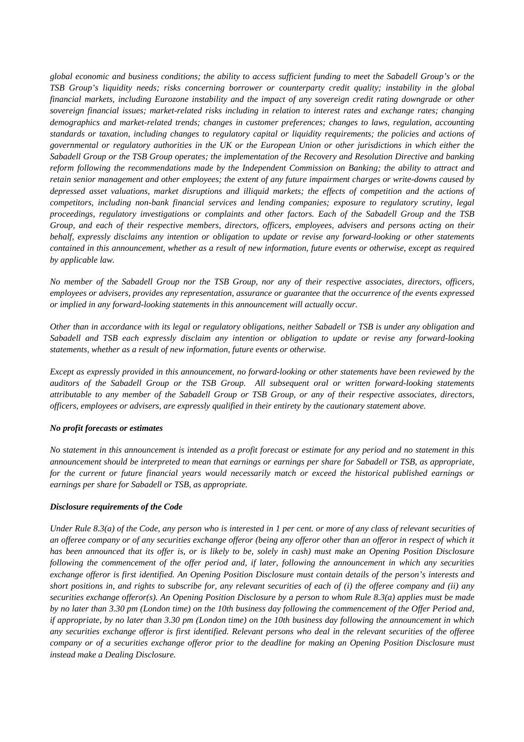*global economic and business conditions; the ability to access sufficient funding to meet the Sabadell Group's or the TSB Group's liquidity needs; risks concerning borrower or counterparty credit quality; instability in the global financial markets, including Eurozone instability and the impact of any sovereign credit rating downgrade or other sovereign financial issues; market-related risks including in relation to interest rates and exchange rates; changing demographics and market-related trends; changes in customer preferences; changes to laws, regulation, accounting standards or taxation, including changes to regulatory capital or liquidity requirements; the policies and actions of governmental or regulatory authorities in the UK or the European Union or other jurisdictions in which either the Sabadell Group or the TSB Group operates; the implementation of the Recovery and Resolution Directive and banking reform following the recommendations made by the Independent Commission on Banking; the ability to attract and retain senior management and other employees; the extent of any future impairment charges or write-downs caused by depressed asset valuations, market disruptions and illiquid markets; the effects of competition and the actions of competitors, including non-bank financial services and lending companies; exposure to regulatory scrutiny, legal proceedings, regulatory investigations or complaints and other factors. Each of the Sabadell Group and the TSB Group, and each of their respective members, directors, officers, employees, advisers and persons acting on their behalf, expressly disclaims any intention or obligation to update or revise any forward-looking or other statements contained in this announcement, whether as a result of new information, future events or otherwise, except as required by applicable law.*

*No member of the Sabadell Group nor the TSB Group, nor any of their respective associates, directors, officers, employees or advisers, provides any representation, assurance or guarantee that the occurrence of the events expressed or implied in any forward-looking statements in this announcement will actually occur.*

*Other than in accordance with its legal or regulatory obligations, neither Sabadell or TSB is under any obligation and Sabadell and TSB each expressly disclaim any intention or obligation to update or revise any forward-looking statements, whether as a result of new information, future events or otherwise.*

*Except as expressly provided in this announcement, no forward-looking or other statements have been reviewed by the auditors of the Sabadell Group or the TSB Group. All subsequent oral or written forward-looking statements attributable to any member of the Sabadell Group or TSB Group, or any of their respective associates, directors, officers, employees or advisers, are expressly qualified in their entirety by the cautionary statement above.*

***No profit forecasts or estimates***

*No statement in this announcement is intended as a profit forecast or estimate for any period and no statement in this announcement should be interpreted to mean that earnings or earnings per share for Sabadell or TSB, as appropriate, for the current or future financial years would necessarily match or exceed the historical published earnings or earnings per share for Sabadell or TSB, as appropriate.*

***Disclosure requirements of the Code***

*Under Rule 8.3(a) of the Code, any person who is interested in 1 per cent. or more of any class of relevant securities of an offeree company or of any securities exchange offeror (being any offeror other than an offeror in respect of which it has been announced that its offer is, or is likely to be, solely in cash) must make an Opening Position Disclosure following the commencement of the offer period and, if later, following the announcement in which any securities exchange offeror is first identified. An Opening Position Disclosure must contain details of the person's interests and short positions in, and rights to subscribe for, any relevant securities of each of (i) the offeree company and (ii) any securities exchange offeror(s). An Opening Position Disclosure by a person to whom Rule 8.3(a) applies must be made by no later than 3.30 pm (London time) on the 10th business day following the commencement of the Offer Period and, if appropriate, by no later than 3.30 pm (London time) on the 10th business day following the announcement in which any securities exchange offeror is first identified. Relevant persons who deal in the relevant securities of the offeree company or of a securities exchange offeror prior to the deadline for making an Opening Position Disclosure must instead make a Dealing Disclosure.*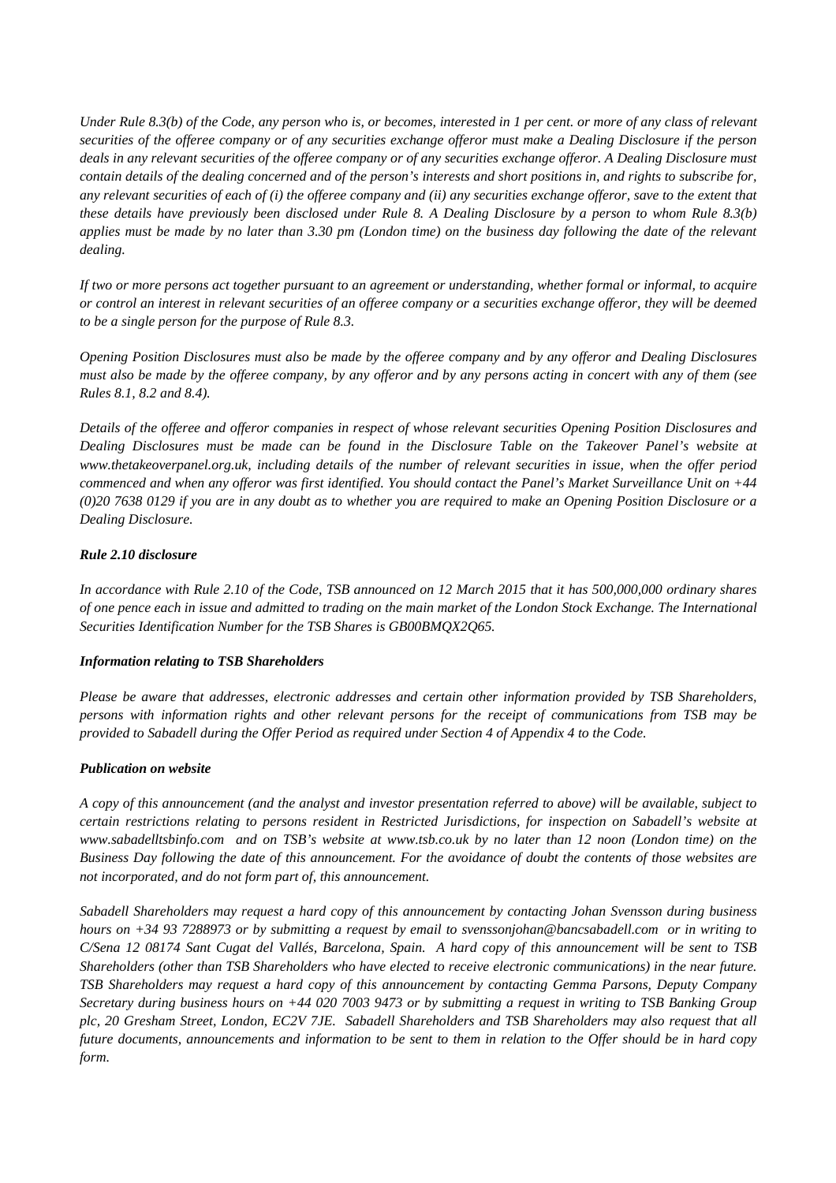*Under Rule 8.3(b) of the Code, any person who is, or becomes, interested in 1 per cent. or more of any class of relevant securities of the offeree company or of any securities exchange offeror must make a Dealing Disclosure if the person deals in any relevant securities of the offeree company or of any securities exchange offeror. A Dealing Disclosure must contain details of the dealing concerned and of the person's interests and short positions in, and rights to subscribe for, any relevant securities of each of (i) the offeree company and (ii) any securities exchange offeror, save to the extent that these details have previously been disclosed under Rule 8. A Dealing Disclosure by a person to whom Rule 8.3(b) applies must be made by no later than 3.30 pm (London time) on the business day following the date of the relevant dealing.*

*If two or more persons act together pursuant to an agreement or understanding, whether formal or informal, to acquire or control an interest in relevant securities of an offeree company or a securities exchange offeror, they will be deemed to be a single person for the purpose of Rule 8.3.*

*Opening Position Disclosures must also be made by the offeree company and by any offeror and Dealing Disclosures must also be made by the offeree company, by any offeror and by any persons acting in concert with any of them (see Rules 8.1, 8.2 and 8.4).*

*Details of the offeree and offeror companies in respect of whose relevant securities Opening Position Disclosures and Dealing Disclosures must be made can be found in the Disclosure Table on the Takeover Panel's website at www.thetakeoverpanel.org.uk, including details of the number of relevant securities in issue, when the offer period commenced and when any offeror was first identified. You should contact the Panel's Market Surveillance Unit on +44 (0)20 7638 0129 if you are in any doubt as to whether you are required to make an Opening Position Disclosure or a Dealing Disclosure.*

***Rule 2.10 disclosure***

*In accordance with Rule 2.10 of the Code, TSB announced on 12 March 2015 that it has 500,000,000 ordinary shares of one pence each in issue and admitted to trading on the main market of the London Stock Exchange. The International Securities Identification Number for the TSB Shares is GB00BMQX2Q65.*

***Information relating to TSB Shareholders***

*Please be aware that addresses, electronic addresses and certain other information provided by TSB Shareholders, persons with information rights and other relevant persons for the receipt of communications from TSB may be provided to Sabadell during the Offer Period as required under Section 4 of Appendix 4 to the Code.*

***Publication on website***

*A copy of this announcement (and the analyst and investor presentation referred to above) will be available, subject to certain restrictions relating to persons resident in Restricted Jurisdictions, for inspection on Sabadell's website at www.sabadelltsbinfo.com and on TSB's website at www.tsb.co.uk by no later than 12 noon (London time) on the Business Day following the date of this announcement. For the avoidance of doubt the contents of those websites are not incorporated, and do not form part of, this announcement.*

*Sabadell Shareholders may request a hard copy of this announcement by contacting Johan Svensson during business hours on +34 93 7288973 or by submitting a request by email to svenssonjohan@bancsabadell.com or in writing to C/Sena 12 08174 Sant Cugat del Vallés, Barcelona, Spain. A hard copy of this announcement will be sent to TSB Shareholders (other than TSB Shareholders who have elected to receive electronic communications) in the near future. TSB Shareholders may request a hard copy of this announcement by contacting Gemma Parsons, Deputy Company Secretary during business hours on +44 020 7003 9473 or by submitting a request in writing to TSB Banking Group plc, 20 Gresham Street, London, EC2V 7JE. Sabadell Shareholders and TSB Shareholders may also request that all future documents, announcements and information to be sent to them in relation to the Offer should be in hard copy form.*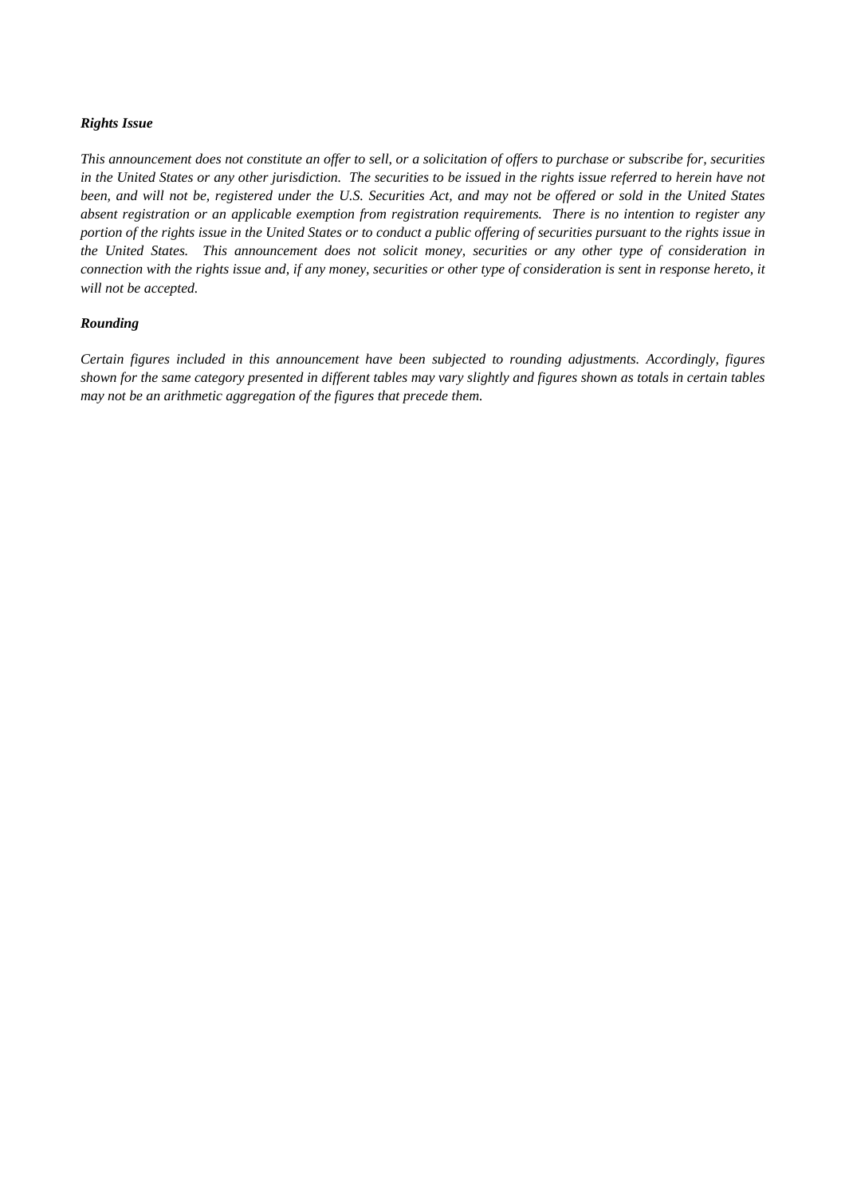***Rights Issue***

*This announcement does not constitute an offer to sell, or a solicitation of offers to purchase or subscribe for, securities in the United States or any other jurisdiction. The securities to be issued in the rights issue referred to herein have not been, and will not be, registered under the U.S. Securities Act, and may not be offered or sold in the United States absent registration or an applicable exemption from registration requirements. There is no intention to register any portion of the rights issue in the United States or to conduct a public offering of securities pursuant to the rights issue in the United States. This announcement does not solicit money, securities or any other type of consideration in connection with the rights issue and, if any money, securities or other type of consideration is sent in response hereto, it will not be accepted.*

***Rounding***

*Certain figures included in this announcement have been subjected to rounding adjustments. Accordingly, figures shown for the same category presented in different tables may vary slightly and figures shown as totals in certain tables may not be an arithmetic aggregation of the figures that precede them.*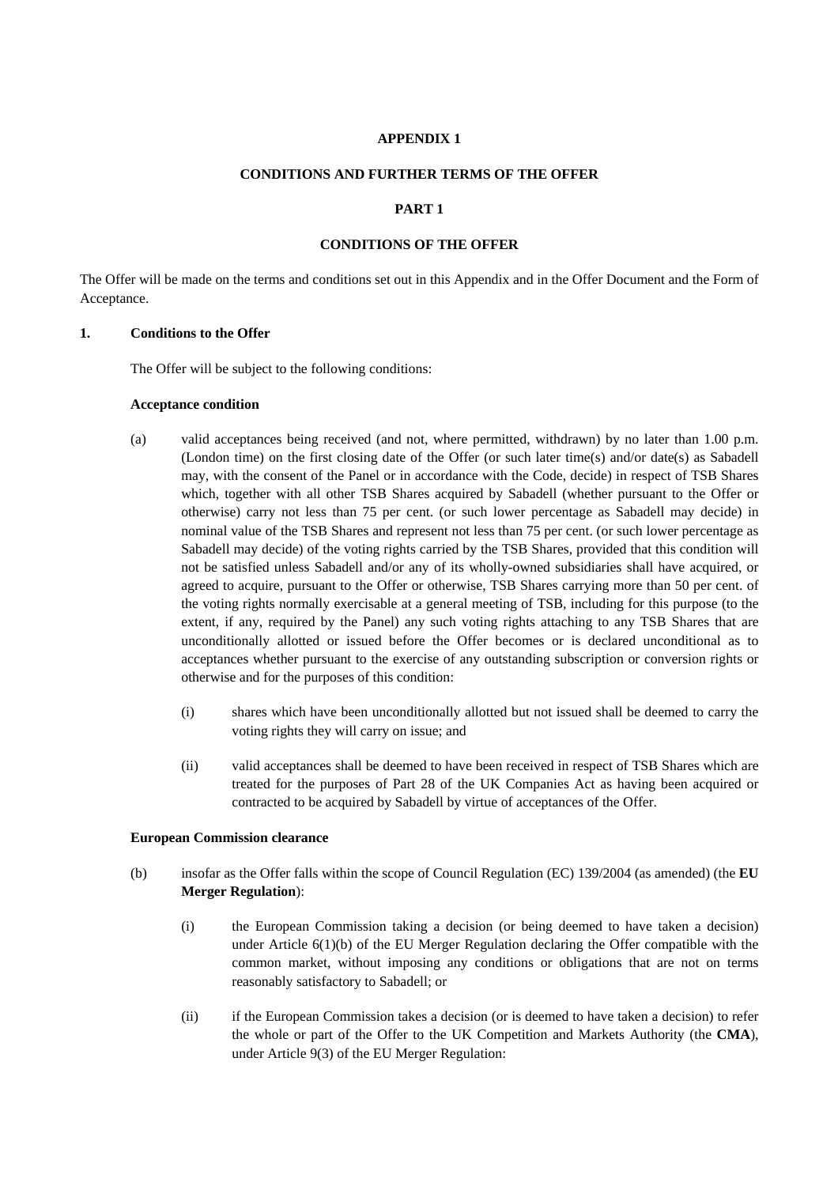**APPENDIX 1**

**CONDITIONS AND FURTHER TERMS OF THE OFFER**

**PART 1**

**CONDITIONS OF THE OFFER**

The Offer will be made on the terms and conditions set out in this Appendix and in the Offer Document and the Form of Acceptance.

**1. Conditions to the Offer**

The Offer will be subject to the following conditions:

**Acceptance condition**

(a) valid acceptances being received (and not, where permitted, withdrawn) by no later than 1.00 p.m. (London time) on the first closing date of the Offer (or such later time(s) and/or date(s) as Sabadell may, with the consent of the Panel or in accordance with the Code, decide) in respect of TSB Shares which, together with all other TSB Shares acquired by Sabadell (whether pursuant to the Offer or otherwise) carry not less than 75 per cent. (or such lower percentage as Sabadell may decide) in nominal value of the TSB Shares and represent not less than 75 per cent. (or such lower percentage as Sabadell may decide) of the voting rights carried by the TSB Shares, provided that this condition will not be satisfied unless Sabadell and/or any of its wholly-owned subsidiaries shall have acquired, or agreed to acquire, pursuant to the Offer or otherwise, TSB Shares carrying more than 50 per cent. of the voting rights normally exercisable at a general meeting of TSB, including for this purpose (to the extent, if any, required by the Panel) any such voting rights attaching to any TSB Shares that are unconditionally allotted or issued before the Offer becomes or is declared unconditional as to acceptances whether pursuant to the exercise of any outstanding subscription or conversion rights or otherwise and for the purposes of this condition:

(i) shares which have been unconditionally allotted but not issued shall be deemed to carry the voting rights they will carry on issue; and

(ii) valid acceptances shall be deemed to have been received in respect of TSB Shares which are treated for the purposes of Part 28 of the UK Companies Act as having been acquired or contracted to be acquired by Sabadell by virtue of acceptances of the Offer.

**European Commission clearance**

(b) insofar as the Offer falls within the scope of Council Regulation (EC) 139/2004 (as amended) (the **EU Merger Regulation**):

(i) the European Commission taking a decision (or being deemed to have taken a decision) under Article 6(1)(b) of the EU Merger Regulation declaring the Offer compatible with the common market, without imposing any conditions or obligations that are not on terms reasonably satisfactory to Sabadell; or

(ii) if the European Commission takes a decision (or is deemed to have taken a decision) to refer the whole or part of the Offer to the UK Competition and Markets Authority (the **CMA**), under Article 9(3) of the EU Merger Regulation: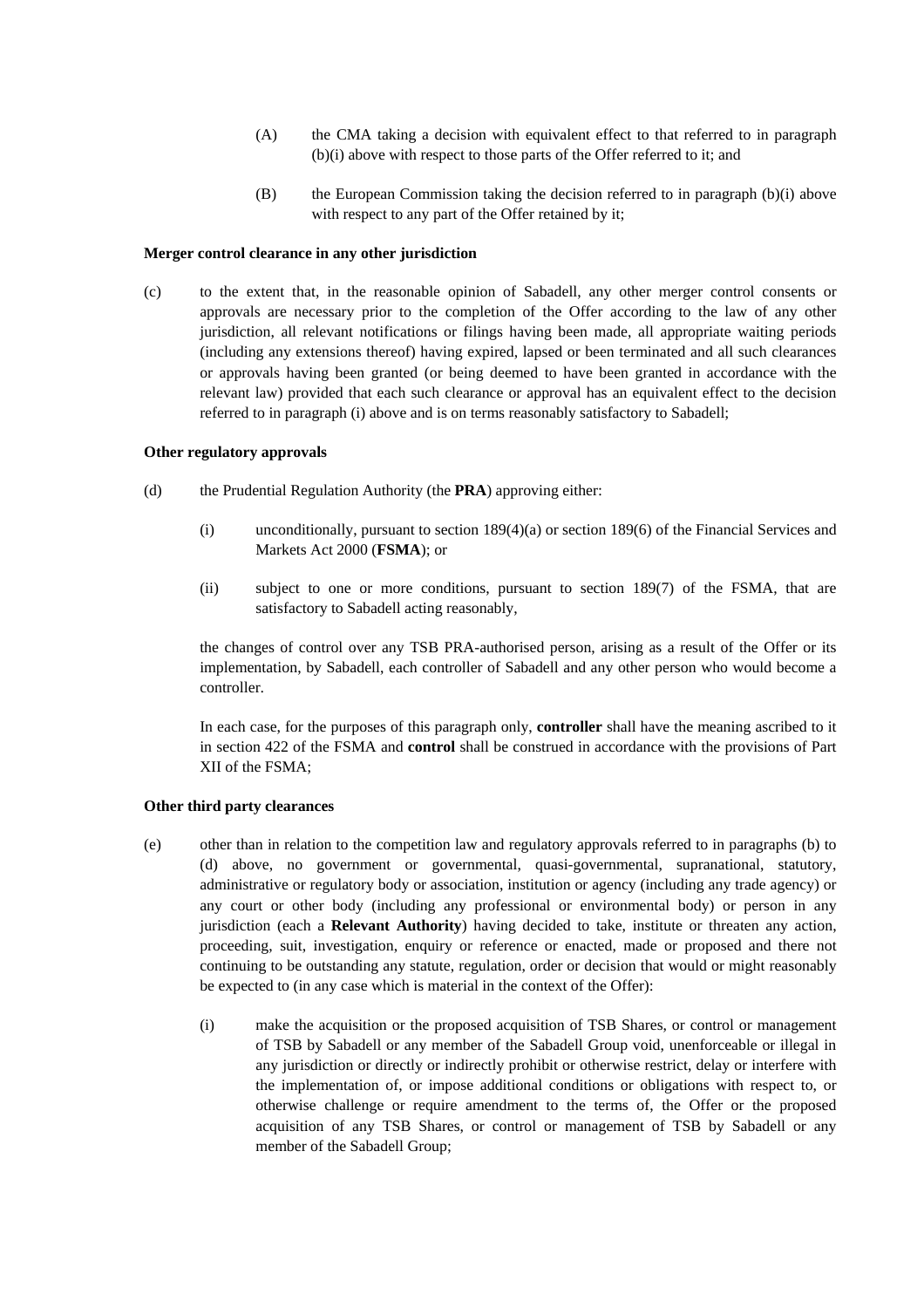(A) the CMA taking a decision with equivalent effect to that referred to in paragraph (b)(i) above with respect to those parts of the Offer referred to it; and

(B) the European Commission taking the decision referred to in paragraph (b)(i) above with respect to any part of the Offer retained by it;

**Merger control clearance in any other jurisdiction**

(c) to the extent that, in the reasonable opinion of Sabadell, any other merger control consents or approvals are necessary prior to the completion of the Offer according to the law of any other jurisdiction, all relevant notifications or filings having been made, all appropriate waiting periods (including any extensions thereof) having expired, lapsed or been terminated and all such clearances or approvals having been granted (or being deemed to have been granted in accordance with the relevant law) provided that each such clearance or approval has an equivalent effect to the decision referred to in paragraph (i) above and is on terms reasonably satisfactory to Sabadell;

**Other regulatory approvals**

(d) the Prudential Regulation Authority (the **PRA**) approving either:

(i) unconditionally, pursuant to section 189(4)(a) or section 189(6) of the Financial Services and Markets Act 2000 (**FSMA**); or

(ii) subject to one or more conditions, pursuant to section 189(7) of the FSMA, that are satisfactory to Sabadell acting reasonably,

the changes of control over any TSB PRA-authorised person, arising as a result of the Offer or its implementation, by Sabadell, each controller of Sabadell and any other person who would become a controller.

In each case, for the purposes of this paragraph only, **controller** shall have the meaning ascribed to it in section 422 of the FSMA and **control** shall be construed in accordance with the provisions of Part XII of the FSMA;

**Other third party clearances**

(e) other than in relation to the competition law and regulatory approvals referred to in paragraphs (b) to (d) above, no government or governmental, quasi-governmental, supranational, statutory, administrative or regulatory body or association, institution or agency (including any trade agency) or any court or other body (including any professional or environmental body) or person in any jurisdiction (each a **Relevant Authority**) having decided to take, institute or threaten any action, proceeding, suit, investigation, enquiry or reference or enacted, made or proposed and there not continuing to be outstanding any statute, regulation, order or decision that would or might reasonably be expected to (in any case which is material in the context of the Offer):

(i) make the acquisition or the proposed acquisition of TSB Shares, or control or management of TSB by Sabadell or any member of the Sabadell Group void, unenforceable or illegal in any jurisdiction or directly or indirectly prohibit or otherwise restrict, delay or interfere with the implementation of, or impose additional conditions or obligations with respect to, or otherwise challenge or require amendment to the terms of, the Offer or the proposed acquisition of any TSB Shares, or control or management of TSB by Sabadell or any member of the Sabadell Group;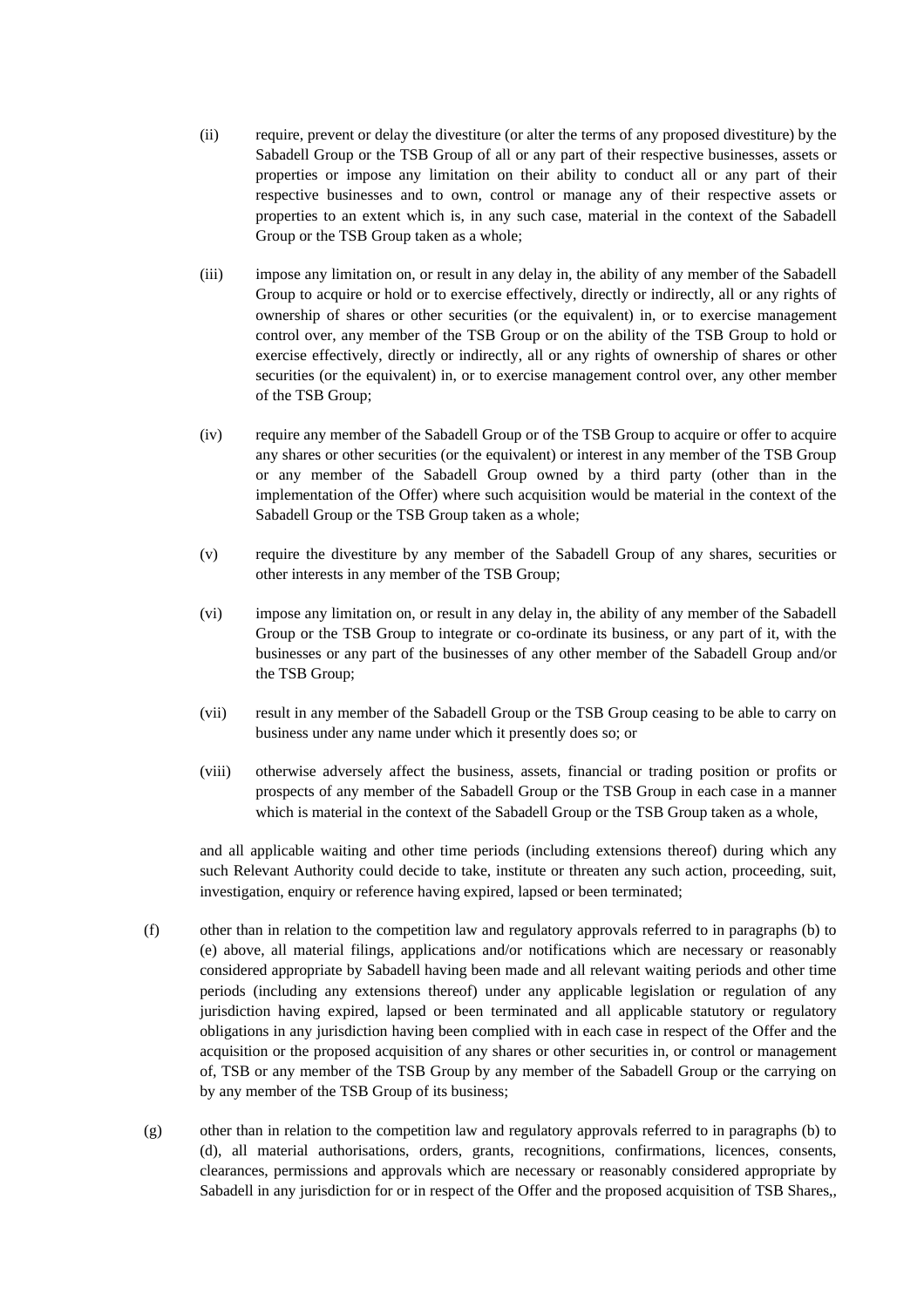(ii) require, prevent or delay the divestiture (or alter the terms of any proposed divestiture) by the Sabadell Group or the TSB Group of all or any part of their respective businesses, assets or properties or impose any limitation on their ability to conduct all or any part of their respective businesses and to own, control or manage any of their respective assets or properties to an extent which is, in any such case, material in the context of the Sabadell Group or the TSB Group taken as a whole;

(iii) impose any limitation on, or result in any delay in, the ability of any member of the Sabadell Group to acquire or hold or to exercise effectively, directly or indirectly, all or any rights of ownership of shares or other securities (or the equivalent) in, or to exercise management control over, any member of the TSB Group or on the ability of the TSB Group to hold or exercise effectively, directly or indirectly, all or any rights of ownership of shares or other securities (or the equivalent) in, or to exercise management control over, any other member of the TSB Group;

(iv) require any member of the Sabadell Group or of the TSB Group to acquire or offer to acquire any shares or other securities (or the equivalent) or interest in any member of the TSB Group or any member of the Sabadell Group owned by a third party (other than in the implementation of the Offer) where such acquisition would be material in the context of the Sabadell Group or the TSB Group taken as a whole;

(v) require the divestiture by any member of the Sabadell Group of any shares, securities or other interests in any member of the TSB Group;

(vi) impose any limitation on, or result in any delay in, the ability of any member of the Sabadell Group or the TSB Group to integrate or co-ordinate its business, or any part of it, with the businesses or any part of the businesses of any other member of the Sabadell Group and/or the TSB Group;

(vii) result in any member of the Sabadell Group or the TSB Group ceasing to be able to carry on business under any name under which it presently does so; or

(viii) otherwise adversely affect the business, assets, financial or trading position or profits or prospects of any member of the Sabadell Group or the TSB Group in each case in a manner which is material in the context of the Sabadell Group or the TSB Group taken as a whole,

and all applicable waiting and other time periods (including extensions thereof) during which any such Relevant Authority could decide to take, institute or threaten any such action, proceeding, suit, investigation, enquiry or reference having expired, lapsed or been terminated;

(f) other than in relation to the competition law and regulatory approvals referred to in paragraphs (b) to (e) above, all material filings, applications and/or notifications which are necessary or reasonably considered appropriate by Sabadell having been made and all relevant waiting periods and other time periods (including any extensions thereof) under any applicable legislation or regulation of any jurisdiction having expired, lapsed or been terminated and all applicable statutory or regulatory obligations in any jurisdiction having been complied with in each case in respect of the Offer and the acquisition or the proposed acquisition of any shares or other securities in, or control or management of, TSB or any member of the TSB Group by any member of the Sabadell Group or the carrying on by any member of the TSB Group of its business;

(g) other than in relation to the competition law and regulatory approvals referred to in paragraphs (b) to (d), all material authorisations, orders, grants, recognitions, confirmations, licences, consents, clearances, permissions and approvals which are necessary or reasonably considered appropriate by Sabadell in any jurisdiction for or in respect of the Offer and the proposed acquisition of TSB Shares,,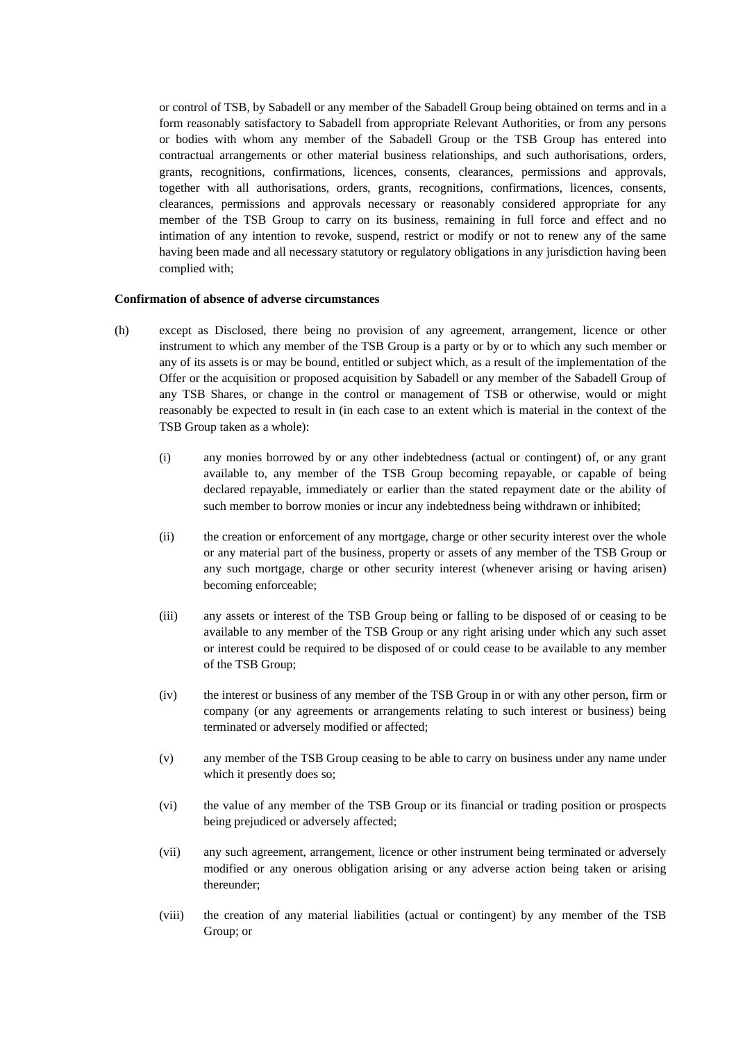or control of TSB, by Sabadell or any member of the Sabadell Group being obtained on terms and in a form reasonably satisfactory to Sabadell from appropriate Relevant Authorities, or from any persons or bodies with whom any member of the Sabadell Group or the TSB Group has entered into contractual arrangements or other material business relationships, and such authorisations, orders, grants, recognitions, confirmations, licences, consents, clearances, permissions and approvals, together with all authorisations, orders, grants, recognitions, confirmations, licences, consents, clearances, permissions and approvals necessary or reasonably considered appropriate for any member of the TSB Group to carry on its business, remaining in full force and effect and no intimation of any intention to revoke, suspend, restrict or modify or not to renew any of the same having been made and all necessary statutory or regulatory obligations in any jurisdiction having been complied with;

**Confirmation of absence of adverse circumstances**

(h) except as Disclosed, there being no provision of any agreement, arrangement, licence or other instrument to which any member of the TSB Group is a party or by or to which any such member or any of its assets is or may be bound, entitled or subject which, as a result of the implementation of the Offer or the acquisition or proposed acquisition by Sabadell or any member of the Sabadell Group of any TSB Shares, or change in the control or management of TSB or otherwise, would or might reasonably be expected to result in (in each case to an extent which is material in the context of the TSB Group taken as a whole):

(i) any monies borrowed by or any other indebtedness (actual or contingent) of, or any grant available to, any member of the TSB Group becoming repayable, or capable of being declared repayable, immediately or earlier than the stated repayment date or the ability of such member to borrow monies or incur any indebtedness being withdrawn or inhibited;

(ii) the creation or enforcement of any mortgage, charge or other security interest over the whole or any material part of the business, property or assets of any member of the TSB Group or any such mortgage, charge or other security interest (whenever arising or having arisen) becoming enforceable;

(iii) any assets or interest of the TSB Group being or falling to be disposed of or ceasing to be available to any member of the TSB Group or any right arising under which any such asset or interest could be required to be disposed of or could cease to be available to any member of the TSB Group;

(iv) the interest or business of any member of the TSB Group in or with any other person, firm or company (or any agreements or arrangements relating to such interest or business) being terminated or adversely modified or affected;

(v) any member of the TSB Group ceasing to be able to carry on business under any name under which it presently does so;

(vi) the value of any member of the TSB Group or its financial or trading position or prospects being prejudiced or adversely affected;

(vii) any such agreement, arrangement, licence or other instrument being terminated or adversely modified or any onerous obligation arising or any adverse action being taken or arising thereunder;

(viii) the creation of any material liabilities (actual or contingent) by any member of the TSB Group; or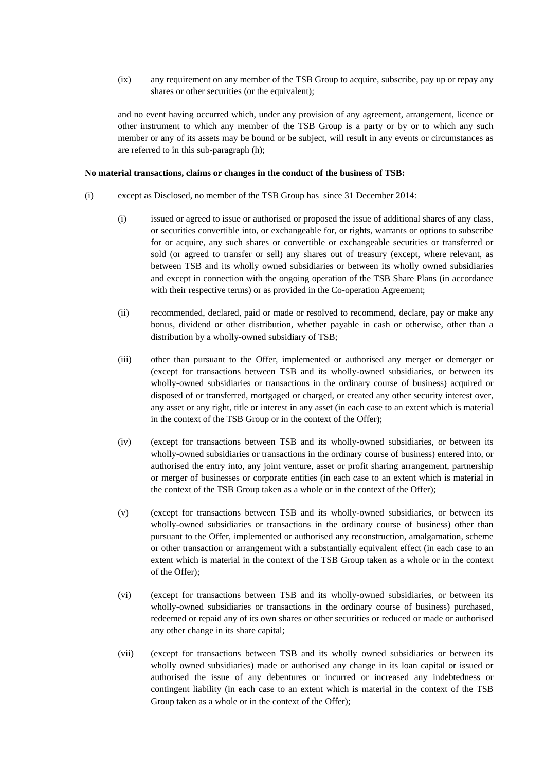(ix) any requirement on any member of the TSB Group to acquire, subscribe, pay up or repay any shares or other securities (or the equivalent);

and no event having occurred which, under any provision of any agreement, arrangement, licence or other instrument to which any member of the TSB Group is a party or by or to which any such member or any of its assets may be bound or be subject, will result in any events or circumstances as are referred to in this sub-paragraph (h);

**No material transactions, claims or changes in the conduct of the business of TSB:**

(i) except as Disclosed, no member of the TSB Group has since 31 December 2014:

(i) issued or agreed to issue or authorised or proposed the issue of additional shares of any class, or securities convertible into, or exchangeable for, or rights, warrants or options to subscribe for or acquire, any such shares or convertible or exchangeable securities or transferred or sold (or agreed to transfer or sell) any shares out of treasury (except, where relevant, as between TSB and its wholly owned subsidiaries or between its wholly owned subsidiaries and except in connection with the ongoing operation of the TSB Share Plans (in accordance with their respective terms) or as provided in the Co-operation Agreement;

(ii) recommended, declared, paid or made or resolved to recommend, declare, pay or make any bonus, dividend or other distribution, whether payable in cash or otherwise, other than a distribution by a wholly-owned subsidiary of TSB;

(iii) other than pursuant to the Offer, implemented or authorised any merger or demerger or (except for transactions between TSB and its wholly-owned subsidiaries, or between its wholly-owned subsidiaries or transactions in the ordinary course of business) acquired or disposed of or transferred, mortgaged or charged, or created any other security interest over, any asset or any right, title or interest in any asset (in each case to an extent which is material in the context of the TSB Group or in the context of the Offer);

(iv) (except for transactions between TSB and its wholly-owned subsidiaries, or between its wholly-owned subsidiaries or transactions in the ordinary course of business) entered into, or authorised the entry into, any joint venture, asset or profit sharing arrangement, partnership or merger of businesses or corporate entities (in each case to an extent which is material in the context of the TSB Group taken as a whole or in the context of the Offer);

(v) (except for transactions between TSB and its wholly-owned subsidiaries, or between its wholly-owned subsidiaries or transactions in the ordinary course of business) other than pursuant to the Offer, implemented or authorised any reconstruction, amalgamation, scheme or other transaction or arrangement with a substantially equivalent effect (in each case to an extent which is material in the context of the TSB Group taken as a whole or in the context of the Offer);

(vi) (except for transactions between TSB and its wholly-owned subsidiaries, or between its wholly-owned subsidiaries or transactions in the ordinary course of business) purchased, redeemed or repaid any of its own shares or other securities or reduced or made or authorised any other change in its share capital;

(vii) (except for transactions between TSB and its wholly owned subsidiaries or between its wholly owned subsidiaries) made or authorised any change in its loan capital or issued or authorised the issue of any debentures or incurred or increased any indebtedness or contingent liability (in each case to an extent which is material in the context of the TSB Group taken as a whole or in the context of the Offer);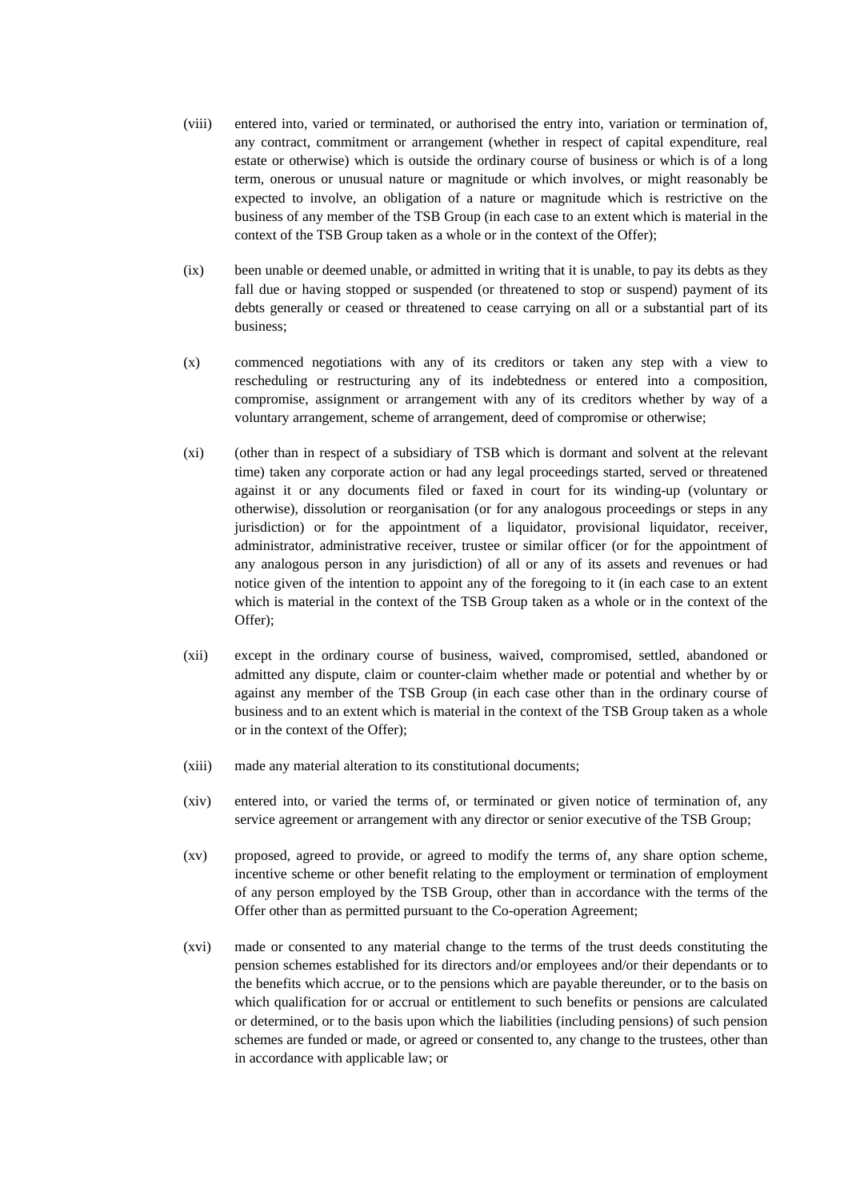(viii) entered into, varied or terminated, or authorised the entry into, variation or termination of, any contract, commitment or arrangement (whether in respect of capital expenditure, real estate or otherwise) which is outside the ordinary course of business or which is of a long term, onerous or unusual nature or magnitude or which involves, or might reasonably be expected to involve, an obligation of a nature or magnitude which is restrictive on the business of any member of the TSB Group (in each case to an extent which is material in the context of the TSB Group taken as a whole or in the context of the Offer);

(ix) been unable or deemed unable, or admitted in writing that it is unable, to pay its debts as they fall due or having stopped or suspended (or threatened to stop or suspend) payment of its debts generally or ceased or threatened to cease carrying on all or a substantial part of its business;

(x) commenced negotiations with any of its creditors or taken any step with a view to rescheduling or restructuring any of its indebtedness or entered into a composition, compromise, assignment or arrangement with any of its creditors whether by way of a voluntary arrangement, scheme of arrangement, deed of compromise or otherwise;

(xi) (other than in respect of a subsidiary of TSB which is dormant and solvent at the relevant time) taken any corporate action or had any legal proceedings started, served or threatened against it or any documents filed or faxed in court for its winding-up (voluntary or otherwise), dissolution or reorganisation (or for any analogous proceedings or steps in any jurisdiction) or for the appointment of a liquidator, provisional liquidator, receiver, administrator, administrative receiver, trustee or similar officer (or for the appointment of any analogous person in any jurisdiction) of all or any of its assets and revenues or had notice given of the intention to appoint any of the foregoing to it (in each case to an extent which is material in the context of the TSB Group taken as a whole or in the context of the Offer);

(xii) except in the ordinary course of business, waived, compromised, settled, abandoned or admitted any dispute, claim or counter-claim whether made or potential and whether by or against any member of the TSB Group (in each case other than in the ordinary course of business and to an extent which is material in the context of the TSB Group taken as a whole or in the context of the Offer);

(xiii) made any material alteration to its constitutional documents;

(xiv) entered into, or varied the terms of, or terminated or given notice of termination of, any service agreement or arrangement with any director or senior executive of the TSB Group;

(xv) proposed, agreed to provide, or agreed to modify the terms of, any share option scheme, incentive scheme or other benefit relating to the employment or termination of employment of any person employed by the TSB Group, other than in accordance with the terms of the Offer other than as permitted pursuant to the Co-operation Agreement;

(xvi) made or consented to any material change to the terms of the trust deeds constituting the pension schemes established for its directors and/or employees and/or their dependants or to the benefits which accrue, or to the pensions which are payable thereunder, or to the basis on which qualification for or accrual or entitlement to such benefits or pensions are calculated or determined, or to the basis upon which the liabilities (including pensions) of such pension schemes are funded or made, or agreed or consented to, any change to the trustees, other than in accordance with applicable law; or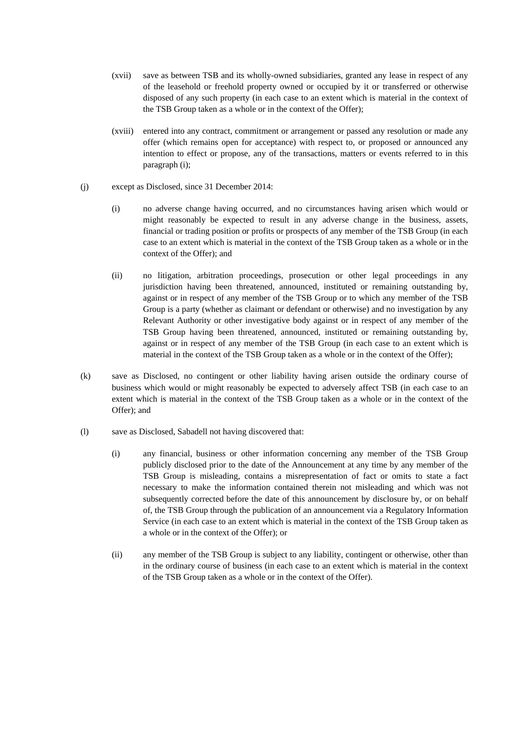(xvii) save as between TSB and its wholly-owned subsidiaries, granted any lease in respect of any of the leasehold or freehold property owned or occupied by it or transferred or otherwise disposed of any such property (in each case to an extent which is material in the context of the TSB Group taken as a whole or in the context of the Offer);

(xviii) entered into any contract, commitment or arrangement or passed any resolution or made any offer (which remains open for acceptance) with respect to, or proposed or announced any intention to effect or propose, any of the transactions, matters or events referred to in this paragraph (i);

(j) except as Disclosed, since 31 December 2014:

(i) no adverse change having occurred, and no circumstances having arisen which would or might reasonably be expected to result in any adverse change in the business, assets, financial or trading position or profits or prospects of any member of the TSB Group (in each case to an extent which is material in the context of the TSB Group taken as a whole or in the context of the Offer); and

(ii) no litigation, arbitration proceedings, prosecution or other legal proceedings in any jurisdiction having been threatened, announced, instituted or remaining outstanding by, against or in respect of any member of the TSB Group or to which any member of the TSB Group is a party (whether as claimant or defendant or otherwise) and no investigation by any Relevant Authority or other investigative body against or in respect of any member of the TSB Group having been threatened, announced, instituted or remaining outstanding by, against or in respect of any member of the TSB Group (in each case to an extent which is material in the context of the TSB Group taken as a whole or in the context of the Offer);

(k) save as Disclosed, no contingent or other liability having arisen outside the ordinary course of business which would or might reasonably be expected to adversely affect TSB (in each case to an extent which is material in the context of the TSB Group taken as a whole or in the context of the Offer); and

(l) save as Disclosed, Sabadell not having discovered that:

(i) any financial, business or other information concerning any member of the TSB Group publicly disclosed prior to the date of the Announcement at any time by any member of the TSB Group is misleading, contains a misrepresentation of fact or omits to state a fact necessary to make the information contained therein not misleading and which was not subsequently corrected before the date of this announcement by disclosure by, or on behalf of, the TSB Group through the publication of an announcement via a Regulatory Information Service (in each case to an extent which is material in the context of the TSB Group taken as a whole or in the context of the Offer); or

(ii) any member of the TSB Group is subject to any liability, contingent or otherwise, other than in the ordinary course of business (in each case to an extent which is material in the context of the TSB Group taken as a whole or in the context of the Offer).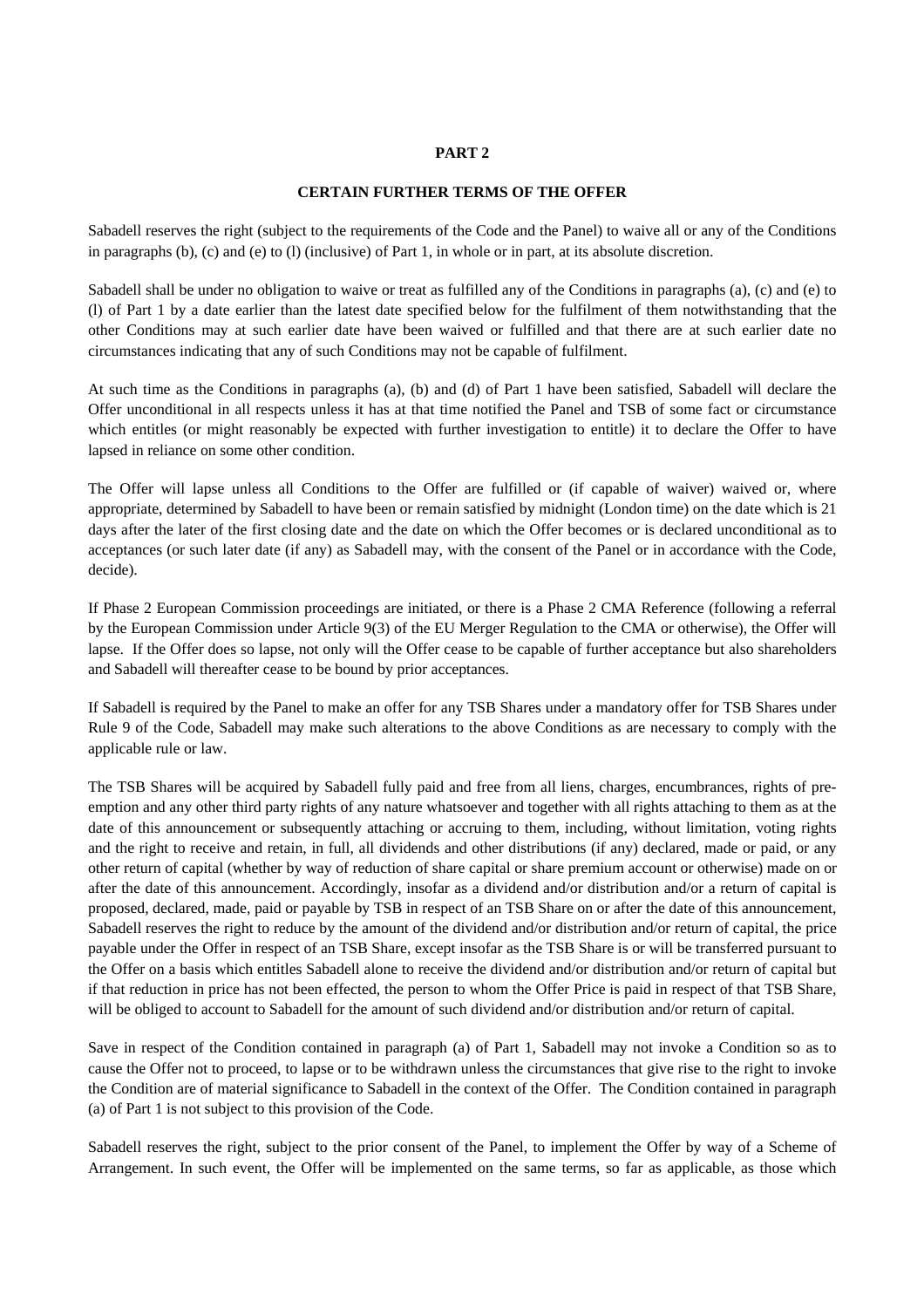# PART 2

## CERTAIN FURTHER TERMS OF THE OFFER

Sabadell reserves the right (subject to the requirements of the Code and the Panel) to waive all or any of the Conditions in paragraphs (b), (c) and (e) to (l) (inclusive) of Part 1, in whole or in part, at its absolute discretion.

Sabadell shall be under no obligation to waive or treat as fulfilled any of the Conditions in paragraphs (a), (c) and (e) to (l) of Part 1 by a date earlier than the latest date specified below for the fulfilment of them notwithstanding that the other Conditions may at such earlier date have been waived or fulfilled and that there are at such earlier date no circumstances indicating that any of such Conditions may not be capable of fulfilment.

At such time as the Conditions in paragraphs (a), (b) and (d) of Part 1 have been satisfied, Sabadell will declare the Offer unconditional in all respects unless it has at that time notified the Panel and TSB of some fact or circumstance which entitles (or might reasonably be expected with further investigation to entitle) it to declare the Offer to have lapsed in reliance on some other condition.

The Offer will lapse unless all Conditions to the Offer are fulfilled or (if capable of waiver) waived or, where appropriate, determined by Sabadell to have been or remain satisfied by midnight (London time) on the date which is 21 days after the later of the first closing date and the date on which the Offer becomes or is declared unconditional as to acceptances (or such later date (if any) as Sabadell may, with the consent of the Panel or in accordance with the Code, decide).

If Phase 2 European Commission proceedings are initiated, or there is a Phase 2 CMA Reference (following a referral by the European Commission under Article 9(3) of the EU Merger Regulation to the CMA or otherwise), the Offer will lapse. If the Offer does so lapse, not only will the Offer cease to be capable of further acceptance but also shareholders and Sabadell will thereafter cease to be bound by prior acceptances.

If Sabadell is required by the Panel to make an offer for any TSB Shares under a mandatory offer for TSB Shares under Rule 9 of the Code, Sabadell may make such alterations to the above Conditions as are necessary to comply with the applicable rule or law.

The TSB Shares will be acquired by Sabadell fully paid and free from all liens, charges, encumbrances, rights of pre-emption and any other third party rights of any nature whatsoever and together with all rights attaching to them as at the date of this announcement or subsequently attaching or accruing to them, including, without limitation, voting rights and the right to receive and retain, in full, all dividends and other distributions (if any) declared, made or paid, or any other return of capital (whether by way of reduction of share capital or share premium account or otherwise) made on or after the date of this announcement. Accordingly, insofar as a dividend and/or distribution and/or a return of capital is proposed, declared, made, paid or payable by TSB in respect of an TSB Share on or after the date of this announcement, Sabadell reserves the right to reduce by the amount of the dividend and/or distribution and/or return of capital, the price payable under the Offer in respect of an TSB Share, except insofar as the TSB Share is or will be transferred pursuant to the Offer on a basis which entitles Sabadell alone to receive the dividend and/or distribution and/or return of capital but if that reduction in price has not been effected, the person to whom the Offer Price is paid in respect of that TSB Share, will be obliged to account to Sabadell for the amount of such dividend and/or distribution and/or return of capital.

Save in respect of the Condition contained in paragraph (a) of Part 1, Sabadell may not invoke a Condition so as to cause the Offer not to proceed, to lapse or to be withdrawn unless the circumstances that give rise to the right to invoke the Condition are of material significance to Sabadell in the context of the Offer. The Condition contained in paragraph (a) of Part 1 is not subject to this provision of the Code.

Sabadell reserves the right, subject to the prior consent of the Panel, to implement the Offer by way of a Scheme of Arrangement. In such event, the Offer will be implemented on the same terms, so far as applicable, as those which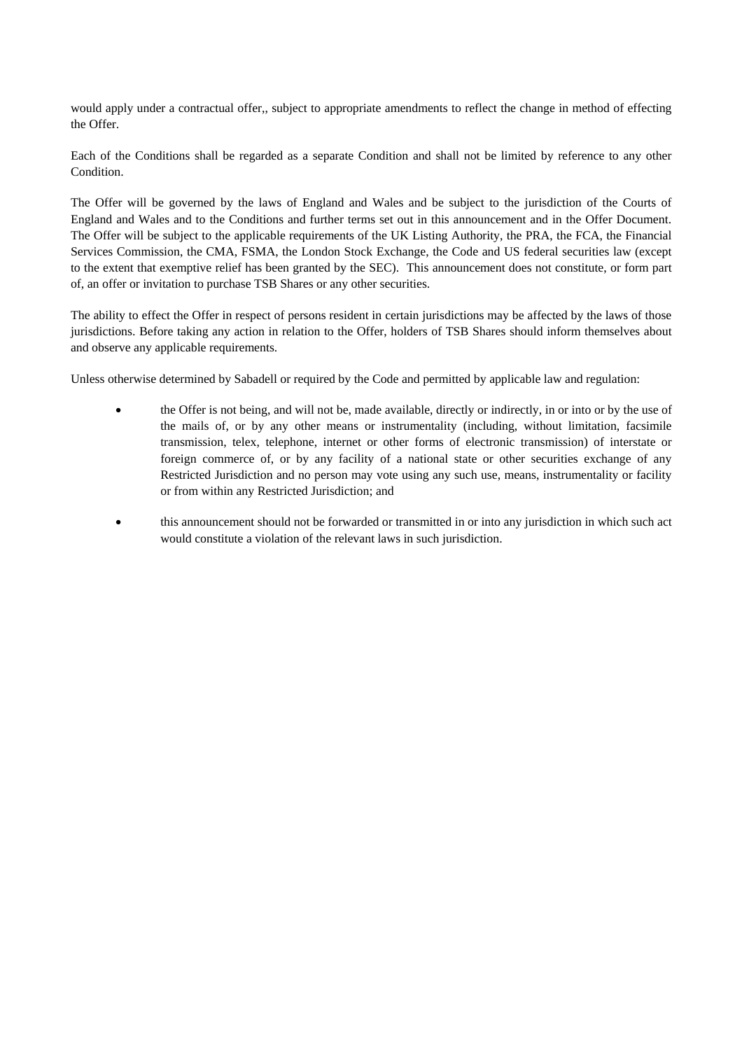would apply under a contractual offer,, subject to appropriate amendments to reflect the change in method of effecting the Offer.

Each of the Conditions shall be regarded as a separate Condition and shall not be limited by reference to any other Condition.

The Offer will be governed by the laws of England and Wales and be subject to the jurisdiction of the Courts of England and Wales and to the Conditions and further terms set out in this announcement and in the Offer Document. The Offer will be subject to the applicable requirements of the UK Listing Authority, the PRA, the FCA, the Financial Services Commission, the CMA, FSMA, the London Stock Exchange, the Code and US federal securities law (except to the extent that exemptive relief has been granted by the SEC). This announcement does not constitute, or form part of, an offer or invitation to purchase TSB Shares or any other securities.

The ability to effect the Offer in respect of persons resident in certain jurisdictions may be affected by the laws of those jurisdictions. Before taking any action in relation to the Offer, holders of TSB Shares should inform themselves about and observe any applicable requirements.

Unless otherwise determined by Sabadell or required by the Code and permitted by applicable law and regulation:

- the Offer is not being, and will not be, made available, directly or indirectly, in or into or by the use of the mails of, or by any other means or instrumentality (including, without limitation, facsimile transmission, telex, telephone, internet or other forms of electronic transmission) of interstate or foreign commerce of, or by any facility of a national state or other securities exchange of any Restricted Jurisdiction and no person may vote using any such use, means, instrumentality or facility or from within any Restricted Jurisdiction; and

- this announcement should not be forwarded or transmitted in or into any jurisdiction in which such act would constitute a violation of the relevant laws in such jurisdiction.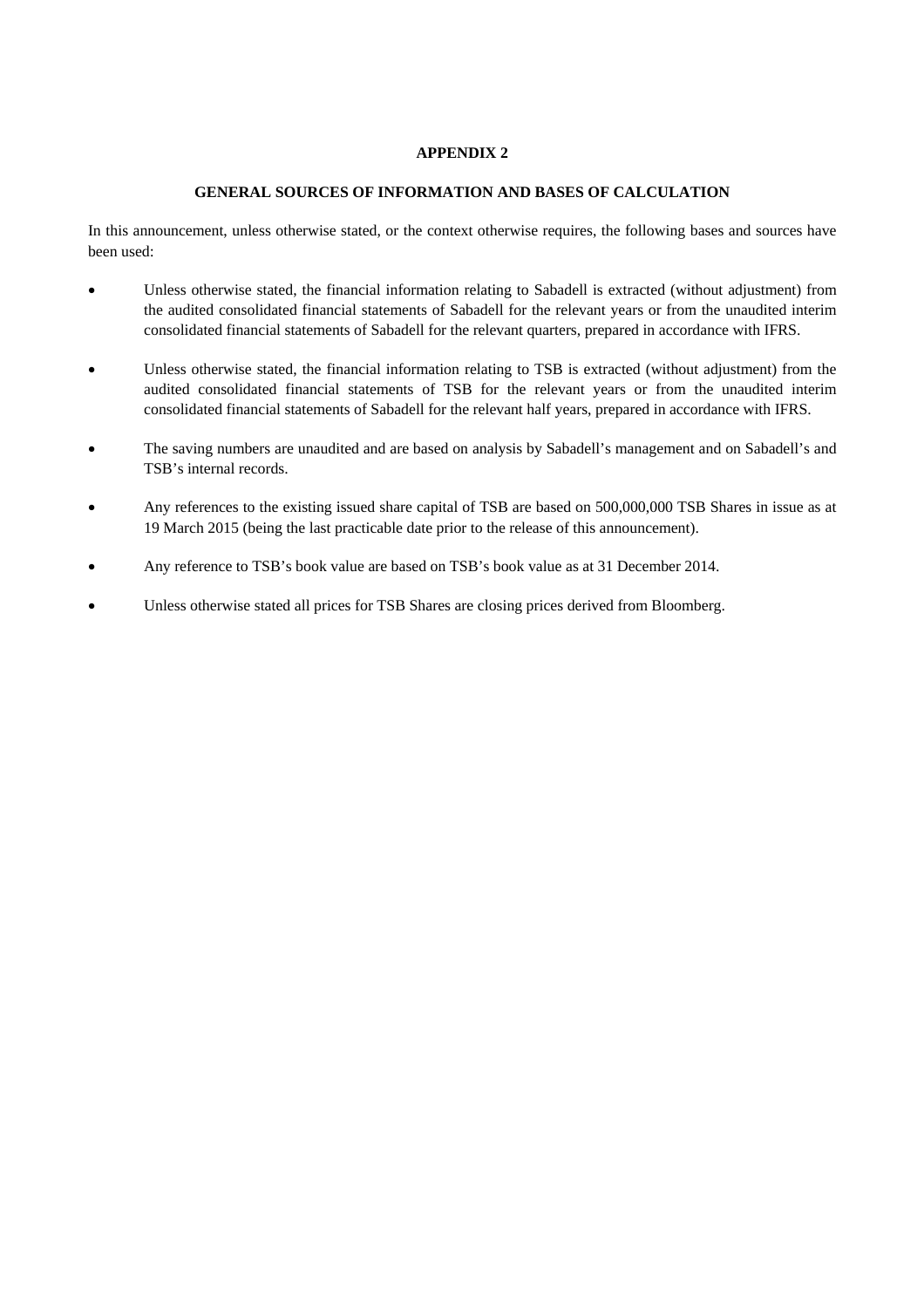**APPENDIX 2**

**GENERAL SOURCES OF INFORMATION AND BASES OF CALCULATION**

In this announcement, unless otherwise stated, or the context otherwise requires, the following bases and sources have been used:

- Unless otherwise stated, the financial information relating to Sabadell is extracted (without adjustment) from the audited consolidated financial statements of Sabadell for the relevant years or from the unaudited interim consolidated financial statements of Sabadell for the relevant quarters, prepared in accordance with IFRS.

- Unless otherwise stated, the financial information relating to TSB is extracted (without adjustment) from the audited consolidated financial statements of TSB for the relevant years or from the unaudited interim consolidated financial statements of Sabadell for the relevant half years, prepared in accordance with IFRS.

- The saving numbers are unaudited and are based on analysis by Sabadell's management and on Sabadell's and TSB's internal records.

- Any references to the existing issued share capital of TSB are based on 500,000,000 TSB Shares in issue as at 19 March 2015 (being the last practicable date prior to the release of this announcement).

- Any reference to TSB's book value are based on TSB's book value as at 31 December 2014.

- Unless otherwise stated all prices for TSB Shares are closing prices derived from Bloomberg.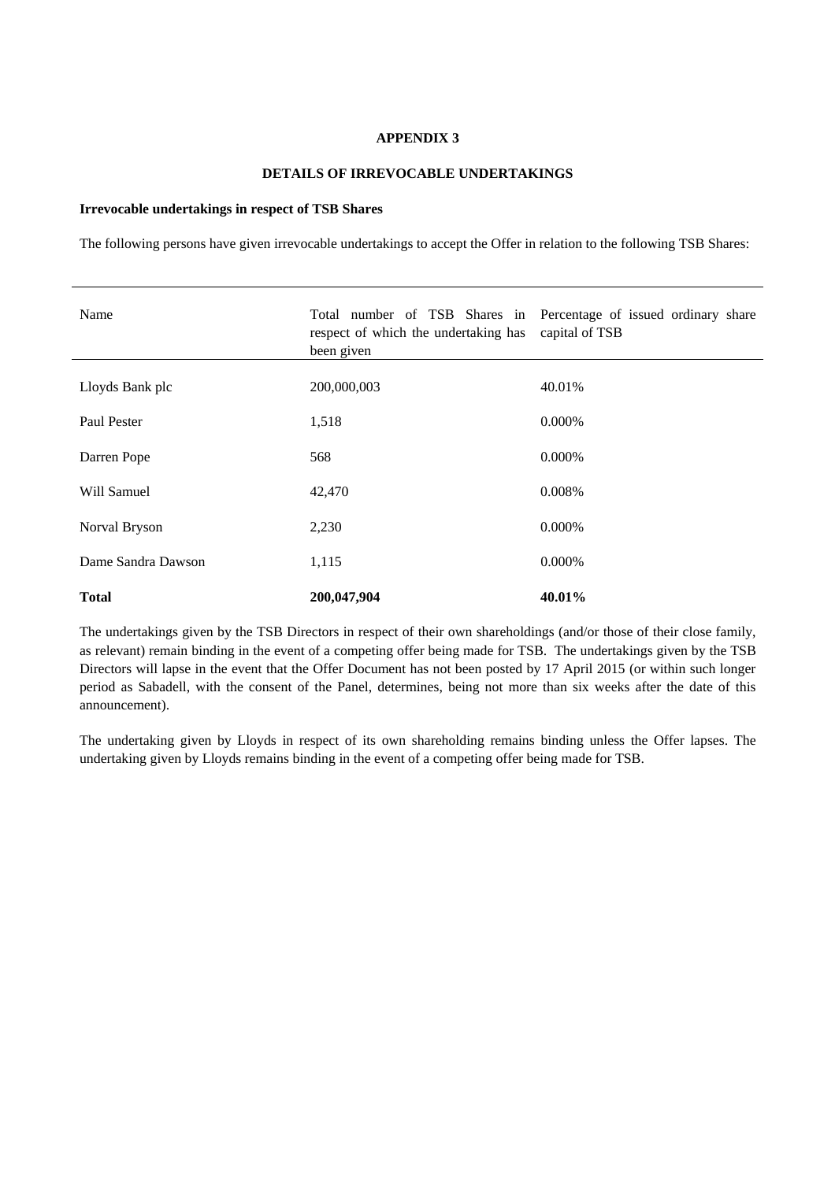# APPENDIX 3

## DETAILS OF IRREVOCABLE UNDERTAKINGS

**Irrevocable undertakings in respect of TSB Shares**

The following persons have given irrevocable undertakings to accept the Offer in relation to the following TSB Shares:

| Name | Total number of TSB Shares in respect of which the undertaking has been given | Percentage of issued ordinary share capital of TSB |
|---|---|---|
| Lloyds Bank plc | 200,000,003 | 40.01% |
| Paul Pester | 1,518 | 0.000% |
| Darren Pope | 568 | 0.000% |
| Will Samuel | 42,470 | 0.008% |
| Norval Bryson | 2,230 | 0.000% |
| Dame Sandra Dawson | 1,115 | 0.000% |
| **Total** | **200,047,904** | **40.01%** |

The undertakings given by the TSB Directors in respect of their own shareholdings (and/or those of their close family, as relevant) remain binding in the event of a competing offer being made for TSB. The undertakings given by the TSB Directors will lapse in the event that the Offer Document has not been posted by 17 April 2015 (or within such longer period as Sabadell, with the consent of the Panel, determines, being not more than six weeks after the date of this announcement).

The undertaking given by Lloyds in respect of its own shareholding remains binding unless the Offer lapses. The undertaking given by Lloyds remains binding in the event of a competing offer being made for TSB.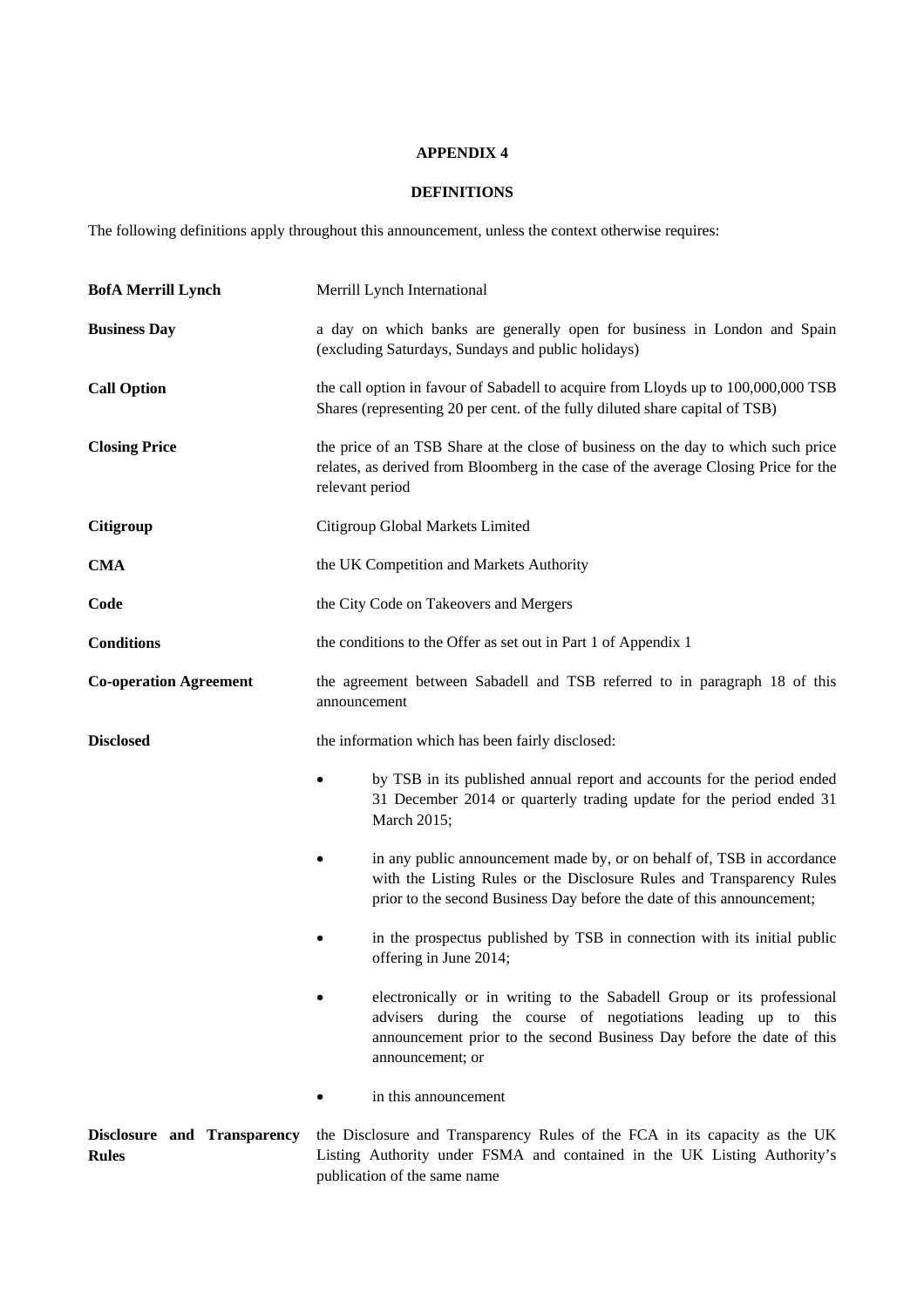**APPENDIX 4**

**DEFINITIONS**

The following definitions apply throughout this announcement, unless the context otherwise requires:

| | |
|---|---|
| **BofA Merrill Lynch** | Merrill Lynch International |
| **Business Day** | a day on which banks are generally open for business in London and Spain (excluding Saturdays, Sundays and public holidays) |
| **Call Option** | the call option in favour of Sabadell to acquire from Lloyds up to 100,000,000 TSB Shares (representing 20 per cent. of the fully diluted share capital of TSB) |
| **Closing Price** | the price of an TSB Share at the close of business on the day to which such price relates, as derived from Bloomberg in the case of the average Closing Price for the relevant period |
| **Citigroup** | Citigroup Global Markets Limited |
| **CMA** | the UK Competition and Markets Authority |
| **Code** | the City Code on Takeovers and Mergers |
| **Conditions** | the conditions to the Offer as set out in Part 1 of Appendix 1 |
| **Co-operation Agreement** | the agreement between Sabadell and TSB referred to in paragraph 18 of this announcement |
| **Disclosed** | the information which has been fairly disclosed:<br>• by TSB in its published annual report and accounts for the period ended 31 December 2014 or quarterly trading update for the period ended 31 March 2015;<br>• in any public announcement made by, or on behalf of, TSB in accordance with the Listing Rules or the Disclosure Rules and Transparency Rules prior to the second Business Day before the date of this announcement;<br>• in the prospectus published by TSB in connection with its initial public offering in June 2014;<br>• electronically or in writing to the Sabadell Group or its professional advisers during the course of negotiations leading up to this announcement prior to the second Business Day before the date of this announcement; or<br>• in this announcement |
| **Disclosure and Transparency Rules** | the Disclosure and Transparency Rules of the FCA in its capacity as the UK Listing Authority under FSMA and contained in the UK Listing Authority's publication of the same name |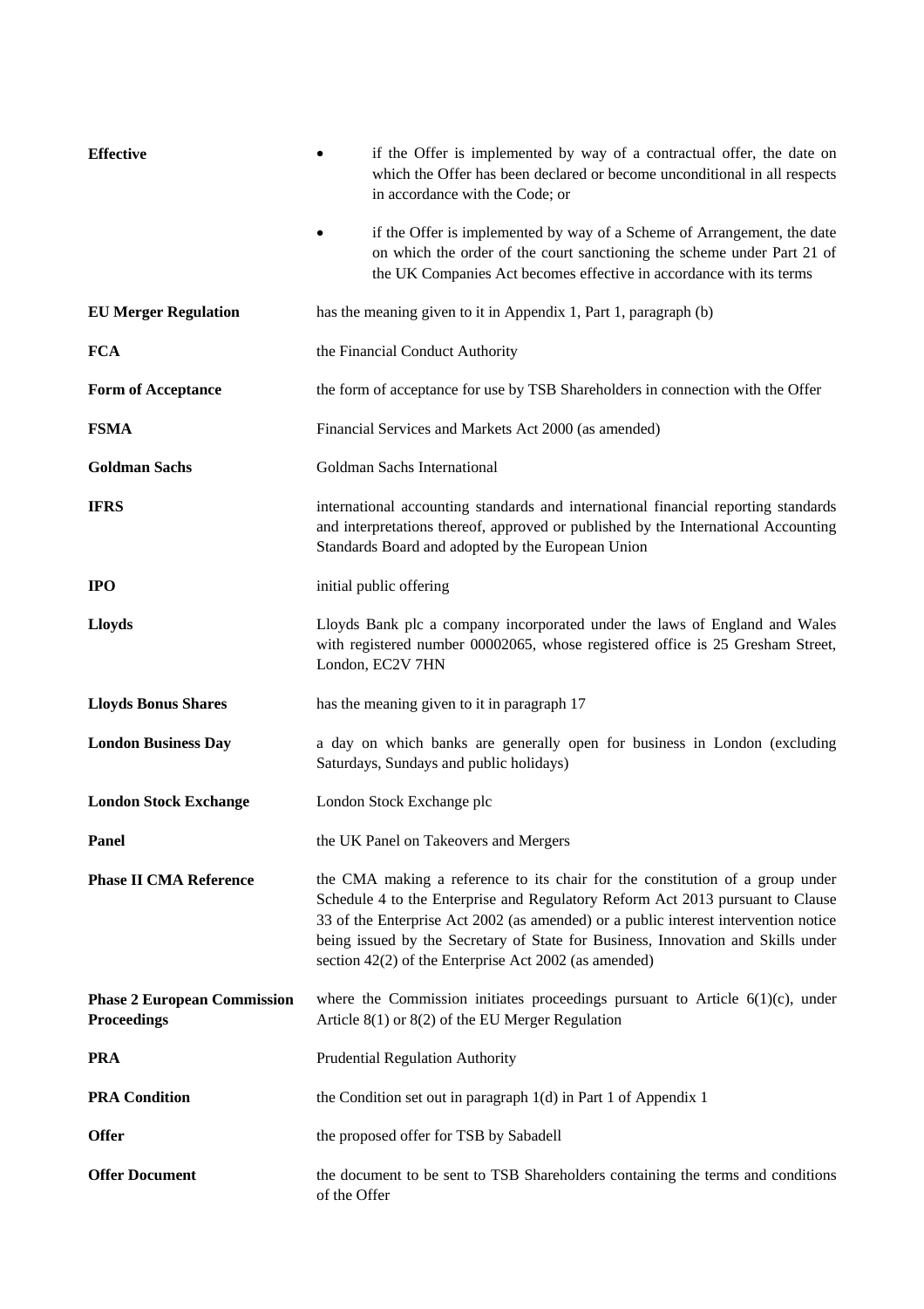| | |
|---|---|
| **Effective** | • if the Offer is implemented by way of a contractual offer, the date on which the Offer has been declared or become unconditional in all respects in accordance with the Code; or<br>• if the Offer is implemented by way of a Scheme of Arrangement, the date on which the order of the court sanctioning the scheme under Part 21 of the UK Companies Act becomes effective in accordance with its terms |
| **EU Merger Regulation** | has the meaning given to it in Appendix 1, Part 1, paragraph (b) |
| **FCA** | the Financial Conduct Authority |
| **Form of Acceptance** | the form of acceptance for use by TSB Shareholders in connection with the Offer |
| **FSMA** | Financial Services and Markets Act 2000 (as amended) |
| **Goldman Sachs** | Goldman Sachs International |
| **IFRS** | international accounting standards and international financial reporting standards and interpretations thereof, approved or published by the International Accounting Standards Board and adopted by the European Union |
| **IPO** | initial public offering |
| **Lloyds** | Lloyds Bank plc a company incorporated under the laws of England and Wales with registered number 00002065, whose registered office is 25 Gresham Street, London, EC2V 7HN |
| **Lloyds Bonus Shares** | has the meaning given to it in paragraph 17 |
| **London Business Day** | a day on which banks are generally open for business in London (excluding Saturdays, Sundays and public holidays) |
| **London Stock Exchange** | London Stock Exchange plc |
| **Panel** | the UK Panel on Takeovers and Mergers |
| **Phase II CMA Reference** | the CMA making a reference to its chair for the constitution of a group under Schedule 4 to the Enterprise and Regulatory Reform Act 2013 pursuant to Clause 33 of the Enterprise Act 2002 (as amended) or a public interest intervention notice being issued by the Secretary of State for Business, Innovation and Skills under section 42(2) of the Enterprise Act 2002 (as amended) |
| **Phase 2 European Commission Proceedings** | where the Commission initiates proceedings pursuant to Article 6(1)(c), under Article 8(1) or 8(2) of the EU Merger Regulation |
| **PRA** | Prudential Regulation Authority |
| **PRA Condition** | the Condition set out in paragraph 1(d) in Part 1 of Appendix 1 |
| **Offer** | the proposed offer for TSB by Sabadell |
| **Offer Document** | the document to be sent to TSB Shareholders containing the terms and conditions of the Offer |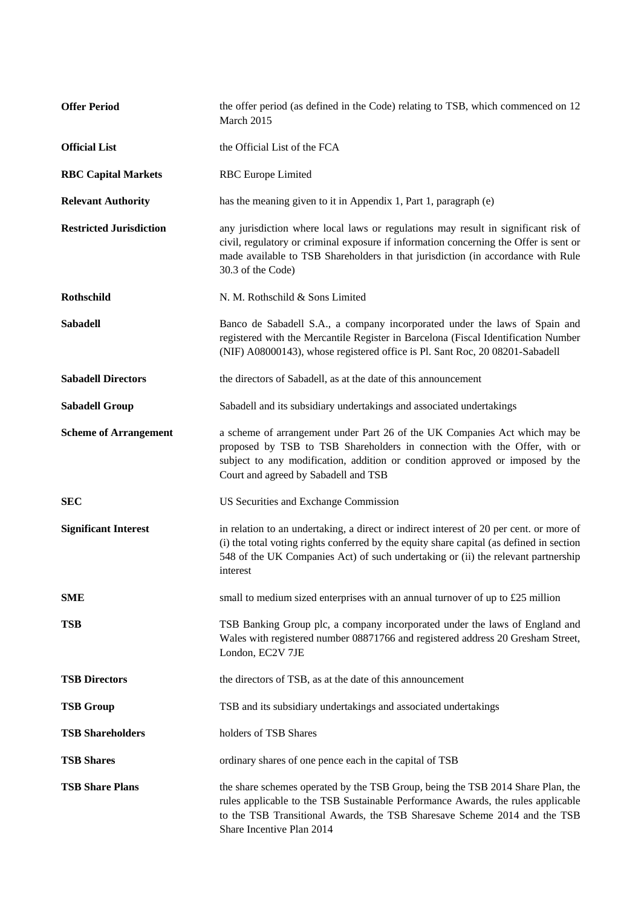| | |
|---|---|
| **Offer Period** | the offer period (as defined in the Code) relating to TSB, which commenced on 12 March 2015 |
| **Official List** | the Official List of the FCA |
| **RBC Capital Markets** | RBC Europe Limited |
| **Relevant Authority** | has the meaning given to it in Appendix 1, Part 1, paragraph (e) |
| **Restricted Jurisdiction** | any jurisdiction where local laws or regulations may result in significant risk of civil, regulatory or criminal exposure if information concerning the Offer is sent or made available to TSB Shareholders in that jurisdiction (in accordance with Rule 30.3 of the Code) |
| **Rothschild** | N. M. Rothschild & Sons Limited |
| **Sabadell** | Banco de Sabadell S.A., a company incorporated under the laws of Spain and registered with the Mercantile Register in Barcelona (Fiscal Identification Number (NIF) A08000143), whose registered office is Pl. Sant Roc, 20 08201-Sabadell |
| **Sabadell Directors** | the directors of Sabadell, as at the date of this announcement |
| **Sabadell Group** | Sabadell and its subsidiary undertakings and associated undertakings |
| **Scheme of Arrangement** | a scheme of arrangement under Part 26 of the UK Companies Act which may be proposed by TSB to TSB Shareholders in connection with the Offer, with or subject to any modification, addition or condition approved or imposed by the Court and agreed by Sabadell and TSB |
| **SEC** | US Securities and Exchange Commission |
| **Significant Interest** | in relation to an undertaking, a direct or indirect interest of 20 per cent. or more of (i) the total voting rights conferred by the equity share capital (as defined in section 548 of the UK Companies Act) of such undertaking or (ii) the relevant partnership interest |
| **SME** | small to medium sized enterprises with an annual turnover of up to £25 million |
| **TSB** | TSB Banking Group plc, a company incorporated under the laws of England and Wales with registered number 08871766 and registered address 20 Gresham Street, London, EC2V 7JE |
| **TSB Directors** | the directors of TSB, as at the date of this announcement |
| **TSB Group** | TSB and its subsidiary undertakings and associated undertakings |
| **TSB Shareholders** | holders of TSB Shares |
| **TSB Shares** | ordinary shares of one pence each in the capital of TSB |
| **TSB Share Plans** | the share schemes operated by the TSB Group, being the TSB 2014 Share Plan, the rules applicable to the TSB Sustainable Performance Awards, the rules applicable to the TSB Transitional Awards, the TSB Sharesave Scheme 2014 and the TSB Share Incentive Plan 2014 |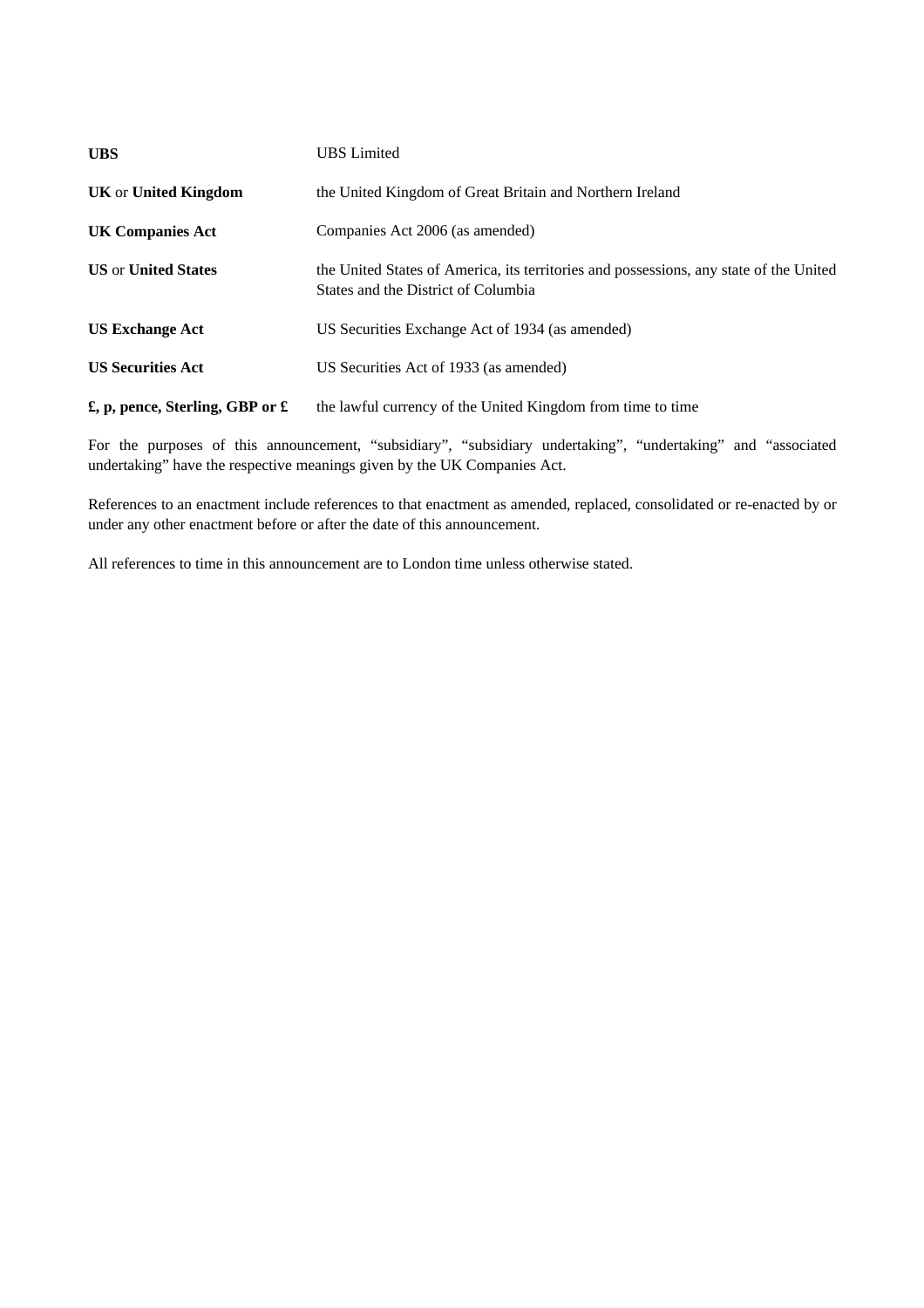| | |
|---|---|
| **UBS** | UBS Limited |
| **UK** or **United Kingdom** | the United Kingdom of Great Britain and Northern Ireland |
| **UK Companies Act** | Companies Act 2006 (as amended) |
| **US** or **United States** | the United States of America, its territories and possessions, any state of the United States and the District of Columbia |
| **US Exchange Act** | US Securities Exchange Act of 1934 (as amended) |
| **US Securities Act** | US Securities Act of 1933 (as amended) |
| **£, p, pence, Sterling, GBP or £** | the lawful currency of the United Kingdom from time to time |

For the purposes of this announcement, "subsidiary", "subsidiary undertaking", "undertaking" and "associated undertaking" have the respective meanings given by the UK Companies Act.

References to an enactment include references to that enactment as amended, replaced, consolidated or re-enacted by or under any other enactment before or after the date of this announcement.

All references to time in this announcement are to London time unless otherwise stated.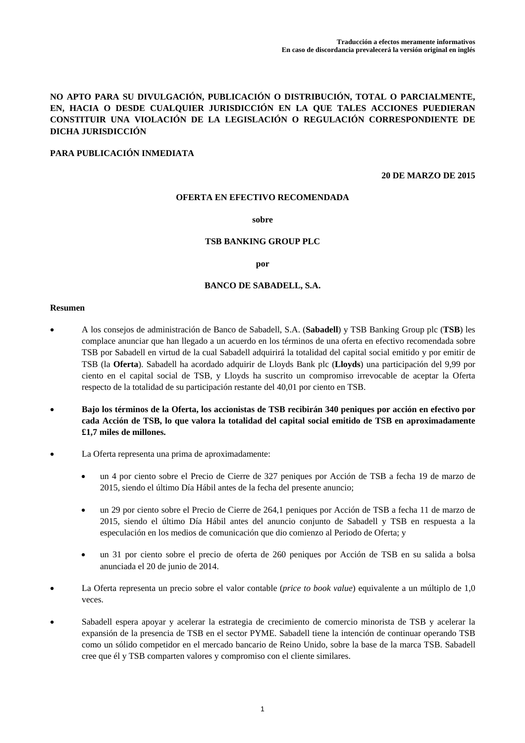**Traducción a efectos meramente informativos**
**En caso de discordancia prevalecerá la versión original en inglés**

**NO APTO PARA SU DIVULGACIÓN, PUBLICACIÓN O DISTRIBUCIÓN, TOTAL O PARCIALMENTE, EN, HACIA O DESDE CUALQUIER JURISDICCIÓN EN LA QUE TALES ACCIONES PUEDIERAN CONSTITUIR UNA VIOLACIÓN DE LA LEGISLACIÓN O REGULACIÓN CORRESPONDIENTE DE DICHA JURISDICCIÓN**

**PARA PUBLICACIÓN INMEDIATA**

**20 DE MARZO DE 2015**

**OFERTA EN EFECTIVO RECOMENDADA**

**sobre**

**TSB BANKING GROUP PLC**

**por**

**BANCO DE SABADELL, S.A.**

**Resumen**

- A los consejos de administración de Banco de Sabadell, S.A. (**Sabadell**) y TSB Banking Group plc (**TSB**) les complace anunciar que han llegado a un acuerdo en los términos de una oferta en efectivo recomendada sobre TSB por Sabadell en virtud de la cual Sabadell adquirirá la totalidad del capital social emitido y por emitir de TSB (la **Oferta**). Sabadell ha acordado adquirir de Lloyds Bank plc (**Lloyds**) una participación del 9,99 por ciento en el capital social de TSB, y Lloyds ha suscrito un compromiso irrevocable de aceptar la Oferta respecto de la totalidad de su participación restante del 40,01 por ciento en TSB.

- **Bajo los términos de la Oferta, los accionistas de TSB recibirán 340 peniques por acción en efectivo por cada Acción de TSB, lo que valora la totalidad del capital social emitido de TSB en aproximadamente £1,7 miles de millones.**

- La Oferta representa una prima de aproximadamente:

  - un 4 por ciento sobre el Precio de Cierre de 327 peniques por Acción de TSB a fecha 19 de marzo de 2015, siendo el último Día Hábil antes de la fecha del presente anuncio;

  - un 29 por ciento sobre el Precio de Cierre de 264,1 peniques por Acción de TSB a fecha 11 de marzo de 2015, siendo el último Día Hábil antes del anuncio conjunto de Sabadell y TSB en respuesta a la especulación en los medios de comunicación que dio comienzo al Periodo de Oferta; y

  - un 31 por ciento sobre el precio de oferta de 260 peniques por Acción de TSB en su salida a bolsa anunciada el 20 de junio de 2014.

- La Oferta representa un precio sobre el valor contable (*price to book value*) equivalente a un múltiplo de 1,0 veces.

- Sabadell espera apoyar y acelerar la estrategia de crecimiento de comercio minorista de TSB y acelerar la expansión de la presencia de TSB en el sector PYME. Sabadell tiene la intención de continuar operando TSB como un sólido competidor en el mercado bancario de Reino Unido, sobre la base de la marca TSB. Sabadell cree que él y TSB comparten valores y compromiso con el cliente similares.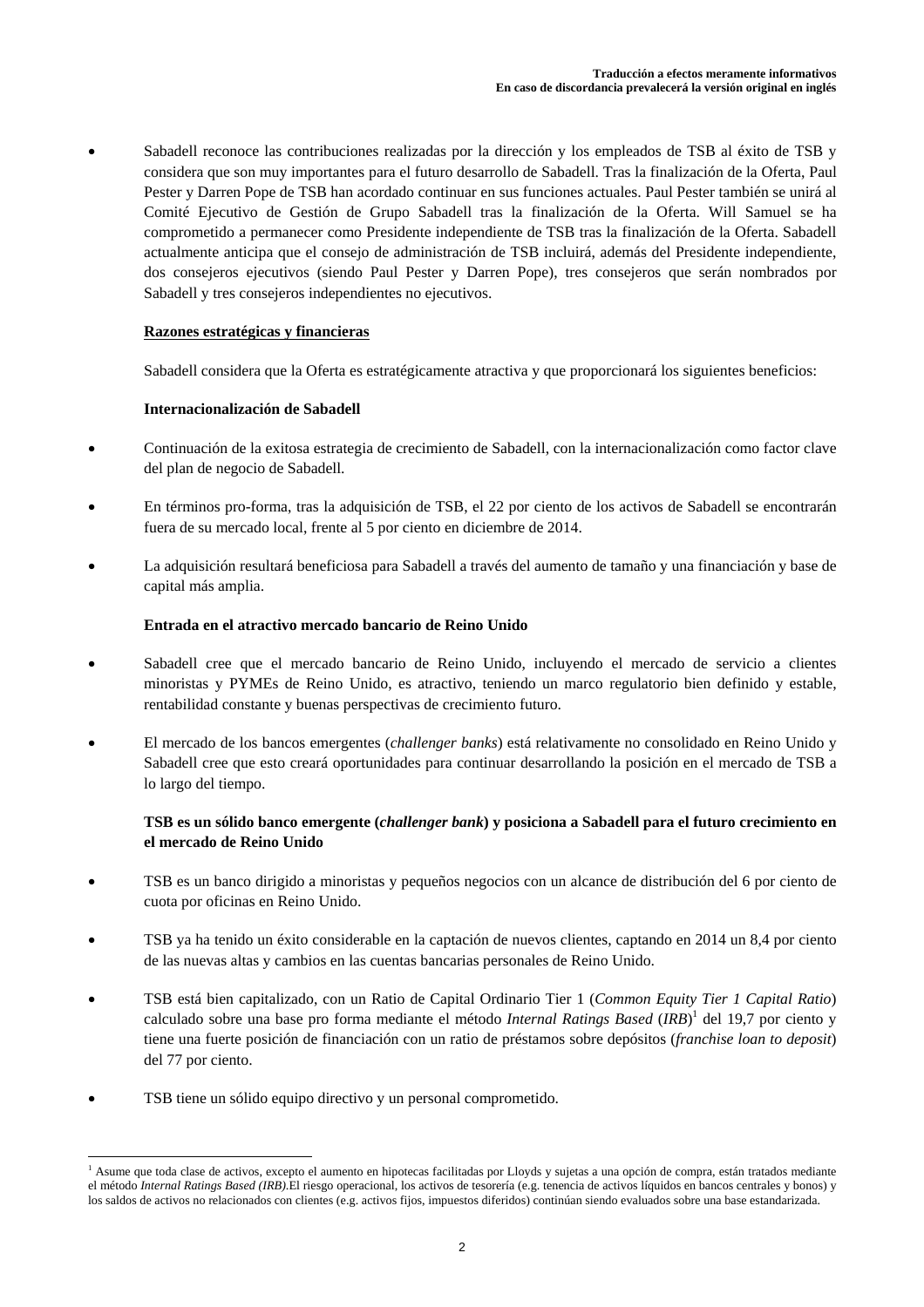- Sabadell reconoce las contribuciones realizadas por la dirección y los empleados de TSB al éxito de TSB y considera que son muy importantes para el futuro desarrollo de Sabadell. Tras la finalización de la Oferta, Paul Pester y Darren Pope de TSB han acordado continuar en sus funciones actuales. Paul Pester también se unirá al Comité Ejecutivo de Gestión de Grupo Sabadell tras la finalización de la Oferta. Will Samuel se ha comprometido a permanecer como Presidente independiente de TSB tras la finalización de la Oferta. Sabadell actualmente anticipa que el consejo de administración de TSB incluirá, además del Presidente independiente, dos consejeros ejecutivos (siendo Paul Pester y Darren Pope), tres consejeros que serán nombrados por Sabadell y tres consejeros independientes no ejecutivos.

**Razones estratégicas y financieras**

Sabadell considera que la Oferta es estratégicamente atractiva y que proporcionará los siguientes beneficios:

**Internacionalización de Sabadell**

- Continuación de la exitosa estrategia de crecimiento de Sabadell, con la internacionalización como factor clave del plan de negocio de Sabadell.
- En términos pro-forma, tras la adquisición de TSB, el 22 por ciento de los activos de Sabadell se encontrarán fuera de su mercado local, frente al 5 por ciento en diciembre de 2014.
- La adquisición resultará beneficiosa para Sabadell a través del aumento de tamaño y una financiación y base de capital más amplia.

**Entrada en el atractivo mercado bancario de Reino Unido**

- Sabadell cree que el mercado bancario de Reino Unido, incluyendo el mercado de servicio a clientes minoristas y PYMEs de Reino Unido, es atractivo, teniendo un marco regulatorio bien definido y estable, rentabilidad constante y buenas perspectivas de crecimiento futuro.
- El mercado de los bancos emergentes (*challenger banks*) está relativamente no consolidado en Reino Unido y Sabadell cree que esto creará oportunidades para continuar desarrollando la posición en el mercado de TSB a lo largo del tiempo.

**TSB es un sólido banco emergente (*challenger bank*) y posiciona a Sabadell para el futuro crecimiento en el mercado de Reino Unido**

- TSB es un banco dirigido a minoristas y pequeños negocios con un alcance de distribución del 6 por ciento de cuota por oficinas en Reino Unido.
- TSB ya ha tenido un éxito considerable en la captación de nuevos clientes, captando en 2014 un 8,4 por ciento de las nuevas altas y cambios en las cuentas bancarias personales de Reino Unido.
- TSB está bien capitalizado, con un Ratio de Capital Ordinario Tier 1 (*Common Equity Tier 1 Capital Ratio*) calculado sobre una base pro forma mediante el método *Internal Ratings Based* (*IRB*)[1] del 19,7 por ciento y tiene una fuerte posición de financiación con un ratio de préstamos sobre depósitos (*franchise loan to deposit*) del 77 por ciento.
- TSB tiene un sólido equipo directivo y un personal comprometido.

---

[1] Asume que toda clase de activos, excepto el aumento en hipotecas facilitadas por Lloyds y sujetas a una opción de compra, están tratados mediante el método *Internal Ratings Based (IRB)*.El riesgo operacional, los activos de tesorería (e.g. tenencia de activos líquidos en bancos centrales y bonos) y los saldos de activos no relacionados con clientes (e.g. activos fijos, impuestos diferidos) continúan siendo evaluados sobre una base estandarizada.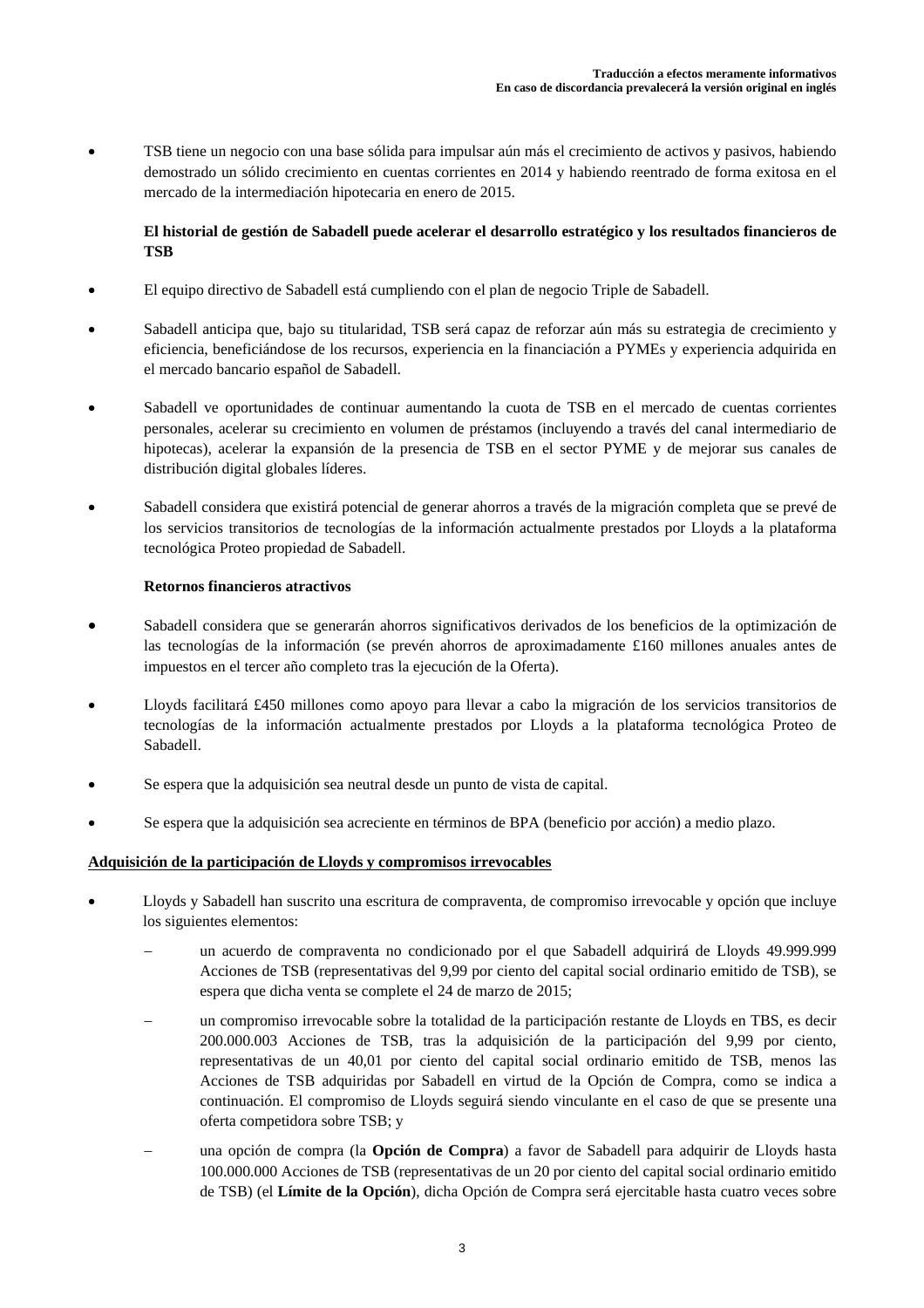- TSB tiene un negocio con una base sólida para impulsar aún más el crecimiento de activos y pasivos, habiendo demostrado un sólido crecimiento en cuentas corrientes en 2014 y habiendo reentrado de forma exitosa en el mercado de la intermediación hipotecaria en enero de 2015.

**El historial de gestión de Sabadell puede acelerar el desarrollo estratégico y los resultados financieros de TSB**

- El equipo directivo de Sabadell está cumpliendo con el plan de negocio Triple de Sabadell.
- Sabadell anticipa que, bajo su titularidad, TSB será capaz de reforzar aún más su estrategia de crecimiento y eficiencia, beneficiándose de los recursos, experiencia en la financiación a PYMEs y experiencia adquirida en el mercado bancario español de Sabadell.
- Sabadell ve oportunidades de continuar aumentando la cuota de TSB en el mercado de cuentas corrientes personales, acelerar su crecimiento en volumen de préstamos (incluyendo a través del canal intermediario de hipotecas), acelerar la expansión de la presencia de TSB en el sector PYME y de mejorar sus canales de distribución digital globales líderes.
- Sabadell considera que existirá potencial de generar ahorros a través de la migración completa que se prevé de los servicios transitorios de tecnologías de la información actualmente prestados por Lloyds a la plataforma tecnológica Proteo propiedad de Sabadell.

**Retornos financieros atractivos**

- Sabadell considera que se generarán ahorros significativos derivados de los beneficios de la optimización de las tecnologías de la información (se prevén ahorros de aproximadamente £160 millones anuales antes de impuestos en el tercer año completo tras la ejecución de la Oferta).
- Lloyds facilitará £450 millones como apoyo para llevar a cabo la migración de los servicios transitorios de tecnologías de la información actualmente prestados por Lloyds a la plataforma tecnológica Proteo de Sabadell.
- Se espera que la adquisición sea neutral desde un punto de vista de capital.
- Se espera que la adquisición sea acreciente en términos de BPA (beneficio por acción) a medio plazo.

**<u>Adquisición de la participación de Lloyds y compromisos irrevocables</u>**

- Lloyds y Sabadell han suscrito una escritura de compraventa, de compromiso irrevocable y opción que incluye los siguientes elementos:
  - un acuerdo de compraventa no condicionado por el que Sabadell adquirirá de Lloyds 49.999.999 Acciones de TSB (representativas del 9,99 por ciento del capital social ordinario emitido de TSB), se espera que dicha venta se complete el 24 de marzo de 2015;
  - un compromiso irrevocable sobre la totalidad de la participación restante de Lloyds en TBS, es decir 200.000.003 Acciones de TSB, tras la adquisición de la participación del 9,99 por ciento, representativas de un 40,01 por ciento del capital social ordinario emitido de TSB, menos las Acciones de TSB adquiridas por Sabadell en virtud de la Opción de Compra, como se indica a continuación. El compromiso de Lloyds seguirá siendo vinculante en el caso de que se presente una oferta competidora sobre TSB; y
  - una opción de compra (la **Opción de Compra**) a favor de Sabadell para adquirir de Lloyds hasta 100.000.000 Acciones de TSB (representativas de un 20 por ciento del capital social ordinario emitido de TSB) (el **Límite de la Opción**), dicha Opción de Compra será ejercitable hasta cuatro veces sobre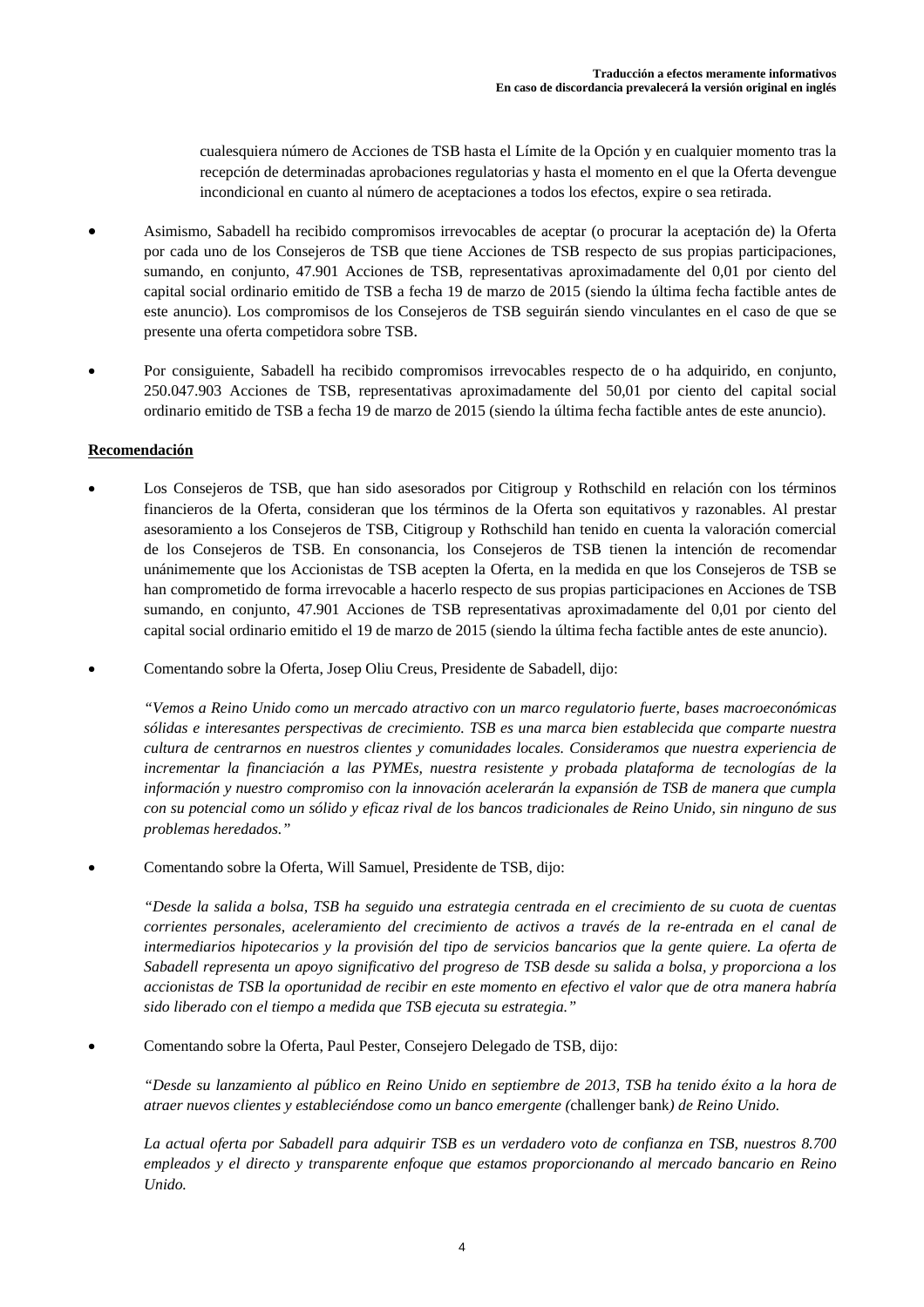cualesquiera número de Acciones de TSB hasta el Límite de la Opción y en cualquier momento tras la recepción de determinadas aprobaciones regulatorias y hasta el momento en el que la Oferta devengue incondicional en cuanto al número de aceptaciones a todos los efectos, expire o sea retirada.

- Asimismo, Sabadell ha recibido compromisos irrevocables de aceptar (o procurar la aceptación de) la Oferta por cada uno de los Consejeros de TSB que tiene Acciones de TSB respecto de sus propias participaciones, sumando, en conjunto, 47.901 Acciones de TSB, representativas aproximadamente del 0,01 por ciento del capital social ordinario emitido de TSB a fecha 19 de marzo de 2015 (siendo la última fecha factible antes de este anuncio). Los compromisos de los Consejeros de TSB seguirán siendo vinculantes en el caso de que se presente una oferta competidora sobre TSB.

- Por consiguiente, Sabadell ha recibido compromisos irrevocables respecto de o ha adquirido, en conjunto, 250.047.903 Acciones de TSB, representativas aproximadamente del 50,01 por ciento del capital social ordinario emitido de TSB a fecha 19 de marzo de 2015 (siendo la última fecha factible antes de este anuncio).

**Recomendación**

- Los Consejeros de TSB, que han sido asesorados por Citigroup y Rothschild en relación con los términos financieros de la Oferta, consideran que los términos de la Oferta son equitativos y razonables. Al prestar asesoramiento a los Consejeros de TSB, Citigroup y Rothschild han tenido en cuenta la valoración comercial de los Consejeros de TSB. En consonancia, los Consejeros de TSB tienen la intención de recomendar unánimemente que los Accionistas de TSB acepten la Oferta, en la medida en que los Consejeros de TSB se han comprometido de forma irrevocable a hacerlo respecto de sus propias participaciones en Acciones de TSB sumando, en conjunto, 47.901 Acciones de TSB representativas aproximadamente del 0,01 por ciento del capital social ordinario emitido el 19 de marzo de 2015 (siendo la última fecha factible antes de este anuncio).

- Comentando sobre la Oferta, Josep Oliu Creus, Presidente de Sabadell, dijo:

  *"Vemos a Reino Unido como un mercado atractivo con un marco regulatorio fuerte, bases macroeconómicas sólidas e interesantes perspectivas de crecimiento. TSB es una marca bien establecida que comparte nuestra cultura de centrarnos en nuestros clientes y comunidades locales. Consideramos que nuestra experiencia de incrementar la financiación a las PYMEs, nuestra resistente y probada plataforma de tecnologías de la información y nuestro compromiso con la innovación acelerarán la expansión de TSB de manera que cumpla con su potencial como un sólido y eficaz rival de los bancos tradicionales de Reino Unido, sin ninguno de sus problemas heredados."*

- Comentando sobre la Oferta, Will Samuel, Presidente de TSB, dijo:

  *"Desde la salida a bolsa, TSB ha seguido una estrategia centrada en el crecimiento de su cuota de cuentas corrientes personales, aceleramiento del crecimiento de activos a través de la re-entrada en el canal de intermediarios hipotecarios y la provisión del tipo de servicios bancarios que la gente quiere. La oferta de Sabadell representa un apoyo significativo del progreso de TSB desde su salida a bolsa, y proporciona a los accionistas de TSB la oportunidad de recibir en este momento en efectivo el valor que de otra manera habría sido liberado con el tiempo a medida que TSB ejecuta su estrategia."*

- Comentando sobre la Oferta, Paul Pester, Consejero Delegado de TSB, dijo:

  *"Desde su lanzamiento al público en Reino Unido en septiembre de 2013, TSB ha tenido éxito a la hora de atraer nuevos clientes y estableciéndose como un banco emergente (*challenger bank*) de Reino Unido.*

  *La actual oferta por Sabadell para adquirir TSB es un verdadero voto de confianza en TSB, nuestros 8.700 empleados y el directo y transparente enfoque que estamos proporcionando al mercado bancario en Reino Unido.*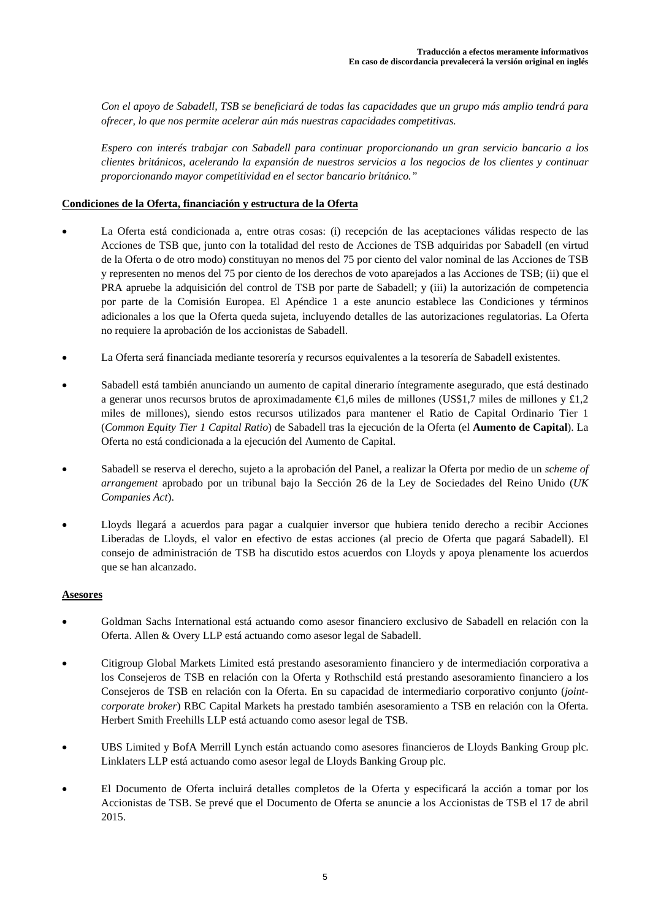*Con el apoyo de Sabadell, TSB se beneficiará de todas las capacidades que un grupo más amplio tendrá para ofrecer, lo que nos permite acelerar aún más nuestras capacidades competitivas.*

*Espero con interés trabajar con Sabadell para continuar proporcionando un gran servicio bancario a los clientes británicos, acelerando la expansión de nuestros servicios a los negocios de los clientes y continuar proporcionando mayor competitividad en el sector bancario británico."*

**Condiciones de la Oferta, financiación y estructura de la Oferta**

- La Oferta está condicionada a, entre otras cosas: (i) recepción de las aceptaciones válidas respecto de las Acciones de TSB que, junto con la totalidad del resto de Acciones de TSB adquiridas por Sabadell (en virtud de la Oferta o de otro modo) constituyan no menos del 75 por ciento del valor nominal de las Acciones de TSB y representen no menos del 75 por ciento de los derechos de voto aparejados a las Acciones de TSB; (ii) que el PRA apruebe la adquisición del control de TSB por parte de Sabadell; y (iii) la autorización de competencia por parte de la Comisión Europea. El Apéndice 1 a este anuncio establece las Condiciones y términos adicionales a los que la Oferta queda sujeta, incluyendo detalles de las autorizaciones regulatorias. La Oferta no requiere la aprobación de los accionistas de Sabadell.

- La Oferta será financiada mediante tesorería y recursos equivalentes a la tesorería de Sabadell existentes.

- Sabadell está también anunciando un aumento de capital dinerario íntegramente asegurado, que está destinado a generar unos recursos brutos de aproximadamente €1,6 miles de millones (US$1,7 miles de millones y £1,2 miles de millones), siendo estos recursos utilizados para mantener el Ratio de Capital Ordinario Tier 1 (*Common Equity Tier 1 Capital Ratio*) de Sabadell tras la ejecución de la Oferta (el **Aumento de Capital**). La Oferta no está condicionada a la ejecución del Aumento de Capital.

- Sabadell se reserva el derecho, sujeto a la aprobación del Panel, a realizar la Oferta por medio de un *scheme of arrangement* aprobado por un tribunal bajo la Sección 26 de la Ley de Sociedades del Reino Unido (*UK Companies Act*).

- Lloyds llegará a acuerdos para pagar a cualquier inversor que hubiera tenido derecho a recibir Acciones Liberadas de Lloyds, el valor en efectivo de estas acciones (al precio de Oferta que pagará Sabadell). El consejo de administración de TSB ha discutido estos acuerdos con Lloyds y apoya plenamente los acuerdos que se han alcanzado.

**Asesores**

- Goldman Sachs International está actuando como asesor financiero exclusivo de Sabadell en relación con la Oferta. Allen & Overy LLP está actuando como asesor legal de Sabadell.

- Citigroup Global Markets Limited está prestando asesoramiento financiero y de intermediación corporativa a los Consejeros de TSB en relación con la Oferta y Rothschild está prestando asesoramiento financiero a los Consejeros de TSB en relación con la Oferta. En su capacidad de intermediario corporativo conjunto (*joint-corporate broker*) RBC Capital Markets ha prestado también asesoramiento a TSB en relación con la Oferta. Herbert Smith Freehills LLP está actuando como asesor legal de TSB.

- UBS Limited y BofA Merrill Lynch están actuando como asesores financieros de Lloyds Banking Group plc. Linklaters LLP está actuando como asesor legal de Lloyds Banking Group plc.

- El Documento de Oferta incluirá detalles completos de la Oferta y especificará la acción a tomar por los Accionistas de TSB. Se prevé que el Documento de Oferta se anuncie a los Accionistas de TSB el 17 de abril 2015.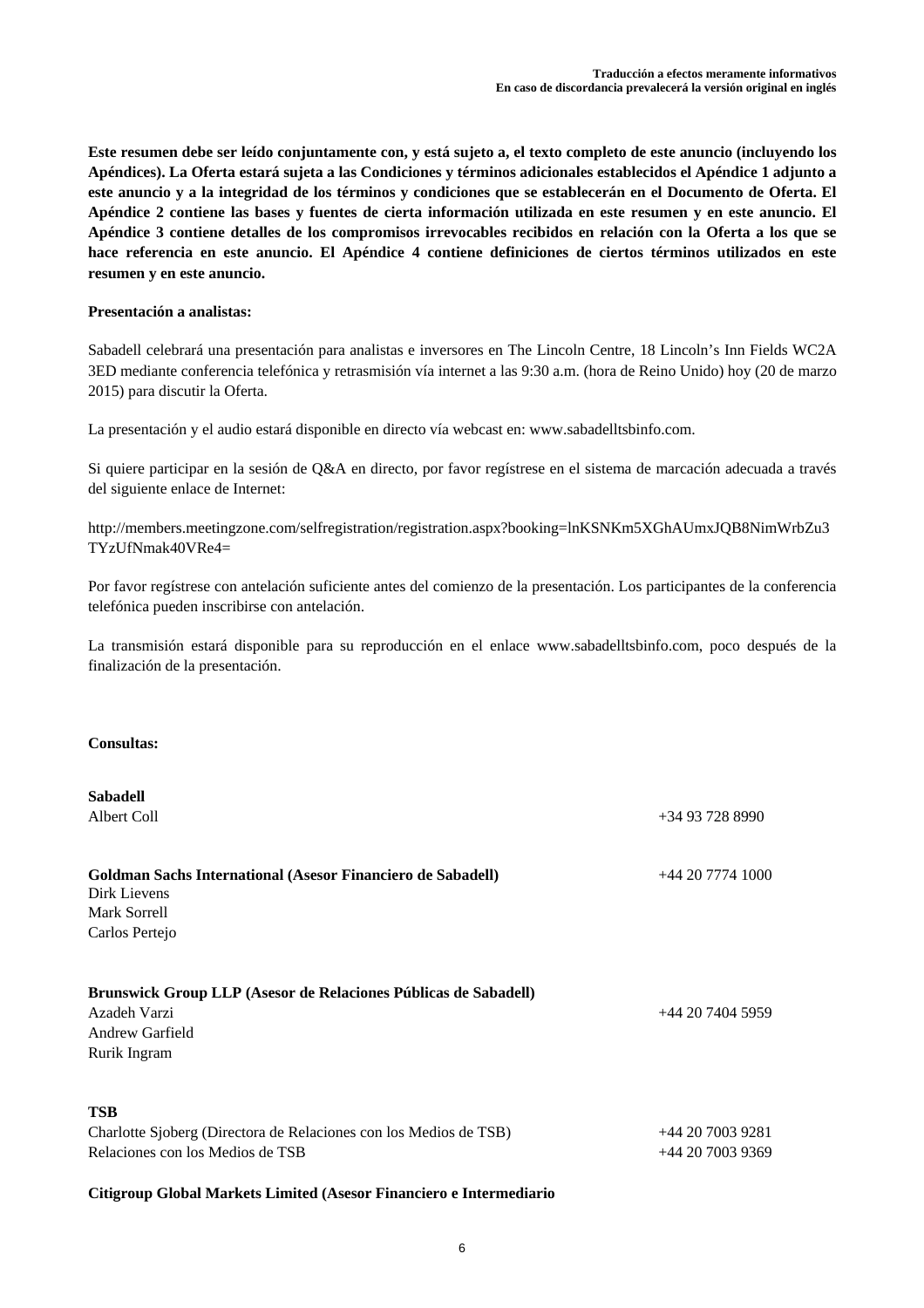**Este resumen debe ser leído conjuntamente con, y está sujeto a, el texto completo de este anuncio (incluyendo los Apéndices). La Oferta estará sujeta a las Condiciones y términos adicionales establecidos el Apéndice 1 adjunto a este anuncio y a la integridad de los términos y condiciones que se establecerán en el Documento de Oferta. El Apéndice 2 contiene las bases y fuentes de cierta información utilizada en este resumen y en este anuncio. El Apéndice 3 contiene detalles de los compromisos irrevocables recibidos en relación con la Oferta a los que se hace referencia en este anuncio. El Apéndice 4 contiene definiciones de ciertos términos utilizados en este resumen y en este anuncio.**

**Presentación a analistas:**

Sabadell celebrará una presentación para analistas e inversores en The Lincoln Centre, 18 Lincoln's Inn Fields WC2A 3ED mediante conferencia telefónica y retrasmisión vía internet a las 9:30 a.m. (hora de Reino Unido) hoy (20 de marzo 2015) para discutir la Oferta.

La presentación y el audio estará disponible en directo vía webcast en: www.sabadelltsbinfo.com.

Si quiere participar en la sesión de Q&A en directo, por favor regístrese en el sistema de marcación adecuada a través del siguiente enlace de Internet:

http://members.meetingzone.com/selfregistration/registration.aspx?booking=lnKSNKm5XGhAUmxJQB8NimWrbZu3TYzUfNmak40VRe4=

Por favor regístrese con antelación suficiente antes del comienzo de la presentación. Los participantes de la conferencia telefónica pueden inscribirse con antelación.

La transmisión estará disponible para su reproducción en el enlace www.sabadelltsbinfo.com, poco después de la finalización de la presentación.

**Consultas:**

| | |
|---|---|
| **Sabadell** | |
| Albert Coll | +34 93 728 8990 |
| | |
| **Goldman Sachs International (Asesor Financiero de Sabadell)** | +44 20 7774 1000 |
| Dirk Lievens | |
| Mark Sorrell | |
| Carlos Pertejo | |
| | |
| **Brunswick Group LLP (Asesor de Relaciones Públicas de Sabadell)** | |
| Azadeh Varzi | +44 20 7404 5959 |
| Andrew Garfield | |
| Rurik Ingram | |
| | |
| **TSB** | |
| Charlotte Sjoberg (Directora de Relaciones con los Medios de TSB) | +44 20 7003 9281 |
| Relaciones con los Medios de TSB | +44 20 7003 9369 |

**Citigroup Global Markets Limited (Asesor Financiero e Intermediario**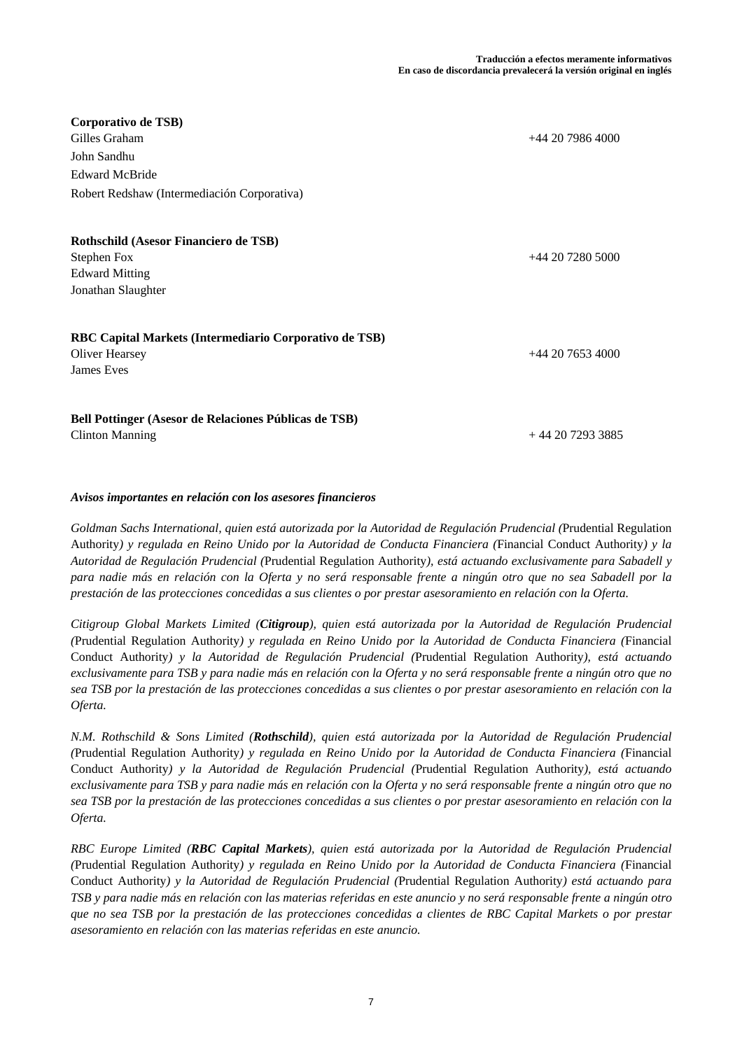**Corporativo de TSB)**

Gilles Graham +44 20 7986 4000

John Sandhu

Edward McBride

Robert Redshaw (Intermediación Corporativa)

**Rothschild (Asesor Financiero de TSB)**

Stephen Fox +44 20 7280 5000

Edward Mitting

Jonathan Slaughter

**RBC Capital Markets (Intermediario Corporativo de TSB)**

Oliver Hearsey +44 20 7653 4000

James Eves

**Bell Pottinger (Asesor de Relaciones Públicas de TSB)**

Clinton Manning + 44 20 7293 3885

***Avisos importantes en relación con los asesores financieros***

*Goldman Sachs International, quien está autorizada por la Autoridad de Regulación Prudencial (*Prudential Regulation Authority*) y regulada en Reino Unido por la Autoridad de Conducta Financiera (*Financial Conduct Authority*) y la Autoridad de Regulación Prudencial (*Prudential Regulation Authority*), está actuando exclusivamente para Sabadell y para nadie más en relación con la Oferta y no será responsable frente a ningún otro que no sea Sabadell por la prestación de las protecciones concedidas a sus clientes o por prestar asesoramiento en relación con la Oferta.*

*Citigroup Global Markets Limited (**Citigroup**), quien está autorizada por la Autoridad de Regulación Prudencial (*Prudential Regulation Authority*) y regulada en Reino Unido por la Autoridad de Conducta Financiera (*Financial Conduct Authority*) y la Autoridad de Regulación Prudencial (*Prudential Regulation Authority*), está actuando exclusivamente para TSB y para nadie más en relación con la Oferta y no será responsable frente a ningún otro que no sea TSB por la prestación de las protecciones concedidas a sus clientes o por prestar asesoramiento en relación con la Oferta.*

*N.M. Rothschild & Sons Limited (**Rothschild**), quien está autorizada por la Autoridad de Regulación Prudencial (*Prudential Regulation Authority*) y regulada en Reino Unido por la Autoridad de Conducta Financiera (*Financial Conduct Authority*) y la Autoridad de Regulación Prudencial (*Prudential Regulation Authority*), está actuando exclusivamente para TSB y para nadie más en relación con la Oferta y no será responsable frente a ningún otro que no sea TSB por la prestación de las protecciones concedidas a sus clientes o por prestar asesoramiento en relación con la Oferta.*

*RBC Europe Limited (**RBC Capital Markets**), quien está autorizada por la Autoridad de Regulación Prudencial (*Prudential Regulation Authority*) y regulada en Reino Unido por la Autoridad de Conducta Financiera (*Financial Conduct Authority*) y la Autoridad de Regulación Prudencial (*Prudential Regulation Authority*) está actuando para TSB y para nadie más en relación con las materias referidas en este anuncio y no será responsable frente a ningún otro que no sea TSB por la prestación de las protecciones concedidas a clientes de RBC Capital Markets o por prestar asesoramiento en relación con las materias referidas en este anuncio.*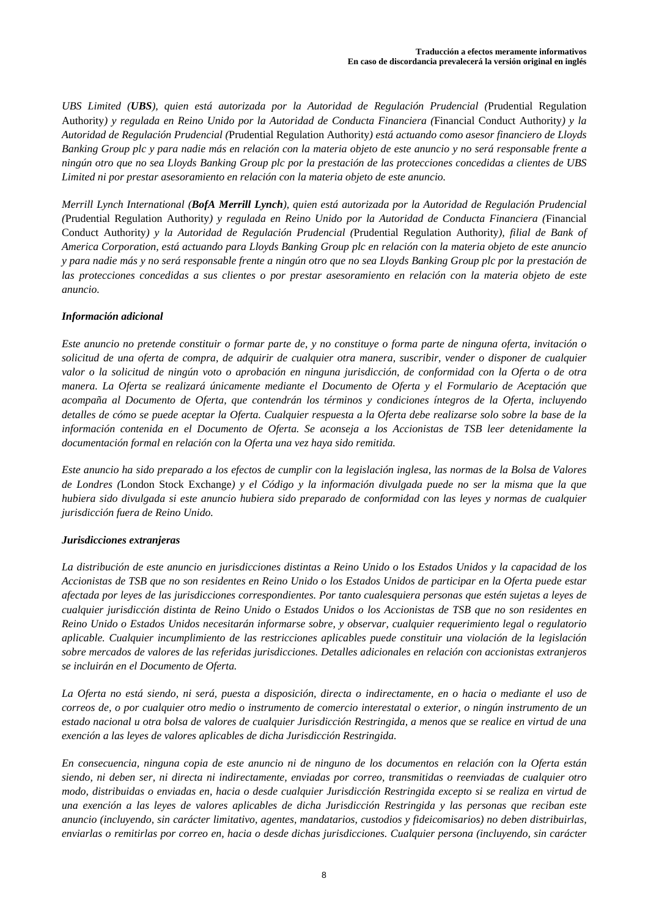*UBS Limited (**UBS**), quien está autorizada por la Autoridad de Regulación Prudencial (*Prudential Regulation Authority*) y regulada en Reino Unido por la Autoridad de Conducta Financiera (*Financial Conduct Authority*) y la Autoridad de Regulación Prudencial (*Prudential Regulation Authority*) está actuando como asesor financiero de Lloyds Banking Group plc y para nadie más en relación con la materia objeto de este anuncio y no será responsable frente a ningún otro que no sea Lloyds Banking Group plc por la prestación de las protecciones concedidas a clientes de UBS Limited ni por prestar asesoramiento en relación con la materia objeto de este anuncio.*

*Merrill Lynch International (**BofA Merrill Lynch**), quien está autorizada por la Autoridad de Regulación Prudencial (*Prudential Regulation Authority*) y regulada en Reino Unido por la Autoridad de Conducta Financiera (*Financial Conduct Authority*) y la Autoridad de Regulación Prudencial (*Prudential Regulation Authority*), filial de Bank of America Corporation, está actuando para Lloyds Banking Group plc en relación con la materia objeto de este anuncio y para nadie más y no será responsable frente a ningún otro que no sea Lloyds Banking Group plc por la prestación de las protecciones concedidas a sus clientes o por prestar asesoramiento en relación con la materia objeto de este anuncio.*

***Información adicional***

*Este anuncio no pretende constituir o formar parte de, y no constituye o forma parte de ninguna oferta, invitación o solicitud de una oferta de compra, de adquirir de cualquier otra manera, suscribir, vender o disponer de cualquier valor o la solicitud de ningún voto o aprobación en ninguna jurisdicción, de conformidad con la Oferta o de otra manera. La Oferta se realizará únicamente mediante el Documento de Oferta y el Formulario de Aceptación que acompaña al Documento de Oferta, que contendrán los términos y condiciones íntegros de la Oferta, incluyendo detalles de cómo se puede aceptar la Oferta. Cualquier respuesta a la Oferta debe realizarse solo sobre la base de la información contenida en el Documento de Oferta. Se aconseja a los Accionistas de TSB leer detenidamente la documentación formal en relación con la Oferta una vez haya sido remitida.*

*Este anuncio ha sido preparado a los efectos de cumplir con la legislación inglesa, las normas de la Bolsa de Valores de Londres (*London Stock Exchange*) y el Código y la información divulgada puede no ser la misma que la que hubiera sido divulgada si este anuncio hubiera sido preparado de conformidad con las leyes y normas de cualquier jurisdicción fuera de Reino Unido.*

***Jurisdicciones extranjeras***

*La distribución de este anuncio en jurisdicciones distintas a Reino Unido o los Estados Unidos y la capacidad de los Accionistas de TSB que no son residentes en Reino Unido o los Estados Unidos de participar en la Oferta puede estar afectada por leyes de las jurisdicciones correspondientes. Por tanto cualesquiera personas que estén sujetas a leyes de cualquier jurisdicción distinta de Reino Unido o Estados Unidos o los Accionistas de TSB que no son residentes en Reino Unido o Estados Unidos necesitarán informarse sobre, y observar, cualquier requerimiento legal o regulatorio aplicable. Cualquier incumplimiento de las restricciones aplicables puede constituir una violación de la legislación sobre mercados de valores de las referidas jurisdicciones. Detalles adicionales en relación con accionistas extranjeros se incluirán en el Documento de Oferta.*

*La Oferta no está siendo, ni será, puesta a disposición, directa o indirectamente, en o hacia o mediante el uso de correos de, o por cualquier otro medio o instrumento de comercio interestatal o exterior, o ningún instrumento de un estado nacional u otra bolsa de valores de cualquier Jurisdicción Restringida, a menos que se realice en virtud de una exención a las leyes de valores aplicables de dicha Jurisdicción Restringida.*

*En consecuencia, ninguna copia de este anuncio ni de ninguno de los documentos en relación con la Oferta están siendo, ni deben ser, ni directa ni indirectamente, enviadas por correo, transmitidas o reenviadas de cualquier otro modo, distribuidas o enviadas en, hacia o desde cualquier Jurisdicción Restringida excepto si se realiza en virtud de una exención a las leyes de valores aplicables de dicha Jurisdicción Restringida y las personas que reciban este anuncio (incluyendo, sin carácter limitativo, agentes, mandatarios, custodios y fideicomisarios) no deben distribuirlas, enviarlas o remitirlas por correo en, hacia o desde dichas jurisdicciones. Cualquier persona (incluyendo, sin carácter*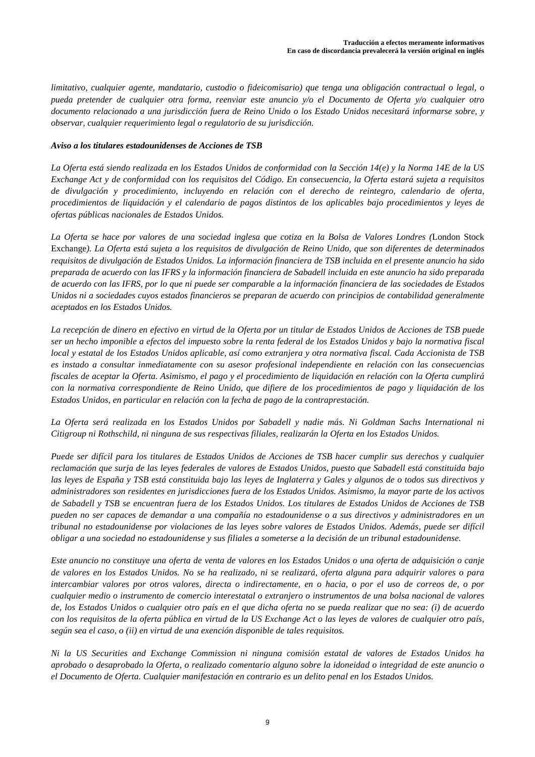*limitativo, cualquier agente, mandatario, custodio o fideicomisario) que tenga una obligación contractual o legal, o pueda pretender de cualquier otra forma, reenviar este anuncio y/o el Documento de Oferta y/o cualquier otro documento relacionado a una jurisdicción fuera de Reino Unido o los Estado Unidos necesitará informarse sobre, y observar, cualquier requerimiento legal o regulatorio de su jurisdicción.*

***Aviso a los titulares estadounidenses de Acciones de TSB***

*La Oferta está siendo realizada en los Estados Unidos de conformidad con la Sección 14(e) y la Norma 14E de la US Exchange Act y de conformidad con los requisitos del Código. En consecuencia, la Oferta estará sujeta a requisitos de divulgación y procedimiento, incluyendo en relación con el derecho de reintegro, calendario de oferta, procedimientos de liquidación y el calendario de pagos distintos de los aplicables bajo procedimientos y leyes de ofertas públicas nacionales de Estados Unidos.*

*La Oferta se hace por valores de una sociedad inglesa que cotiza en la Bolsa de Valores Londres (*London Stock Exchange*). La Oferta está sujeta a los requisitos de divulgación de Reino Unido, que son diferentes de determinados requisitos de divulgación de Estados Unidos. La información financiera de TSB incluida en el presente anuncio ha sido preparada de acuerdo con las IFRS y la información financiera de Sabadell incluida en este anuncio ha sido preparada de acuerdo con las IFRS, por lo que ni puede ser comparable a la información financiera de las sociedades de Estados Unidos ni a sociedades cuyos estados financieros se preparan de acuerdo con principios de contabilidad generalmente aceptados en los Estados Unidos.*

*La recepción de dinero en efectivo en virtud de la Oferta por un titular de Estados Unidos de Acciones de TSB puede ser un hecho imponible a efectos del impuesto sobre la renta federal de los Estados Unidos y bajo la normativa fiscal local y estatal de los Estados Unidos aplicable, así como extranjera y otra normativa fiscal. Cada Accionista de TSB es instado a consultar inmediatamente con su asesor profesional independiente en relación con las consecuencias fiscales de aceptar la Oferta. Asimismo, el pago y el procedimiento de liquidación en relación con la Oferta cumplirá con la normativa correspondiente de Reino Unido, que difiere de los procedimientos de pago y liquidación de los Estados Unidos, en particular en relación con la fecha de pago de la contraprestación.*

*La Oferta será realizada en los Estados Unidos por Sabadell y nadie más. Ni Goldman Sachs International ni Citigroup ni Rothschild, ni ninguna de sus respectivas filiales, realizarán la Oferta en los Estados Unidos.*

*Puede ser difícil para los titulares de Estados Unidos de Acciones de TSB hacer cumplir sus derechos y cualquier reclamación que surja de las leyes federales de valores de Estados Unidos, puesto que Sabadell está constituida bajo las leyes de España y TSB está constituida bajo las leyes de Inglaterra y Gales y algunos de o todos sus directivos y administradores son residentes en jurisdicciones fuera de los Estados Unidos. Asimismo, la mayor parte de los activos de Sabadell y TSB se encuentran fuera de los Estados Unidos. Los titulares de Estados Unidos de Acciones de TSB pueden no ser capaces de demandar a una compañía no estadounidense o a sus directivos y administradores en un tribunal no estadounidense por violaciones de las leyes sobre valores de Estados Unidos. Además, puede ser difícil obligar a una sociedad no estadounidense y sus filiales a someterse a la decisión de un tribunal estadounidense.*

*Este anuncio no constituye una oferta de venta de valores en los Estados Unidos o una oferta de adquisición o canje de valores en los Estados Unidos. No se ha realizado, ni se realizará, oferta alguna para adquirir valores o para intercambiar valores por otros valores, directa o indirectamente, en o hacia, o por el uso de correos de, o por cualquier medio o instrumento de comercio interestatal o extranjero o instrumentos de una bolsa nacional de valores de, los Estados Unidos o cualquier otro país en el que dicha oferta no se pueda realizar que no sea: (i) de acuerdo con los requisitos de la oferta pública en virtud de la US Exchange Act o las leyes de valores de cualquier otro país, según sea el caso, o (ii) en virtud de una exención disponible de tales requisitos.*

*Ni la US Securities and Exchange Commission ni ninguna comisión estatal de valores de Estados Unidos ha aprobado o desaprobado la Oferta, o realizado comentario alguno sobre la idoneidad o integridad de este anuncio o el Documento de Oferta. Cualquier manifestación en contrario es un delito penal en los Estados Unidos.*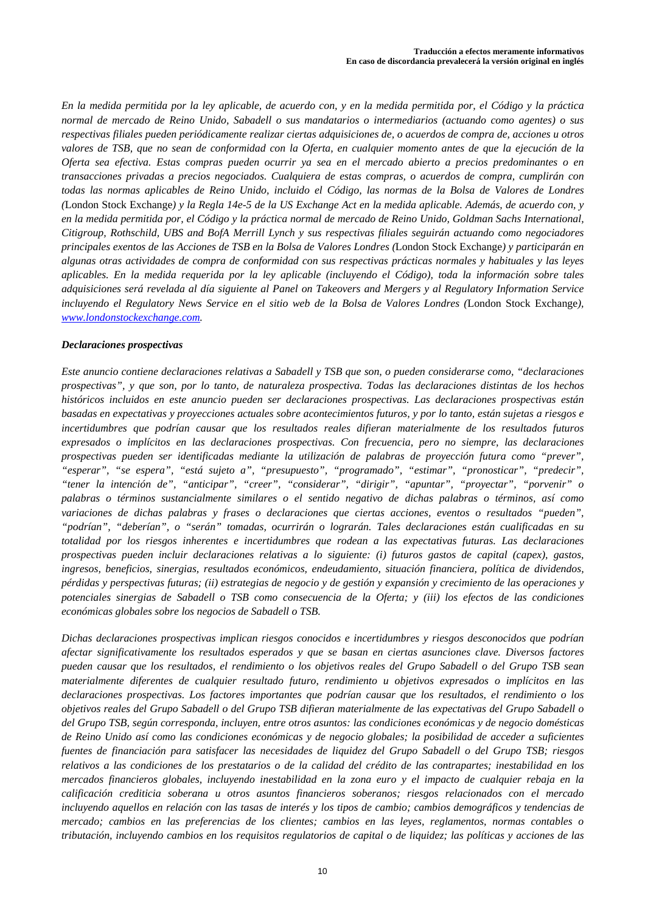*En la medida permitida por la ley aplicable, de acuerdo con, y en la medida permitida por, el Código y la práctica normal de mercado de Reino Unido, Sabadell o sus mandatarios o intermediarios (actuando como agentes) o sus respectivas filiales pueden periódicamente realizar ciertas adquisiciones de, o acuerdos de compra de, acciones u otros valores de TSB, que no sean de conformidad con la Oferta, en cualquier momento antes de que la ejecución de la Oferta sea efectiva. Estas compras pueden ocurrir ya sea en el mercado abierto a precios predominantes o en transacciones privadas a precios negociados. Cualquiera de estas compras, o acuerdos de compra, cumplirán con todas las normas aplicables de Reino Unido, incluido el Código, las normas de la Bolsa de Valores de Londres (*London Stock Exchange*) y la Regla 14e-5 de la US Exchange Act en la medida aplicable. Además, de acuerdo con, y en la medida permitida por, el Código y la práctica normal de mercado de Reino Unido, Goldman Sachs International, Citigroup, Rothschild, UBS and BofA Merrill Lynch y sus respectivas filiales seguirán actuando como negociadores principales exentos de las Acciones de TSB en la Bolsa de Valores Londres (*London Stock Exchange*) y participarán en algunas otras actividades de compra de conformidad con sus respectivas prácticas normales y habituales y las leyes aplicables. En la medida requerida por la ley aplicable (incluyendo el Código), toda la información sobre tales adquisiciones será revelada al día siguiente al Panel on Takeovers and Mergers y al Regulatory Information Service incluyendo el Regulatory News Service en el sitio web de la Bolsa de Valores Londres (*London Stock Exchange*), [www.londonstockexchange.com](http://www.londonstockexchange.com).*

***Declaraciones prospectivas***

*Este anuncio contiene declaraciones relativas a Sabadell y TSB que son, o pueden considerarse como, "declaraciones prospectivas", y que son, por lo tanto, de naturaleza prospectiva. Todas las declaraciones distintas de los hechos históricos incluidos en este anuncio pueden ser declaraciones prospectivas. Las declaraciones prospectivas están basadas en expectativas y proyecciones actuales sobre acontecimientos futuros, y por lo tanto, están sujetas a riesgos e incertidumbres que podrían causar que los resultados reales difieran materialmente de los resultados futuros expresados o implícitos en las declaraciones prospectivas. Con frecuencia, pero no siempre, las declaraciones prospectivas pueden ser identificadas mediante la utilización de palabras de proyección futura como "prever", "esperar", "se espera", "está sujeto a", "presupuesto", "programado", "estimar", "pronosticar", "predecir", "tener la intención de", "anticipar", "creer", "considerar", "dirigir", "apuntar", "proyectar", "porvenir" o palabras o términos sustancialmente similares o el sentido negativo de dichas palabras o términos, así como variaciones de dichas palabras y frases o declaraciones que ciertas acciones, eventos o resultados "pueden", "podrían", "deberían", o "serán" tomadas, ocurrirán o lograrán. Tales declaraciones están cualificadas en su totalidad por los riesgos inherentes e incertidumbres que rodean a las expectativas futuras. Las declaraciones prospectivas pueden incluir declaraciones relativas a lo siguiente: (i) futuros gastos de capital (capex), gastos, ingresos, beneficios, sinergias, resultados económicos, endeudamiento, situación financiera, política de dividendos, pérdidas y perspectivas futuras; (ii) estrategias de negocio y de gestión y expansión y crecimiento de las operaciones y potenciales sinergias de Sabadell o TSB como consecuencia de la Oferta; y (iii) los efectos de las condiciones económicas globales sobre los negocios de Sabadell o TSB.*

*Dichas declaraciones prospectivas implican riesgos conocidos e incertidumbres y riesgos desconocidos que podrían afectar significativamente los resultados esperados y que se basan en ciertas asunciones clave. Diversos factores pueden causar que los resultados, el rendimiento o los objetivos reales del Grupo Sabadell o del Grupo TSB sean materialmente diferentes de cualquier resultado futuro, rendimiento u objetivos expresados o implícitos en las declaraciones prospectivas. Los factores importantes que podrían causar que los resultados, el rendimiento o los objetivos reales del Grupo Sabadell o del Grupo TSB difieran materialmente de las expectativas del Grupo Sabadell o del Grupo TSB, según corresponda, incluyen, entre otros asuntos: las condiciones económicas y de negocio domésticas de Reino Unido así como las condiciones económicas y de negocio globales; la posibilidad de acceder a suficientes fuentes de financiación para satisfacer las necesidades de liquidez del Grupo Sabadell o del Grupo TSB; riesgos relativos a las condiciones de los prestatarios o de la calidad del crédito de las contrapartes; inestabilidad en los mercados financieros globales, incluyendo inestabilidad en la zona euro y el impacto de cualquier rebaja en la calificación crediticia soberana u otros asuntos financieros soberanos; riesgos relacionados con el mercado incluyendo aquellos en relación con las tasas de interés y los tipos de cambio; cambios demográficos y tendencias de mercado; cambios en las preferencias de los clientes; cambios en las leyes, reglamentos, normas contables o tributación, incluyendo cambios en los requisitos regulatorios de capital o de liquidez; las políticas y acciones de las*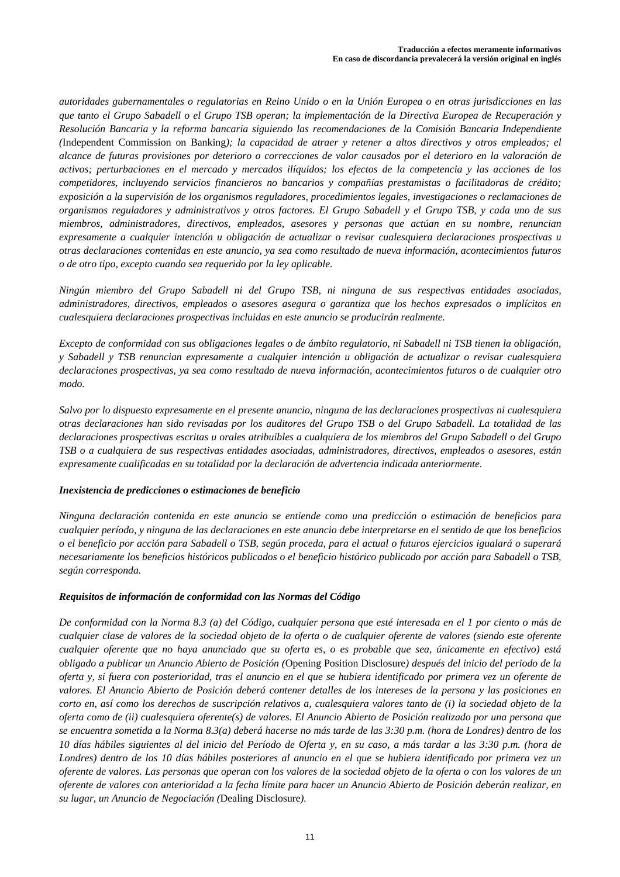*autoridades gubernamentales o regulatorias en Reino Unido o en la Unión Europea o en otras jurisdicciones en las que tanto el Grupo Sabadell o el Grupo TSB operan; la implementación de la Directiva Europea de Recuperación y Resolución Bancaria y la reforma bancaria siguiendo las recomendaciones de la Comisión Bancaria Independiente (*Independent Commission on Banking*); la capacidad de atraer y retener a altos directivos y otros empleados; el alcance de futuras provisiones por deterioro o correcciones de valor causados por el deterioro en la valoración de activos; perturbaciones en el mercado y mercados ilíquidos; los efectos de la competencia y las acciones de los competidores, incluyendo servicios financieros no bancarios y compañías prestamistas o facilitadoras de crédito; exposición a la supervisión de los organismos reguladores, procedimientos legales, investigaciones o reclamaciones de organismos reguladores y administrativos y otros factores. El Grupo Sabadell y el Grupo TSB, y cada uno de sus miembros, administradores, directivos, empleados, asesores y personas que actúan en su nombre, renuncian expresamente a cualquier intención u obligación de actualizar o revisar cualesquiera declaraciones prospectivas u otras declaraciones contenidas en este anuncio, ya sea como resultado de nueva información, acontecimientos futuros o de otro tipo, excepto cuando sea requerido por la ley aplicable.*

*Ningún miembro del Grupo Sabadell ni del Grupo TSB, ni ninguna de sus respectivas entidades asociadas, administradores, directivos, empleados o asesores asegura o garantiza que los hechos expresados o implícitos en cualesquiera declaraciones prospectivas incluidas en este anuncio se producirán realmente.*

*Excepto de conformidad con sus obligaciones legales o de ámbito regulatorio, ni Sabadell ni TSB tienen la obligación, y Sabadell y TSB renuncian expresamente a cualquier intención u obligación de actualizar o revisar cualesquiera declaraciones prospectivas, ya sea como resultado de nueva información, acontecimientos futuros o de cualquier otro modo.*

*Salvo por lo dispuesto expresamente en el presente anuncio, ninguna de las declaraciones prospectivas ni cualesquiera otras declaraciones han sido revisadas por los auditores del Grupo TSB o del Grupo Sabadell. La totalidad de las declaraciones prospectivas escritas u orales atribuibles a cualquiera de los miembros del Grupo Sabadell o del Grupo TSB o a cualquiera de sus respectivas entidades asociadas, administradores, directivos, empleados o asesores, están expresamente cualificadas en su totalidad por la declaración de advertencia indicada anteriormente.*

***Inexistencia de predicciones o estimaciones de beneficio***

*Ninguna declaración contenida en este anuncio se entiende como una predicción o estimación de beneficios para cualquier período, y ninguna de las declaraciones en este anuncio debe interpretarse en el sentido de que los beneficios o el beneficio por acción para Sabadell o TSB, según proceda, para el actual o futuros ejercicios igualará o superará necesariamente los beneficios históricos publicados o el beneficio histórico publicado por acción para Sabadell o TSB, según corresponda.*

***Requisitos de información de conformidad con las Normas del Código***

*De conformidad con la Norma 8.3 (a) del Código, cualquier persona que esté interesada en el 1 por ciento o más de cualquier clase de valores de la sociedad objeto de la oferta o de cualquier oferente de valores (siendo este oferente cualquier oferente que no haya anunciado que su oferta es, o es probable que sea, únicamente en efectivo) está obligado a publicar un Anuncio Abierto de Posición (*Opening Position Disclosure*) después del inicio del periodo de la oferta y, si fuera con posterioridad, tras el anuncio en el que se hubiera identificado por primera vez un oferente de valores. El Anuncio Abierto de Posición deberá contener detalles de los intereses de la persona y las posiciones en corto en, así como los derechos de suscripción relativos a, cualesquiera valores tanto de (i) la sociedad objeto de la oferta como de (ii) cualesquiera oferente(s) de valores. El Anuncio Abierto de Posición realizado por una persona que se encuentra sometida a la Norma 8.3(a) deberá hacerse no más tarde de las 3:30 p.m. (hora de Londres) dentro de los 10 días hábiles siguientes al del inicio del Período de Oferta y, en su caso, a más tardar a las 3:30 p.m. (hora de Londres) dentro de los 10 días hábiles posteriores al anuncio en el que se hubiera identificado por primera vez un oferente de valores. Las personas que operan con los valores de la sociedad objeto de la oferta o con los valores de un oferente de valores con anterioridad a la fecha límite para hacer un Anuncio Abierto de Posición deberán realizar, en su lugar, un Anuncio de Negociación (*Dealing Disclosure*).*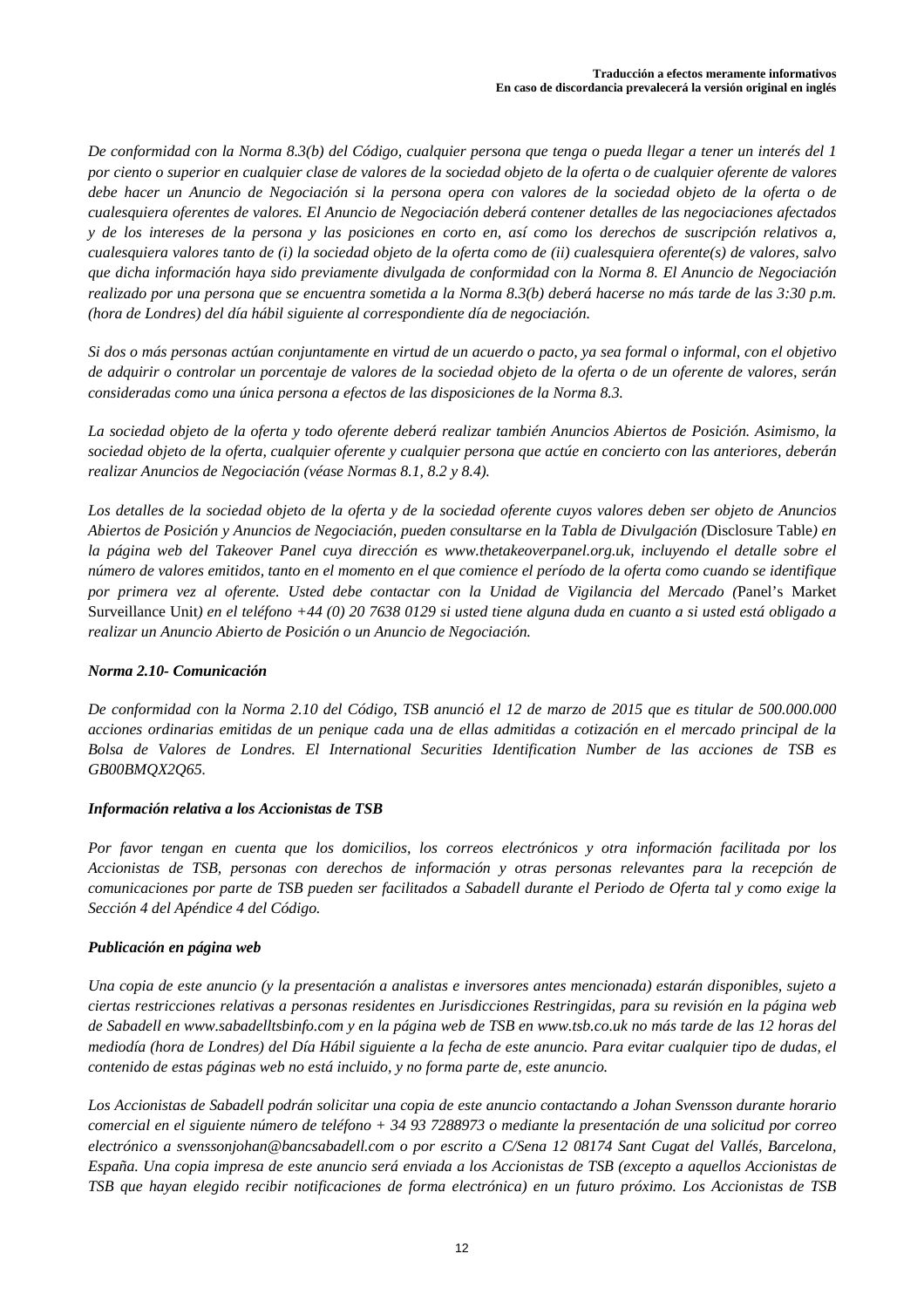*De conformidad con la Norma 8.3(b) del Código, cualquier persona que tenga o pueda llegar a tener un interés del 1 por ciento o superior en cualquier clase de valores de la sociedad objeto de la oferta o de cualquier oferente de valores debe hacer un Anuncio de Negociación si la persona opera con valores de la sociedad objeto de la oferta o de cualesquiera oferentes de valores. El Anuncio de Negociación deberá contener detalles de las negociaciones afectados y de los intereses de la persona y las posiciones en corto en, así como los derechos de suscripción relativos a, cualesquiera valores tanto de (i) la sociedad objeto de la oferta como de (ii) cualesquiera oferente(s) de valores, salvo que dicha información haya sido previamente divulgada de conformidad con la Norma 8. El Anuncio de Negociación realizado por una persona que se encuentra sometida a la Norma 8.3(b) deberá hacerse no más tarde de las 3:30 p.m. (hora de Londres) del día hábil siguiente al correspondiente día de negociación.*

*Si dos o más personas actúan conjuntamente en virtud de un acuerdo o pacto, ya sea formal o informal, con el objetivo de adquirir o controlar un porcentaje de valores de la sociedad objeto de la oferta o de un oferente de valores, serán consideradas como una única persona a efectos de las disposiciones de la Norma 8.3.*

*La sociedad objeto de la oferta y todo oferente deberá realizar también Anuncios Abiertos de Posición. Asimismo, la sociedad objeto de la oferta, cualquier oferente y cualquier persona que actúe en concierto con las anteriores, deberán realizar Anuncios de Negociación (véase Normas 8.1, 8.2 y 8.4).*

*Los detalles de la sociedad objeto de la oferta y de la sociedad oferente cuyos valores deben ser objeto de Anuncios Abiertos de Posición y Anuncios de Negociación, pueden consultarse en la Tabla de Divulgación (*Disclosure Table*) en la página web del Takeover Panel cuya dirección es www.thetakeoverpanel.org.uk, incluyendo el detalle sobre el número de valores emitidos, tanto en el momento en el que comience el período de la oferta como cuando se identifique por primera vez al oferente. Usted debe contactar con la Unidad de Vigilancia del Mercado (*Panel's Market Surveillance Unit*) en el teléfono +44 (0) 20 7638 0129 si usted tiene alguna duda en cuanto a si usted está obligado a realizar un Anuncio Abierto de Posición o un Anuncio de Negociación.*

***Norma 2.10- Comunicación***

*De conformidad con la Norma 2.10 del Código, TSB anunció el 12 de marzo de 2015 que es titular de 500.000.000 acciones ordinarias emitidas de un penique cada una de ellas admitidas a cotización en el mercado principal de la Bolsa de Valores de Londres. El International Securities Identification Number de las acciones de TSB es GB00BMQX2Q65.*

***Información relativa a los Accionistas de TSB***

*Por favor tengan en cuenta que los domicilios, los correos electrónicos y otra información facilitada por los Accionistas de TSB, personas con derechos de información y otras personas relevantes para la recepción de comunicaciones por parte de TSB pueden ser facilitados a Sabadell durante el Periodo de Oferta tal y como exige la Sección 4 del Apéndice 4 del Código.*

***Publicación en página web***

*Una copia de este anuncio (y la presentación a analistas e inversores antes mencionada) estarán disponibles, sujeto a ciertas restricciones relativas a personas residentes en Jurisdicciones Restringidas, para su revisión en la página web de Sabadell en www.sabadelltsbinfo.com y en la página web de TSB en www.tsb.co.uk no más tarde de las 12 horas del mediodía (hora de Londres) del Día Hábil siguiente a la fecha de este anuncio. Para evitar cualquier tipo de dudas, el contenido de estas páginas web no está incluido, y no forma parte de, este anuncio.*

*Los Accionistas de Sabadell podrán solicitar una copia de este anuncio contactando a Johan Svensson durante horario comercial en el siguiente número de teléfono + 34 93 7288973 o mediante la presentación de una solicitud por correo electrónico a svenssonjohan@bancsabadell.com o por escrito a C/Sena 12 08174 Sant Cugat del Vallés, Barcelona, España. Una copia impresa de este anuncio será enviada a los Accionistas de TSB (excepto a aquellos Accionistas de TSB que hayan elegido recibir notificaciones de forma electrónica) en un futuro próximo. Los Accionistas de TSB*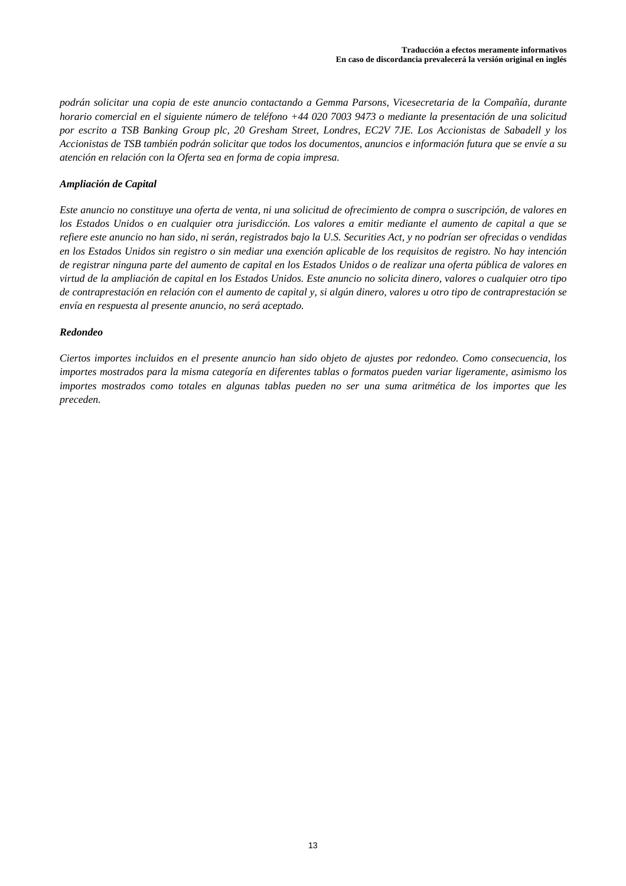*podrán solicitar una copia de este anuncio contactando a Gemma Parsons, Vicesecretaria de la Compañía, durante horario comercial en el siguiente número de teléfono +44 020 7003 9473 o mediante la presentación de una solicitud por escrito a TSB Banking Group plc, 20 Gresham Street, Londres, EC2V 7JE. Los Accionistas de Sabadell y los Accionistas de TSB también podrán solicitar que todos los documentos, anuncios e información futura que se envíe a su atención en relación con la Oferta sea en forma de copia impresa.*

***Ampliación de Capital***

*Este anuncio no constituye una oferta de venta, ni una solicitud de ofrecimiento de compra o suscripción, de valores en los Estados Unidos o en cualquier otra jurisdicción. Los valores a emitir mediante el aumento de capital a que se refiere este anuncio no han sido, ni serán, registrados bajo la U.S. Securities Act, y no podrían ser ofrecidas o vendidas en los Estados Unidos sin registro o sin mediar una exención aplicable de los requisitos de registro. No hay intención de registrar ninguna parte del aumento de capital en los Estados Unidos o de realizar una oferta pública de valores en virtud de la ampliación de capital en los Estados Unidos. Este anuncio no solicita dinero, valores o cualquier otro tipo de contraprestación en relación con el aumento de capital y, si algún dinero, valores u otro tipo de contraprestación se envía en respuesta al presente anuncio, no será aceptado.*

***Redondeo***

*Ciertos importes incluidos en el presente anuncio han sido objeto de ajustes por redondeo. Como consecuencia, los importes mostrados para la misma categoría en diferentes tablas o formatos pueden variar ligeramente, asimismo los importes mostrados como totales en algunas tablas pueden no ser una suma aritmética de los importes que les preceden.*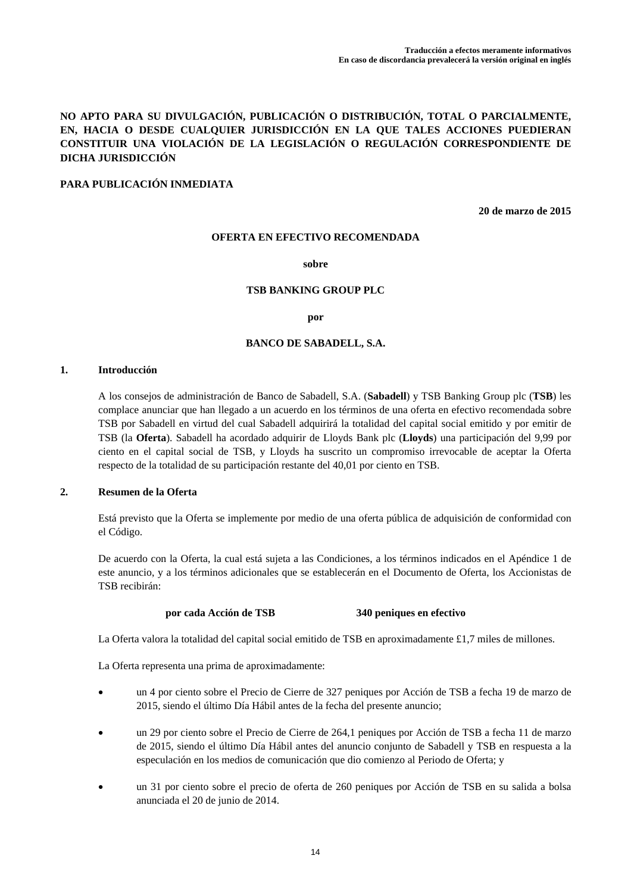**Traducción a efectos meramente informativos**
**En caso de discordancia prevalecerá la versión original en inglés**

**NO APTO PARA SU DIVULGACIÓN, PUBLICACIÓN O DISTRIBUCIÓN, TOTAL O PARCIALMENTE, EN, HACIA O DESDE CUALQUIER JURISDICCIÓN EN LA QUE TALES ACCIONES PUEDIERAN CONSTITUIR UNA VIOLACIÓN DE LA LEGISLACIÓN O REGULACIÓN CORRESPONDIENTE DE DICHA JURISDICCIÓN**

**PARA PUBLICACIÓN INMEDIATA**

**20 de marzo de 2015**

**OFERTA EN EFECTIVO RECOMENDADA**

**sobre**

**TSB BANKING GROUP PLC**

**por**

**BANCO DE SABADELL, S.A.**

## 1. Introducción

A los consejos de administración de Banco de Sabadell, S.A. (**Sabadell**) y TSB Banking Group plc (**TSB**) les complace anunciar que han llegado a un acuerdo en los términos de una oferta en efectivo recomendada sobre TSB por Sabadell en virtud del cual Sabadell adquirirá la totalidad del capital social emitido y por emitir de TSB (la **Oferta**). Sabadell ha acordado adquirir de Lloyds Bank plc (**Lloyds**) una participación del 9,99 por ciento en el capital social de TSB, y Lloyds ha suscrito un compromiso irrevocable de aceptar la Oferta respecto de la totalidad de su participación restante del 40,01 por ciento en TSB.

## 2. Resumen de la Oferta

Está previsto que la Oferta se implemente por medio de una oferta pública de adquisición de conformidad con el Código.

De acuerdo con la Oferta, la cual está sujeta a las Condiciones, a los términos indicados en el Apéndice 1 de este anuncio, y a los términos adicionales que se establecerán en el Documento de Oferta, los Accionistas de TSB recibirán:

**por cada Acción de TSB** **340 peniques en efectivo**

La Oferta valora la totalidad del capital social emitido de TSB en aproximadamente £1,7 miles de millones.

La Oferta representa una prima de aproximadamente:

- un 4 por ciento sobre el Precio de Cierre de 327 peniques por Acción de TSB a fecha 19 de marzo de 2015, siendo el último Día Hábil antes de la fecha del presente anuncio;
- un 29 por ciento sobre el Precio de Cierre de 264,1 peniques por Acción de TSB a fecha 11 de marzo de 2015, siendo el último Día Hábil antes del anuncio conjunto de Sabadell y TSB en respuesta a la especulación en los medios de comunicación que dio comienzo al Periodo de Oferta; y
- un 31 por ciento sobre el precio de oferta de 260 peniques por Acción de TSB en su salida a bolsa anunciada el 20 de junio de 2014.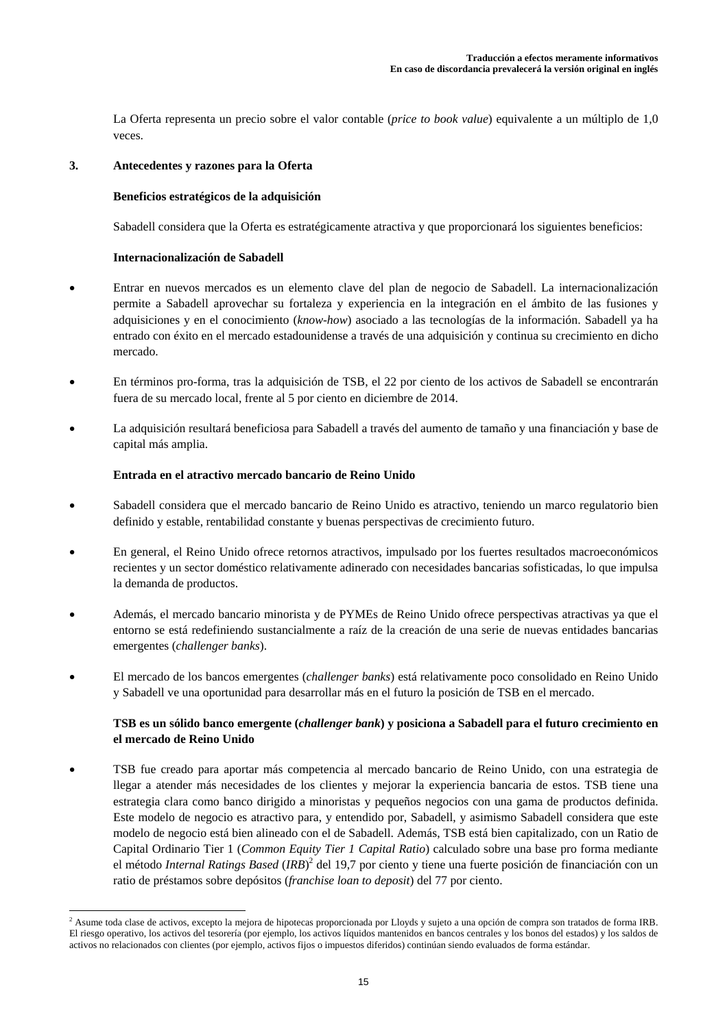La Oferta representa un precio sobre el valor contable (*price to book value*) equivalente a un múltiplo de 1,0 veces.

## 3. Antecedentes y razones para la Oferta

**Beneficios estratégicos de la adquisición**

Sabadell considera que la Oferta es estratégicamente atractiva y que proporcionará los siguientes beneficios:

**Internacionalización de Sabadell**

- Entrar en nuevos mercados es un elemento clave del plan de negocio de Sabadell. La internacionalización permite a Sabadell aprovechar su fortaleza y experiencia en la integración en el ámbito de las fusiones y adquisiciones y en el conocimiento (*know-how*) asociado a las tecnologías de la información. Sabadell ya ha entrado con éxito en el mercado estadounidense a través de una adquisición y continua su crecimiento en dicho mercado.
- En términos pro-forma, tras la adquisición de TSB, el 22 por ciento de los activos de Sabadell se encontrarán fuera de su mercado local, frente al 5 por ciento en diciembre de 2014.
- La adquisición resultará beneficiosa para Sabadell a través del aumento de tamaño y una financiación y base de capital más amplia.

**Entrada en el atractivo mercado bancario de Reino Unido**

- Sabadell considera que el mercado bancario de Reino Unido es atractivo, teniendo un marco regulatorio bien definido y estable, rentabilidad constante y buenas perspectivas de crecimiento futuro.
- En general, el Reino Unido ofrece retornos atractivos, impulsado por los fuertes resultados macroeconómicos recientes y un sector doméstico relativamente adinerado con necesidades bancarias sofisticadas, lo que impulsa la demanda de productos.
- Además, el mercado bancario minorista y de PYMEs de Reino Unido ofrece perspectivas atractivas ya que el entorno se está redefiniendo sustancialmente a raíz de la creación de una serie de nuevas entidades bancarias emergentes (*challenger banks*).
- El mercado de los bancos emergentes (*challenger banks*) está relativamente poco consolidado en Reino Unido y Sabadell ve una oportunidad para desarrollar más en el futuro la posición de TSB en el mercado.

**TSB es un sólido banco emergente (*challenger bank*) y posiciona a Sabadell para el futuro crecimiento en el mercado de Reino Unido**

- TSB fue creado para aportar más competencia al mercado bancario de Reino Unido, con una estrategia de llegar a atender más necesidades de los clientes y mejorar la experiencia bancaria de estos. TSB tiene una estrategia clara como banco dirigido a minoristas y pequeños negocios con una gama de productos definida. Este modelo de negocio es atractivo para, y entendido por, Sabadell, y asimismo Sabadell considera que este modelo de negocio está bien alineado con el de Sabadell. Además, TSB está bien capitalizado, con un Ratio de Capital Ordinario Tier 1 (*Common Equity Tier 1 Capital Ratio*) calculado sobre una base pro forma mediante el método *Internal Ratings Based* (*IRB*)[2] del 19,7 por ciento y tiene una fuerte posición de financiación con un ratio de préstamos sobre depósitos (*franchise loan to deposit*) del 77 por ciento.

[2] Asume toda clase de activos, excepto la mejora de hipotecas proporcionada por Lloyds y sujeto a una opción de compra son tratados de forma IRB. El riesgo operativo, los activos del tesorería (por ejemplo, los activos líquidos mantenidos en bancos centrales y los bonos del estados) y los saldos de activos no relacionados con clientes (por ejemplo, activos fijos o impuestos diferidos) continúan siendo evaluados de forma estándar.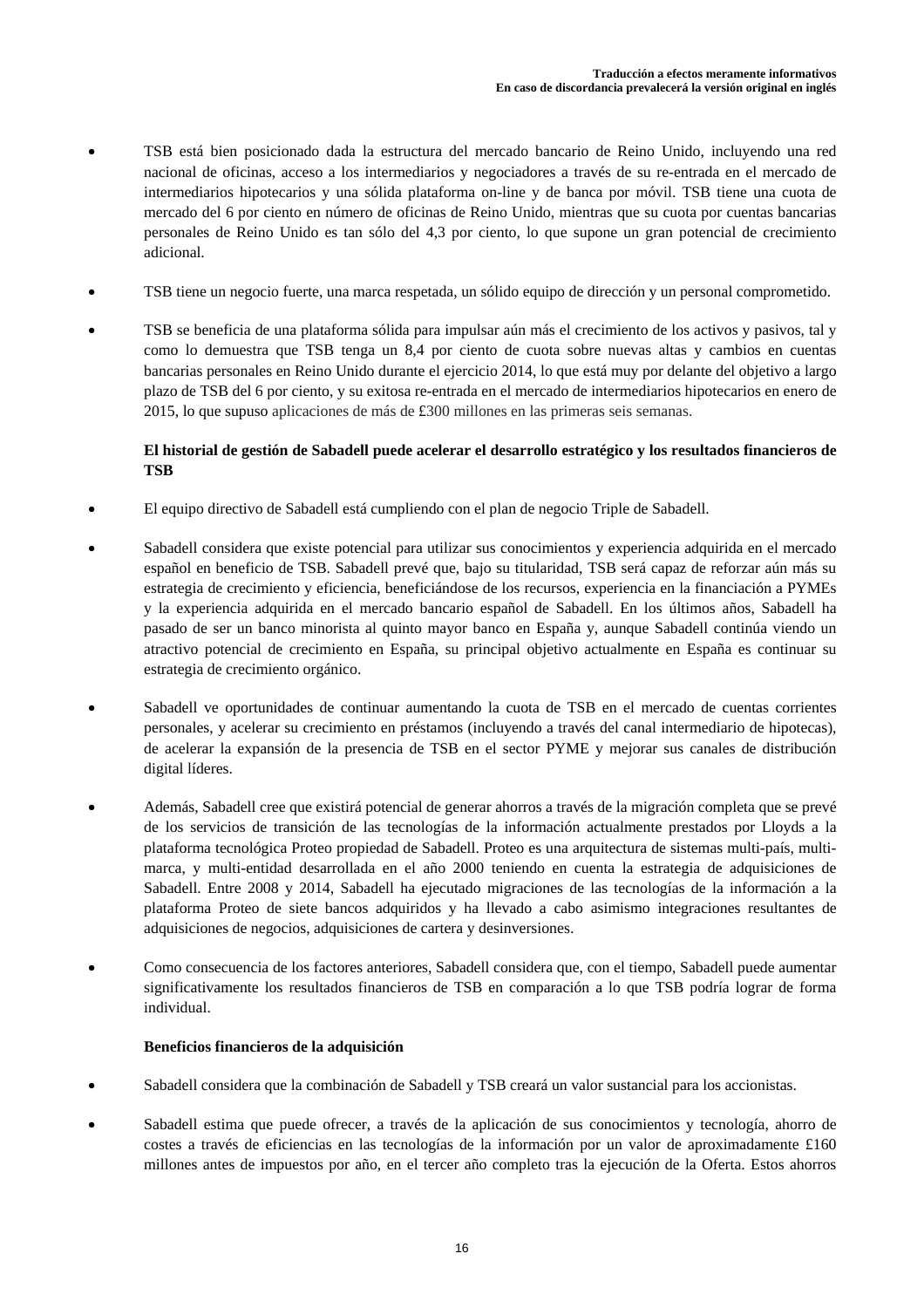- TSB está bien posicionado dada la estructura del mercado bancario de Reino Unido, incluyendo una red nacional de oficinas, acceso a los intermediarios y negociadores a través de su re-entrada en el mercado de intermediarios hipotecarios y una sólida plataforma on-line y de banca por móvil. TSB tiene una cuota de mercado del 6 por ciento en número de oficinas de Reino Unido, mientras que su cuota por cuentas bancarias personales de Reino Unido es tan sólo del 4,3 por ciento, lo que supone un gran potencial de crecimiento adicional.

- TSB tiene un negocio fuerte, una marca respetada, un sólido equipo de dirección y un personal comprometido.

- TSB se beneficia de una plataforma sólida para impulsar aún más el crecimiento de los activos y pasivos, tal y como lo demuestra que TSB tenga un 8,4 por ciento de cuota sobre nuevas altas y cambios en cuentas bancarias personales en Reino Unido durante el ejercicio 2014, lo que está muy por delante del objetivo a largo plazo de TSB del 6 por ciento, y su exitosa re-entrada en el mercado de intermediarios hipotecarios en enero de 2015, lo que supuso aplicaciones de más de £300 millones en las primeras seis semanas.

**El historial de gestión de Sabadell puede acelerar el desarrollo estratégico y los resultados financieros de TSB**

- El equipo directivo de Sabadell está cumpliendo con el plan de negocio Triple de Sabadell.

- Sabadell considera que existe potencial para utilizar sus conocimientos y experiencia adquirida en el mercado español en beneficio de TSB. Sabadell prevé que, bajo su titularidad, TSB será capaz de reforzar aún más su estrategia de crecimiento y eficiencia, beneficiándose de los recursos, experiencia en la financiación a PYMEs y la experiencia adquirida en el mercado bancario español de Sabadell. En los últimos años, Sabadell ha pasado de ser un banco minorista al quinto mayor banco en España y, aunque Sabadell continúa viendo un atractivo potencial de crecimiento en España, su principal objetivo actualmente en España es continuar su estrategia de crecimiento orgánico.

- Sabadell ve oportunidades de continuar aumentando la cuota de TSB en el mercado de cuentas corrientes personales, y acelerar su crecimiento en préstamos (incluyendo a través del canal intermediario de hipotecas), de acelerar la expansión de la presencia de TSB en el sector PYME y mejorar sus canales de distribución digital líderes.

- Además, Sabadell cree que existirá potencial de generar ahorros a través de la migración completa que se prevé de los servicios de transición de las tecnologías de la información actualmente prestados por Lloyds a la plataforma tecnológica Proteo propiedad de Sabadell. Proteo es una arquitectura de sistemas multi-país, multi-marca, y multi-entidad desarrollada en el año 2000 teniendo en cuenta la estrategia de adquisiciones de Sabadell. Entre 2008 y 2014, Sabadell ha ejecutado migraciones de las tecnologías de la información a la plataforma Proteo de siete bancos adquiridos y ha llevado a cabo asimismo integraciones resultantes de adquisiciones de negocios, adquisiciones de cartera y desinversiones.

- Como consecuencia de los factores anteriores, Sabadell considera que, con el tiempo, Sabadell puede aumentar significativamente los resultados financieros de TSB en comparación a lo que TSB podría lograr de forma individual.

**Beneficios financieros de la adquisición**

- Sabadell considera que la combinación de Sabadell y TSB creará un valor sustancial para los accionistas.

- Sabadell estima que puede ofrecer, a través de la aplicación de sus conocimientos y tecnología, ahorro de costes a través de eficiencias en las tecnologías de la información por un valor de aproximadamente £160 millones antes de impuestos por año, en el tercer año completo tras la ejecución de la Oferta. Estos ahorros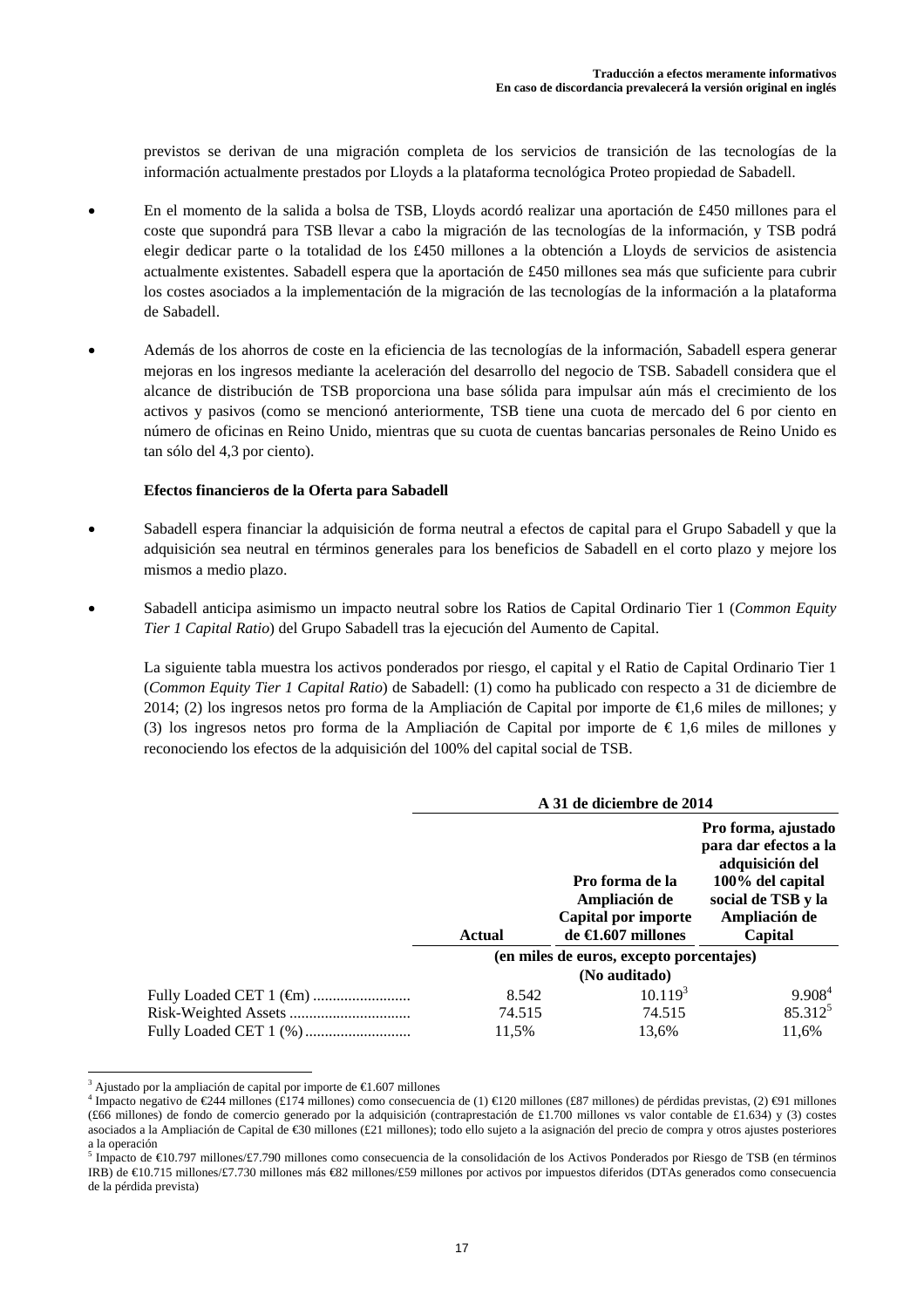previstos se derivan de una migración completa de los servicios de transición de las tecnologías de la información actualmente prestados por Lloyds a la plataforma tecnológica Proteo propiedad de Sabadell.

- En el momento de la salida a bolsa de TSB, Lloyds acordó realizar una aportación de £450 millones para el coste que supondrá para TSB llevar a cabo la migración de las tecnologías de la información, y TSB podrá elegir dedicar parte o la totalidad de los £450 millones a la obtención a Lloyds de servicios de asistencia actualmente existentes. Sabadell espera que la aportación de £450 millones sea más que suficiente para cubrir los costes asociados a la implementación de la migración de las tecnologías de la información a la plataforma de Sabadell.

- Además de los ahorros de coste en la eficiencia de las tecnologías de la información, Sabadell espera generar mejoras en los ingresos mediante la aceleración del desarrollo del negocio de TSB. Sabadell considera que el alcance de distribución de TSB proporciona una base sólida para impulsar aún más el crecimiento de los activos y pasivos (como se mencionó anteriormente, TSB tiene una cuota de mercado del 6 por ciento en número de oficinas en Reino Unido, mientras que su cuota de cuentas bancarias personales de Reino Unido es tan sólo del 4,3 por ciento).

**Efectos financieros de la Oferta para Sabadell**

- Sabadell espera financiar la adquisición de forma neutral a efectos de capital para el Grupo Sabadell y que la adquisición sea neutral en términos generales para los beneficios de Sabadell en el corto plazo y mejore los mismos a medio plazo.

- Sabadell anticipa asimismo un impacto neutral sobre los Ratios de Capital Ordinario Tier 1 (*Common Equity Tier 1 Capital Ratio*) del Grupo Sabadell tras la ejecución del Aumento de Capital.

  La siguiente tabla muestra los activos ponderados por riesgo, el capital y el Ratio de Capital Ordinario Tier 1 (*Common Equity Tier 1 Capital Ratio*) de Sabadell: (1) como ha publicado con respecto a 31 de diciembre de 2014; (2) los ingresos netos pro forma de la Ampliación de Capital por importe de €1,6 miles de millones; y (3) los ingresos netos pro forma de la Ampliación de Capital por importe de € 1,6 miles de millones y reconociendo los efectos de la adquisición del 100% del capital social de TSB.

| | **A 31 de diciembre de 2014** | | |
|---|---|---|---|
| | **Actual** | **Pro forma de la Ampliación de Capital por importe de €1.607 millones** | **Pro forma, ajustado para dar efectos a la adquisición del 100% del capital social de TSB y la Ampliación de Capital** |
| | **(en miles de euros, excepto porcentajes)** | | |
| | **(No auditado)** | | |
| Fully Loaded CET 1 (€m) | 8.542 | 10.119[3] | 9.908[4] |
| Risk-Weighted Assets | 74.515 | 74.515 | 85.312[5] |
| Fully Loaded CET 1 (%) | 11,5% | 13,6% | 11,6% |

[3] Ajustado por la ampliación de capital por importe de €1.607 millones

[4] Impacto negativo de €244 millones (£174 millones) como consecuencia de (1) €120 millones (£87 millones) de pérdidas previstas, (2) €91 millones (£66 millones) de fondo de comercio generado por la adquisición (contraprestación de £1.700 millones vs valor contable de £1.634) y (3) costes asociados a la Ampliación de Capital de €30 millones (£21 millones); todo ello sujeto a la asignación del precio de compra y otros ajustes posteriores a la operación

[5] Impacto de €10.797 millones/£7.790 millones como consecuencia de la consolidación de los Activos Ponderados por Riesgo de TSB (en términos IRB) de €10.715 millones/£7.730 millones más €82 millones/£59 millones por activos por impuestos diferidos (DTAs generados como consecuencia de la pérdida prevista)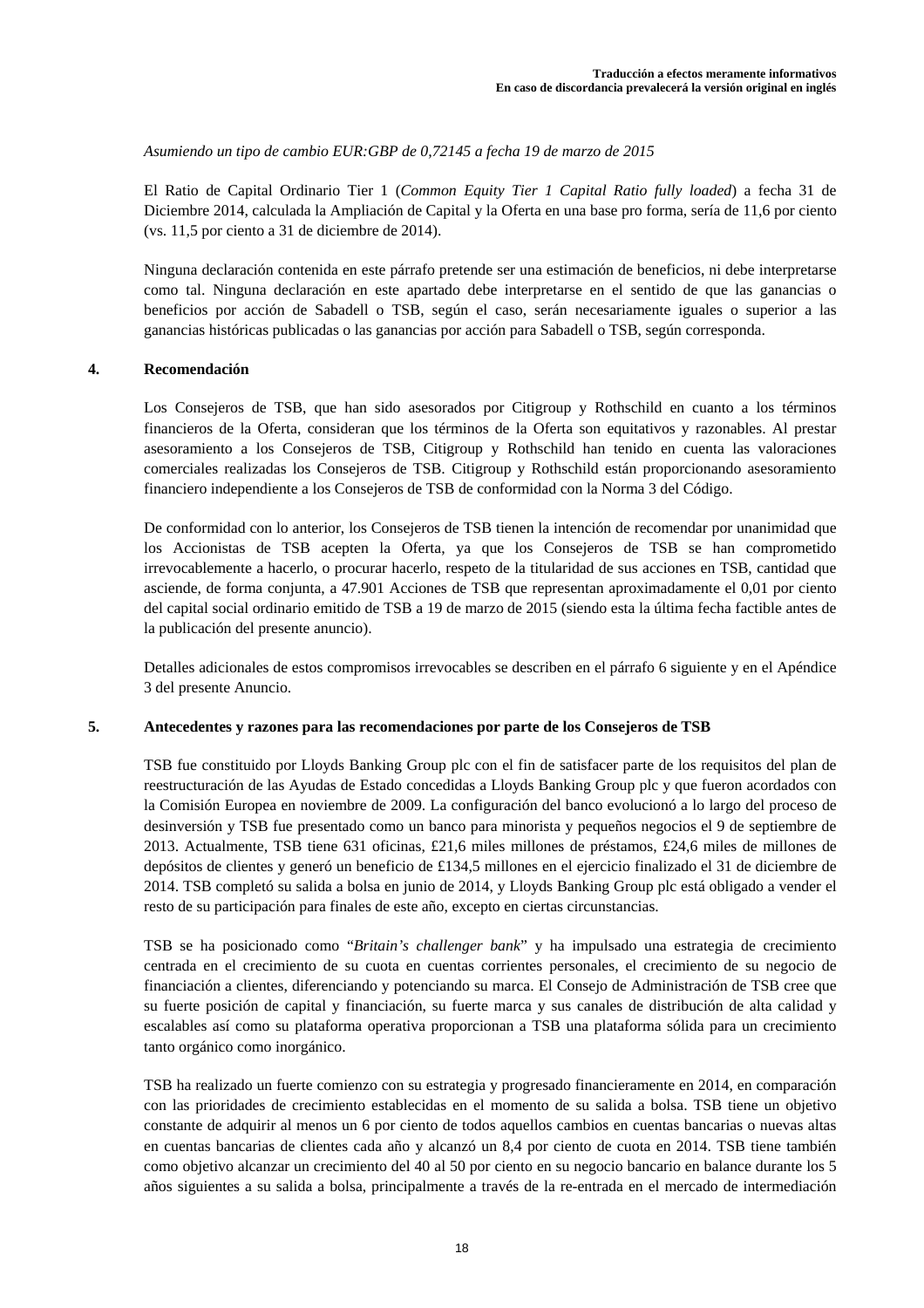*Asumiendo un tipo de cambio EUR:GBP de 0,72145 a fecha 19 de marzo de 2015*

El Ratio de Capital Ordinario Tier 1 (*Common Equity Tier 1 Capital Ratio fully loaded*) a fecha 31 de Diciembre 2014, calculada la Ampliación de Capital y la Oferta en una base pro forma, sería de 11,6 por ciento (vs. 11,5 por ciento a 31 de diciembre de 2014).

Ninguna declaración contenida en este párrafo pretende ser una estimación de beneficios, ni debe interpretarse como tal. Ninguna declaración en este apartado debe interpretarse en el sentido de que las ganancias o beneficios por acción de Sabadell o TSB, según el caso, serán necesariamente iguales o superior a las ganancias históricas publicadas o las ganancias por acción para Sabadell o TSB, según corresponda.

## 4. Recomendación

Los Consejeros de TSB, que han sido asesorados por Citigroup y Rothschild en cuanto a los términos financieros de la Oferta, consideran que los términos de la Oferta son equitativos y razonables. Al prestar asesoramiento a los Consejeros de TSB, Citigroup y Rothschild han tenido en cuenta las valoraciones comerciales realizadas los Consejeros de TSB. Citigroup y Rothschild están proporcionando asesoramiento financiero independiente a los Consejeros de TSB de conformidad con la Norma 3 del Código.

De conformidad con lo anterior, los Consejeros de TSB tienen la intención de recomendar por unanimidad que los Accionistas de TSB acepten la Oferta, ya que los Consejeros de TSB se han comprometido irrevocablemente a hacerlo, o procurar hacerlo, respeto de la titularidad de sus acciones en TSB, cantidad que asciende, de forma conjunta, a 47.901 Acciones de TSB que representan aproximadamente el 0,01 por ciento del capital social ordinario emitido de TSB a 19 de marzo de 2015 (siendo esta la última fecha factible antes de la publicación del presente anuncio).

Detalles adicionales de estos compromisos irrevocables se describen en el párrafo 6 siguiente y en el Apéndice 3 del presente Anuncio.

## 5. Antecedentes y razones para las recomendaciones por parte de los Consejeros de TSB

TSB fue constituido por Lloyds Banking Group plc con el fin de satisfacer parte de los requisitos del plan de reestructuración de las Ayudas de Estado concedidas a Lloyds Banking Group plc y que fueron acordados con la Comisión Europea en noviembre de 2009. La configuración del banco evolucionó a lo largo del proceso de desinversión y TSB fue presentado como un banco para minorista y pequeños negocios el 9 de septiembre de 2013. Actualmente, TSB tiene 631 oficinas, £21,6 miles millones de préstamos, £24,6 miles de millones de depósitos de clientes y generó un beneficio de £134,5 millones en el ejercicio finalizado el 31 de diciembre de 2014. TSB completó su salida a bolsa en junio de 2014, y Lloyds Banking Group plc está obligado a vender el resto de su participación para finales de este año, excepto en ciertas circunstancias.

TSB se ha posicionado como "*Britain's challenger bank*" y ha impulsado una estrategia de crecimiento centrada en el crecimiento de su cuota en cuentas corrientes personales, el crecimiento de su negocio de financiación a clientes, diferenciando y potenciando su marca. El Consejo de Administración de TSB cree que su fuerte posición de capital y financiación, su fuerte marca y sus canales de distribución de alta calidad y escalables así como su plataforma operativa proporcionan a TSB una plataforma sólida para un crecimiento tanto orgánico como inorgánico.

TSB ha realizado un fuerte comienzo con su estrategia y progresado financieramente en 2014, en comparación con las prioridades de crecimiento establecidas en el momento de su salida a bolsa. TSB tiene un objetivo constante de adquirir al menos un 6 por ciento de todos aquellos cambios en cuentas bancarias o nuevas altas en cuentas bancarias de clientes cada año y alcanzó un 8,4 por ciento de cuota en 2014. TSB tiene también como objetivo alcanzar un crecimiento del 40 al 50 por ciento en su negocio bancario en balance durante los 5 años siguientes a su salida a bolsa, principalmente a través de la re-entrada en el mercado de intermediación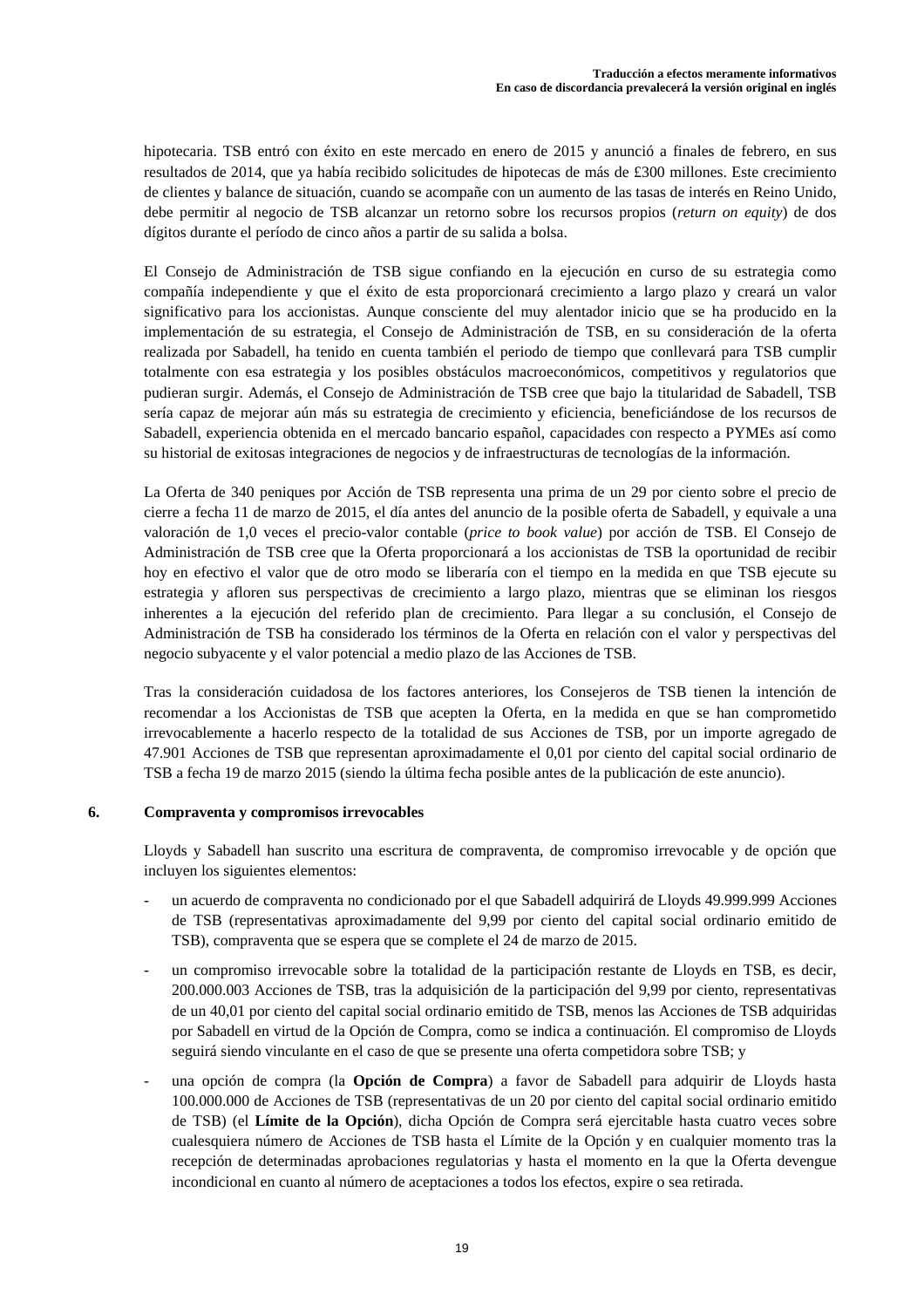hipotecaria. TSB entró con éxito en este mercado en enero de 2015 y anunció a finales de febrero, en sus resultados de 2014, que ya había recibido solicitudes de hipotecas de más de £300 millones. Este crecimiento de clientes y balance de situación, cuando se acompañe con un aumento de las tasas de interés en Reino Unido, debe permitir al negocio de TSB alcanzar un retorno sobre los recursos propios (*return on equity*) de dos dígitos durante el período de cinco años a partir de su salida a bolsa.

El Consejo de Administración de TSB sigue confiando en la ejecución en curso de su estrategia como compañía independiente y que el éxito de esta proporcionará crecimiento a largo plazo y creará un valor significativo para los accionistas. Aunque consciente del muy alentador inicio que se ha producido en la implementación de su estrategia, el Consejo de Administración de TSB, en su consideración de la oferta realizada por Sabadell, ha tenido en cuenta también el periodo de tiempo que conllevará para TSB cumplir totalmente con esa estrategia y los posibles obstáculos macroeconómicos, competitivos y regulatorios que pudieran surgir. Además, el Consejo de Administración de TSB cree que bajo la titularidad de Sabadell, TSB sería capaz de mejorar aún más su estrategia de crecimiento y eficiencia, beneficiándose de los recursos de Sabadell, experiencia obtenida en el mercado bancario español, capacidades con respecto a PYMEs así como su historial de exitosas integraciones de negocios y de infraestructuras de tecnologías de la información.

La Oferta de 340 peniques por Acción de TSB representa una prima de un 29 por ciento sobre el precio de cierre a fecha 11 de marzo de 2015, el día antes del anuncio de la posible oferta de Sabadell, y equivale a una valoración de 1,0 veces el precio-valor contable (*price to book value*) por acción de TSB. El Consejo de Administración de TSB cree que la Oferta proporcionará a los accionistas de TSB la oportunidad de recibir hoy en efectivo el valor que de otro modo se liberaría con el tiempo en la medida en que TSB ejecute su estrategia y afloren sus perspectivas de crecimiento a largo plazo, mientras que se eliminan los riesgos inherentes a la ejecución del referido plan de crecimiento. Para llegar a su conclusión, el Consejo de Administración de TSB ha considerado los términos de la Oferta en relación con el valor y perspectivas del negocio subyacente y el valor potencial a medio plazo de las Acciones de TSB.

Tras la consideración cuidadosa de los factores anteriores, los Consejeros de TSB tienen la intención de recomendar a los Accionistas de TSB que acepten la Oferta, en la medida en que se han comprometido irrevocablemente a hacerlo respecto de la totalidad de sus Acciones de TSB, por un importe agregado de 47.901 Acciones de TSB que representan aproximadamente el 0,01 por ciento del capital social ordinario de TSB a fecha 19 de marzo 2015 (siendo la última fecha posible antes de la publicación de este anuncio).

## 6. Compraventa y compromisos irrevocables

Lloyds y Sabadell han suscrito una escritura de compraventa, de compromiso irrevocable y de opción que incluyen los siguientes elementos:

- un acuerdo de compraventa no condicionado por el que Sabadell adquirirá de Lloyds 49.999.999 Acciones de TSB (representativas aproximadamente del 9,99 por ciento del capital social ordinario emitido de TSB), compraventa que se espera que se complete el 24 de marzo de 2015.
- un compromiso irrevocable sobre la totalidad de la participación restante de Lloyds en TSB, es decir, 200.000.003 Acciones de TSB, tras la adquisición de la participación del 9,99 por ciento, representativas de un 40,01 por ciento del capital social ordinario emitido de TSB, menos las Acciones de TSB adquiridas por Sabadell en virtud de la Opción de Compra, como se indica a continuación. El compromiso de Lloyds seguirá siendo vinculante en el caso de que se presente una oferta competidora sobre TSB; y
- una opción de compra (la **Opción de Compra**) a favor de Sabadell para adquirir de Lloyds hasta 100.000.000 de Acciones de TSB (representativas de un 20 por ciento del capital social ordinario emitido de TSB) (el **Límite de la Opción**), dicha Opción de Compra será ejercitable hasta cuatro veces sobre cualesquiera número de Acciones de TSB hasta el Límite de la Opción y en cualquier momento tras la recepción de determinadas aprobaciones regulatorias y hasta el momento en la que la Oferta devengue incondicional en cuanto al número de aceptaciones a todos los efectos, expire o sea retirada.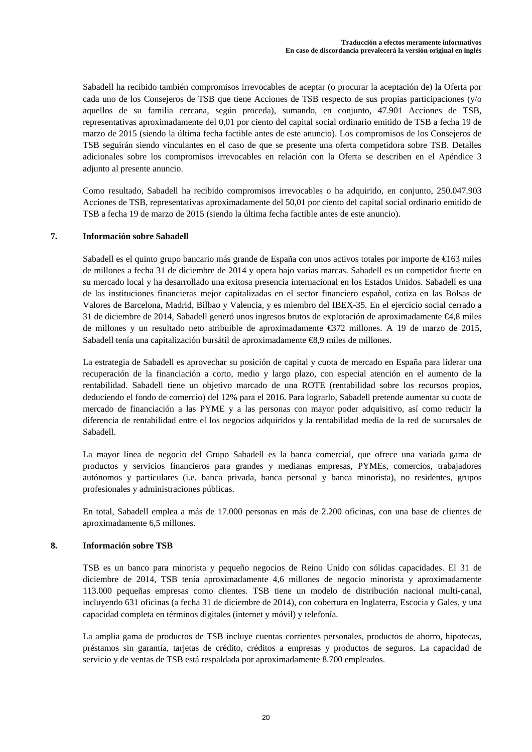Sabadell ha recibido también compromisos irrevocables de aceptar (o procurar la aceptación de) la Oferta por cada uno de los Consejeros de TSB que tiene Acciones de TSB respecto de sus propias participaciones (y/o aquellos de su familia cercana, según proceda), sumando, en conjunto, 47.901 Acciones de TSB, representativas aproximadamente del 0,01 por ciento del capital social ordinario emitido de TSB a fecha 19 de marzo de 2015 (siendo la última fecha factible antes de este anuncio). Los compromisos de los Consejeros de TSB seguirán siendo vinculantes en el caso de que se presente una oferta competidora sobre TSB. Detalles adicionales sobre los compromisos irrevocables en relación con la Oferta se describen en el Apéndice 3 adjunto al presente anuncio.

Como resultado, Sabadell ha recibido compromisos irrevocables o ha adquirido, en conjunto, 250.047.903 Acciones de TSB, representativas aproximadamente del 50,01 por ciento del capital social ordinario emitido de TSB a fecha 19 de marzo de 2015 (siendo la última fecha factible antes de este anuncio).

## 7. Información sobre Sabadell

Sabadell es el quinto grupo bancario más grande de España con unos activos totales por importe de €163 miles de millones a fecha 31 de diciembre de 2014 y opera bajo varias marcas. Sabadell es un competidor fuerte en su mercado local y ha desarrollado una exitosa presencia internacional en los Estados Unidos. Sabadell es una de las instituciones financieras mejor capitalizadas en el sector financiero español, cotiza en las Bolsas de Valores de Barcelona, Madrid, Bilbao y Valencia, y es miembro del IBEX-35. En el ejercicio social cerrado a 31 de diciembre de 2014, Sabadell generó unos ingresos brutos de explotación de aproximadamente €4,8 miles de millones y un resultado neto atribuible de aproximadamente €372 millones. A 19 de marzo de 2015, Sabadell tenía una capitalización bursátil de aproximadamente €8,9 miles de millones.

La estrategia de Sabadell es aprovechar su posición de capital y cuota de mercado en España para liderar una recuperación de la financiación a corto, medio y largo plazo, con especial atención en el aumento de la rentabilidad. Sabadell tiene un objetivo marcado de una ROTE (rentabilidad sobre los recursos propios, deduciendo el fondo de comercio) del 12% para el 2016. Para lograrlo, Sabadell pretende aumentar su cuota de mercado de financiación a las PYME y a las personas con mayor poder adquisitivo, así como reducir la diferencia de rentabilidad entre el los negocios adquiridos y la rentabilidad media de la red de sucursales de Sabadell.

La mayor línea de negocio del Grupo Sabadell es la banca comercial, que ofrece una variada gama de productos y servicios financieros para grandes y medianas empresas, PYMEs, comercios, trabajadores autónomos y particulares (i.e. banca privada, banca personal y banca minorista), no residentes, grupos profesionales y administraciones públicas.

En total, Sabadell emplea a más de 17.000 personas en más de 2.200 oficinas, con una base de clientes de aproximadamente 6,5 millones.

## 8. Información sobre TSB

TSB es un banco para minorista y pequeño negocios de Reino Unido con sólidas capacidades. El 31 de diciembre de 2014, TSB tenía aproximadamente 4,6 millones de negocio minorista y aproximadamente 113.000 pequeñas empresas como clientes. TSB tiene un modelo de distribución nacional multi-canal, incluyendo 631 oficinas (a fecha 31 de diciembre de 2014), con cobertura en Inglaterra, Escocia y Gales, y una capacidad completa en términos digitales (internet y móvil) y telefonía.

La amplia gama de productos de TSB incluye cuentas corrientes personales, productos de ahorro, hipotecas, préstamos sin garantía, tarjetas de crédito, créditos a empresas y productos de seguros. La capacidad de servicio y de ventas de TSB está respaldada por aproximadamente 8.700 empleados.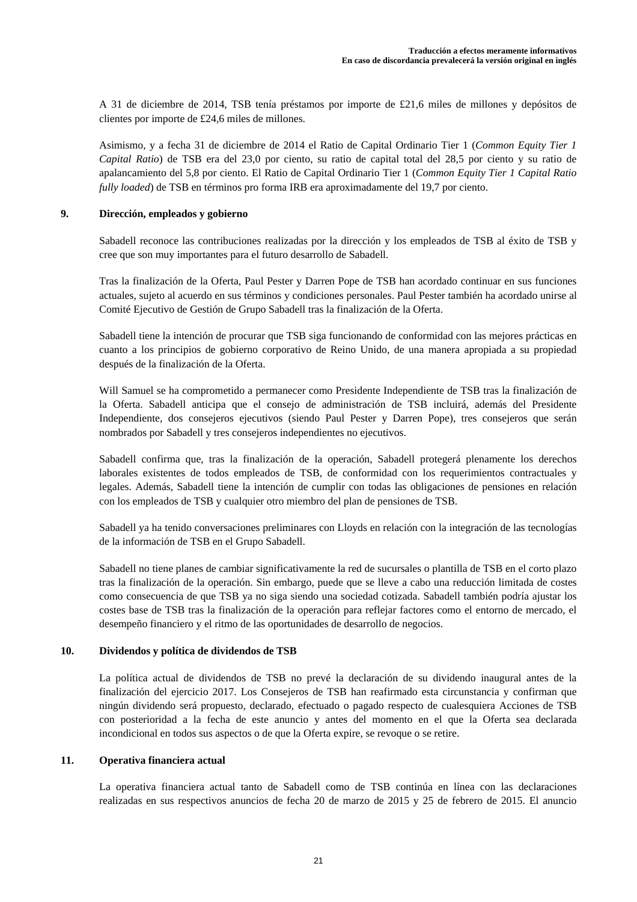A 31 de diciembre de 2014, TSB tenía préstamos por importe de £21,6 miles de millones y depósitos de clientes por importe de £24,6 miles de millones.

Asimismo, y a fecha 31 de diciembre de 2014 el Ratio de Capital Ordinario Tier 1 (*Common Equity Tier 1 Capital Ratio*) de TSB era del 23,0 por ciento, su ratio de capital total del 28,5 por ciento y su ratio de apalancamiento del 5,8 por ciento. El Ratio de Capital Ordinario Tier 1 (*Common Equity Tier 1 Capital Ratio fully loaded*) de TSB en términos pro forma IRB era aproximadamente del 19,7 por ciento.

## 9. Dirección, empleados y gobierno

Sabadell reconoce las contribuciones realizadas por la dirección y los empleados de TSB al éxito de TSB y cree que son muy importantes para el futuro desarrollo de Sabadell.

Tras la finalización de la Oferta, Paul Pester y Darren Pope de TSB han acordado continuar en sus funciones actuales, sujeto al acuerdo en sus términos y condiciones personales. Paul Pester también ha acordado unirse al Comité Ejecutivo de Gestión de Grupo Sabadell tras la finalización de la Oferta.

Sabadell tiene la intención de procurar que TSB siga funcionando de conformidad con las mejores prácticas en cuanto a los principios de gobierno corporativo de Reino Unido, de una manera apropiada a su propiedad después de la finalización de la Oferta.

Will Samuel se ha comprometido a permanecer como Presidente Independiente de TSB tras la finalización de la Oferta. Sabadell anticipa que el consejo de administración de TSB incluirá, además del Presidente Independiente, dos consejeros ejecutivos (siendo Paul Pester y Darren Pope), tres consejeros que serán nombrados por Sabadell y tres consejeros independientes no ejecutivos.

Sabadell confirma que, tras la finalización de la operación, Sabadell protegerá plenamente los derechos laborales existentes de todos empleados de TSB, de conformidad con los requerimientos contractuales y legales. Además, Sabadell tiene la intención de cumplir con todas las obligaciones de pensiones en relación con los empleados de TSB y cualquier otro miembro del plan de pensiones de TSB.

Sabadell ya ha tenido conversaciones preliminares con Lloyds en relación con la integración de las tecnologías de la información de TSB en el Grupo Sabadell.

Sabadell no tiene planes de cambiar significativamente la red de sucursales o plantilla de TSB en el corto plazo tras la finalización de la operación. Sin embargo, puede que se lleve a cabo una reducción limitada de costes como consecuencia de que TSB ya no siga siendo una sociedad cotizada. Sabadell también podría ajustar los costes base de TSB tras la finalización de la operación para reflejar factores como el entorno de mercado, el desempeño financiero y el ritmo de las oportunidades de desarrollo de negocios.

## 10. Dividendos y política de dividendos de TSB

La política actual de dividendos de TSB no prevé la declaración de su dividendo inaugural antes de la finalización del ejercicio 2017. Los Consejeros de TSB han reafirmado esta circunstancia y confirman que ningún dividendo será propuesto, declarado, efectuado o pagado respecto de cualesquiera Acciones de TSB con posterioridad a la fecha de este anuncio y antes del momento en el que la Oferta sea declarada incondicional en todos sus aspectos o de que la Oferta expire, se revoque o se retire.

## 11. Operativa financiera actual

La operativa financiera actual tanto de Sabadell como de TSB continúa en línea con las declaraciones realizadas en sus respectivos anuncios de fecha 20 de marzo de 2015 y 25 de febrero de 2015. El anuncio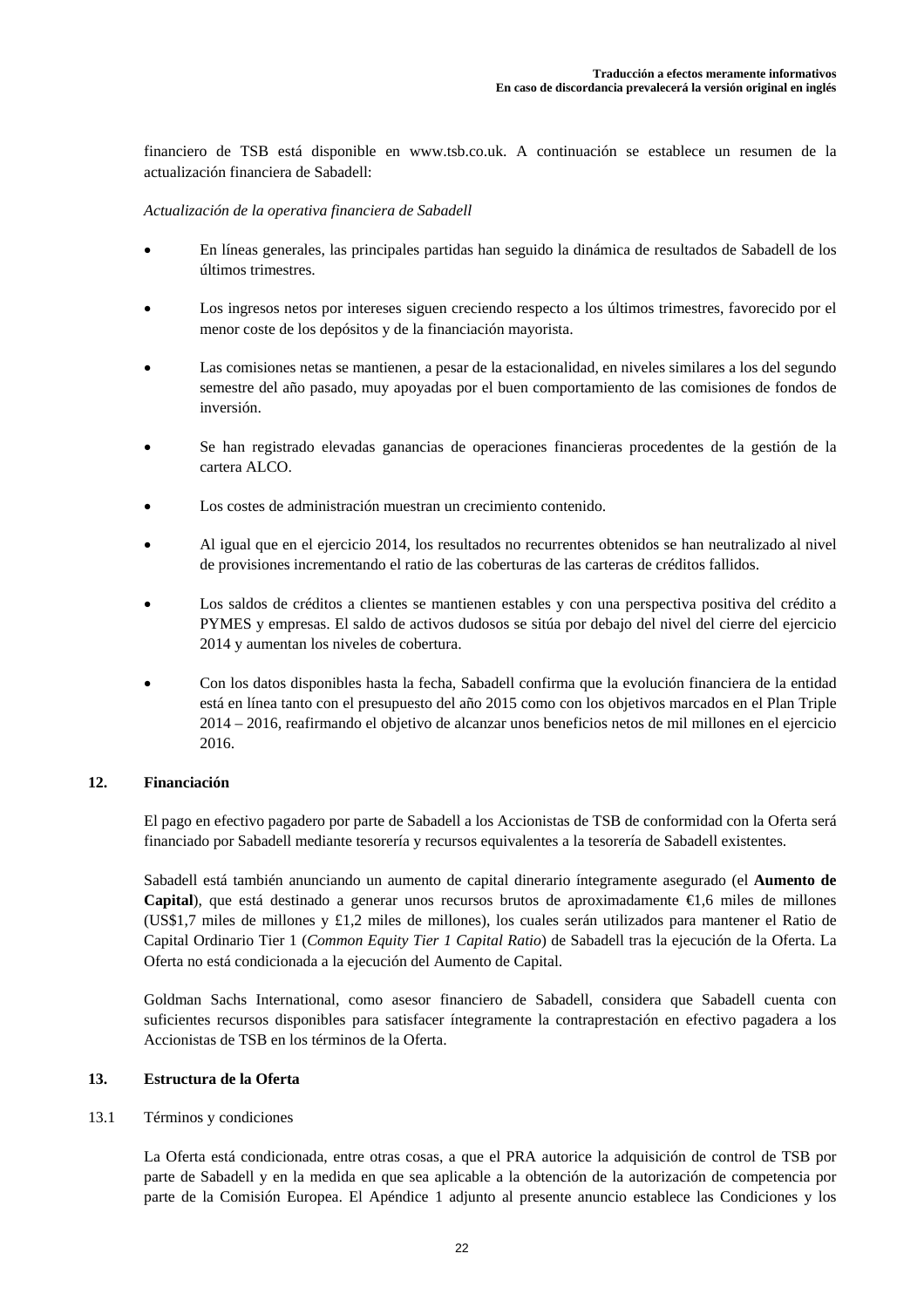financiero de TSB está disponible en www.tsb.co.uk. A continuación se establece un resumen de la actualización financiera de Sabadell:

*Actualización de la operativa financiera de Sabadell*

- En líneas generales, las principales partidas han seguido la dinámica de resultados de Sabadell de los últimos trimestres.
- Los ingresos netos por intereses siguen creciendo respecto a los últimos trimestres, favorecido por el menor coste de los depósitos y de la financiación mayorista.
- Las comisiones netas se mantienen, a pesar de la estacionalidad, en niveles similares a los del segundo semestre del año pasado, muy apoyadas por el buen comportamiento de las comisiones de fondos de inversión.
- Se han registrado elevadas ganancias de operaciones financieras procedentes de la gestión de la cartera ALCO.
- Los costes de administración muestran un crecimiento contenido.
- Al igual que en el ejercicio 2014, los resultados no recurrentes obtenidos se han neutralizado al nivel de provisiones incrementando el ratio de las coberturas de las carteras de créditos fallidos.
- Los saldos de créditos a clientes se mantienen estables y con una perspectiva positiva del crédito a PYMES y empresas. El saldo de activos dudosos se sitúa por debajo del nivel del cierre del ejercicio 2014 y aumentan los niveles de cobertura.
- Con los datos disponibles hasta la fecha, Sabadell confirma que la evolución financiera de la entidad está en línea tanto con el presupuesto del año 2015 como con los objetivos marcados en el Plan Triple 2014 – 2016, reafirmando el objetivo de alcanzar unos beneficios netos de mil millones en el ejercicio 2016.

## 12. Financiación

El pago en efectivo pagadero por parte de Sabadell a los Accionistas de TSB de conformidad con la Oferta será financiado por Sabadell mediante tesorería y recursos equivalentes a la tesorería de Sabadell existentes.

Sabadell está también anunciando un aumento de capital dinerario íntegramente asegurado (el **Aumento de Capital**), que está destinado a generar unos recursos brutos de aproximadamente €1,6 miles de millones (US$1,7 miles de millones y £1,2 miles de millones), los cuales serán utilizados para mantener el Ratio de Capital Ordinario Tier 1 (*Common Equity Tier 1 Capital Ratio*) de Sabadell tras la ejecución de la Oferta. La Oferta no está condicionada a la ejecución del Aumento de Capital.

Goldman Sachs International, como asesor financiero de Sabadell, considera que Sabadell cuenta con suficientes recursos disponibles para satisfacer íntegramente la contraprestación en efectivo pagadera a los Accionistas de TSB en los términos de la Oferta.

## 13. Estructura de la Oferta

### 13.1 Términos y condiciones

La Oferta está condicionada, entre otras cosas, a que el PRA autorice la adquisición de control de TSB por parte de Sabadell y en la medida en que sea aplicable a la obtención de la autorización de competencia por parte de la Comisión Europea. El Apéndice 1 adjunto al presente anuncio establece las Condiciones y los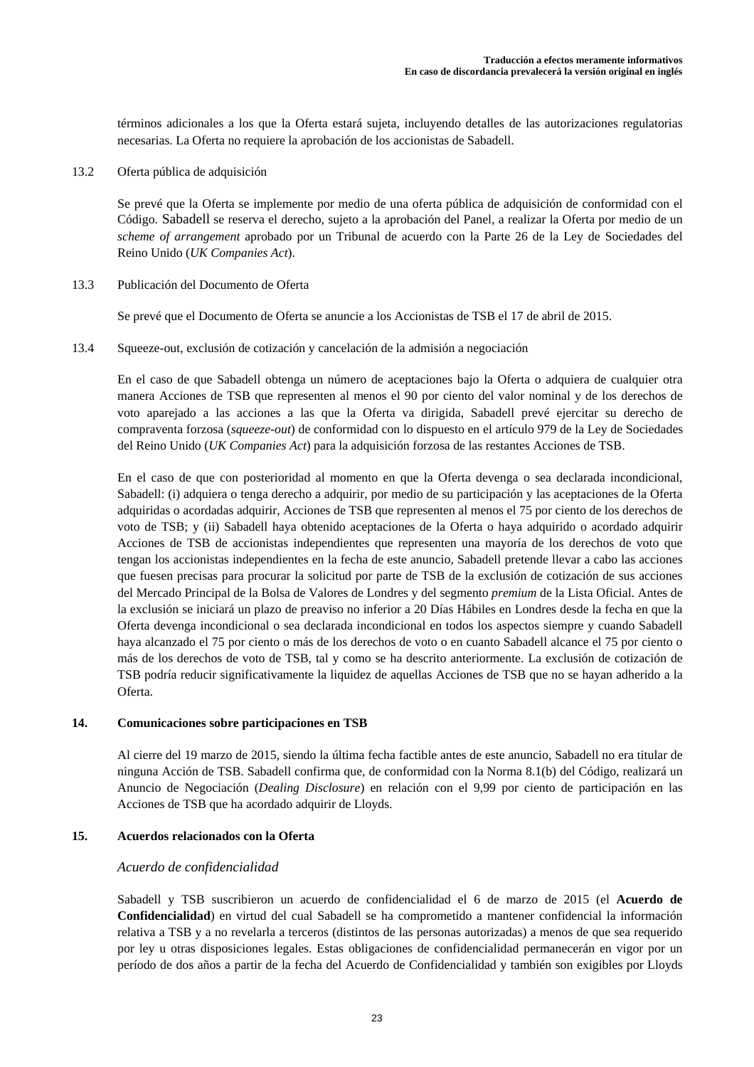términos adicionales a los que la Oferta estará sujeta, incluyendo detalles de las autorizaciones regulatorias necesarias. La Oferta no requiere la aprobación de los accionistas de Sabadell.

13.2 Oferta pública de adquisición

Se prevé que la Oferta se implemente por medio de una oferta pública de adquisición de conformidad con el Código. Sabadell se reserva el derecho, sujeto a la aprobación del Panel, a realizar la Oferta por medio de un *scheme of arrangement* aprobado por un Tribunal de acuerdo con la Parte 26 de la Ley de Sociedades del Reino Unido (*UK Companies Act*).

13.3 Publicación del Documento de Oferta

Se prevé que el Documento de Oferta se anuncie a los Accionistas de TSB el 17 de abril de 2015.

13.4 Squeeze-out, exclusión de cotización y cancelación de la admisión a negociación

En el caso de que Sabadell obtenga un número de aceptaciones bajo la Oferta o adquiera de cualquier otra manera Acciones de TSB que representen al menos el 90 por ciento del valor nominal y de los derechos de voto aparejado a las acciones a las que la Oferta va dirigida, Sabadell prevé ejercitar su derecho de compraventa forzosa (*squeeze-out*) de conformidad con lo dispuesto en el artículo 979 de la Ley de Sociedades del Reino Unido (*UK Companies Act*) para la adquisición forzosa de las restantes Acciones de TSB.

En el caso de que con posterioridad al momento en que la Oferta devenga o sea declarada incondicional, Sabadell: (i) adquiera o tenga derecho a adquirir, por medio de su participación y las aceptaciones de la Oferta adquiridas o acordadas adquirir, Acciones de TSB que representen al menos el 75 por ciento de los derechos de voto de TSB; y (ii) Sabadell haya obtenido aceptaciones de la Oferta o haya adquirido o acordado adquirir Acciones de TSB de accionistas independientes que representen una mayoría de los derechos de voto que tengan los accionistas independientes en la fecha de este anuncio, Sabadell pretende llevar a cabo las acciones que fuesen precisas para procurar la solicitud por parte de TSB de la exclusión de cotización de sus acciones del Mercado Principal de la Bolsa de Valores de Londres y del segmento *premium* de la Lista Oficial. Antes de la exclusión se iniciará un plazo de preaviso no inferior a 20 Días Hábiles en Londres desde la fecha en que la Oferta devenga incondicional o sea declarada incondicional en todos los aspectos siempre y cuando Sabadell haya alcanzado el 75 por ciento o más de los derechos de voto o en cuanto Sabadell alcance el 75 por ciento o más de los derechos de voto de TSB, tal y como se ha descrito anteriormente. La exclusión de cotización de TSB podría reducir significativamente la liquidez de aquellas Acciones de TSB que no se hayan adherido a la Oferta.

## 14. Comunicaciones sobre participaciones en TSB

Al cierre del 19 marzo de 2015, siendo la última fecha factible antes de este anuncio, Sabadell no era titular de ninguna Acción de TSB. Sabadell confirma que, de conformidad con la Norma 8.1(b) del Código, realizará un Anuncio de Negociación (*Dealing Disclosure*) en relación con el 9,99 por ciento de participación en las Acciones de TSB que ha acordado adquirir de Lloyds.

## 15. Acuerdos relacionados con la Oferta

*Acuerdo de confidencialidad*

Sabadell y TSB suscribieron un acuerdo de confidencialidad el 6 de marzo de 2015 (el **Acuerdo de Confidencialidad**) en virtud del cual Sabadell se ha comprometido a mantener confidencial la información relativa a TSB y a no revelarla a terceros (distintos de las personas autorizadas) a menos de que sea requerido por ley u otras disposiciones legales. Estas obligaciones de confidencialidad permanecerán en vigor por un período de dos años a partir de la fecha del Acuerdo de Confidencialidad y también son exigibles por Lloyds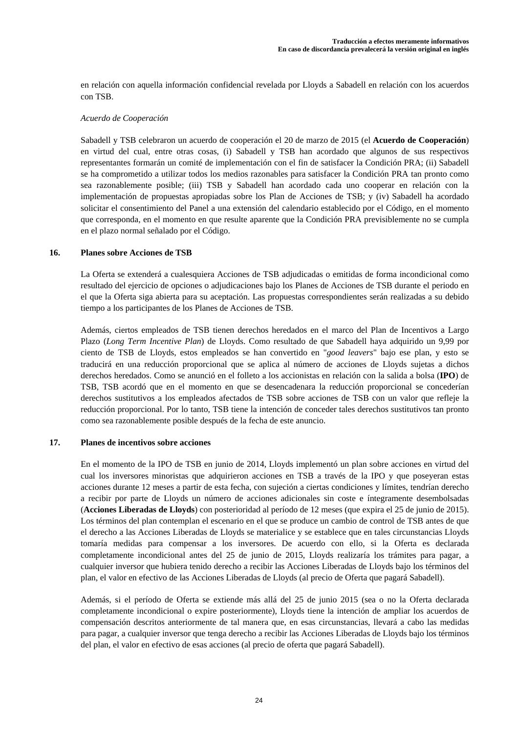en relación con aquella información confidencial revelada por Lloyds a Sabadell en relación con los acuerdos con TSB.

*Acuerdo de Cooperación*

Sabadell y TSB celebraron un acuerdo de cooperación el 20 de marzo de 2015 (el **Acuerdo de Cooperación**) en virtud del cual, entre otras cosas, (i) Sabadell y TSB han acordado que algunos de sus respectivos representantes formarán un comité de implementación con el fin de satisfacer la Condición PRA; (ii) Sabadell se ha comprometido a utilizar todos los medios razonables para satisfacer la Condición PRA tan pronto como sea razonablemente posible; (iii) TSB y Sabadell han acordado cada uno cooperar en relación con la implementación de propuestas apropiadas sobre los Plan de Acciones de TSB; y (iv) Sabadell ha acordado solicitar el consentimiento del Panel a una extensión del calendario establecido por el Código, en el momento que corresponda, en el momento en que resulte aparente que la Condición PRA previsiblemente no se cumpla en el plazo normal señalado por el Código.

## 16. Planes sobre Acciones de TSB

La Oferta se extenderá a cualesquiera Acciones de TSB adjudicadas o emitidas de forma incondicional como resultado del ejercicio de opciones o adjudicaciones bajo los Planes de Acciones de TSB durante el periodo en el que la Oferta siga abierta para su aceptación. Las propuestas correspondientes serán realizadas a su debido tiempo a los participantes de los Planes de Acciones de TSB.

Además, ciertos empleados de TSB tienen derechos heredados en el marco del Plan de Incentivos a Largo Plazo (*Long Term Incentive Plan*) de Lloyds. Como resultado de que Sabadell haya adquirido un 9,99 por ciento de TSB de Lloyds, estos empleados se han convertido en "*good leavers*" bajo ese plan, y esto se traducirá en una reducción proporcional que se aplica al número de acciones de Lloyds sujetas a dichos derechos heredados. Como se anunció en el folleto a los accionistas en relación con la salida a bolsa (**IPO**) de TSB, TSB acordó que en el momento en que se desencadenara la reducción proporcional se concederían derechos sustitutivos a los empleados afectados de TSB sobre acciones de TSB con un valor que refleje la reducción proporcional. Por lo tanto, TSB tiene la intención de conceder tales derechos sustitutivos tan pronto como sea razonablemente posible después de la fecha de este anuncio.

## 17. Planes de incentivos sobre acciones

En el momento de la IPO de TSB en junio de 2014, Lloyds implementó un plan sobre acciones en virtud del cual los inversores minoristas que adquirieron acciones en TSB a través de la IPO y que poseyeran estas acciones durante 12 meses a partir de esta fecha, con sujeción a ciertas condiciones y límites, tendrían derecho a recibir por parte de Lloyds un número de acciones adicionales sin coste e íntegramente desembolsadas (**Acciones Liberadas de Lloyds**) con posterioridad al período de 12 meses (que expira el 25 de junio de 2015). Los términos del plan contemplan el escenario en el que se produce un cambio de control de TSB antes de que el derecho a las Acciones Liberadas de Lloyds se materialice y se establece que en tales circunstancias Lloyds tomaría medidas para compensar a los inversores. De acuerdo con ello, si la Oferta es declarada completamente incondicional antes del 25 de junio de 2015, Lloyds realizaría los trámites para pagar, a cualquier inversor que hubiera tenido derecho a recibir las Acciones Liberadas de Lloyds bajo los términos del plan, el valor en efectivo de las Acciones Liberadas de Lloyds (al precio de Oferta que pagará Sabadell).

Además, si el período de Oferta se extiende más allá del 25 de junio 2015 (sea o no la Oferta declarada completamente incondicional o expire posteriormente), Lloyds tiene la intención de ampliar los acuerdos de compensación descritos anteriormente de tal manera que, en esas circunstancias, llevará a cabo las medidas para pagar, a cualquier inversor que tenga derecho a recibir las Acciones Liberadas de Lloyds bajo los términos del plan, el valor en efectivo de esas acciones (al precio de oferta que pagará Sabadell).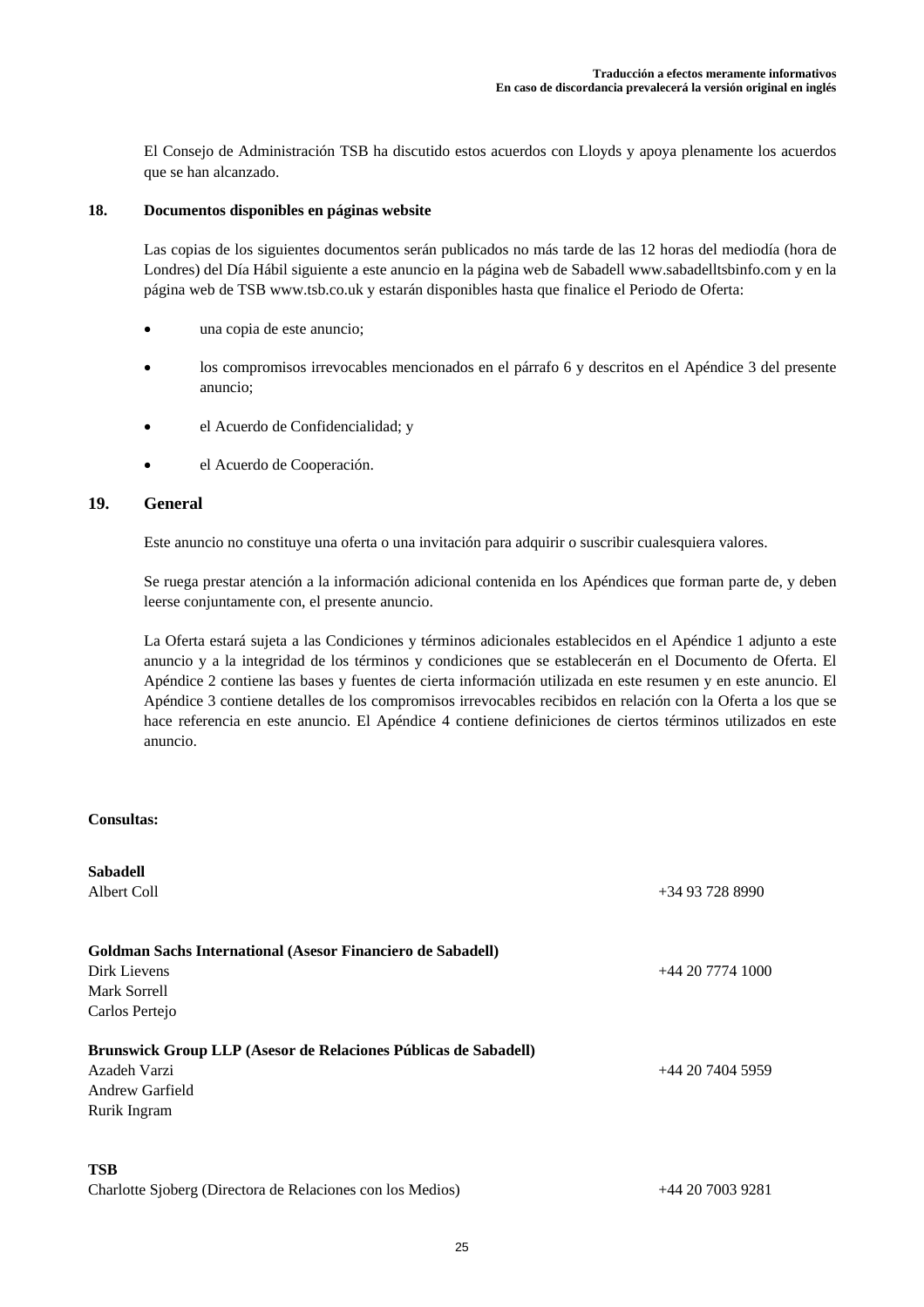El Consejo de Administración TSB ha discutido estos acuerdos con Lloyds y apoya plenamente los acuerdos que se han alcanzado.

## 18. Documentos disponibles en páginas website

Las copias de los siguientes documentos serán publicados no más tarde de las 12 horas del mediodía (hora de Londres) del Día Hábil siguiente a este anuncio en la página web de Sabadell www.sabadelltsbinfo.com y en la página web de TSB www.tsb.co.uk y estarán disponibles hasta que finalice el Periodo de Oferta:

- una copia de este anuncio;
- los compromisos irrevocables mencionados en el párrafo 6 y descritos en el Apéndice 3 del presente anuncio;
- el Acuerdo de Confidencialidad; y
- el Acuerdo de Cooperación.

## 19. General

Este anuncio no constituye una oferta o una invitación para adquirir o suscribir cualesquiera valores.

Se ruega prestar atención a la información adicional contenida en los Apéndices que forman parte de, y deben leerse conjuntamente con, el presente anuncio.

La Oferta estará sujeta a las Condiciones y términos adicionales establecidos en el Apéndice 1 adjunto a este anuncio y a la integridad de los términos y condiciones que se establecerán en el Documento de Oferta. El Apéndice 2 contiene las bases y fuentes de cierta información utilizada en este resumen y en este anuncio. El Apéndice 3 contiene detalles de los compromisos irrevocables recibidos en relación con la Oferta a los que se hace referencia en este anuncio. El Apéndice 4 contiene definiciones de ciertos términos utilizados en este anuncio.

**Consultas:**

**Sabadell**
Albert Coll — +34 93 728 8990

**Goldman Sachs International (Asesor Financiero de Sabadell)**
Dirk Lievens — +44 20 7774 1000
Mark Sorrell
Carlos Pertejo

**Brunswick Group LLP (Asesor de Relaciones Públicas de Sabadell)**
Azadeh Varzi — +44 20 7404 5959
Andrew Garfield
Rurik Ingram

**TSB**
Charlotte Sjoberg (Directora de Relaciones con los Medios) — +44 20 7003 9281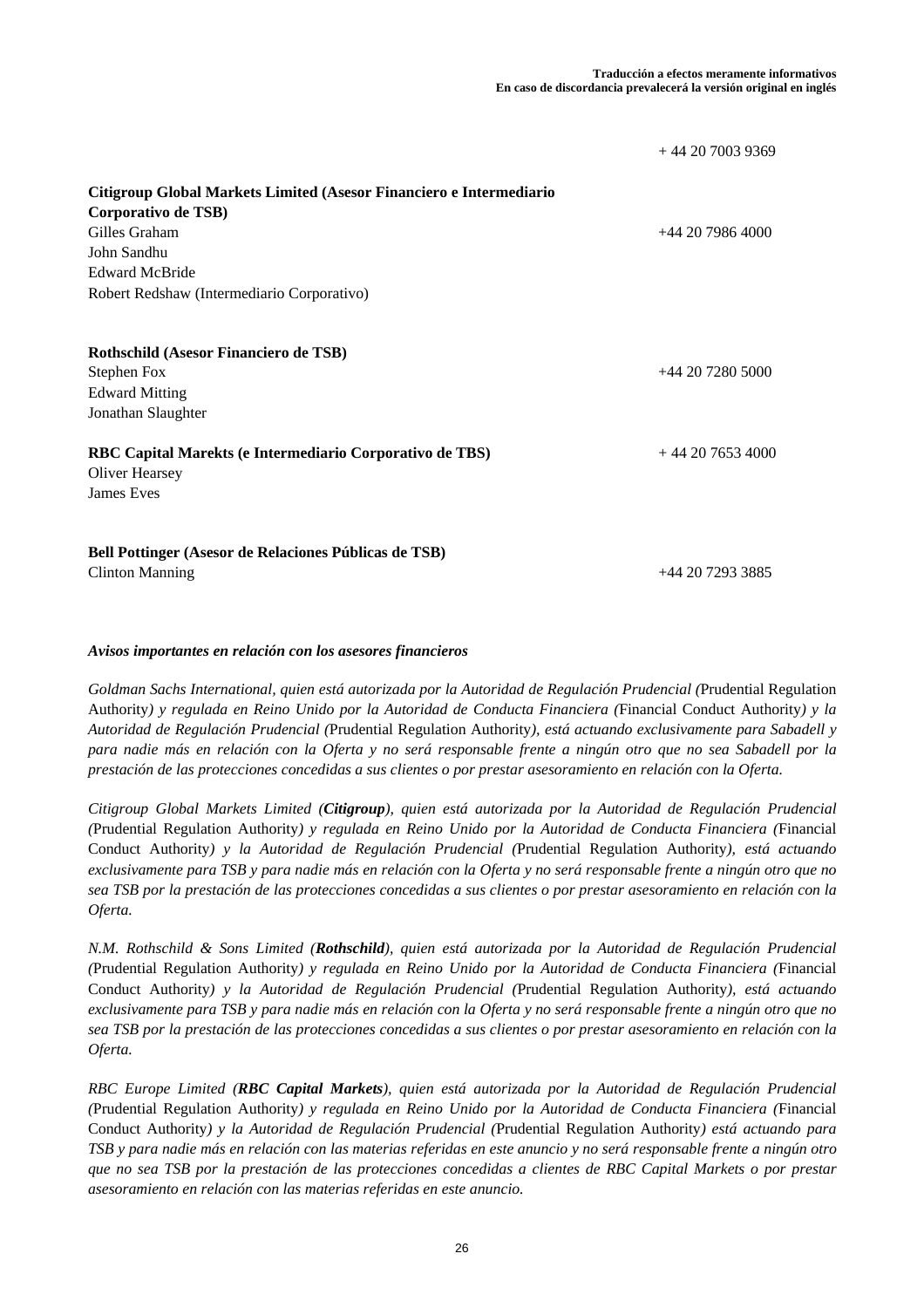Traducción a efectos meramente informativos
En caso de discordancia prevalecerá la versión original en inglés

| | |
|---|---|
| | + 44 20 7003 9369 |
| **Citigroup Global Markets Limited (Asesor Financiero e Intermediario Corporativo de TSB)** | |
| Gilles Graham | +44 20 7986 4000 |
| John Sandhu | |
| Edward McBride | |
| Robert Redshaw (Intermediario Corporativo) | |
| **Rothschild (Asesor Financiero de TSB)** | |
| Stephen Fox | +44 20 7280 5000 |
| Edward Mitting | |
| Jonathan Slaughter | |
| **RBC Capital Marekts (e Intermediario Corporativo de TBS)** | + 44 20 7653 4000 |
| Oliver Hearsey | |
| James Eves | |
| **Bell Pottinger (Asesor de Relaciones Públicas de TSB)** | |
| Clinton Manning | +44 20 7293 3885 |

***Avisos importantes en relación con los asesores financieros***

*Goldman Sachs International, quien está autorizada por la Autoridad de Regulación Prudencial (*Prudential Regulation Authority*) y regulada en Reino Unido por la Autoridad de Conducta Financiera (*Financial Conduct Authority*) y la Autoridad de Regulación Prudencial (*Prudential Regulation Authority*), está actuando exclusivamente para Sabadell y para nadie más en relación con la Oferta y no será responsable frente a ningún otro que no sea Sabadell por la prestación de las protecciones concedidas a sus clientes o por prestar asesoramiento en relación con la Oferta.*

*Citigroup Global Markets Limited (**Citigroup**), quien está autorizada por la Autoridad de Regulación Prudencial (*Prudential Regulation Authority*) y regulada en Reino Unido por la Autoridad de Conducta Financiera (*Financial Conduct Authority*) y la Autoridad de Regulación Prudencial (*Prudential Regulation Authority*), está actuando exclusivamente para TSB y para nadie más en relación con la Oferta y no será responsable frente a ningún otro que no sea TSB por la prestación de las protecciones concedidas a sus clientes o por prestar asesoramiento en relación con la Oferta.*

*N.M. Rothschild & Sons Limited (**Rothschild**), quien está autorizada por la Autoridad de Regulación Prudencial (*Prudential Regulation Authority*) y regulada en Reino Unido por la Autoridad de Conducta Financiera (*Financial Conduct Authority*) y la Autoridad de Regulación Prudencial (*Prudential Regulation Authority*), está actuando exclusivamente para TSB y para nadie más en relación con la Oferta y no será responsable frente a ningún otro que no sea TSB por la prestación de las protecciones concedidas a sus clientes o por prestar asesoramiento en relación con la Oferta.*

*RBC Europe Limited (**RBC Capital Markets**), quien está autorizada por la Autoridad de Regulación Prudencial (*Prudential Regulation Authority*) y regulada en Reino Unido por la Autoridad de Conducta Financiera (*Financial Conduct Authority*) y la Autoridad de Regulación Prudencial (*Prudential Regulation Authority*) está actuando para TSB y para nadie más en relación con las materias referidas en este anuncio y no será responsable frente a ningún otro que no sea TSB por la prestación de las protecciones concedidas a clientes de RBC Capital Markets o por prestar asesoramiento en relación con las materias referidas en este anuncio.*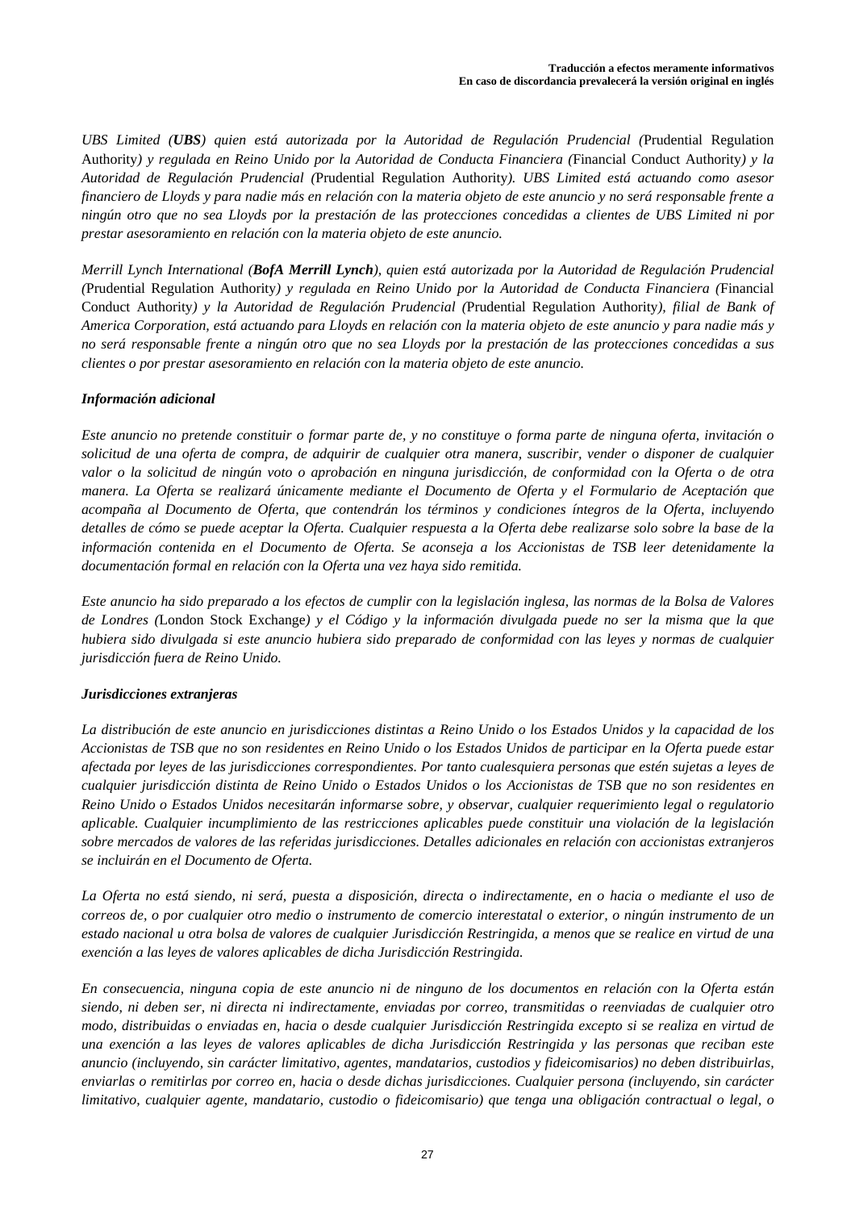*UBS Limited (**UBS**) quien está autorizada por la Autoridad de Regulación Prudencial (*Prudential Regulation Authority*) y regulada en Reino Unido por la Autoridad de Conducta Financiera (*Financial Conduct Authority*) y la Autoridad de Regulación Prudencial (*Prudential Regulation Authority*). UBS Limited está actuando como asesor financiero de Lloyds y para nadie más en relación con la materia objeto de este anuncio y no será responsable frente a ningún otro que no sea Lloyds por la prestación de las protecciones concedidas a clientes de UBS Limited ni por prestar asesoramiento en relación con la materia objeto de este anuncio.*

*Merrill Lynch International (**BofA Merrill Lynch**), quien está autorizada por la Autoridad de Regulación Prudencial (*Prudential Regulation Authority*) y regulada en Reino Unido por la Autoridad de Conducta Financiera (*Financial Conduct Authority*) y la Autoridad de Regulación Prudencial (*Prudential Regulation Authority*), filial de Bank of America Corporation, está actuando para Lloyds en relación con la materia objeto de este anuncio y para nadie más y no será responsable frente a ningún otro que no sea Lloyds por la prestación de las protecciones concedidas a sus clientes o por prestar asesoramiento en relación con la materia objeto de este anuncio.*

***Información adicional***

*Este anuncio no pretende constituir o formar parte de, y no constituye o forma parte de ninguna oferta, invitación o solicitud de una oferta de compra, de adquirir de cualquier otra manera, suscribir, vender o disponer de cualquier valor o la solicitud de ningún voto o aprobación en ninguna jurisdicción, de conformidad con la Oferta o de otra manera. La Oferta se realizará únicamente mediante el Documento de Oferta y el Formulario de Aceptación que acompaña al Documento de Oferta, que contendrán los términos y condiciones íntegros de la Oferta, incluyendo detalles de cómo se puede aceptar la Oferta. Cualquier respuesta a la Oferta debe realizarse solo sobre la base de la información contenida en el Documento de Oferta. Se aconseja a los Accionistas de TSB leer detenidamente la documentación formal en relación con la Oferta una vez haya sido remitida.*

*Este anuncio ha sido preparado a los efectos de cumplir con la legislación inglesa, las normas de la Bolsa de Valores de Londres (*London Stock Exchange*) y el Código y la información divulgada puede no ser la misma que la que hubiera sido divulgada si este anuncio hubiera sido preparado de conformidad con las leyes y normas de cualquier jurisdicción fuera de Reino Unido.*

***Jurisdicciones extranjeras***

*La distribución de este anuncio en jurisdicciones distintas a Reino Unido o los Estados Unidos y la capacidad de los Accionistas de TSB que no son residentes en Reino Unido o los Estados Unidos de participar en la Oferta puede estar afectada por leyes de las jurisdicciones correspondientes. Por tanto cualesquiera personas que estén sujetas a leyes de cualquier jurisdicción distinta de Reino Unido o Estados Unidos o los Accionistas de TSB que no son residentes en Reino Unido o Estados Unidos necesitarán informarse sobre, y observar, cualquier requerimiento legal o regulatorio aplicable. Cualquier incumplimiento de las restricciones aplicables puede constituir una violación de la legislación sobre mercados de valores de las referidas jurisdicciones. Detalles adicionales en relación con accionistas extranjeros se incluirán en el Documento de Oferta.*

*La Oferta no está siendo, ni será, puesta a disposición, directa o indirectamente, en o hacia o mediante el uso de correos de, o por cualquier otro medio o instrumento de comercio interestatal o exterior, o ningún instrumento de un estado nacional u otra bolsa de valores de cualquier Jurisdicción Restringida, a menos que se realice en virtud de una exención a las leyes de valores aplicables de dicha Jurisdicción Restringida.*

*En consecuencia, ninguna copia de este anuncio ni de ninguno de los documentos en relación con la Oferta están siendo, ni deben ser, ni directa ni indirectamente, enviadas por correo, transmitidas o reenviadas de cualquier otro modo, distribuidas o enviadas en, hacia o desde cualquier Jurisdicción Restringida excepto si se realiza en virtud de una exención a las leyes de valores aplicables de dicha Jurisdicción Restringida y las personas que reciban este anuncio (incluyendo, sin carácter limitativo, agentes, mandatarios, custodios y fideicomisarios) no deben distribuirlas, enviarlas o remitirlas por correo en, hacia o desde dichas jurisdicciones. Cualquier persona (incluyendo, sin carácter limitativo, cualquier agente, mandatario, custodio o fideicomisario) que tenga una obligación contractual o legal, o*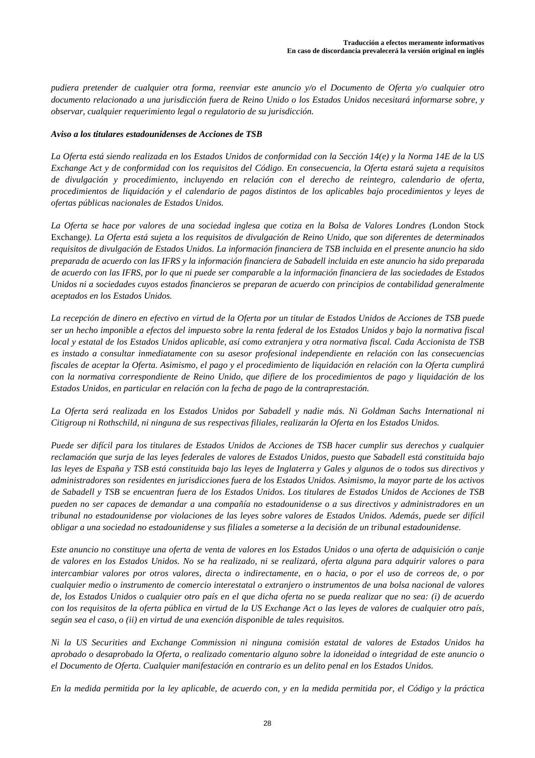*pudiera pretender de cualquier otra forma, reenviar este anuncio y/o el Documento de Oferta y/o cualquier otro documento relacionado a una jurisdicción fuera de Reino Unido o los Estados Unidos necesitará informarse sobre, y observar, cualquier requerimiento legal o regulatorio de su jurisdicción.*

***Aviso a los titulares estadounidenses de Acciones de TSB***

*La Oferta está siendo realizada en los Estados Unidos de conformidad con la Sección 14(e) y la Norma 14E de la US Exchange Act y de conformidad con los requisitos del Código. En consecuencia, la Oferta estará sujeta a requisitos de divulgación y procedimiento, incluyendo en relación con el derecho de reintegro, calendario de oferta, procedimientos de liquidación y el calendario de pagos distintos de los aplicables bajo procedimientos y leyes de ofertas públicas nacionales de Estados Unidos.*

*La Oferta se hace por valores de una sociedad inglesa que cotiza en la Bolsa de Valores Londres (*London Stock Exchange*). La Oferta está sujeta a los requisitos de divulgación de Reino Unido, que son diferentes de determinados requisitos de divulgación de Estados Unidos. La información financiera de TSB incluida en el presente anuncio ha sido preparada de acuerdo con las IFRS y la información financiera de Sabadell incluida en este anuncio ha sido preparada de acuerdo con las IFRS, por lo que ni puede ser comparable a la información financiera de las sociedades de Estados Unidos ni a sociedades cuyos estados financieros se preparan de acuerdo con principios de contabilidad generalmente aceptados en los Estados Unidos.*

*La recepción de dinero en efectivo en virtud de la Oferta por un titular de Estados Unidos de Acciones de TSB puede ser un hecho imponible a efectos del impuesto sobre la renta federal de los Estados Unidos y bajo la normativa fiscal local y estatal de los Estados Unidos aplicable, así como extranjera y otra normativa fiscal. Cada Accionista de TSB es instado a consultar inmediatamente con su asesor profesional independiente en relación con las consecuencias fiscales de aceptar la Oferta. Asimismo, el pago y el procedimiento de liquidación en relación con la Oferta cumplirá con la normativa correspondiente de Reino Unido, que difiere de los procedimientos de pago y liquidación de los Estados Unidos, en particular en relación con la fecha de pago de la contraprestación.*

*La Oferta será realizada en los Estados Unidos por Sabadell y nadie más. Ni Goldman Sachs International ni Citigroup ni Rothschild, ni ninguna de sus respectivas filiales, realizarán la Oferta en los Estados Unidos.*

*Puede ser difícil para los titulares de Estados Unidos de Acciones de TSB hacer cumplir sus derechos y cualquier reclamación que surja de las leyes federales de valores de Estados Unidos, puesto que Sabadell está constituida bajo las leyes de España y TSB está constituida bajo las leyes de Inglaterra y Gales y algunos de o todos sus directivos y administradores son residentes en jurisdicciones fuera de los Estados Unidos. Asimismo, la mayor parte de los activos de Sabadell y TSB se encuentran fuera de los Estados Unidos. Los titulares de Estados Unidos de Acciones de TSB pueden no ser capaces de demandar a una compañía no estadounidense o a sus directivos y administradores en un tribunal no estadounidense por violaciones de las leyes sobre valores de Estados Unidos. Además, puede ser difícil obligar a una sociedad no estadounidense y sus filiales a someterse a la decisión de un tribunal estadounidense.*

*Este anuncio no constituye una oferta de venta de valores en los Estados Unidos o una oferta de adquisición o canje de valores en los Estados Unidos. No se ha realizado, ni se realizará, oferta alguna para adquirir valores o para intercambiar valores por otros valores, directa o indirectamente, en o hacia, o por el uso de correos de, o por cualquier medio o instrumento de comercio interestatal o extranjero o instrumentos de una bolsa nacional de valores de, los Estados Unidos o cualquier otro país en el que dicha oferta no se pueda realizar que no sea: (i) de acuerdo con los requisitos de la oferta pública en virtud de la US Exchange Act o las leyes de valores de cualquier otro país, según sea el caso, o (ii) en virtud de una exención disponible de tales requisitos.*

*Ni la US Securities and Exchange Commission ni ninguna comisión estatal de valores de Estados Unidos ha aprobado o desaprobado la Oferta, o realizado comentario alguno sobre la idoneidad o integridad de este anuncio o el Documento de Oferta. Cualquier manifestación en contrario es un delito penal en los Estados Unidos.*

*En la medida permitida por la ley aplicable, de acuerdo con, y en la medida permitida por, el Código y la práctica*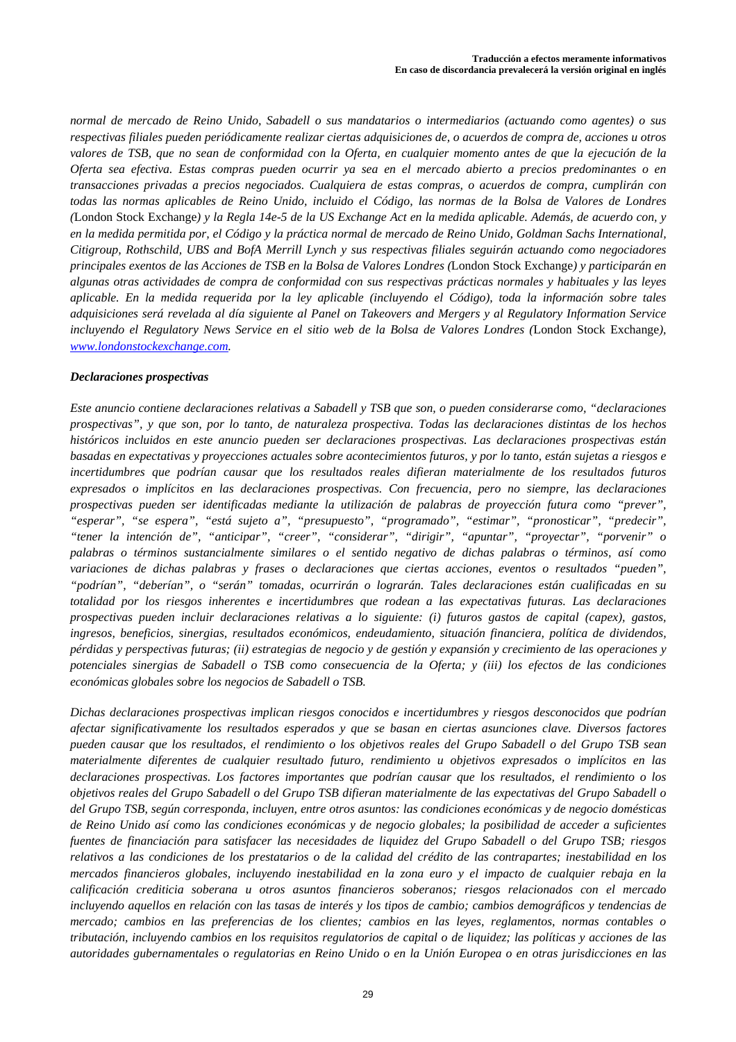*normal de mercado de Reino Unido, Sabadell o sus mandatarios o intermediarios (actuando como agentes) o sus respectivas filiales pueden periódicamente realizar ciertas adquisiciones de, o acuerdos de compra de, acciones u otros valores de TSB, que no sean de conformidad con la Oferta, en cualquier momento antes de que la ejecución de la Oferta sea efectiva. Estas compras pueden ocurrir ya sea en el mercado abierto a precios predominantes o en transacciones privadas a precios negociados. Cualquiera de estas compras, o acuerdos de compra, cumplirán con todas las normas aplicables de Reino Unido, incluido el Código, las normas de la Bolsa de Valores de Londres (*London Stock Exchange*) y la Regla 14e-5 de la US Exchange Act en la medida aplicable. Además, de acuerdo con, y en la medida permitida por, el Código y la práctica normal de mercado de Reino Unido, Goldman Sachs International, Citigroup, Rothschild, UBS and BofA Merrill Lynch y sus respectivas filiales seguirán actuando como negociadores principales exentos de las Acciones de TSB en la Bolsa de Valores Londres (*London Stock Exchange*) y participarán en algunas otras actividades de compra de conformidad con sus respectivas prácticas normales y habituales y las leyes aplicable. En la medida requerida por la ley aplicable (incluyendo el Código), toda la información sobre tales adquisiciones será revelada al día siguiente al Panel on Takeovers and Mergers y al Regulatory Information Service incluyendo el Regulatory News Service en el sitio web de la Bolsa de Valores Londres (*London Stock Exchange*), [www.londonstockexchange.com](http://www.londonstockexchange.com).*

***Declaraciones prospectivas***

*Este anuncio contiene declaraciones relativas a Sabadell y TSB que son, o pueden considerarse como, "declaraciones prospectivas", y que son, por lo tanto, de naturaleza prospectiva. Todas las declaraciones distintas de los hechos históricos incluidos en este anuncio pueden ser declaraciones prospectivas. Las declaraciones prospectivas están basadas en expectativas y proyecciones actuales sobre acontecimientos futuros, y por lo tanto, están sujetas a riesgos e incertidumbres que podrían causar que los resultados reales difieran materialmente de los resultados futuros expresados o implícitos en las declaraciones prospectivas. Con frecuencia, pero no siempre, las declaraciones prospectivas pueden ser identificadas mediante la utilización de palabras de proyección futura como "prever", "esperar", "se espera", "está sujeto a", "presupuesto", "programado", "estimar", "pronosticar", "predecir", "tener la intención de", "anticipar", "creer", "considerar", "dirigir", "apuntar", "proyectar", "porvenir" o palabras o términos sustancialmente similares o el sentido negativo de dichas palabras o términos, así como variaciones de dichas palabras y frases o declaraciones que ciertas acciones, eventos o resultados "pueden", "podrían", "deberían", o "serán" tomadas, ocurrirán o lograrán. Tales declaraciones están cualificadas en su totalidad por los riesgos inherentes e incertidumbres que rodean a las expectativas futuras. Las declaraciones prospectivas pueden incluir declaraciones relativas a lo siguiente: (i) futuros gastos de capital (capex), gastos, ingresos, beneficios, sinergias, resultados económicos, endeudamiento, situación financiera, política de dividendos, pérdidas y perspectivas futuras; (ii) estrategias de negocio y de gestión y expansión y crecimiento de las operaciones y potenciales sinergias de Sabadell o TSB como consecuencia de la Oferta; y (iii) los efectos de las condiciones económicas globales sobre los negocios de Sabadell o TSB.*

*Dichas declaraciones prospectivas implican riesgos conocidos e incertidumbres y riesgos desconocidos que podrían afectar significativamente los resultados esperados y que se basan en ciertas asunciones clave. Diversos factores pueden causar que los resultados, el rendimiento o los objetivos reales del Grupo Sabadell o del Grupo TSB sean materialmente diferentes de cualquier resultado futuro, rendimiento u objetivos expresados o implícitos en las declaraciones prospectivas. Los factores importantes que podrían causar que los resultados, el rendimiento o los objetivos reales del Grupo Sabadell o del Grupo TSB difieran materialmente de las expectativas del Grupo Sabadell o del Grupo TSB, según corresponda, incluyen, entre otros asuntos: las condiciones económicas y de negocio domésticas de Reino Unido así como las condiciones económicas y de negocio globales; la posibilidad de acceder a suficientes fuentes de financiación para satisfacer las necesidades de liquidez del Grupo Sabadell o del Grupo TSB; riesgos relativos a las condiciones de los prestatarios o de la calidad del crédito de las contrapartes; inestabilidad en los mercados financieros globales, incluyendo inestabilidad en la zona euro y el impacto de cualquier rebaja en la calificación crediticia soberana u otros asuntos financieros soberanos; riesgos relacionados con el mercado incluyendo aquellos en relación con las tasas de interés y los tipos de cambio; cambios demográficos y tendencias de mercado; cambios en las preferencias de los clientes; cambios en las leyes, reglamentos, normas contables o tributación, incluyendo cambios en los requisitos regulatorios de capital o de liquidez; las políticas y acciones de las autoridades gubernamentales o regulatorias en Reino Unido o en la Unión Europea o en otras jurisdicciones en las*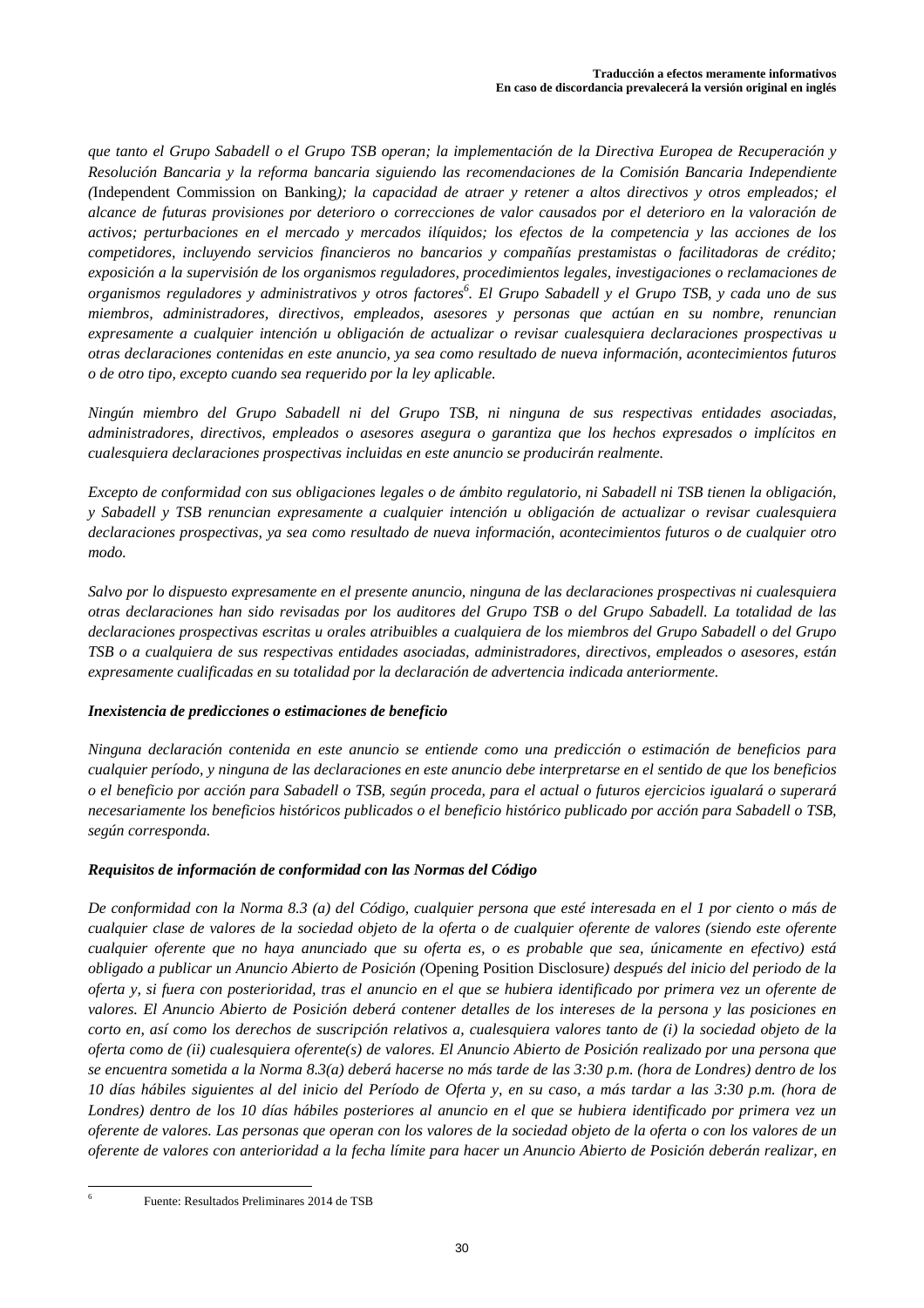*que tanto el Grupo Sabadell o el Grupo TSB operan; la implementación de la Directiva Europea de Recuperación y Resolución Bancaria y la reforma bancaria siguiendo las recomendaciones de la Comisión Bancaria Independiente (*Independent Commission on Banking*); la capacidad de atraer y retener a altos directivos y otros empleados; el alcance de futuras provisiones por deterioro o correcciones de valor causados por el deterioro en la valoración de activos; perturbaciones en el mercado y mercados ilíquidos; los efectos de la competencia y las acciones de los competidores, incluyendo servicios financieros no bancarios y compañías prestamistas o facilitadoras de crédito; exposición a la supervisión de los organismos reguladores, procedimientos legales, investigaciones o reclamaciones de organismos reguladores y administrativos y otros factores*[6]*. El Grupo Sabadell y el Grupo TSB, y cada uno de sus miembros, administradores, directivos, empleados, asesores y personas que actúan en su nombre, renuncian expresamente a cualquier intención u obligación de actualizar o revisar cualesquiera declaraciones prospectivas u otras declaraciones contenidas en este anuncio, ya sea como resultado de nueva información, acontecimientos futuros o de otro tipo, excepto cuando sea requerido por la ley aplicable.*

*Ningún miembro del Grupo Sabadell ni del Grupo TSB, ni ninguna de sus respectivas entidades asociadas, administradores, directivos, empleados o asesores asegura o garantiza que los hechos expresados o implícitos en cualesquiera declaraciones prospectivas incluidas en este anuncio se producirán realmente.*

*Excepto de conformidad con sus obligaciones legales o de ámbito regulatorio, ni Sabadell ni TSB tienen la obligación, y Sabadell y TSB renuncian expresamente a cualquier intención u obligación de actualizar o revisar cualesquiera declaraciones prospectivas, ya sea como resultado de nueva información, acontecimientos futuros o de cualquier otro modo.*

*Salvo por lo dispuesto expresamente en el presente anuncio, ninguna de las declaraciones prospectivas ni cualesquiera otras declaraciones han sido revisadas por los auditores del Grupo TSB o del Grupo Sabadell. La totalidad de las declaraciones prospectivas escritas u orales atribuibles a cualquiera de los miembros del Grupo Sabadell o del Grupo TSB o a cualquiera de sus respectivas entidades asociadas, administradores, directivos, empleados o asesores, están expresamente cualificadas en su totalidad por la declaración de advertencia indicada anteriormente.*

***Inexistencia de predicciones o estimaciones de beneficio***

*Ninguna declaración contenida en este anuncio se entiende como una predicción o estimación de beneficios para cualquier período, y ninguna de las declaraciones en este anuncio debe interpretarse en el sentido de que los beneficios o el beneficio por acción para Sabadell o TSB, según proceda, para el actual o futuros ejercicios igualará o superará necesariamente los beneficios históricos publicados o el beneficio histórico publicado por acción para Sabadell o TSB, según corresponda.*

***Requisitos de información de conformidad con las Normas del Código***

*De conformidad con la Norma 8.3 (a) del Código, cualquier persona que esté interesada en el 1 por ciento o más de cualquier clase de valores de la sociedad objeto de la oferta o de cualquier oferente de valores (siendo este oferente cualquier oferente que no haya anunciado que su oferta es, o es probable que sea, únicamente en efectivo) está obligado a publicar un Anuncio Abierto de Posición (*Opening Position Disclosure*) después del inicio del periodo de la oferta y, si fuera con posterioridad, tras el anuncio en el que se hubiera identificado por primera vez un oferente de valores. El Anuncio Abierto de Posición deberá contener detalles de los intereses de la persona y las posiciones en corto en, así como los derechos de suscripción relativos a, cualesquiera valores tanto de (i) la sociedad objeto de la oferta como de (ii) cualesquiera oferente(s) de valores. El Anuncio Abierto de Posición realizado por una persona que se encuentra sometida a la Norma 8.3(a) deberá hacerse no más tarde de las 3:30 p.m. (hora de Londres) dentro de los 10 días hábiles siguientes al del inicio del Período de Oferta y, en su caso, a más tardar a las 3:30 p.m. (hora de Londres) dentro de los 10 días hábiles posteriores al anuncio en el que se hubiera identificado por primera vez un oferente de valores. Las personas que operan con los valores de la sociedad objeto de la oferta o con los valores de un oferente de valores con anterioridad a la fecha límite para hacer un Anuncio Abierto de Posición deberán realizar, en*

[6] Fuente: Resultados Preliminares 2014 de TSB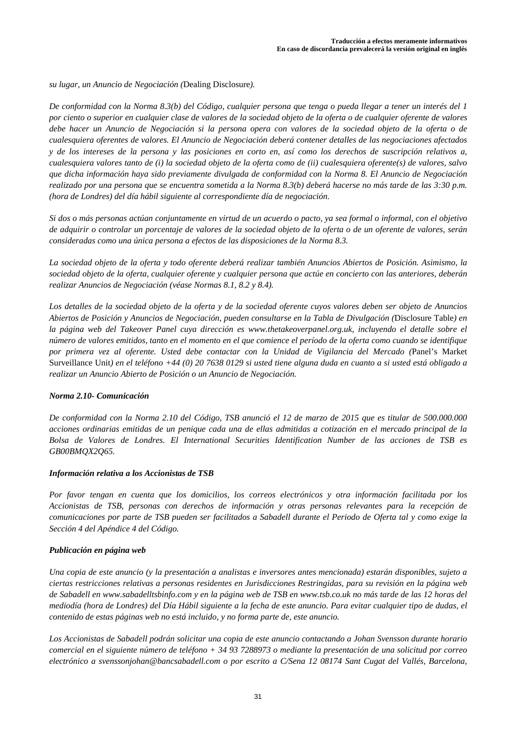*su lugar, un Anuncio de Negociación (*Dealing Disclosure*).*

*De conformidad con la Norma 8.3(b) del Código, cualquier persona que tenga o pueda llegar a tener un interés del 1 por ciento o superior en cualquier clase de valores de la sociedad objeto de la oferta o de cualquier oferente de valores debe hacer un Anuncio de Negociación si la persona opera con valores de la sociedad objeto de la oferta o de cualesquiera oferentes de valores. El Anuncio de Negociación deberá contener detalles de las negociaciones afectados y de los intereses de la persona y las posiciones en corto en, así como los derechos de suscripción relativos a, cualesquiera valores tanto de (i) la sociedad objeto de la oferta como de (ii) cualesquiera oferente(s) de valores, salvo que dicha información haya sido previamente divulgada de conformidad con la Norma 8. El Anuncio de Negociación realizado por una persona que se encuentra sometida a la Norma 8.3(b) deberá hacerse no más tarde de las 3:30 p.m. (hora de Londres) del día hábil siguiente al correspondiente día de negociación.*

*Si dos o más personas actúan conjuntamente en virtud de un acuerdo o pacto, ya sea formal o informal, con el objetivo de adquirir o controlar un porcentaje de valores de la sociedad objeto de la oferta o de un oferente de valores, serán consideradas como una única persona a efectos de las disposiciones de la Norma 8.3.*

*La sociedad objeto de la oferta y todo oferente deberá realizar también Anuncios Abiertos de Posición. Asimismo, la sociedad objeto de la oferta, cualquier oferente y cualquier persona que actúe en concierto con las anteriores, deberán realizar Anuncios de Negociación (véase Normas 8.1, 8.2 y 8.4).*

*Los detalles de la sociedad objeto de la oferta y de la sociedad oferente cuyos valores deben ser objeto de Anuncios Abiertos de Posición y Anuncios de Negociación, pueden consultarse en la Tabla de Divulgación (*Disclosure Table*) en la página web del Takeover Panel cuya dirección es www.thetakeoverpanel.org.uk, incluyendo el detalle sobre el número de valores emitidos, tanto en el momento en el que comience el período de la oferta como cuando se identifique por primera vez al oferente. Usted debe contactar con la Unidad de Vigilancia del Mercado (*Panel's Market Surveillance Unit*) en el teléfono +44 (0) 20 7638 0129 si usted tiene alguna duda en cuanto a si usted está obligado a realizar un Anuncio Abierto de Posición o un Anuncio de Negociación.*

***Norma 2.10- Comunicación***

*De conformidad con la Norma 2.10 del Código, TSB anunció el 12 de marzo de 2015 que es titular de 500.000.000 acciones ordinarias emitidas de un penique cada una de ellas admitidas a cotización en el mercado principal de la Bolsa de Valores de Londres. El International Securities Identification Number de las acciones de TSB es GB00BMQX2Q65.*

***Información relativa a los Accionistas de TSB***

*Por favor tengan en cuenta que los domicilios, los correos electrónicos y otra información facilitada por los Accionistas de TSB, personas con derechos de información y otras personas relevantes para la recepción de comunicaciones por parte de TSB pueden ser facilitados a Sabadell durante el Periodo de Oferta tal y como exige la Sección 4 del Apéndice 4 del Código.*

***Publicación en página web***

*Una copia de este anuncio (y la presentación a analistas e inversores antes mencionada) estarán disponibles, sujeto a ciertas restricciones relativas a personas residentes en Jurisdicciones Restringidas, para su revisión en la página web de Sabadell en www.sabadelltsbinfo.com y en la página web de TSB en www.tsb.co.uk no más tarde de las 12 horas del mediodía (hora de Londres) del Día Hábil siguiente a la fecha de este anuncio. Para evitar cualquier tipo de dudas, el contenido de estas páginas web no está incluido, y no forma parte de, este anuncio.*

*Los Accionistas de Sabadell podrán solicitar una copia de este anuncio contactando a Johan Svensson durante horario comercial en el siguiente número de teléfono + 34 93 7288973 o mediante la presentación de una solicitud por correo electrónico a svenssonjohan@bancsabadell.com o por escrito a C/Sena 12 08174 Sant Cugat del Vallés, Barcelona,*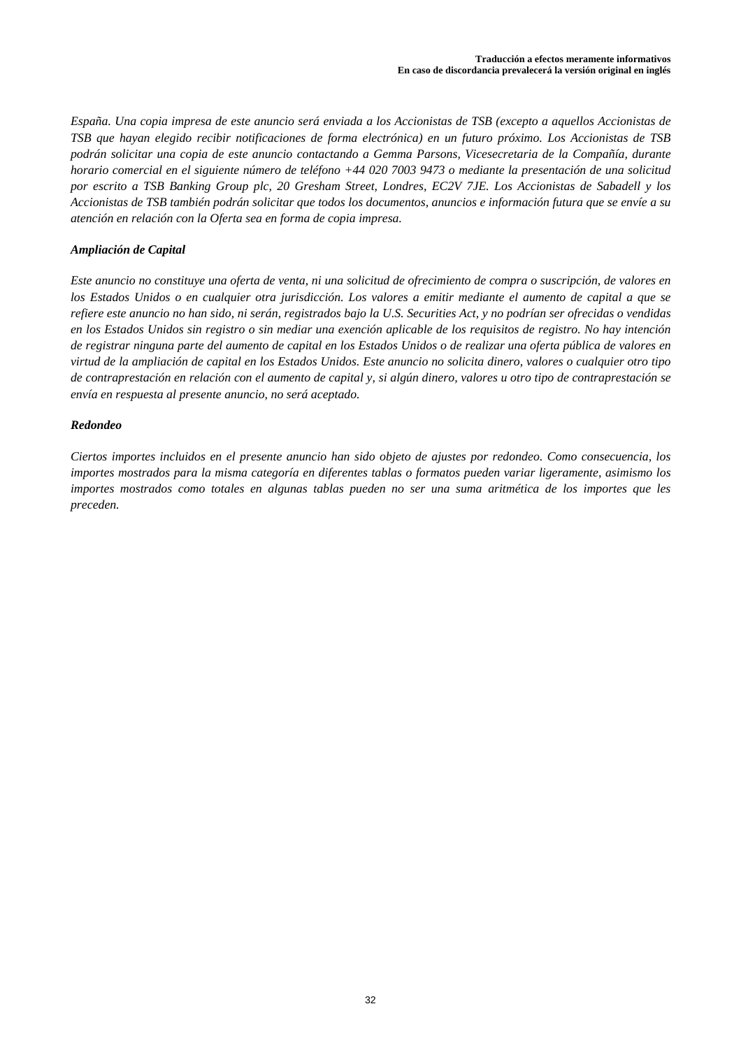*España. Una copia impresa de este anuncio será enviada a los Accionistas de TSB (excepto a aquellos Accionistas de TSB que hayan elegido recibir notificaciones de forma electrónica) en un futuro próximo. Los Accionistas de TSB podrán solicitar una copia de este anuncio contactando a Gemma Parsons, Vicesecretaria de la Compañía, durante horario comercial en el siguiente número de teléfono +44 020 7003 9473 o mediante la presentación de una solicitud por escrito a TSB Banking Group plc, 20 Gresham Street, Londres, EC2V 7JE. Los Accionistas de Sabadell y los Accionistas de TSB también podrán solicitar que todos los documentos, anuncios e información futura que se envíe a su atención en relación con la Oferta sea en forma de copia impresa.*

***Ampliación de Capital***

*Este anuncio no constituye una oferta de venta, ni una solicitud de ofrecimiento de compra o suscripción, de valores en los Estados Unidos o en cualquier otra jurisdicción. Los valores a emitir mediante el aumento de capital a que se refiere este anuncio no han sido, ni serán, registrados bajo la U.S. Securities Act, y no podrían ser ofrecidas o vendidas en los Estados Unidos sin registro o sin mediar una exención aplicable de los requisitos de registro. No hay intención de registrar ninguna parte del aumento de capital en los Estados Unidos o de realizar una oferta pública de valores en virtud de la ampliación de capital en los Estados Unidos. Este anuncio no solicita dinero, valores o cualquier otro tipo de contraprestación en relación con el aumento de capital y, si algún dinero, valores u otro tipo de contraprestación se envía en respuesta al presente anuncio, no será aceptado.*

***Redondeo***

*Ciertos importes incluidos en el presente anuncio han sido objeto de ajustes por redondeo. Como consecuencia, los importes mostrados para la misma categoría en diferentes tablas o formatos pueden variar ligeramente, asimismo los importes mostrados como totales en algunas tablas pueden no ser una suma aritmética de los importes que les preceden.*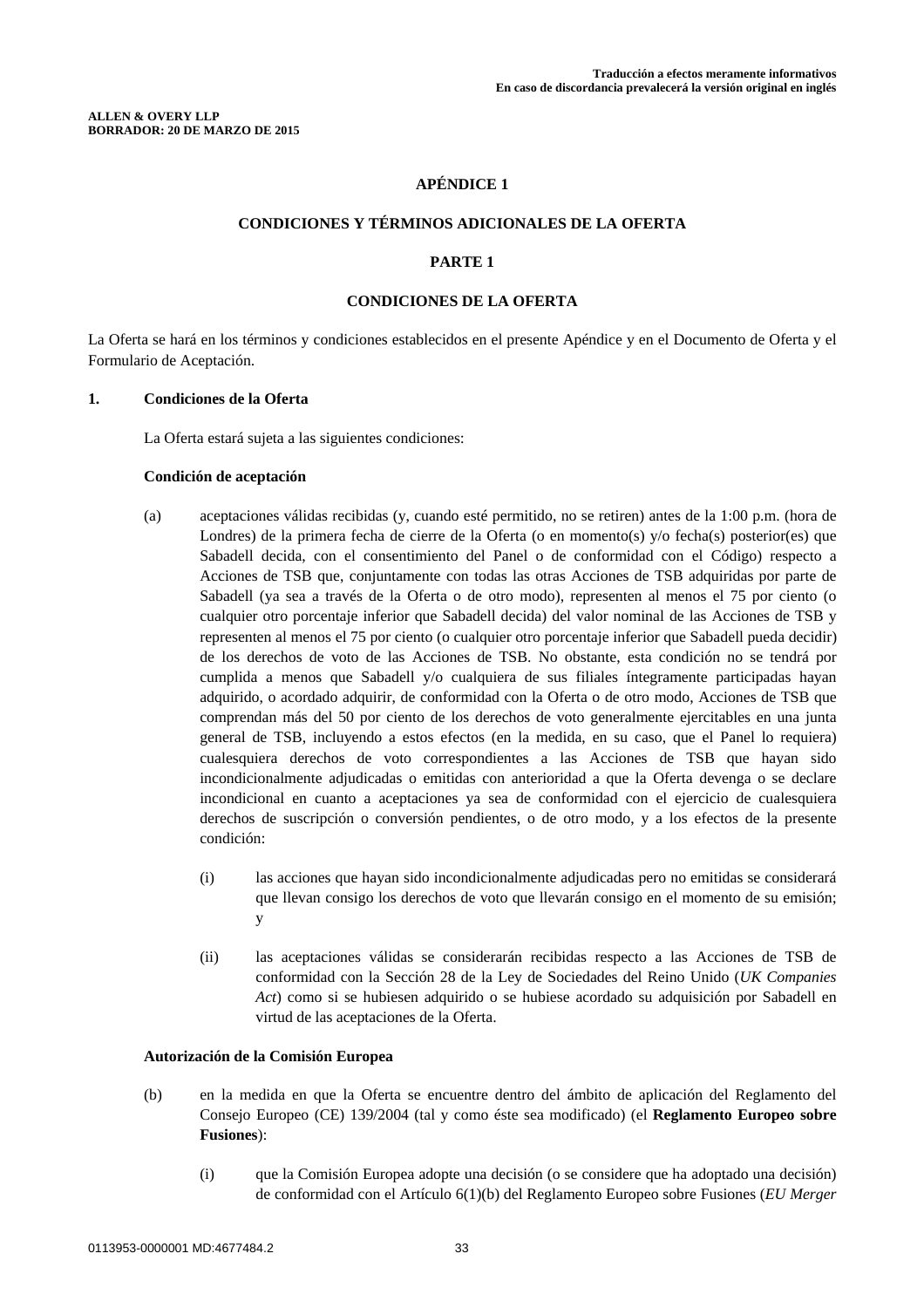Traducción a efectos meramente informativos
En caso de discordancia prevalecerá la versión original en inglés

**ALLEN & OVERY LLP**
**BORRADOR: 20 DE MARZO DE 2015**

## APÉNDICE 1

## CONDICIONES Y TÉRMINOS ADICIONALES DE LA OFERTA

## PARTE 1

## CONDICIONES DE LA OFERTA

La Oferta se hará en los términos y condiciones establecidos en el presente Apéndice y en el Documento de Oferta y el Formulario de Aceptación.

**1. Condiciones de la Oferta**

La Oferta estará sujeta a las siguientes condiciones:

**Condición de aceptación**

(a) aceptaciones válidas recibidas (y, cuando esté permitido, no se retiren) antes de la 1:00 p.m. (hora de Londres) de la primera fecha de cierre de la Oferta (o en momento(s) y/o fecha(s) posterior(es) que Sabadell decida, con el consentimiento del Panel o de conformidad con el Código) respecto a Acciones de TSB que, conjuntamente con todas las otras Acciones de TSB adquiridas por parte de Sabadell (ya sea a través de la Oferta o de otro modo), representen al menos el 75 por ciento (o cualquier otro porcentaje inferior que Sabadell decida) del valor nominal de las Acciones de TSB y representen al menos el 75 por ciento (o cualquier otro porcentaje inferior que Sabadell pueda decidir) de los derechos de voto de las Acciones de TSB. No obstante, esta condición no se tendrá por cumplida a menos que Sabadell y/o cualquiera de sus filiales íntegramente participadas hayan adquirido, o acordado adquirir, de conformidad con la Oferta o de otro modo, Acciones de TSB que comprendan más del 50 por ciento de los derechos de voto generalmente ejercitables en una junta general de TSB, incluyendo a estos efectos (en la medida, en su caso, que el Panel lo requiera) cualesquiera derechos de voto correspondientes a las Acciones de TSB que hayan sido incondicionalmente adjudicadas o emitidas con anterioridad a que la Oferta devenga o se declare incondicional en cuanto a aceptaciones ya sea de conformidad con el ejercicio de cualesquiera derechos de suscripción o conversión pendientes, o de otro modo, y a los efectos de la presente condición:

(i) las acciones que hayan sido incondicionalmente adjudicadas pero no emitidas se considerará que llevan consigo los derechos de voto que llevarán consigo en el momento de su emisión; y

(ii) las aceptaciones válidas se considerarán recibidas respecto a las Acciones de TSB de conformidad con la Sección 28 de la Ley de Sociedades del Reino Unido (*UK Companies Act*) como si se hubiesen adquirido o se hubiese acordado su adquisición por Sabadell en virtud de las aceptaciones de la Oferta.

**Autorización de la Comisión Europea**

(b) en la medida en que la Oferta se encuentre dentro del ámbito de aplicación del Reglamento del Consejo Europeo (CE) 139/2004 (tal y como éste sea modificado) (el **Reglamento Europeo sobre Fusiones**):

(i) que la Comisión Europea adopte una decisión (o se considere que ha adoptado una decisión) de conformidad con el Artículo 6(1)(b) del Reglamento Europeo sobre Fusiones (*EU Merger*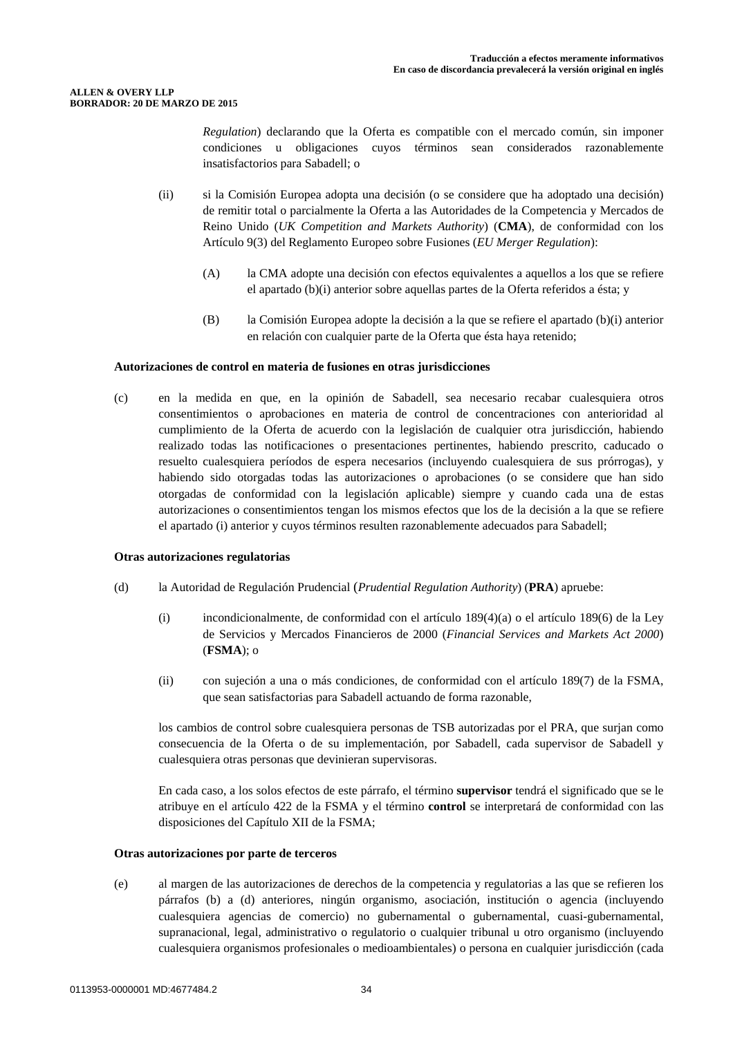*Regulation*) declarando que la Oferta es compatible con el mercado común, sin imponer condiciones u obligaciones cuyos términos sean considerados razonablemente insatisfactorios para Sabadell; o

(ii) si la Comisión Europea adopta una decisión (o se considere que ha adoptado una decisión) de remitir total o parcialmente la Oferta a las Autoridades de la Competencia y Mercados de Reino Unido (*UK Competition and Markets Authority*) (**CMA**), de conformidad con los Artículo 9(3) del Reglamento Europeo sobre Fusiones (*EU Merger Regulation*):

(A) la CMA adopte una decisión con efectos equivalentes a aquellos a los que se refiere el apartado (b)(i) anterior sobre aquellas partes de la Oferta referidos a ésta; y

(B) la Comisión Europea adopte la decisión a la que se refiere el apartado (b)(i) anterior en relación con cualquier parte de la Oferta que ésta haya retenido;

**Autorizaciones de control en materia de fusiones en otras jurisdicciones**

(c) en la medida en que, en la opinión de Sabadell, sea necesario recabar cualesquiera otros consentimientos o aprobaciones en materia de control de concentraciones con anterioridad al cumplimiento de la Oferta de acuerdo con la legislación de cualquier otra jurisdicción, habiendo realizado todas las notificaciones o presentaciones pertinentes, habiendo prescrito, caducado o resuelto cualesquiera períodos de espera necesarios (incluyendo cualesquiera de sus prórrogas), y habiendo sido otorgadas todas las autorizaciones o aprobaciones (o se considere que han sido otorgadas de conformidad con la legislación aplicable) siempre y cuando cada una de estas autorizaciones o consentimientos tengan los mismos efectos que los de la decisión a la que se refiere el apartado (i) anterior y cuyos términos resulten razonablemente adecuados para Sabadell;

**Otras autorizaciones regulatorias**

(d) la Autoridad de Regulación Prudencial (*Prudential Regulation Authority*) (**PRA**) apruebe:

(i) incondicionalmente, de conformidad con el artículo 189(4)(a) o el artículo 189(6) de la Ley de Servicios y Mercados Financieros de 2000 (*Financial Services and Markets Act 2000*) (**FSMA**); o

(ii) con sujeción a una o más condiciones, de conformidad con el artículo 189(7) de la FSMA, que sean satisfactorias para Sabadell actuando de forma razonable,

los cambios de control sobre cualesquiera personas de TSB autorizadas por el PRA, que surjan como consecuencia de la Oferta o de su implementación, por Sabadell, cada supervisor de Sabadell y cualesquiera otras personas que devinieran supervisoras.

En cada caso, a los solos efectos de este párrafo, el término **supervisor** tendrá el significado que se le atribuye en el artículo 422 de la FSMA y el término **control** se interpretará de conformidad con las disposiciones del Capítulo XII de la FSMA;

**Otras autorizaciones por parte de terceros**

(e) al margen de las autorizaciones de derechos de la competencia y regulatorias a las que se refieren los párrafos (b) a (d) anteriores, ningún organismo, asociación, institución o agencia (incluyendo cualesquiera agencias de comercio) no gubernamental o gubernamental, cuasi-gubernamental, supranacional, legal, administrativo o regulatorio o cualquier tribunal u otro organismo (incluyendo cualesquiera organismos profesionales o medioambientales) o persona en cualquier jurisdicción (cada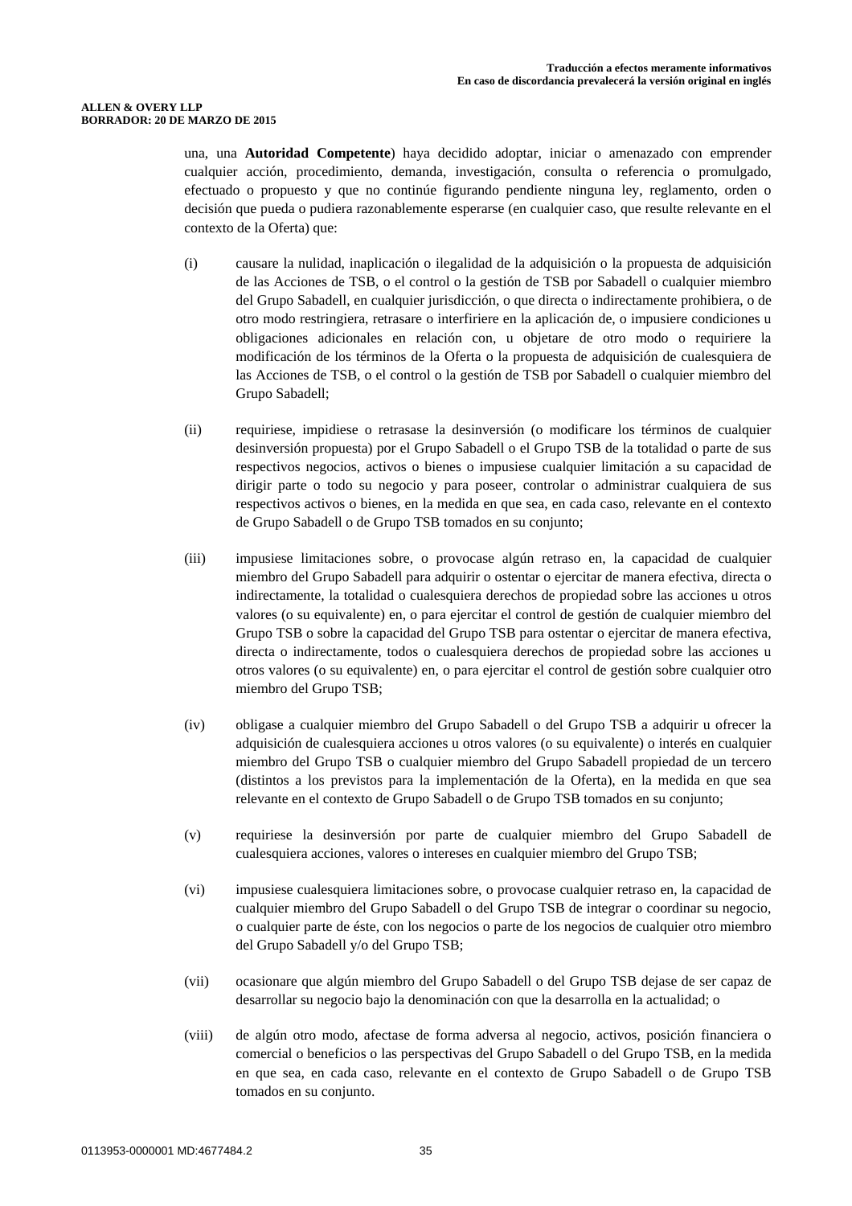una, una **Autoridad Competente**) haya decidido adoptar, iniciar o amenazado con emprender cualquier acción, procedimiento, demanda, investigación, consulta o referencia o promulgado, efectuado o propuesto y que no continúe figurando pendiente ninguna ley, reglamento, orden o decisión que pueda o pudiera razonablemente esperarse (en cualquier caso, que resulte relevante en el contexto de la Oferta) que:

(i) causare la nulidad, inaplicación o ilegalidad de la adquisición o la propuesta de adquisición de las Acciones de TSB, o el control o la gestión de TSB por Sabadell o cualquier miembro del Grupo Sabadell, en cualquier jurisdicción, o que directa o indirectamente prohibiera, o de otro modo restringiera, retrasare o interfiriere en la aplicación de, o impusiere condiciones u obligaciones adicionales en relación con, u objetare de otro modo o requiriere la modificación de los términos de la Oferta o la propuesta de adquisición de cualesquiera de las Acciones de TSB, o el control o la gestión de TSB por Sabadell o cualquier miembro del Grupo Sabadell;

(ii) requiriese, impidiese o retrasase la desinversión (o modificare los términos de cualquier desinversión propuesta) por el Grupo Sabadell o el Grupo TSB de la totalidad o parte de sus respectivos negocios, activos o bienes o impusiese cualquier limitación a su capacidad de dirigir parte o todo su negocio y para poseer, controlar o administrar cualquiera de sus respectivos activos o bienes, en la medida en que sea, en cada caso, relevante en el contexto de Grupo Sabadell o de Grupo TSB tomados en su conjunto;

(iii) impusiese limitaciones sobre, o provocase algún retraso en, la capacidad de cualquier miembro del Grupo Sabadell para adquirir o ostentar o ejercitar de manera efectiva, directa o indirectamente, la totalidad o cualesquiera derechos de propiedad sobre las acciones u otros valores (o su equivalente) en, o para ejercitar el control de gestión de cualquier miembro del Grupo TSB o sobre la capacidad del Grupo TSB para ostentar o ejercitar de manera efectiva, directa o indirectamente, todos o cualesquiera derechos de propiedad sobre las acciones u otros valores (o su equivalente) en, o para ejercitar el control de gestión sobre cualquier otro miembro del Grupo TSB;

(iv) obligase a cualquier miembro del Grupo Sabadell o del Grupo TSB a adquirir u ofrecer la adquisición de cualesquiera acciones u otros valores (o su equivalente) o interés en cualquier miembro del Grupo TSB o cualquier miembro del Grupo Sabadell propiedad de un tercero (distintos a los previstos para la implementación de la Oferta), en la medida en que sea relevante en el contexto de Grupo Sabadell o de Grupo TSB tomados en su conjunto;

(v) requiriese la desinversión por parte de cualquier miembro del Grupo Sabadell de cualesquiera acciones, valores o intereses en cualquier miembro del Grupo TSB;

(vi) impusiese cualesquiera limitaciones sobre, o provocase cualquier retraso en, la capacidad de cualquier miembro del Grupo Sabadell o del Grupo TSB de integrar o coordinar su negocio, o cualquier parte de éste, con los negocios o parte de los negocios de cualquier otro miembro del Grupo Sabadell y/o del Grupo TSB;

(vii) ocasionare que algún miembro del Grupo Sabadell o del Grupo TSB dejase de ser capaz de desarrollar su negocio bajo la denominación con que la desarrolla en la actualidad; o

(viii) de algún otro modo, afectase de forma adversa al negocio, activos, posición financiera o comercial o beneficios o las perspectivas del Grupo Sabadell o del Grupo TSB, en la medida en que sea, en cada caso, relevante en el contexto de Grupo Sabadell o de Grupo TSB tomados en su conjunto.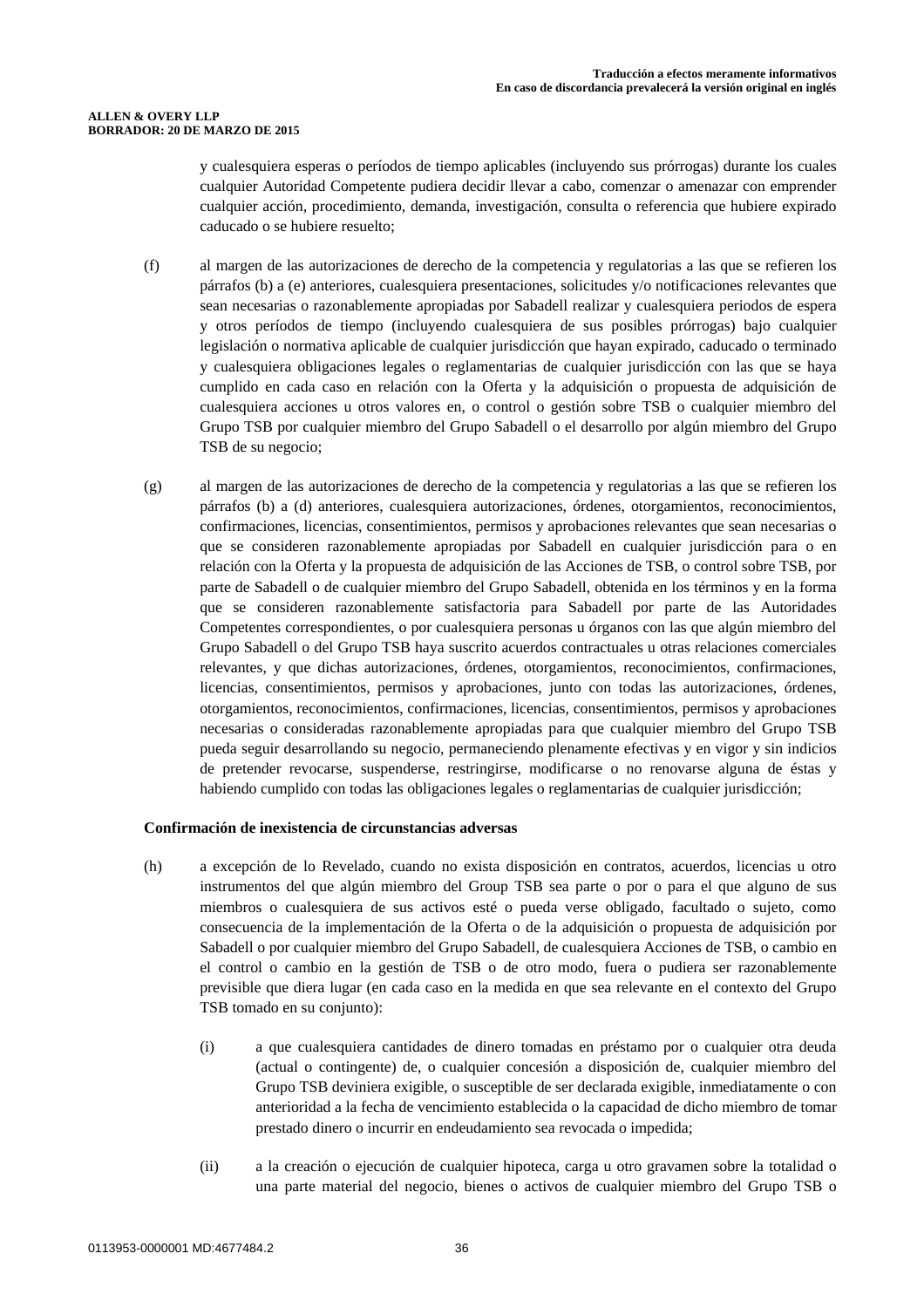y cualesquiera esperas o períodos de tiempo aplicables (incluyendo sus prórrogas) durante los cuales cualquier Autoridad Competente pudiera decidir llevar a cabo, comenzar o amenazar con emprender cualquier acción, procedimiento, demanda, investigación, consulta o referencia que hubiere expirado caducado o se hubiere resuelto;

(f) al margen de las autorizaciones de derecho de la competencia y regulatorias a las que se refieren los párrafos (b) a (e) anteriores, cualesquiera presentaciones, solicitudes y/o notificaciones relevantes que sean necesarias o razonablemente apropiadas por Sabadell realizar y cualesquiera periodos de espera y otros períodos de tiempo (incluyendo cualesquiera de sus posibles prórrogas) bajo cualquier legislación o normativa aplicable de cualquier jurisdicción que hayan expirado, caducado o terminado y cualesquiera obligaciones legales o reglamentarias de cualquier jurisdicción con las que se haya cumplido en cada caso en relación con la Oferta y la adquisición o propuesta de adquisición de cualesquiera acciones u otros valores en, o control o gestión sobre TSB o cualquier miembro del Grupo TSB por cualquier miembro del Grupo Sabadell o el desarrollo por algún miembro del Grupo TSB de su negocio;

(g) al margen de las autorizaciones de derecho de la competencia y regulatorias a las que se refieren los párrafos (b) a (d) anteriores, cualesquiera autorizaciones, órdenes, otorgamientos, reconocimientos, confirmaciones, licencias, consentimientos, permisos y aprobaciones relevantes que sean necesarias o que se consideren razonablemente apropiadas por Sabadell en cualquier jurisdicción para o en relación con la Oferta y la propuesta de adquisición de las Acciones de TSB, o control sobre TSB, por parte de Sabadell o de cualquier miembro del Grupo Sabadell, obtenida en los términos y en la forma que se consideren razonablemente satisfactoria para Sabadell por parte de las Autoridades Competentes correspondientes, o por cualesquiera personas u órganos con las que algún miembro del Grupo Sabadell o del Grupo TSB haya suscrito acuerdos contractuales u otras relaciones comerciales relevantes, y que dichas autorizaciones, órdenes, otorgamientos, reconocimientos, confirmaciones, licencias, consentimientos, permisos y aprobaciones, junto con todas las autorizaciones, órdenes, otorgamientos, reconocimientos, confirmaciones, licencias, consentimientos, permisos y aprobaciones necesarias o consideradas razonablemente apropiadas para que cualquier miembro del Grupo TSB pueda seguir desarrollando su negocio, permaneciendo plenamente efectivas y en vigor y sin indicios de pretender revocarse, suspenderse, restringirse, modificarse o no renovarse alguna de éstas y habiendo cumplido con todas las obligaciones legales o reglamentarias de cualquier jurisdicción;

**Confirmación de inexistencia de circunstancias adversas**

(h) a excepción de lo Revelado, cuando no exista disposición en contratos, acuerdos, licencias u otro instrumentos del que algún miembro del Group TSB sea parte o por o para el que alguno de sus miembros o cualesquiera de sus activos esté o pueda verse obligado, facultado o sujeto, como consecuencia de la implementación de la Oferta o de la adquisición o propuesta de adquisición por Sabadell o por cualquier miembro del Grupo Sabadell, de cualesquiera Acciones de TSB, o cambio en el control o cambio en la gestión de TSB o de otro modo, fuera o pudiera ser razonablemente previsible que diera lugar (en cada caso en la medida en que sea relevante en el contexto del Grupo TSB tomado en su conjunto):

  (i) a que cualesquiera cantidades de dinero tomadas en préstamo por o cualquier otra deuda (actual o contingente) de, o cualquier concesión a disposición de, cualquier miembro del Grupo TSB deviniera exigible, o susceptible de ser declarada exigible, inmediatamente o con anterioridad a la fecha de vencimiento establecida o la capacidad de dicho miembro de tomar prestado dinero o incurrir en endeudamiento sea revocada o impedida;

  (ii) a la creación o ejecución de cualquier hipoteca, carga u otro gravamen sobre la totalidad o una parte material del negocio, bienes o activos de cualquier miembro del Grupo TSB o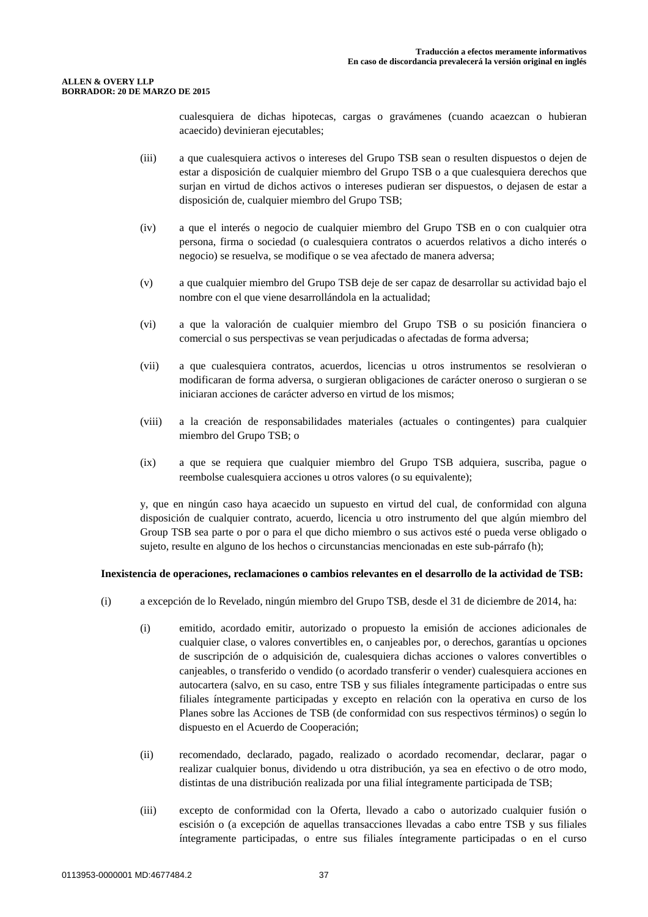cualesquiera de dichas hipotecas, cargas o gravámenes (cuando acaezcan o hubieran acaecido) devinieran ejecutables;

(iii) a que cualesquiera activos o intereses del Grupo TSB sean o resulten dispuestos o dejen de estar a disposición de cualquier miembro del Grupo TSB o a que cualesquiera derechos que surjan en virtud de dichos activos o intereses pudieran ser dispuestos, o dejasen de estar a disposición de, cualquier miembro del Grupo TSB;

(iv) a que el interés o negocio de cualquier miembro del Grupo TSB en o con cualquier otra persona, firma o sociedad (o cualesquiera contratos o acuerdos relativos a dicho interés o negocio) se resuelva, se modifique o se vea afectado de manera adversa;

(v) a que cualquier miembro del Grupo TSB deje de ser capaz de desarrollar su actividad bajo el nombre con el que viene desarrollándola en la actualidad;

(vi) a que la valoración de cualquier miembro del Grupo TSB o su posición financiera o comercial o sus perspectivas se vean perjudicadas o afectadas de forma adversa;

(vii) a que cualesquiera contratos, acuerdos, licencias u otros instrumentos se resolvieran o modificaran de forma adversa, o surgieran obligaciones de carácter oneroso o surgieran o se iniciaran acciones de carácter adverso en virtud de los mismos;

(viii) a la creación de responsabilidades materiales (actuales o contingentes) para cualquier miembro del Grupo TSB; o

(ix) a que se requiera que cualquier miembro del Grupo TSB adquiera, suscriba, pague o reembolse cualesquiera acciones u otros valores (o su equivalente);

y, que en ningún caso haya acaecido un supuesto en virtud del cual, de conformidad con alguna disposición de cualquier contrato, acuerdo, licencia u otro instrumento del que algún miembro del Group TSB sea parte o por o para el que dicho miembro o sus activos esté o pueda verse obligado o sujeto, resulte en alguno de los hechos o circunstancias mencionadas en este sub-párrafo (h);

**Inexistencia de operaciones, reclamaciones o cambios relevantes en el desarrollo de la actividad de TSB:**

(i) a excepción de lo Revelado, ningún miembro del Grupo TSB, desde el 31 de diciembre de 2014, ha:

(i) emitido, acordado emitir, autorizado o propuesto la emisión de acciones adicionales de cualquier clase, o valores convertibles en, o canjeables por, o derechos, garantías u opciones de suscripción de o adquisición de, cualesquiera dichas acciones o valores convertibles o canjeables, o transferido o vendido (o acordado transferir o vender) cualesquiera acciones en autocartera (salvo, en su caso, entre TSB y sus filiales íntegramente participadas o entre sus filiales íntegramente participadas y excepto en relación con la operativa en curso de los Planes sobre las Acciones de TSB (de conformidad con sus respectivos términos) o según lo dispuesto en el Acuerdo de Cooperación;

(ii) recomendado, declarado, pagado, realizado o acordado recomendar, declarar, pagar o realizar cualquier bonus, dividendo u otra distribución, ya sea en efectivo o de otro modo, distintas de una distribución realizada por una filial íntegramente participada de TSB;

(iii) excepto de conformidad con la Oferta, llevado a cabo o autorizado cualquier fusión o escisión o (a excepción de aquellas transacciones llevadas a cabo entre TSB y sus filiales íntegramente participadas, o entre sus filiales íntegramente participadas o en el curso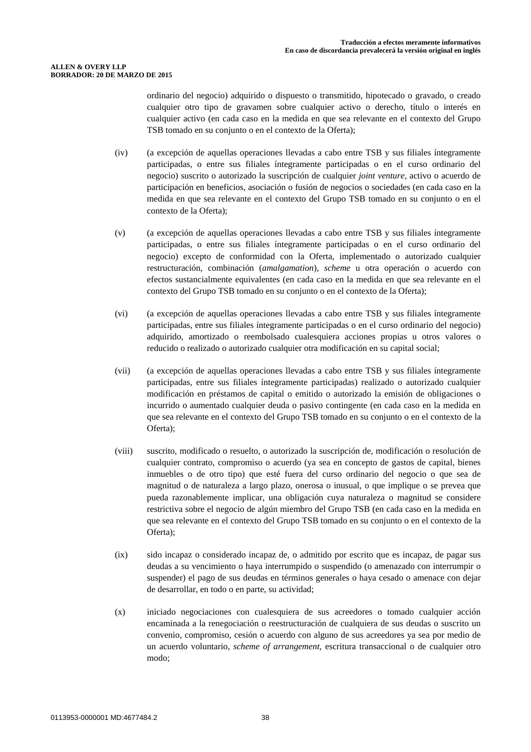ordinario del negocio) adquirido o dispuesto o transmitido, hipotecado o gravado, o creado cualquier otro tipo de gravamen sobre cualquier activo o derecho, título o interés en cualquier activo (en cada caso en la medida en que sea relevante en el contexto del Grupo TSB tomado en su conjunto o en el contexto de la Oferta);

(iv) (a excepción de aquellas operaciones llevadas a cabo entre TSB y sus filiales íntegramente participadas, o entre sus filiales íntegramente participadas o en el curso ordinario del negocio) suscrito o autorizado la suscripción de cualquier *joint venture*, activo o acuerdo de participación en beneficios, asociación o fusión de negocios o sociedades (en cada caso en la medida en que sea relevante en el contexto del Grupo TSB tomado en su conjunto o en el contexto de la Oferta);

(v) (a excepción de aquellas operaciones llevadas a cabo entre TSB y sus filiales íntegramente participadas, o entre sus filiales íntegramente participadas o en el curso ordinario del negocio) excepto de conformidad con la Oferta, implementado o autorizado cualquier restructuración, combinación (*amalgamation*), *scheme* u otra operación o acuerdo con efectos sustancialmente equivalentes (en cada caso en la medida en que sea relevante en el contexto del Grupo TSB tomado en su conjunto o en el contexto de la Oferta);

(vi) (a excepción de aquellas operaciones llevadas a cabo entre TSB y sus filiales íntegramente participadas, entre sus filiales íntegramente participadas o en el curso ordinario del negocio) adquirido, amortizado o reembolsado cualesquiera acciones propias u otros valores o reducido o realizado o autorizado cualquier otra modificación en su capital social;

(vii) (a excepción de aquellas operaciones llevadas a cabo entre TSB y sus filiales íntegramente participadas, entre sus filiales íntegramente participadas) realizado o autorizado cualquier modificación en préstamos de capital o emitido o autorizado la emisión de obligaciones o incurrido o aumentado cualquier deuda o pasivo contingente (en cada caso en la medida en que sea relevante en el contexto del Grupo TSB tomado en su conjunto o en el contexto de la Oferta);

(viii) suscrito, modificado o resuelto, o autorizado la suscripción de, modificación o resolución de cualquier contrato, compromiso o acuerdo (ya sea en concepto de gastos de capital, bienes inmuebles o de otro tipo) que esté fuera del curso ordinario del negocio o que sea de magnitud o de naturaleza a largo plazo, onerosa o inusual, o que implique o se prevea que pueda razonablemente implicar, una obligación cuya naturaleza o magnitud se considere restrictiva sobre el negocio de algún miembro del Grupo TSB (en cada caso en la medida en que sea relevante en el contexto del Grupo TSB tomado en su conjunto o en el contexto de la Oferta);

(ix) sido incapaz o considerado incapaz de, o admitido por escrito que es incapaz, de pagar sus deudas a su vencimiento o haya interrumpido o suspendido (o amenazado con interrumpir o suspender) el pago de sus deudas en términos generales o haya cesado o amenace con dejar de desarrollar, en todo o en parte, su actividad;

(x) iniciado negociaciones con cualesquiera de sus acreedores o tomado cualquier acción encaminada a la renegociación o reestructuración de cualquiera de sus deudas o suscrito un convenio, compromiso, cesión o acuerdo con alguno de sus acreedores ya sea por medio de un acuerdo voluntario, *scheme of arrangement*, escritura transaccional o de cualquier otro modo;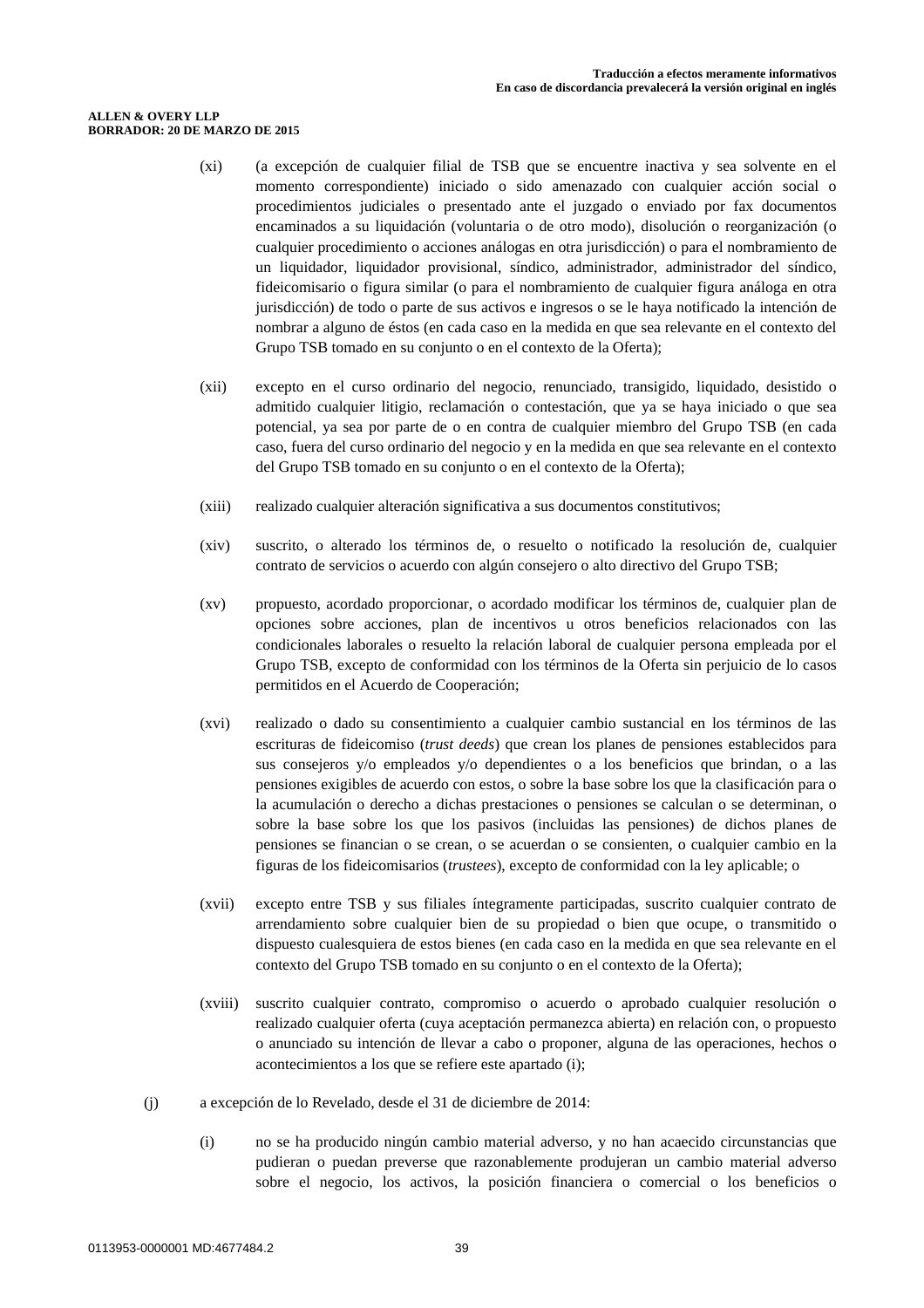(xi) (a excepción de cualquier filial de TSB que se encuentre inactiva y sea solvente en el momento correspondiente) iniciado o sido amenazado con cualquier acción social o procedimientos judiciales o presentado ante el juzgado o enviado por fax documentos encaminados a su liquidación (voluntaria o de otro modo), disolución o reorganización (o cualquier procedimiento o acciones análogas en otra jurisdicción) o para el nombramiento de un liquidador, liquidador provisional, síndico, administrador, administrador del síndico, fideicomisario o figura similar (o para el nombramiento de cualquier figura análoga en otra jurisdicción) de todo o parte de sus activos e ingresos o se le haya notificado la intención de nombrar a alguno de éstos (en cada caso en la medida en que sea relevante en el contexto del Grupo TSB tomado en su conjunto o en el contexto de la Oferta);

(xii) excepto en el curso ordinario del negocio, renunciado, transigido, liquidado, desistido o admitido cualquier litigio, reclamación o contestación, que ya se haya iniciado o que sea potencial, ya sea por parte de o en contra de cualquier miembro del Grupo TSB (en cada caso, fuera del curso ordinario del negocio y en la medida en que sea relevante en el contexto del Grupo TSB tomado en su conjunto o en el contexto de la Oferta);

(xiii) realizado cualquier alteración significativa a sus documentos constitutivos;

(xiv) suscrito, o alterado los términos de, o resuelto o notificado la resolución de, cualquier contrato de servicios o acuerdo con algún consejero o alto directivo del Grupo TSB;

(xv) propuesto, acordado proporcionar, o acordado modificar los términos de, cualquier plan de opciones sobre acciones, plan de incentivos u otros beneficios relacionados con las condicionales laborales o resuelto la relación laboral de cualquier persona empleada por el Grupo TSB, excepto de conformidad con los términos de la Oferta sin perjuicio de lo casos permitidos en el Acuerdo de Cooperación;

(xvi) realizado o dado su consentimiento a cualquier cambio sustancial en los términos de las escrituras de fideicomiso (*trust deeds*) que crean los planes de pensiones establecidos para sus consejeros y/o empleados y/o dependientes o a los beneficios que brindan, o a las pensiones exigibles de acuerdo con estos, o sobre la base sobre los que la clasificación para o la acumulación o derecho a dichas prestaciones o pensiones se calculan o se determinan, o sobre la base sobre los que los pasivos (incluidas las pensiones) de dichos planes de pensiones se financian o se crean, o se acuerdan o se consienten, o cualquier cambio en la figuras de los fideicomisarios (*trustees*), excepto de conformidad con la ley aplicable; o

(xvii) excepto entre TSB y sus filiales íntegramente participadas, suscrito cualquier contrato de arrendamiento sobre cualquier bien de su propiedad o bien que ocupe, o transmitido o dispuesto cualesquiera de estos bienes (en cada caso en la medida en que sea relevante en el contexto del Grupo TSB tomado en su conjunto o en el contexto de la Oferta);

(xviii) suscrito cualquier contrato, compromiso o acuerdo o aprobado cualquier resolución o realizado cualquier oferta (cuya aceptación permanezca abierta) en relación con, o propuesto o anunciado su intención de llevar a cabo o proponer, alguna de las operaciones, hechos o acontecimientos a los que se refiere este apartado (i);

(j) a excepción de lo Revelado, desde el 31 de diciembre de 2014:

(i) no se ha producido ningún cambio material adverso, y no han acaecido circunstancias que pudieran o puedan preverse que razonablemente produjeran un cambio material adverso sobre el negocio, los activos, la posición financiera o comercial o los beneficios o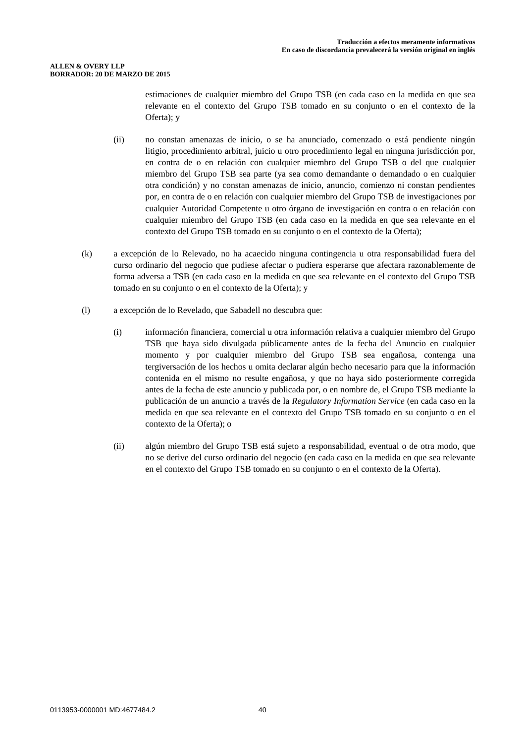estimaciones de cualquier miembro del Grupo TSB (en cada caso en la medida en que sea relevante en el contexto del Grupo TSB tomado en su conjunto o en el contexto de la Oferta); y

(ii) no constan amenazas de inicio, o se ha anunciado, comenzado o está pendiente ningún litigio, procedimiento arbitral, juicio u otro procedimiento legal en ninguna jurisdicción por, en contra de o en relación con cualquier miembro del Grupo TSB o del que cualquier miembro del Grupo TSB sea parte (ya sea como demandante o demandado o en cualquier otra condición) y no constan amenazas de inicio, anuncio, comienzo ni constan pendientes por, en contra de o en relación con cualquier miembro del Grupo TSB de investigaciones por cualquier Autoridad Competente u otro órgano de investigación en contra o en relación con cualquier miembro del Grupo TSB (en cada caso en la medida en que sea relevante en el contexto del Grupo TSB tomado en su conjunto o en el contexto de la Oferta);

(k) a excepción de lo Relevado, no ha acaecido ninguna contingencia u otra responsabilidad fuera del curso ordinario del negocio que pudiese afectar o pudiera esperarse que afectara razonablemente de forma adversa a TSB (en cada caso en la medida en que sea relevante en el contexto del Grupo TSB tomado en su conjunto o en el contexto de la Oferta); y

(l) a excepción de lo Revelado, que Sabadell no descubra que:

(i) información financiera, comercial u otra información relativa a cualquier miembro del Grupo TSB que haya sido divulgada públicamente antes de la fecha del Anuncio en cualquier momento y por cualquier miembro del Grupo TSB sea engañosa, contenga una tergiversación de los hechos u omita declarar algún hecho necesario para que la información contenida en el mismo no resulte engañosa, y que no haya sido posteriormente corregida antes de la fecha de este anuncio y publicada por, o en nombre de, el Grupo TSB mediante la publicación de un anuncio a través de la *Regulatory Information Service* (en cada caso en la medida en que sea relevante en el contexto del Grupo TSB tomado en su conjunto o en el contexto de la Oferta); o

(ii) algún miembro del Grupo TSB está sujeto a responsabilidad, eventual o de otra modo, que no se derive del curso ordinario del negocio (en cada caso en la medida en que sea relevante en el contexto del Grupo TSB tomado en su conjunto o en el contexto de la Oferta).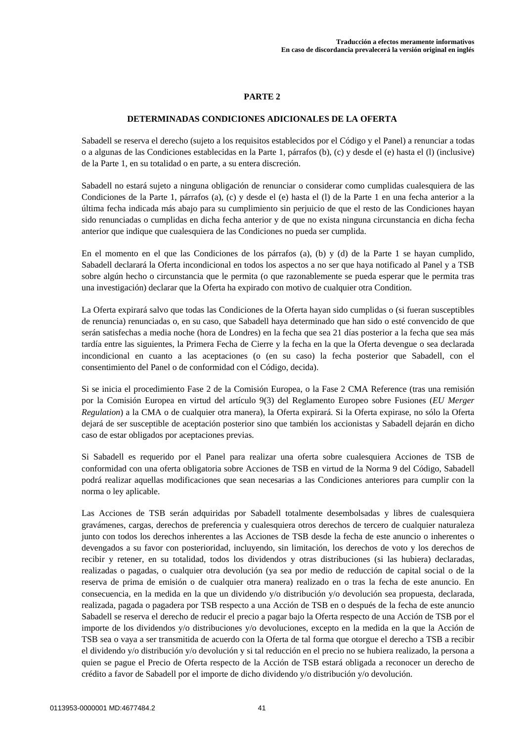## PARTE 2

### DETERMINADAS CONDICIONES ADICIONALES DE LA OFERTA

Sabadell se reserva el derecho (sujeto a los requisitos establecidos por el Código y el Panel) a renunciar a todas o a algunas de las Condiciones establecidas en la Parte 1, párrafos (b), (c) y desde el (e) hasta el (l) (inclusive) de la Parte 1, en su totalidad o en parte, a su entera discreción.

Sabadell no estará sujeto a ninguna obligación de renunciar o considerar como cumplidas cualesquiera de las Condiciones de la Parte 1, párrafos (a), (c) y desde el (e) hasta el (l) de la Parte 1 en una fecha anterior a la última fecha indicada más abajo para su cumplimiento sin perjuicio de que el resto de las Condiciones hayan sido renunciadas o cumplidas en dicha fecha anterior y de que no exista ninguna circunstancia en dicha fecha anterior que indique que cualesquiera de las Condiciones no pueda ser cumplida.

En el momento en el que las Condiciones de los párrafos (a), (b) y (d) de la Parte 1 se hayan cumplido, Sabadell declarará la Oferta incondicional en todos los aspectos a no ser que haya notificado al Panel y a TSB sobre algún hecho o circunstancia que le permita (o que razonablemente se pueda esperar que le permita tras una investigación) declarar que la Oferta ha expirado con motivo de cualquier otra Condition.

La Oferta expirará salvo que todas las Condiciones de la Oferta hayan sido cumplidas o (si fueran susceptibles de renuncia) renunciadas o, en su caso, que Sabadell haya determinado que han sido o esté convencido de que serán satisfechas a media noche (hora de Londres) en la fecha que sea 21 días posterior a la fecha que sea más tardía entre las siguientes, la Primera Fecha de Cierre y la fecha en la que la Oferta devengue o sea declarada incondicional en cuanto a las aceptaciones (o (en su caso) la fecha posterior que Sabadell, con el consentimiento del Panel o de conformidad con el Código, decida).

Si se inicia el procedimiento Fase 2 de la Comisión Europea, o la Fase 2 CMA Reference (tras una remisión por la Comisión Europea en virtud del artículo 9(3) del Reglamento Europeo sobre Fusiones (*EU Merger Regulation*) a la CMA o de cualquier otra manera), la Oferta expirará. Si la Oferta expirase, no sólo la Oferta dejará de ser susceptible de aceptación posterior sino que también los accionistas y Sabadell dejarán en dicho caso de estar obligados por aceptaciones previas.

Si Sabadell es requerido por el Panel para realizar una oferta sobre cualesquiera Acciones de TSB de conformidad con una oferta obligatoria sobre Acciones de TSB en virtud de la Norma 9 del Código, Sabadell podrá realizar aquellas modificaciones que sean necesarias a las Condiciones anteriores para cumplir con la norma o ley aplicable.

Las Acciones de TSB serán adquiridas por Sabadell totalmente desembolsadas y libres de cualesquiera gravámenes, cargas, derechos de preferencia y cualesquiera otros derechos de tercero de cualquier naturaleza junto con todos los derechos inherentes a las Acciones de TSB desde la fecha de este anuncio o inherentes o devengados a su favor con posterioridad, incluyendo, sin limitación, los derechos de voto y los derechos de recibir y retener, en su totalidad, todos los dividendos y otras distribuciones (si las hubiera) declaradas, realizadas o pagadas, o cualquier otra devolución (ya sea por medio de reducción de capital social o de la reserva de prima de emisión o de cualquier otra manera) realizado en o tras la fecha de este anuncio. En consecuencia, en la medida en la que un dividendo y/o distribución y/o devolución sea propuesta, declarada, realizada, pagada o pagadera por TSB respecto a una Acción de TSB en o después de la fecha de este anuncio Sabadell se reserva el derecho de reducir el precio a pagar bajo la Oferta respecto de una Acción de TSB por el importe de los dividendos y/o distribuciones y/o devoluciones, excepto en la medida en la que la Acción de TSB sea o vaya a ser transmitida de acuerdo con la Oferta de tal forma que otorgue el derecho a TSB a recibir el dividendo y/o distribución y/o devolución y si tal reducción en el precio no se hubiera realizado, la persona a quien se pague el Precio de Oferta respecto de la Acción de TSB estará obligada a reconocer un derecho de crédito a favor de Sabadell por el importe de dicho dividendo y/o distribución y/o devolución.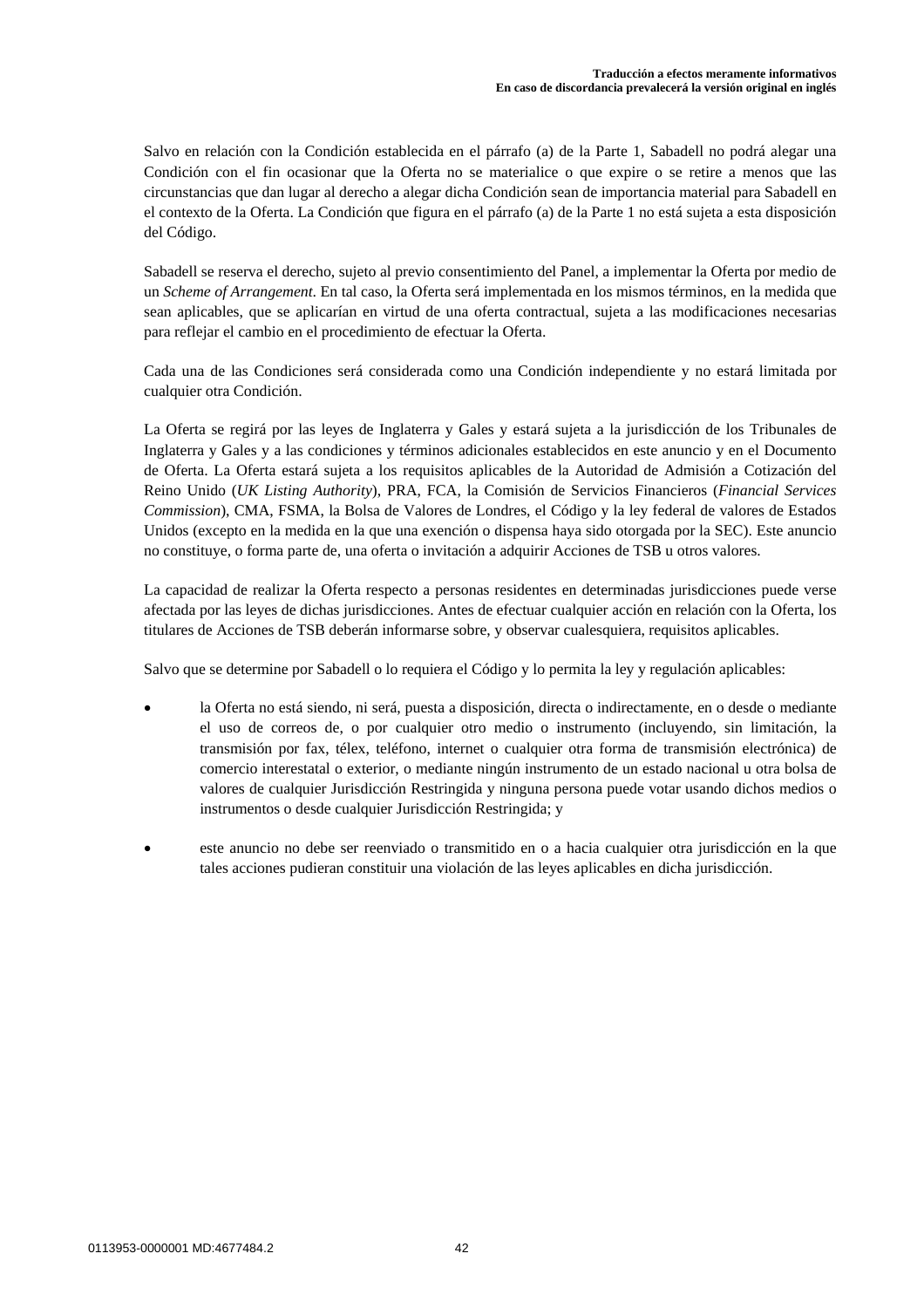Salvo en relación con la Condición establecida en el párrafo (a) de la Parte 1, Sabadell no podrá alegar una Condición con el fin ocasionar que la Oferta no se materialice o que expire o se retire a menos que las circunstancias que dan lugar al derecho a alegar dicha Condición sean de importancia material para Sabadell en el contexto de la Oferta. La Condición que figura en el párrafo (a) de la Parte 1 no está sujeta a esta disposición del Código.

Sabadell se reserva el derecho, sujeto al previo consentimiento del Panel, a implementar la Oferta por medio de un *Scheme of Arrangement*. En tal caso, la Oferta será implementada en los mismos términos, en la medida que sean aplicables, que se aplicarían en virtud de una oferta contractual, sujeta a las modificaciones necesarias para reflejar el cambio en el procedimiento de efectuar la Oferta.

Cada una de las Condiciones será considerada como una Condición independiente y no estará limitada por cualquier otra Condición.

La Oferta se regirá por las leyes de Inglaterra y Gales y estará sujeta a la jurisdicción de los Tribunales de Inglaterra y Gales y a las condiciones y términos adicionales establecidos en este anuncio y en el Documento de Oferta. La Oferta estará sujeta a los requisitos aplicables de la Autoridad de Admisión a Cotización del Reino Unido (*UK Listing Authority*), PRA, FCA, la Comisión de Servicios Financieros (*Financial Services Commission*), CMA, FSMA, la Bolsa de Valores de Londres, el Código y la ley federal de valores de Estados Unidos (excepto en la medida en la que una exención o dispensa haya sido otorgada por la SEC). Este anuncio no constituye, o forma parte de, una oferta o invitación a adquirir Acciones de TSB u otros valores.

La capacidad de realizar la Oferta respecto a personas residentes en determinadas jurisdicciones puede verse afectada por las leyes de dichas jurisdicciones. Antes de efectuar cualquier acción en relación con la Oferta, los titulares de Acciones de TSB deberán informarse sobre, y observar cualesquiera, requisitos aplicables.

Salvo que se determine por Sabadell o lo requiera el Código y lo permita la ley y regulación aplicables:

- la Oferta no está siendo, ni será, puesta a disposición, directa o indirectamente, en o desde o mediante el uso de correos de, o por cualquier otro medio o instrumento (incluyendo, sin limitación, la transmisión por fax, télex, teléfono, internet o cualquier otra forma de transmisión electrónica) de comercio interestatal o exterior, o mediante ningún instrumento de un estado nacional u otra bolsa de valores de cualquier Jurisdicción Restringida y ninguna persona puede votar usando dichos medios o instrumentos o desde cualquier Jurisdicción Restringida; y

- este anuncio no debe ser reenviado o transmitido en o a hacia cualquier otra jurisdicción en la que tales acciones pudieran constituir una violación de las leyes aplicables en dicha jurisdicción.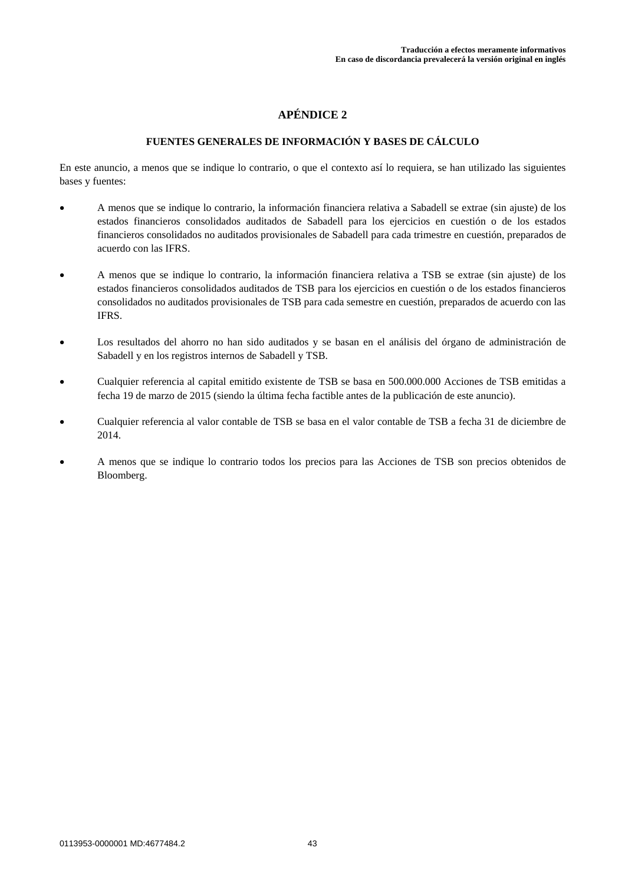# APÉNDICE 2

## FUENTES GENERALES DE INFORMACIÓN Y BASES DE CÁLCULO

En este anuncio, a menos que se indique lo contrario, o que el contexto así lo requiera, se han utilizado las siguientes bases y fuentes:

- A menos que se indique lo contrario, la información financiera relativa a Sabadell se extrae (sin ajuste) de los estados financieros consolidados auditados de Sabadell para los ejercicios en cuestión o de los estados financieros consolidados no auditados provisionales de Sabadell para cada trimestre en cuestión, preparados de acuerdo con las IFRS.

- A menos que se indique lo contrario, la información financiera relativa a TSB se extrae (sin ajuste) de los estados financieros consolidados auditados de TSB para los ejercicios en cuestión o de los estados financieros consolidados no auditados provisionales de TSB para cada semestre en cuestión, preparados de acuerdo con las IFRS.

- Los resultados del ahorro no han sido auditados y se basan en el análisis del órgano de administración de Sabadell y en los registros internos de Sabadell y TSB.

- Cualquier referencia al capital emitido existente de TSB se basa en 500.000.000 Acciones de TSB emitidas a fecha 19 de marzo de 2015 (siendo la última fecha factible antes de la publicación de este anuncio).

- Cualquier referencia al valor contable de TSB se basa en el valor contable de TSB a fecha 31 de diciembre de 2014.

- A menos que se indique lo contrario todos los precios para las Acciones de TSB son precios obtenidos de Bloomberg.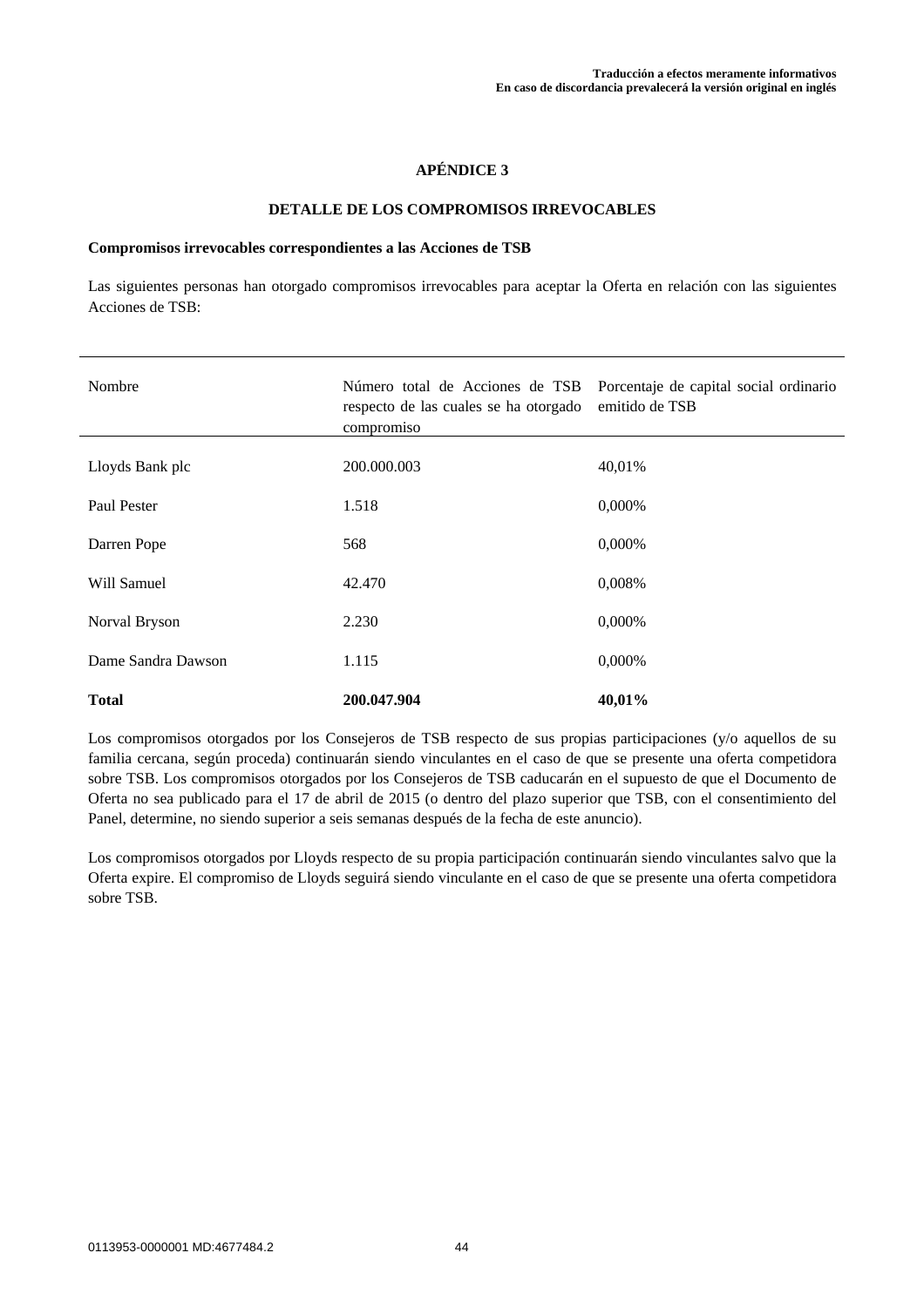**Traducción a efectos meramente informativos**
**En caso de discordancia prevalecerá la versión original en inglés**

# APÉNDICE 3

## DETALLE DE LOS COMPROMISOS IRREVOCABLES

**Compromisos irrevocables correspondientes a las Acciones de TSB**

Las siguientes personas han otorgado compromisos irrevocables para aceptar la Oferta en relación con las siguientes Acciones de TSB:

| Nombre | Número total de Acciones de TSB respecto de las cuales se ha otorgado compromiso | Porcentaje de capital social ordinario emitido de TSB |
|---|---|---|
| Lloyds Bank plc | 200.000.003 | 40,01% |
| Paul Pester | 1.518 | 0,000% |
| Darren Pope | 568 | 0,000% |
| Will Samuel | 42.470 | 0,008% |
| Norval Bryson | 2.230 | 0,000% |
| Dame Sandra Dawson | 1.115 | 0,000% |
| **Total** | **200.047.904** | **40,01%** |

Los compromisos otorgados por los Consejeros de TSB respecto de sus propias participaciones (y/o aquellos de su familia cercana, según proceda) continuarán siendo vinculantes en el caso de que se presente una oferta competidora sobre TSB. Los compromisos otorgados por los Consejeros de TSB caducarán en el supuesto de que el Documento de Oferta no sea publicado para el 17 de abril de 2015 (o dentro del plazo superior que TSB, con el consentimiento del Panel, determine, no siendo superior a seis semanas después de la fecha de este anuncio).

Los compromisos otorgados por Lloyds respecto de su propia participación continuarán siendo vinculantes salvo que la Oferta expire. El compromiso de Lloyds seguirá siendo vinculante en el caso de que se presente una oferta competidora sobre TSB.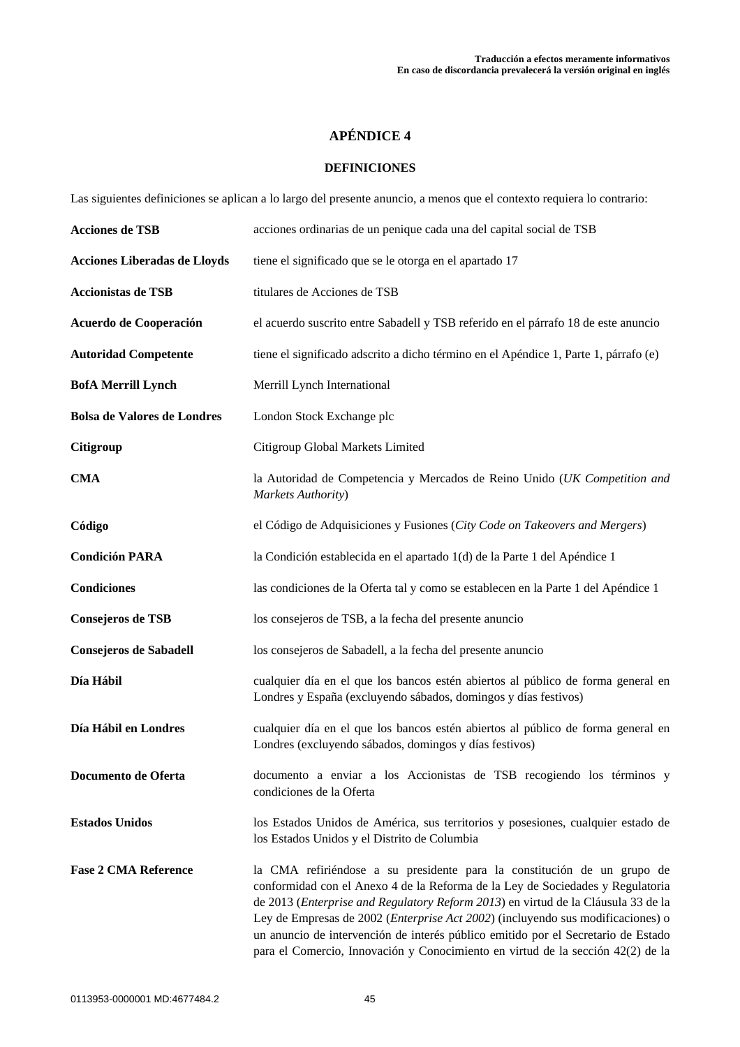# APÉNDICE 4

## DEFINICIONES

Las siguientes definiciones se aplican a lo largo del presente anuncio, a menos que el contexto requiera lo contrario:

| | |
|---|---|
| **Acciones de TSB** | acciones ordinarias de un penique cada una del capital social de TSB |
| **Acciones Liberadas de Lloyds** | tiene el significado que se le otorga en el apartado 17 |
| **Accionistas de TSB** | titulares de Acciones de TSB |
| **Acuerdo de Cooperación** | el acuerdo suscrito entre Sabadell y TSB referido en el párrafo 18 de este anuncio |
| **Autoridad Competente** | tiene el significado adscrito a dicho término en el Apéndice 1, Parte 1, párrafo (e) |
| **BofA Merrill Lynch** | Merrill Lynch International |
| **Bolsa de Valores de Londres** | London Stock Exchange plc |
| **Citigroup** | Citigroup Global Markets Limited |
| **CMA** | la Autoridad de Competencia y Mercados de Reino Unido (*UK Competition and Markets Authority*) |
| **Código** | el Código de Adquisiciones y Fusiones (*City Code on Takeovers and Mergers*) |
| **Condición PARA** | la Condición establecida en el apartado 1(d) de la Parte 1 del Apéndice 1 |
| **Condiciones** | las condiciones de la Oferta tal y como se establecen en la Parte 1 del Apéndice 1 |
| **Consejeros de TSB** | los consejeros de TSB, a la fecha del presente anuncio |
| **Consejeros de Sabadell** | los consejeros de Sabadell, a la fecha del presente anuncio |
| **Día Hábil** | cualquier día en el que los bancos estén abiertos al público de forma general en Londres y España (excluyendo sábados, domingos y días festivos) |
| **Día Hábil en Londres** | cualquier día en el que los bancos estén abiertos al público de forma general en Londres (excluyendo sábados, domingos y días festivos) |
| **Documento de Oferta** | documento a enviar a los Accionistas de TSB recogiendo los términos y condiciones de la Oferta |
| **Estados Unidos** | los Estados Unidos de América, sus territorios y posesiones, cualquier estado de los Estados Unidos y el Distrito de Columbia |
| **Fase 2 CMA Reference** | la CMA refiriéndose a su presidente para la constitución de un grupo de conformidad con el Anexo 4 de la Reforma de la Ley de Sociedades y Regulatoria de 2013 (*Enterprise and Regulatory Reform 2013*) en virtud de la Cláusula 33 de la Ley de Empresas de 2002 (*Enterprise Act 2002*) (incluyendo sus modificaciones) o un anuncio de intervención de interés público emitido por el Secretario de Estado para el Comercio, Innovación y Conocimiento en virtud de la sección 42(2) de la |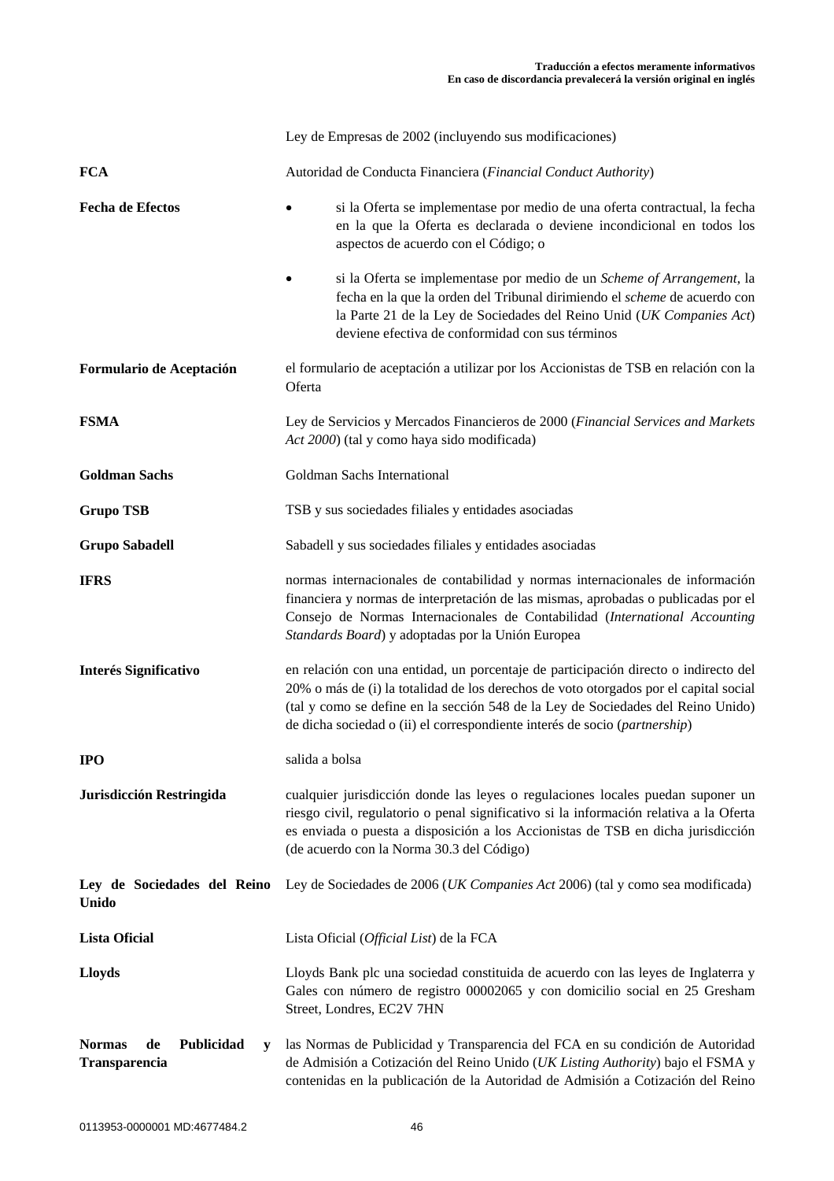| | |
|---|---|
| | Ley de Empresas de 2002 (incluyendo sus modificaciones) |
| **FCA** | Autoridad de Conducta Financiera (*Financial Conduct Authority*) |
| **Fecha de Efectos** | • si la Oferta se implementase por medio de una oferta contractual, la fecha en la que la Oferta es declarada o deviene incondicional en todos los aspectos de acuerdo con el Código; o<br><br>• si la Oferta se implementase por medio de un *Scheme of Arrangement*, la fecha en la que la orden del Tribunal dirimiendo el *scheme* de acuerdo con la Parte 21 de la Ley de Sociedades del Reino Unid (*UK Companies Act*) deviene efectiva de conformidad con sus términos |
| **Formulario de Aceptación** | el formulario de aceptación a utilizar por los Accionistas de TSB en relación con la Oferta |
| **FSMA** | Ley de Servicios y Mercados Financieros de 2000 (*Financial Services and Markets Act 2000*) (tal y como haya sido modificada) |
| **Goldman Sachs** | Goldman Sachs International |
| **Grupo TSB** | TSB y sus sociedades filiales y entidades asociadas |
| **Grupo Sabadell** | Sabadell y sus sociedades filiales y entidades asociadas |
| **IFRS** | normas internacionales de contabilidad y normas internacionales de información financiera y normas de interpretación de las mismas, aprobadas o publicadas por el Consejo de Normas Internacionales de Contabilidad (*International Accounting Standards Board*) y adoptadas por la Unión Europea |
| **Interés Significativo** | en relación con una entidad, un porcentaje de participación directo o indirecto del 20% o más de (i) la totalidad de los derechos de voto otorgados por el capital social (tal y como se define en la sección 548 de la Ley de Sociedades del Reino Unido) de dicha sociedad o (ii) el correspondiente interés de socio (*partnership*) |
| **IPO** | salida a bolsa |
| **Jurisdicción Restringida** | cualquier jurisdicción donde las leyes o regulaciones locales puedan suponer un riesgo civil, regulatorio o penal significativo si la información relativa a la Oferta es enviada o puesta a disposición a los Accionistas de TSB en dicha jurisdicción (de acuerdo con la Norma 30.3 del Código) |
| **Ley de Sociedades del Reino Unido** | Ley de Sociedades de 2006 (*UK Companies Act* 2006) (tal y como sea modificada) |
| **Lista Oficial** | Lista Oficial (*Official List*) de la FCA |
| **Lloyds** | Lloyds Bank plc una sociedad constituida de acuerdo con las leyes de Inglaterra y Gales con número de registro 00002065 y con domicilio social en 25 Gresham Street, Londres, EC2V 7HN |
| **Normas de Publicidad y Transparencia** | las Normas de Publicidad y Transparencia del FCA en su condición de Autoridad de Admisión a Cotización del Reino Unido (*UK Listing Authority*) bajo el FSMA y contenidas en la publicación de la Autoridad de Admisión a Cotización del Reino |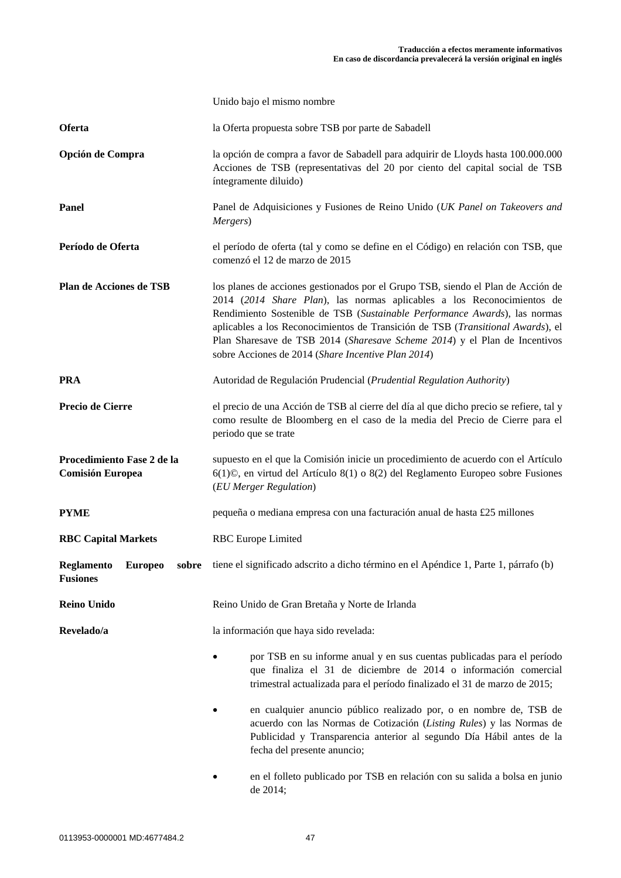| | |
|---|---|
| | Unido bajo el mismo nombre |
| **Oferta** | la Oferta propuesta sobre TSB por parte de Sabadell |
| **Opción de Compra** | la opción de compra a favor de Sabadell para adquirir de Lloyds hasta 100.000.000 Acciones de TSB (representativas del 20 por ciento del capital social de TSB íntegramente diluido) |
| **Panel** | Panel de Adquisiciones y Fusiones de Reino Unido (*UK Panel on Takeovers and Mergers*) |
| **Período de Oferta** | el período de oferta (tal y como se define en el Código) en relación con TSB, que comenzó el 12 de marzo de 2015 |
| **Plan de Acciones de TSB** | los planes de acciones gestionados por el Grupo TSB, siendo el Plan de Acción de 2014 (*2014 Share Plan*), las normas aplicables a los Reconocimientos de Rendimiento Sostenible de TSB (*Sustainable Performance Awards*), las normas aplicables a los Reconocimientos de Transición de TSB (*Transitional Awards*), el Plan Sharesave de TSB 2014 (*Sharesave Scheme 2014*) y el Plan de Incentivos sobre Acciones de 2014 (*Share Incentive Plan 2014*) |
| **PRA** | Autoridad de Regulación Prudencial (*Prudential Regulation Authority*) |
| **Precio de Cierre** | el precio de una Acción de TSB al cierre del día al que dicho precio se refiere, tal y como resulte de Bloomberg en el caso de la media del Precio de Cierre para el periodo que se trate |
| **Procedimiento Fase 2 de la Comisión Europea** | supuesto en el que la Comisión inicie un procedimiento de acuerdo con el Artículo 6(1)©, en virtud del Artículo 8(1) o 8(2) del Reglamento Europeo sobre Fusiones (*EU Merger Regulation*) |
| **PYME** | pequeña o mediana empresa con una facturación anual de hasta £25 millones |
| **RBC Capital Markets** | RBC Europe Limited |
| **Reglamento Europeo sobre Fusiones** | tiene el significado adscrito a dicho término en el Apéndice 1, Parte 1, párrafo (b) |
| **Reino Unido** | Reino Unido de Gran Bretaña y Norte de Irlanda |
| **Revelado/a** | la información que haya sido revelada:<br>• por TSB en su informe anual y en sus cuentas publicadas para el período que finaliza el 31 de diciembre de 2014 o información comercial trimestral actualizada para el período finalizado el 31 de marzo de 2015;<br>• en cualquier anuncio público realizado por, o en nombre de, TSB de acuerdo con las Normas de Cotización (*Listing Rules*) y las Normas de Publicidad y Transparencia anterior al segundo Día Hábil antes de la fecha del presente anuncio;<br>• en el folleto publicado por TSB en relación con su salida a bolsa en junio de 2014; |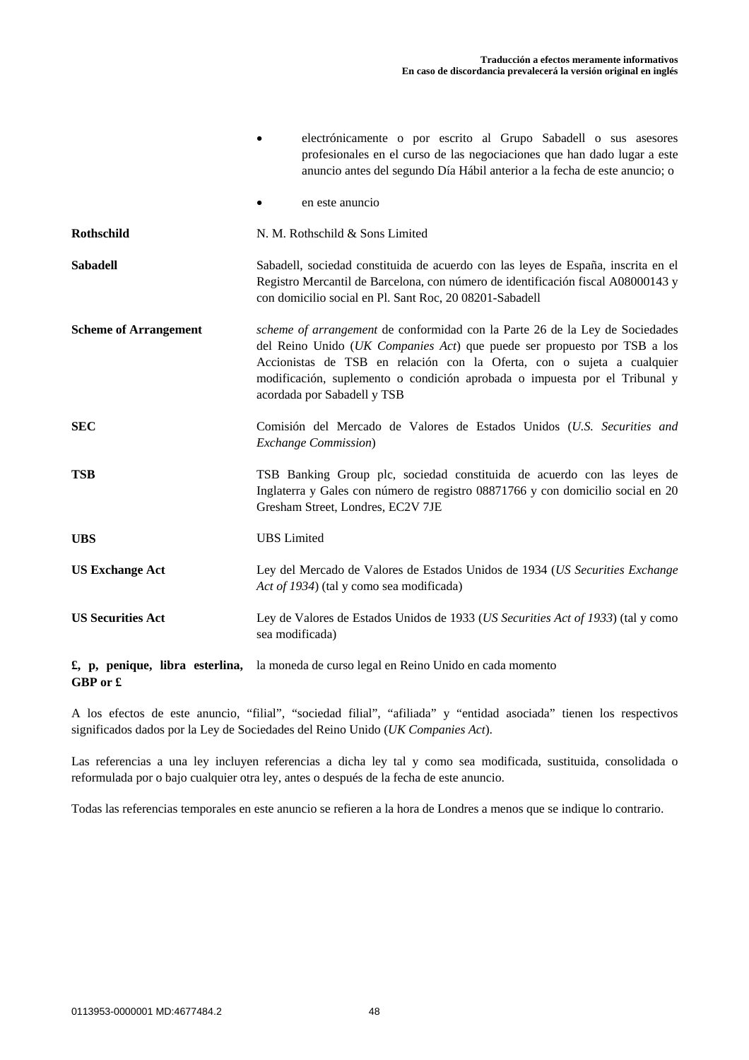- electrónicamente o por escrito al Grupo Sabadell o sus asesores profesionales en el curso de las negociaciones que han dado lugar a este anuncio antes del segundo Día Hábil anterior a la fecha de este anuncio; o
- en este anuncio

| | |
|---|---|
| **Rothschild** | N. M. Rothschild & Sons Limited |
| **Sabadell** | Sabadell, sociedad constituida de acuerdo con las leyes de España, inscrita en el Registro Mercantil de Barcelona, con número de identificación fiscal A08000143 y con domicilio social en Pl. Sant Roc, 20 08201-Sabadell |
| **Scheme of Arrangement** | *scheme of arrangement* de conformidad con la Parte 26 de la Ley de Sociedades del Reino Unido (*UK Companies Act*) que puede ser propuesto por TSB a los Accionistas de TSB en relación con la Oferta, con o sujeta a cualquier modificación, suplemento o condición aprobada o impuesta por el Tribunal y acordada por Sabadell y TSB |
| **SEC** | Comisión del Mercado de Valores de Estados Unidos (*U.S. Securities and Exchange Commission*) |
| **TSB** | TSB Banking Group plc, sociedad constituida de acuerdo con las leyes de Inglaterra y Gales con número de registro 08871766 y con domicilio social en 20 Gresham Street, Londres, EC2V 7JE |
| **UBS** | UBS Limited |
| **US Exchange Act** | Ley del Mercado de Valores de Estados Unidos de 1934 (*US Securities Exchange Act of 1934*) (tal y como sea modificada) |
| **US Securities Act** | Ley de Valores de Estados Unidos de 1933 (*US Securities Act of 1933*) (tal y como sea modificada) |
| **£, p, penique, libra esterlina, GBP or £** | la moneda de curso legal en Reino Unido en cada momento |

A los efectos de este anuncio, "filial", "sociedad filial", "afiliada" y "entidad asociada" tienen los respectivos significados dados por la Ley de Sociedades del Reino Unido (*UK Companies Act*).

Las referencias a una ley incluyen referencias a dicha ley tal y como sea modificada, sustituida, consolidada o reformulada por o bajo cualquier otra ley, antes o después de la fecha de este anuncio.

Todas las referencias temporales en este anuncio se refieren a la hora de Londres a menos que se indique lo contrario.